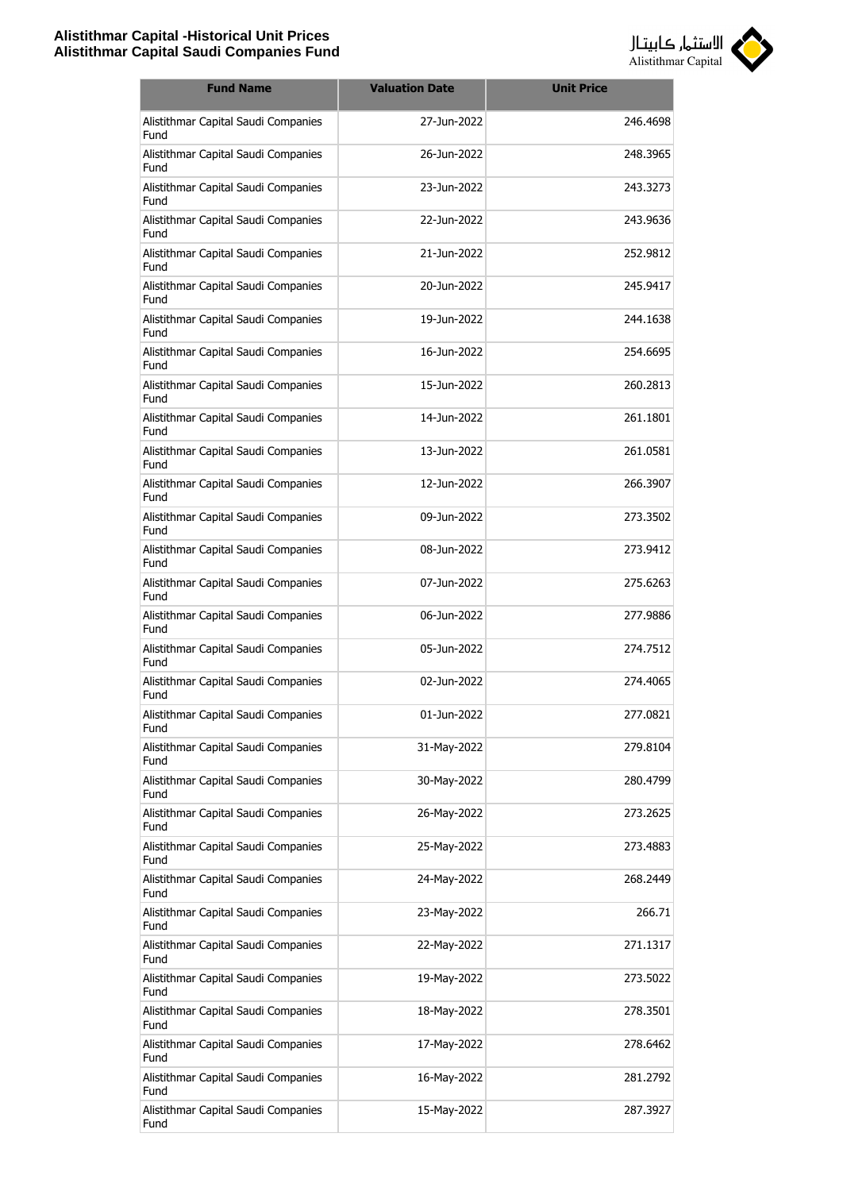# Alistithmar Capital -Historical Unit Prices
## Alistithmar Capital Saudi Companies Fund

الاستثمار كابيتال
Alistithmar Capital

| Fund Name | Valuation Date | Unit Price |
|---|---|---|
| Alistithmar Capital Saudi Companies Fund | 27-Jun-2022 | 246.4698 |
| Alistithmar Capital Saudi Companies Fund | 26-Jun-2022 | 248.3965 |
| Alistithmar Capital Saudi Companies Fund | 23-Jun-2022 | 243.3273 |
| Alistithmar Capital Saudi Companies Fund | 22-Jun-2022 | 243.9636 |
| Alistithmar Capital Saudi Companies Fund | 21-Jun-2022 | 252.9812 |
| Alistithmar Capital Saudi Companies Fund | 20-Jun-2022 | 245.9417 |
| Alistithmar Capital Saudi Companies Fund | 19-Jun-2022 | 244.1638 |
| Alistithmar Capital Saudi Companies Fund | 16-Jun-2022 | 254.6695 |
| Alistithmar Capital Saudi Companies Fund | 15-Jun-2022 | 260.2813 |
| Alistithmar Capital Saudi Companies Fund | 14-Jun-2022 | 261.1801 |
| Alistithmar Capital Saudi Companies Fund | 13-Jun-2022 | 261.0581 |
| Alistithmar Capital Saudi Companies Fund | 12-Jun-2022 | 266.3907 |
| Alistithmar Capital Saudi Companies Fund | 09-Jun-2022 | 273.3502 |
| Alistithmar Capital Saudi Companies Fund | 08-Jun-2022 | 273.9412 |
| Alistithmar Capital Saudi Companies Fund | 07-Jun-2022 | 275.6263 |
| Alistithmar Capital Saudi Companies Fund | 06-Jun-2022 | 277.9886 |
| Alistithmar Capital Saudi Companies Fund | 05-Jun-2022 | 274.7512 |
| Alistithmar Capital Saudi Companies Fund | 02-Jun-2022 | 274.4065 |
| Alistithmar Capital Saudi Companies Fund | 01-Jun-2022 | 277.0821 |
| Alistithmar Capital Saudi Companies Fund | 31-May-2022 | 279.8104 |
| Alistithmar Capital Saudi Companies Fund | 30-May-2022 | 280.4799 |
| Alistithmar Capital Saudi Companies Fund | 26-May-2022 | 273.2625 |
| Alistithmar Capital Saudi Companies Fund | 25-May-2022 | 273.4883 |
| Alistithmar Capital Saudi Companies Fund | 24-May-2022 | 268.2449 |
| Alistithmar Capital Saudi Companies Fund | 23-May-2022 | 266.71 |
| Alistithmar Capital Saudi Companies Fund | 22-May-2022 | 271.1317 |
| Alistithmar Capital Saudi Companies Fund | 19-May-2022 | 273.5022 |
| Alistithmar Capital Saudi Companies Fund | 18-May-2022 | 278.3501 |
| Alistithmar Capital Saudi Companies Fund | 17-May-2022 | 278.6462 |
| Alistithmar Capital Saudi Companies Fund | 16-May-2022 | 281.2792 |
| Alistithmar Capital Saudi Companies Fund | 15-May-2022 | 287.3927 |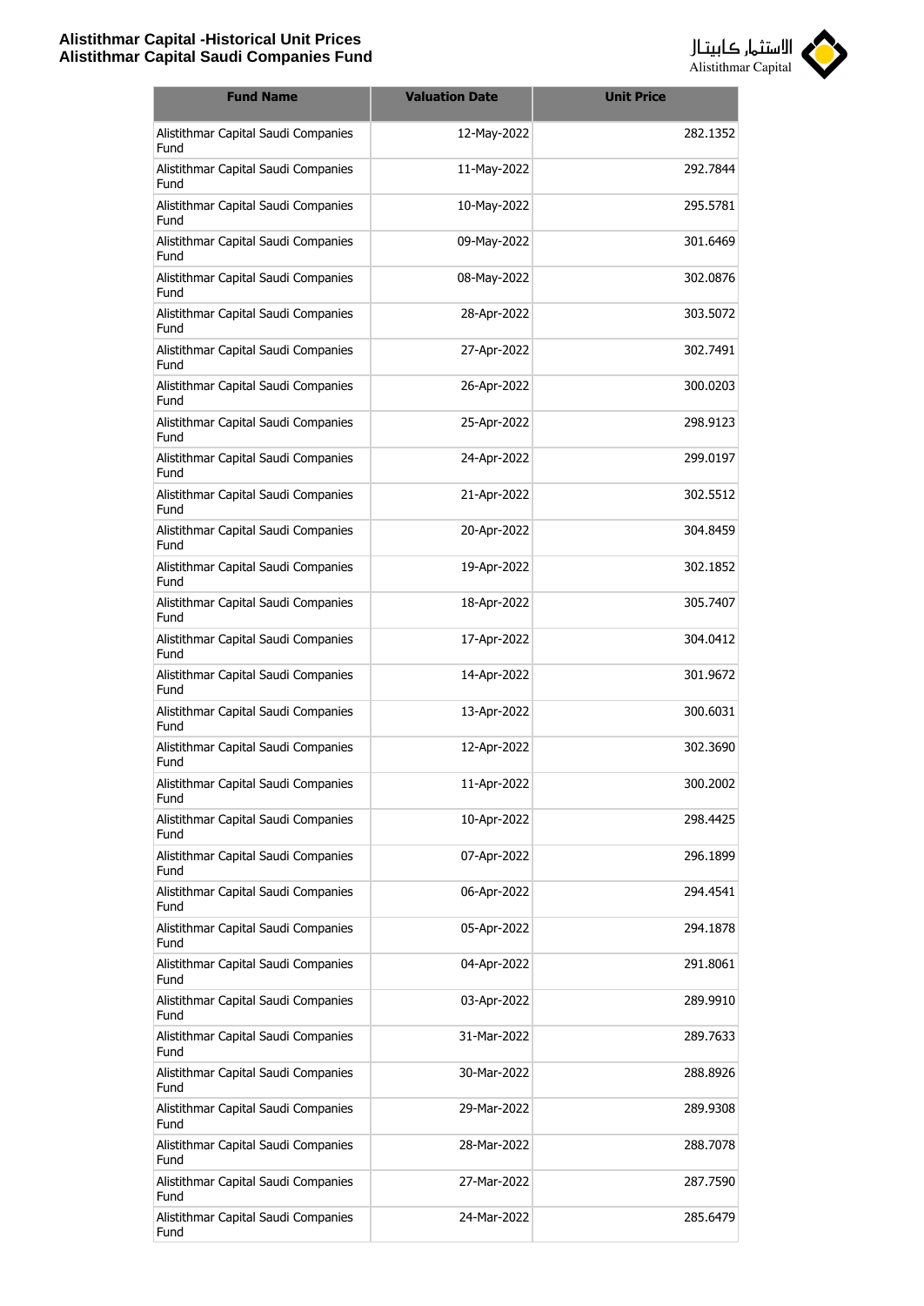| Fund Name | Valuation Date | Unit Price |
|---|---|---|
| Alistithmar Capital Saudi Companies Fund | 12-May-2022 | 282.1352 |
| Alistithmar Capital Saudi Companies Fund | 11-May-2022 | 292.7844 |
| Alistithmar Capital Saudi Companies Fund | 10-May-2022 | 295.5781 |
| Alistithmar Capital Saudi Companies Fund | 09-May-2022 | 301.6469 |
| Alistithmar Capital Saudi Companies Fund | 08-May-2022 | 302.0876 |
| Alistithmar Capital Saudi Companies Fund | 28-Apr-2022 | 303.5072 |
| Alistithmar Capital Saudi Companies Fund | 27-Apr-2022 | 302.7491 |
| Alistithmar Capital Saudi Companies Fund | 26-Apr-2022 | 300.0203 |
| Alistithmar Capital Saudi Companies Fund | 25-Apr-2022 | 298.9123 |
| Alistithmar Capital Saudi Companies Fund | 24-Apr-2022 | 299.0197 |
| Alistithmar Capital Saudi Companies Fund | 21-Apr-2022 | 302.5512 |
| Alistithmar Capital Saudi Companies Fund | 20-Apr-2022 | 304.8459 |
| Alistithmar Capital Saudi Companies Fund | 19-Apr-2022 | 302.1852 |
| Alistithmar Capital Saudi Companies Fund | 18-Apr-2022 | 305.7407 |
| Alistithmar Capital Saudi Companies Fund | 17-Apr-2022 | 304.0412 |
| Alistithmar Capital Saudi Companies Fund | 14-Apr-2022 | 301.9672 |
| Alistithmar Capital Saudi Companies Fund | 13-Apr-2022 | 300.6031 |
| Alistithmar Capital Saudi Companies Fund | 12-Apr-2022 | 302.3690 |
| Alistithmar Capital Saudi Companies Fund | 11-Apr-2022 | 300.2002 |
| Alistithmar Capital Saudi Companies Fund | 10-Apr-2022 | 298.4425 |
| Alistithmar Capital Saudi Companies Fund | 07-Apr-2022 | 296.1899 |
| Alistithmar Capital Saudi Companies Fund | 06-Apr-2022 | 294.4541 |
| Alistithmar Capital Saudi Companies Fund | 05-Apr-2022 | 294.1878 |
| Alistithmar Capital Saudi Companies Fund | 04-Apr-2022 | 291.8061 |
| Alistithmar Capital Saudi Companies Fund | 03-Apr-2022 | 289.9910 |
| Alistithmar Capital Saudi Companies Fund | 31-Mar-2022 | 289.7633 |
| Alistithmar Capital Saudi Companies Fund | 30-Mar-2022 | 288.8926 |
| Alistithmar Capital Saudi Companies Fund | 29-Mar-2022 | 289.9308 |
| Alistithmar Capital Saudi Companies Fund | 28-Mar-2022 | 288.7078 |
| Alistithmar Capital Saudi Companies Fund | 27-Mar-2022 | 287.7590 |
| Alistithmar Capital Saudi Companies Fund | 24-Mar-2022 | 285.6479 |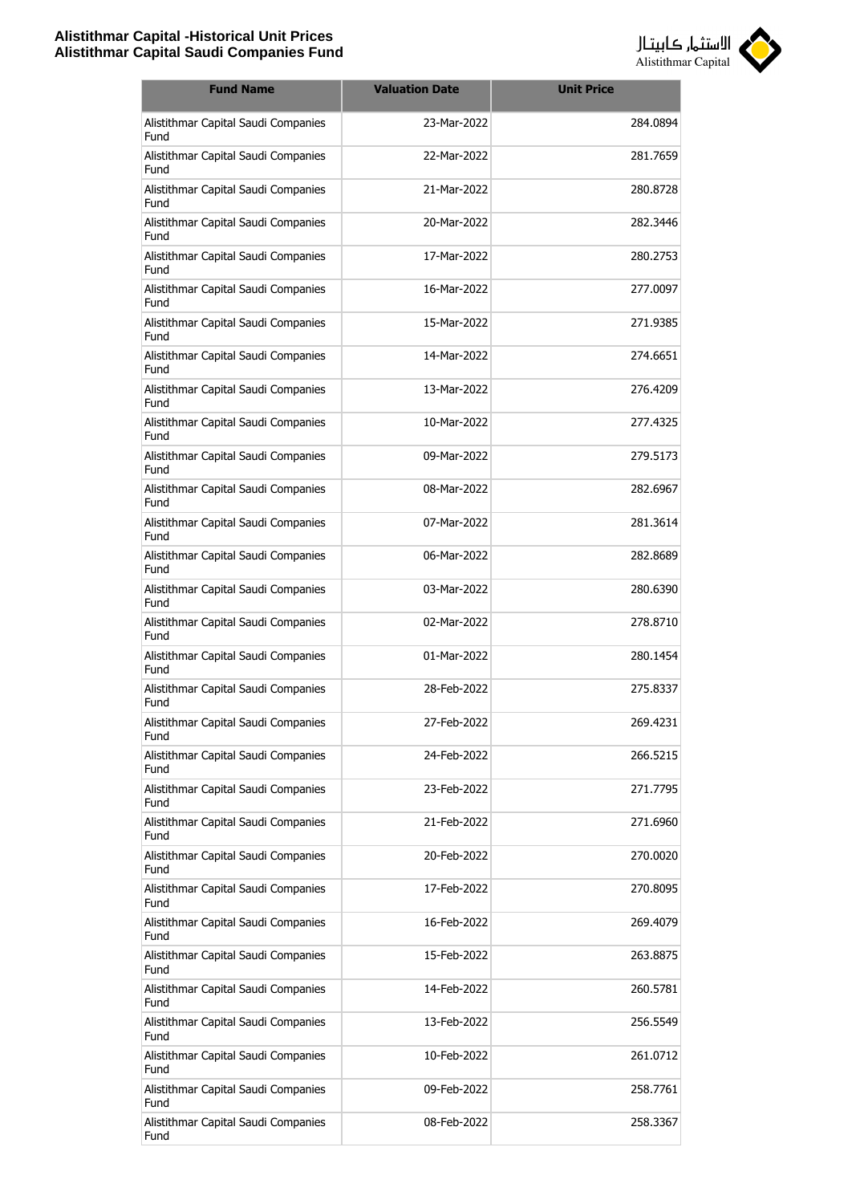| Fund Name | Valuation Date | Unit Price |
|---|---|---|
| Alistithmar Capital Saudi Companies Fund | 23-Mar-2022 | 284.0894 |
| Alistithmar Capital Saudi Companies Fund | 22-Mar-2022 | 281.7659 |
| Alistithmar Capital Saudi Companies Fund | 21-Mar-2022 | 280.8728 |
| Alistithmar Capital Saudi Companies Fund | 20-Mar-2022 | 282.3446 |
| Alistithmar Capital Saudi Companies Fund | 17-Mar-2022 | 280.2753 |
| Alistithmar Capital Saudi Companies Fund | 16-Mar-2022 | 277.0097 |
| Alistithmar Capital Saudi Companies Fund | 15-Mar-2022 | 271.9385 |
| Alistithmar Capital Saudi Companies Fund | 14-Mar-2022 | 274.6651 |
| Alistithmar Capital Saudi Companies Fund | 13-Mar-2022 | 276.4209 |
| Alistithmar Capital Saudi Companies Fund | 10-Mar-2022 | 277.4325 |
| Alistithmar Capital Saudi Companies Fund | 09-Mar-2022 | 279.5173 |
| Alistithmar Capital Saudi Companies Fund | 08-Mar-2022 | 282.6967 |
| Alistithmar Capital Saudi Companies Fund | 07-Mar-2022 | 281.3614 |
| Alistithmar Capital Saudi Companies Fund | 06-Mar-2022 | 282.8689 |
| Alistithmar Capital Saudi Companies Fund | 03-Mar-2022 | 280.6390 |
| Alistithmar Capital Saudi Companies Fund | 02-Mar-2022 | 278.8710 |
| Alistithmar Capital Saudi Companies Fund | 01-Mar-2022 | 280.1454 |
| Alistithmar Capital Saudi Companies Fund | 28-Feb-2022 | 275.8337 |
| Alistithmar Capital Saudi Companies Fund | 27-Feb-2022 | 269.4231 |
| Alistithmar Capital Saudi Companies Fund | 24-Feb-2022 | 266.5215 |
| Alistithmar Capital Saudi Companies Fund | 23-Feb-2022 | 271.7795 |
| Alistithmar Capital Saudi Companies Fund | 21-Feb-2022 | 271.6960 |
| Alistithmar Capital Saudi Companies Fund | 20-Feb-2022 | 270.0020 |
| Alistithmar Capital Saudi Companies Fund | 17-Feb-2022 | 270.8095 |
| Alistithmar Capital Saudi Companies Fund | 16-Feb-2022 | 269.4079 |
| Alistithmar Capital Saudi Companies Fund | 15-Feb-2022 | 263.8875 |
| Alistithmar Capital Saudi Companies Fund | 14-Feb-2022 | 260.5781 |
| Alistithmar Capital Saudi Companies Fund | 13-Feb-2022 | 256.5549 |
| Alistithmar Capital Saudi Companies Fund | 10-Feb-2022 | 261.0712 |
| Alistithmar Capital Saudi Companies Fund | 09-Feb-2022 | 258.7761 |
| Alistithmar Capital Saudi Companies Fund | 08-Feb-2022 | 258.3367 |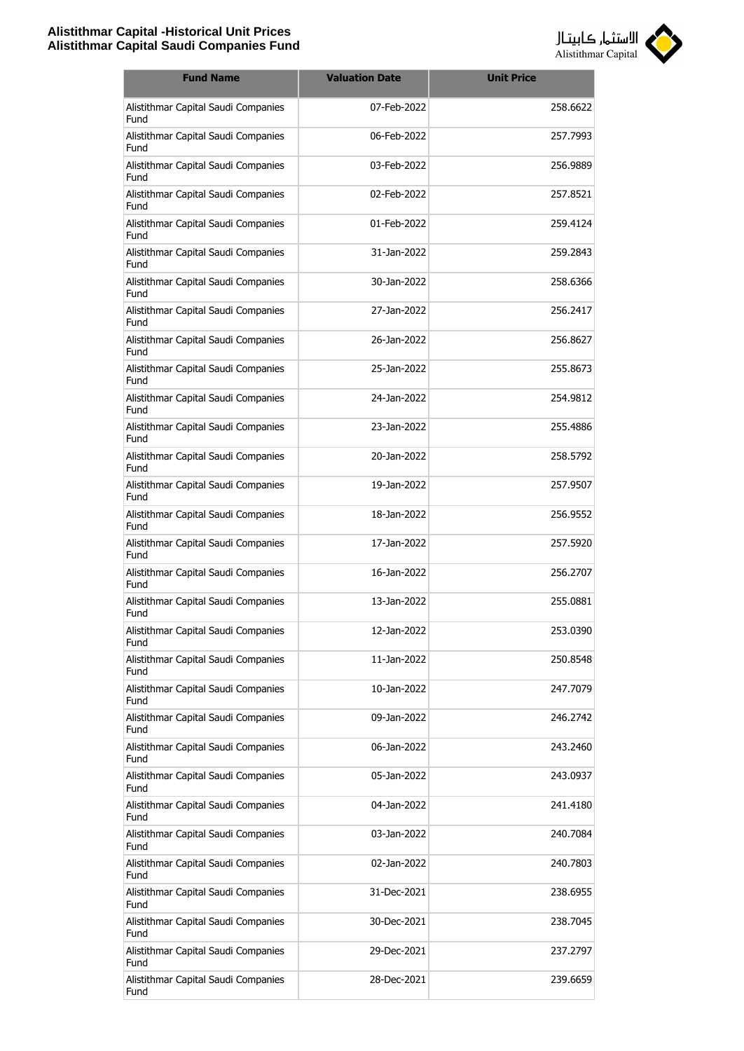| Fund Name | Valuation Date | Unit Price |
|---|---|---|
| Alistithmar Capital Saudi Companies Fund | 07-Feb-2022 | 258.6622 |
| Alistithmar Capital Saudi Companies Fund | 06-Feb-2022 | 257.7993 |
| Alistithmar Capital Saudi Companies Fund | 03-Feb-2022 | 256.9889 |
| Alistithmar Capital Saudi Companies Fund | 02-Feb-2022 | 257.8521 |
| Alistithmar Capital Saudi Companies Fund | 01-Feb-2022 | 259.4124 |
| Alistithmar Capital Saudi Companies Fund | 31-Jan-2022 | 259.2843 |
| Alistithmar Capital Saudi Companies Fund | 30-Jan-2022 | 258.6366 |
| Alistithmar Capital Saudi Companies Fund | 27-Jan-2022 | 256.2417 |
| Alistithmar Capital Saudi Companies Fund | 26-Jan-2022 | 256.8627 |
| Alistithmar Capital Saudi Companies Fund | 25-Jan-2022 | 255.8673 |
| Alistithmar Capital Saudi Companies Fund | 24-Jan-2022 | 254.9812 |
| Alistithmar Capital Saudi Companies Fund | 23-Jan-2022 | 255.4886 |
| Alistithmar Capital Saudi Companies Fund | 20-Jan-2022 | 258.5792 |
| Alistithmar Capital Saudi Companies Fund | 19-Jan-2022 | 257.9507 |
| Alistithmar Capital Saudi Companies Fund | 18-Jan-2022 | 256.9552 |
| Alistithmar Capital Saudi Companies Fund | 17-Jan-2022 | 257.5920 |
| Alistithmar Capital Saudi Companies Fund | 16-Jan-2022 | 256.2707 |
| Alistithmar Capital Saudi Companies Fund | 13-Jan-2022 | 255.0881 |
| Alistithmar Capital Saudi Companies Fund | 12-Jan-2022 | 253.0390 |
| Alistithmar Capital Saudi Companies Fund | 11-Jan-2022 | 250.8548 |
| Alistithmar Capital Saudi Companies Fund | 10-Jan-2022 | 247.7079 |
| Alistithmar Capital Saudi Companies Fund | 09-Jan-2022 | 246.2742 |
| Alistithmar Capital Saudi Companies Fund | 06-Jan-2022 | 243.2460 |
| Alistithmar Capital Saudi Companies Fund | 05-Jan-2022 | 243.0937 |
| Alistithmar Capital Saudi Companies Fund | 04-Jan-2022 | 241.4180 |
| Alistithmar Capital Saudi Companies Fund | 03-Jan-2022 | 240.7084 |
| Alistithmar Capital Saudi Companies Fund | 02-Jan-2022 | 240.7803 |
| Alistithmar Capital Saudi Companies Fund | 31-Dec-2021 | 238.6955 |
| Alistithmar Capital Saudi Companies Fund | 30-Dec-2021 | 238.7045 |
| Alistithmar Capital Saudi Companies Fund | 29-Dec-2021 | 237.2797 |
| Alistithmar Capital Saudi Companies Fund | 28-Dec-2021 | 239.6659 |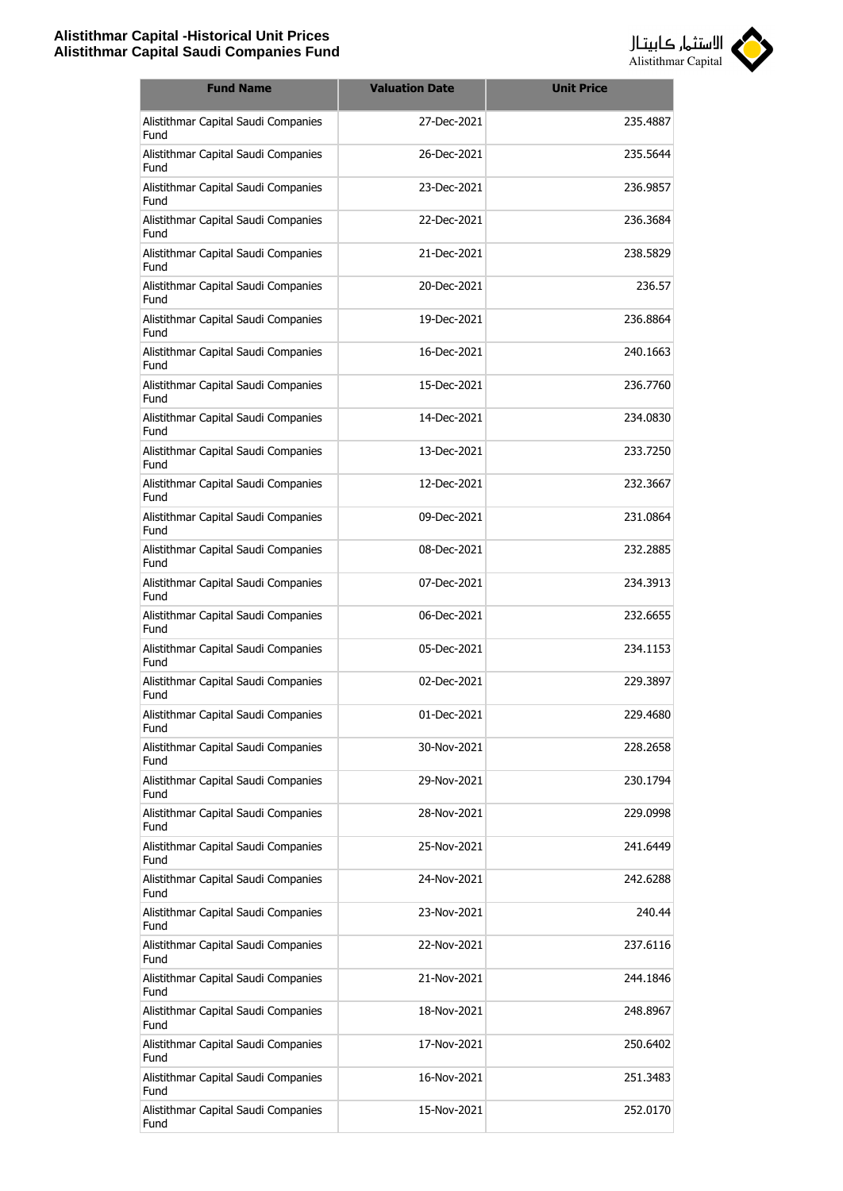| Fund Name | Valuation Date | Unit Price |
|---|---|---|
| Alistithmar Capital Saudi Companies Fund | 27-Dec-2021 | 235.4887 |
| Alistithmar Capital Saudi Companies Fund | 26-Dec-2021 | 235.5644 |
| Alistithmar Capital Saudi Companies Fund | 23-Dec-2021 | 236.9857 |
| Alistithmar Capital Saudi Companies Fund | 22-Dec-2021 | 236.3684 |
| Alistithmar Capital Saudi Companies Fund | 21-Dec-2021 | 238.5829 |
| Alistithmar Capital Saudi Companies Fund | 20-Dec-2021 | 236.57 |
| Alistithmar Capital Saudi Companies Fund | 19-Dec-2021 | 236.8864 |
| Alistithmar Capital Saudi Companies Fund | 16-Dec-2021 | 240.1663 |
| Alistithmar Capital Saudi Companies Fund | 15-Dec-2021 | 236.7760 |
| Alistithmar Capital Saudi Companies Fund | 14-Dec-2021 | 234.0830 |
| Alistithmar Capital Saudi Companies Fund | 13-Dec-2021 | 233.7250 |
| Alistithmar Capital Saudi Companies Fund | 12-Dec-2021 | 232.3667 |
| Alistithmar Capital Saudi Companies Fund | 09-Dec-2021 | 231.0864 |
| Alistithmar Capital Saudi Companies Fund | 08-Dec-2021 | 232.2885 |
| Alistithmar Capital Saudi Companies Fund | 07-Dec-2021 | 234.3913 |
| Alistithmar Capital Saudi Companies Fund | 06-Dec-2021 | 232.6655 |
| Alistithmar Capital Saudi Companies Fund | 05-Dec-2021 | 234.1153 |
| Alistithmar Capital Saudi Companies Fund | 02-Dec-2021 | 229.3897 |
| Alistithmar Capital Saudi Companies Fund | 01-Dec-2021 | 229.4680 |
| Alistithmar Capital Saudi Companies Fund | 30-Nov-2021 | 228.2658 |
| Alistithmar Capital Saudi Companies Fund | 29-Nov-2021 | 230.1794 |
| Alistithmar Capital Saudi Companies Fund | 28-Nov-2021 | 229.0998 |
| Alistithmar Capital Saudi Companies Fund | 25-Nov-2021 | 241.6449 |
| Alistithmar Capital Saudi Companies Fund | 24-Nov-2021 | 242.6288 |
| Alistithmar Capital Saudi Companies Fund | 23-Nov-2021 | 240.44 |
| Alistithmar Capital Saudi Companies Fund | 22-Nov-2021 | 237.6116 |
| Alistithmar Capital Saudi Companies Fund | 21-Nov-2021 | 244.1846 |
| Alistithmar Capital Saudi Companies Fund | 18-Nov-2021 | 248.8967 |
| Alistithmar Capital Saudi Companies Fund | 17-Nov-2021 | 250.6402 |
| Alistithmar Capital Saudi Companies Fund | 16-Nov-2021 | 251.3483 |
| Alistithmar Capital Saudi Companies Fund | 15-Nov-2021 | 252.0170 |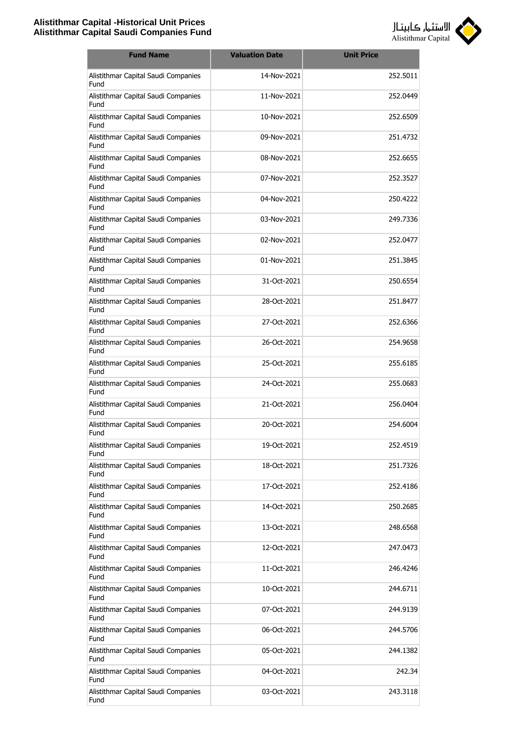| Fund Name | Valuation Date | Unit Price |
| --- | --- | --- |
| Alistithmar Capital Saudi Companies Fund | 14-Nov-2021 | 252.5011 |
| Alistithmar Capital Saudi Companies Fund | 11-Nov-2021 | 252.0449 |
| Alistithmar Capital Saudi Companies Fund | 10-Nov-2021 | 252.6509 |
| Alistithmar Capital Saudi Companies Fund | 09-Nov-2021 | 251.4732 |
| Alistithmar Capital Saudi Companies Fund | 08-Nov-2021 | 252.6655 |
| Alistithmar Capital Saudi Companies Fund | 07-Nov-2021 | 252.3527 |
| Alistithmar Capital Saudi Companies Fund | 04-Nov-2021 | 250.4222 |
| Alistithmar Capital Saudi Companies Fund | 03-Nov-2021 | 249.7336 |
| Alistithmar Capital Saudi Companies Fund | 02-Nov-2021 | 252.0477 |
| Alistithmar Capital Saudi Companies Fund | 01-Nov-2021 | 251.3845 |
| Alistithmar Capital Saudi Companies Fund | 31-Oct-2021 | 250.6554 |
| Alistithmar Capital Saudi Companies Fund | 28-Oct-2021 | 251.8477 |
| Alistithmar Capital Saudi Companies Fund | 27-Oct-2021 | 252.6366 |
| Alistithmar Capital Saudi Companies Fund | 26-Oct-2021 | 254.9658 |
| Alistithmar Capital Saudi Companies Fund | 25-Oct-2021 | 255.6185 |
| Alistithmar Capital Saudi Companies Fund | 24-Oct-2021 | 255.0683 |
| Alistithmar Capital Saudi Companies Fund | 21-Oct-2021 | 256.0404 |
| Alistithmar Capital Saudi Companies Fund | 20-Oct-2021 | 254.6004 |
| Alistithmar Capital Saudi Companies Fund | 19-Oct-2021 | 252.4519 |
| Alistithmar Capital Saudi Companies Fund | 18-Oct-2021 | 251.7326 |
| Alistithmar Capital Saudi Companies Fund | 17-Oct-2021 | 252.4186 |
| Alistithmar Capital Saudi Companies Fund | 14-Oct-2021 | 250.2685 |
| Alistithmar Capital Saudi Companies Fund | 13-Oct-2021 | 248.6568 |
| Alistithmar Capital Saudi Companies Fund | 12-Oct-2021 | 247.0473 |
| Alistithmar Capital Saudi Companies Fund | 11-Oct-2021 | 246.4246 |
| Alistithmar Capital Saudi Companies Fund | 10-Oct-2021 | 244.6711 |
| Alistithmar Capital Saudi Companies Fund | 07-Oct-2021 | 244.9139 |
| Alistithmar Capital Saudi Companies Fund | 06-Oct-2021 | 244.5706 |
| Alistithmar Capital Saudi Companies Fund | 05-Oct-2021 | 244.1382 |
| Alistithmar Capital Saudi Companies Fund | 04-Oct-2021 | 242.34 |
| Alistithmar Capital Saudi Companies Fund | 03-Oct-2021 | 243.3118 |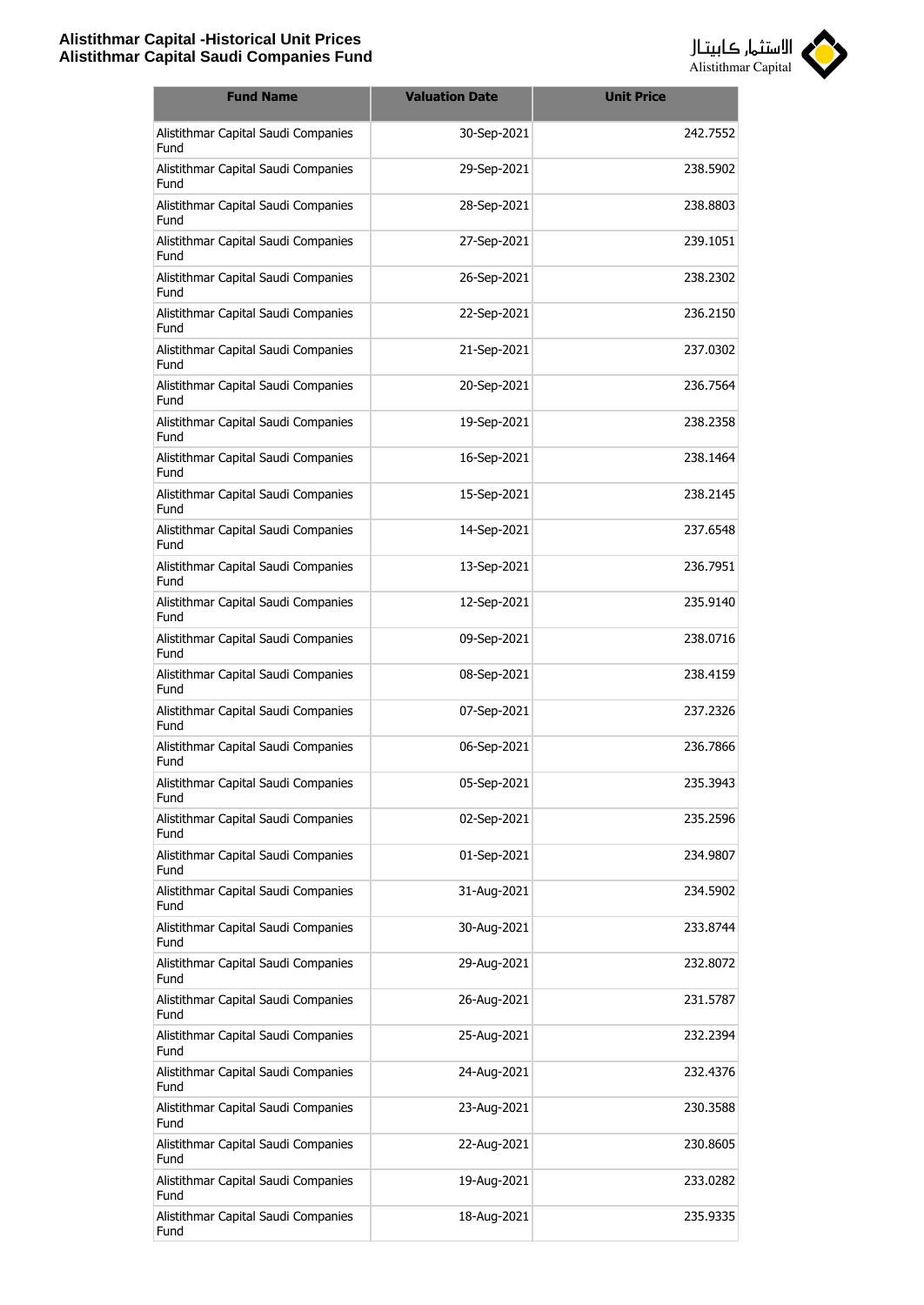| Fund Name | Valuation Date | Unit Price |
|---|---|---|
| Alistithmar Capital Saudi Companies Fund | 30-Sep-2021 | 242.7552 |
| Alistithmar Capital Saudi Companies Fund | 29-Sep-2021 | 238.5902 |
| Alistithmar Capital Saudi Companies Fund | 28-Sep-2021 | 238.8803 |
| Alistithmar Capital Saudi Companies Fund | 27-Sep-2021 | 239.1051 |
| Alistithmar Capital Saudi Companies Fund | 26-Sep-2021 | 238.2302 |
| Alistithmar Capital Saudi Companies Fund | 22-Sep-2021 | 236.2150 |
| Alistithmar Capital Saudi Companies Fund | 21-Sep-2021 | 237.0302 |
| Alistithmar Capital Saudi Companies Fund | 20-Sep-2021 | 236.7564 |
| Alistithmar Capital Saudi Companies Fund | 19-Sep-2021 | 238.2358 |
| Alistithmar Capital Saudi Companies Fund | 16-Sep-2021 | 238.1464 |
| Alistithmar Capital Saudi Companies Fund | 15-Sep-2021 | 238.2145 |
| Alistithmar Capital Saudi Companies Fund | 14-Sep-2021 | 237.6548 |
| Alistithmar Capital Saudi Companies Fund | 13-Sep-2021 | 236.7951 |
| Alistithmar Capital Saudi Companies Fund | 12-Sep-2021 | 235.9140 |
| Alistithmar Capital Saudi Companies Fund | 09-Sep-2021 | 238.0716 |
| Alistithmar Capital Saudi Companies Fund | 08-Sep-2021 | 238.4159 |
| Alistithmar Capital Saudi Companies Fund | 07-Sep-2021 | 237.2326 |
| Alistithmar Capital Saudi Companies Fund | 06-Sep-2021 | 236.7866 |
| Alistithmar Capital Saudi Companies Fund | 05-Sep-2021 | 235.3943 |
| Alistithmar Capital Saudi Companies Fund | 02-Sep-2021 | 235.2596 |
| Alistithmar Capital Saudi Companies Fund | 01-Sep-2021 | 234.9807 |
| Alistithmar Capital Saudi Companies Fund | 31-Aug-2021 | 234.5902 |
| Alistithmar Capital Saudi Companies Fund | 30-Aug-2021 | 233.8744 |
| Alistithmar Capital Saudi Companies Fund | 29-Aug-2021 | 232.8072 |
| Alistithmar Capital Saudi Companies Fund | 26-Aug-2021 | 231.5787 |
| Alistithmar Capital Saudi Companies Fund | 25-Aug-2021 | 232.2394 |
| Alistithmar Capital Saudi Companies Fund | 24-Aug-2021 | 232.4376 |
| Alistithmar Capital Saudi Companies Fund | 23-Aug-2021 | 230.3588 |
| Alistithmar Capital Saudi Companies Fund | 22-Aug-2021 | 230.8605 |
| Alistithmar Capital Saudi Companies Fund | 19-Aug-2021 | 233.0282 |
| Alistithmar Capital Saudi Companies Fund | 18-Aug-2021 | 235.9335 |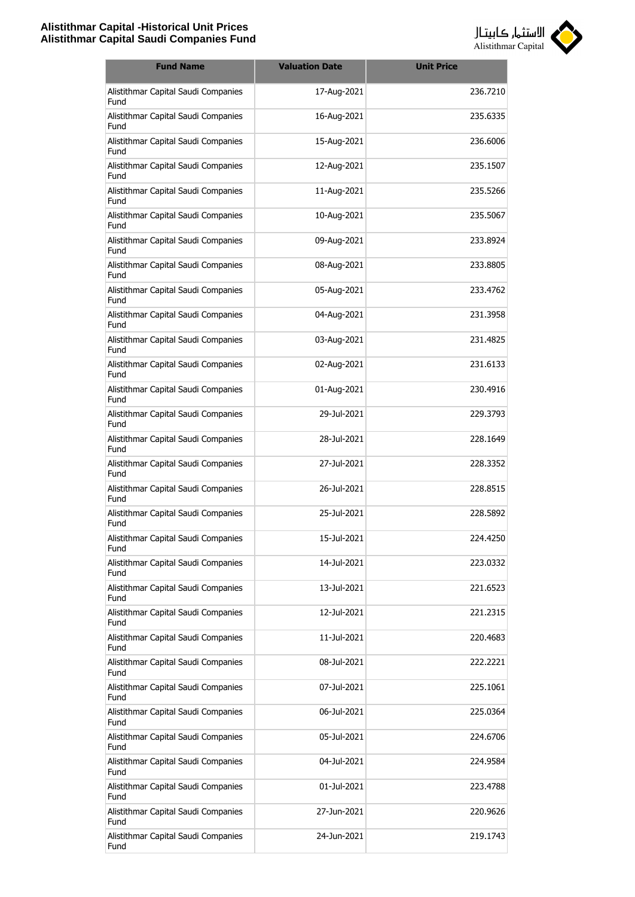| Fund Name | Valuation Date | Unit Price |
|---|---|---|
| Alistithmar Capital Saudi Companies Fund | 17-Aug-2021 | 236.7210 |
| Alistithmar Capital Saudi Companies Fund | 16-Aug-2021 | 235.6335 |
| Alistithmar Capital Saudi Companies Fund | 15-Aug-2021 | 236.6006 |
| Alistithmar Capital Saudi Companies Fund | 12-Aug-2021 | 235.1507 |
| Alistithmar Capital Saudi Companies Fund | 11-Aug-2021 | 235.5266 |
| Alistithmar Capital Saudi Companies Fund | 10-Aug-2021 | 235.5067 |
| Alistithmar Capital Saudi Companies Fund | 09-Aug-2021 | 233.8924 |
| Alistithmar Capital Saudi Companies Fund | 08-Aug-2021 | 233.8805 |
| Alistithmar Capital Saudi Companies Fund | 05-Aug-2021 | 233.4762 |
| Alistithmar Capital Saudi Companies Fund | 04-Aug-2021 | 231.3958 |
| Alistithmar Capital Saudi Companies Fund | 03-Aug-2021 | 231.4825 |
| Alistithmar Capital Saudi Companies Fund | 02-Aug-2021 | 231.6133 |
| Alistithmar Capital Saudi Companies Fund | 01-Aug-2021 | 230.4916 |
| Alistithmar Capital Saudi Companies Fund | 29-Jul-2021 | 229.3793 |
| Alistithmar Capital Saudi Companies Fund | 28-Jul-2021 | 228.1649 |
| Alistithmar Capital Saudi Companies Fund | 27-Jul-2021 | 228.3352 |
| Alistithmar Capital Saudi Companies Fund | 26-Jul-2021 | 228.8515 |
| Alistithmar Capital Saudi Companies Fund | 25-Jul-2021 | 228.5892 |
| Alistithmar Capital Saudi Companies Fund | 15-Jul-2021 | 224.4250 |
| Alistithmar Capital Saudi Companies Fund | 14-Jul-2021 | 223.0332 |
| Alistithmar Capital Saudi Companies Fund | 13-Jul-2021 | 221.6523 |
| Alistithmar Capital Saudi Companies Fund | 12-Jul-2021 | 221.2315 |
| Alistithmar Capital Saudi Companies Fund | 11-Jul-2021 | 220.4683 |
| Alistithmar Capital Saudi Companies Fund | 08-Jul-2021 | 222.2221 |
| Alistithmar Capital Saudi Companies Fund | 07-Jul-2021 | 225.1061 |
| Alistithmar Capital Saudi Companies Fund | 06-Jul-2021 | 225.0364 |
| Alistithmar Capital Saudi Companies Fund | 05-Jul-2021 | 224.6706 |
| Alistithmar Capital Saudi Companies Fund | 04-Jul-2021 | 224.9584 |
| Alistithmar Capital Saudi Companies Fund | 01-Jul-2021 | 223.4788 |
| Alistithmar Capital Saudi Companies Fund | 27-Jun-2021 | 220.9626 |
| Alistithmar Capital Saudi Companies Fund | 24-Jun-2021 | 219.1743 |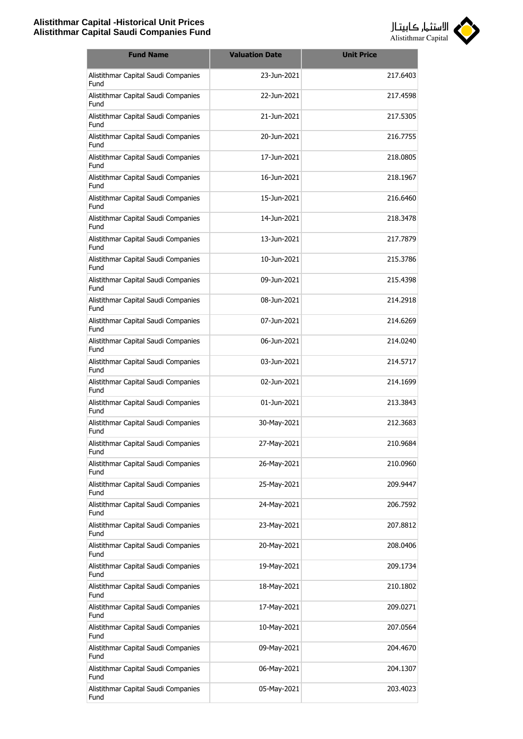| Fund Name | Valuation Date | Unit Price |
|---|---|---|
| Alistithmar Capital Saudi Companies Fund | 23-Jun-2021 | 217.6403 |
| Alistithmar Capital Saudi Companies Fund | 22-Jun-2021 | 217.4598 |
| Alistithmar Capital Saudi Companies Fund | 21-Jun-2021 | 217.5305 |
| Alistithmar Capital Saudi Companies Fund | 20-Jun-2021 | 216.7755 |
| Alistithmar Capital Saudi Companies Fund | 17-Jun-2021 | 218.0805 |
| Alistithmar Capital Saudi Companies Fund | 16-Jun-2021 | 218.1967 |
| Alistithmar Capital Saudi Companies Fund | 15-Jun-2021 | 216.6460 |
| Alistithmar Capital Saudi Companies Fund | 14-Jun-2021 | 218.3478 |
| Alistithmar Capital Saudi Companies Fund | 13-Jun-2021 | 217.7879 |
| Alistithmar Capital Saudi Companies Fund | 10-Jun-2021 | 215.3786 |
| Alistithmar Capital Saudi Companies Fund | 09-Jun-2021 | 215.4398 |
| Alistithmar Capital Saudi Companies Fund | 08-Jun-2021 | 214.2918 |
| Alistithmar Capital Saudi Companies Fund | 07-Jun-2021 | 214.6269 |
| Alistithmar Capital Saudi Companies Fund | 06-Jun-2021 | 214.0240 |
| Alistithmar Capital Saudi Companies Fund | 03-Jun-2021 | 214.5717 |
| Alistithmar Capital Saudi Companies Fund | 02-Jun-2021 | 214.1699 |
| Alistithmar Capital Saudi Companies Fund | 01-Jun-2021 | 213.3843 |
| Alistithmar Capital Saudi Companies Fund | 30-May-2021 | 212.3683 |
| Alistithmar Capital Saudi Companies Fund | 27-May-2021 | 210.9684 |
| Alistithmar Capital Saudi Companies Fund | 26-May-2021 | 210.0960 |
| Alistithmar Capital Saudi Companies Fund | 25-May-2021 | 209.9447 |
| Alistithmar Capital Saudi Companies Fund | 24-May-2021 | 206.7592 |
| Alistithmar Capital Saudi Companies Fund | 23-May-2021 | 207.8812 |
| Alistithmar Capital Saudi Companies Fund | 20-May-2021 | 208.0406 |
| Alistithmar Capital Saudi Companies Fund | 19-May-2021 | 209.1734 |
| Alistithmar Capital Saudi Companies Fund | 18-May-2021 | 210.1802 |
| Alistithmar Capital Saudi Companies Fund | 17-May-2021 | 209.0271 |
| Alistithmar Capital Saudi Companies Fund | 10-May-2021 | 207.0564 |
| Alistithmar Capital Saudi Companies Fund | 09-May-2021 | 204.4670 |
| Alistithmar Capital Saudi Companies Fund | 06-May-2021 | 204.1307 |
| Alistithmar Capital Saudi Companies Fund | 05-May-2021 | 203.4023 |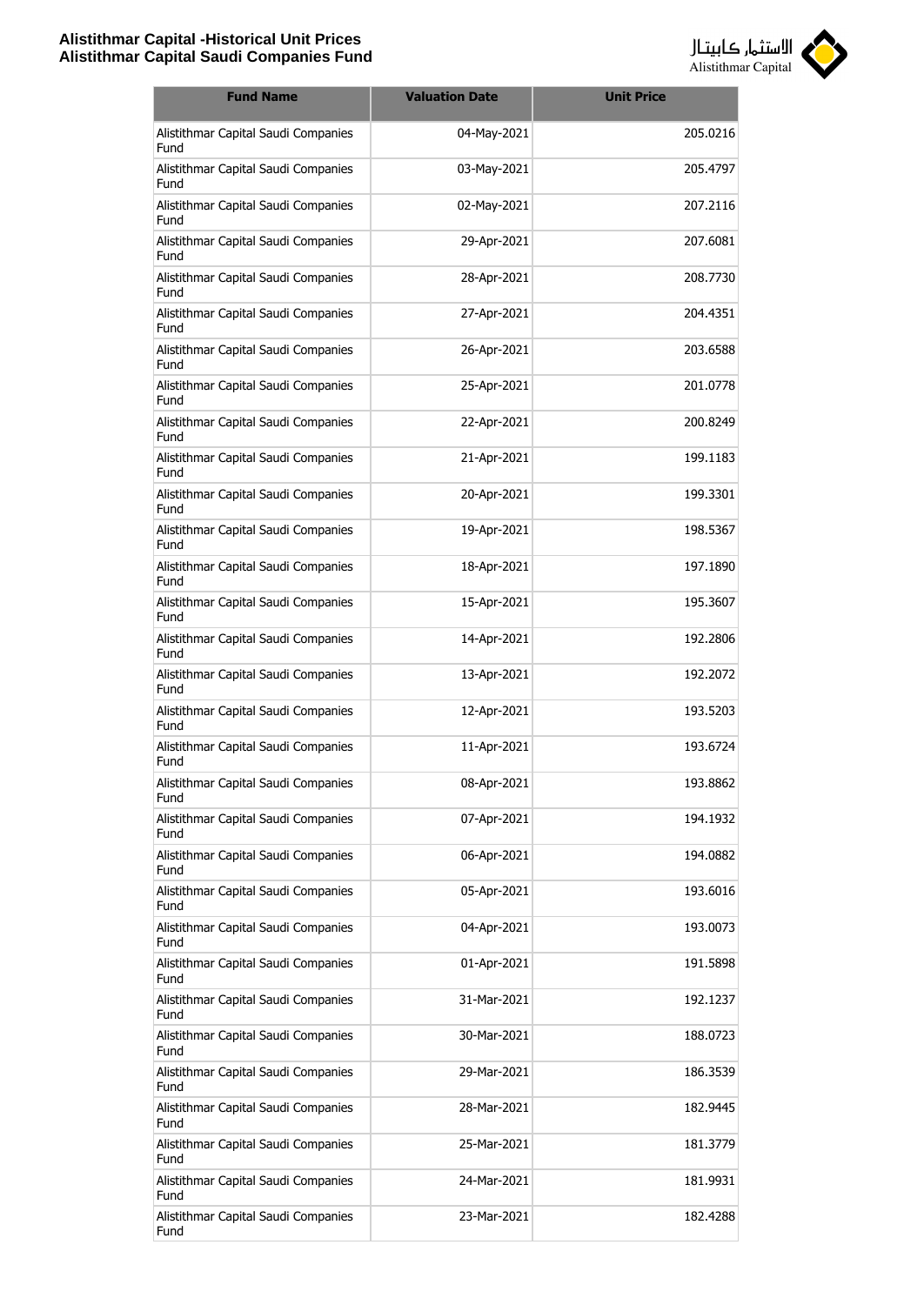| Fund Name | Valuation Date | Unit Price |
|---|---|---|
| Alistithmar Capital Saudi Companies Fund | 04-May-2021 | 205.0216 |
| Alistithmar Capital Saudi Companies Fund | 03-May-2021 | 205.4797 |
| Alistithmar Capital Saudi Companies Fund | 02-May-2021 | 207.2116 |
| Alistithmar Capital Saudi Companies Fund | 29-Apr-2021 | 207.6081 |
| Alistithmar Capital Saudi Companies Fund | 28-Apr-2021 | 208.7730 |
| Alistithmar Capital Saudi Companies Fund | 27-Apr-2021 | 204.4351 |
| Alistithmar Capital Saudi Companies Fund | 26-Apr-2021 | 203.6588 |
| Alistithmar Capital Saudi Companies Fund | 25-Apr-2021 | 201.0778 |
| Alistithmar Capital Saudi Companies Fund | 22-Apr-2021 | 200.8249 |
| Alistithmar Capital Saudi Companies Fund | 21-Apr-2021 | 199.1183 |
| Alistithmar Capital Saudi Companies Fund | 20-Apr-2021 | 199.3301 |
| Alistithmar Capital Saudi Companies Fund | 19-Apr-2021 | 198.5367 |
| Alistithmar Capital Saudi Companies Fund | 18-Apr-2021 | 197.1890 |
| Alistithmar Capital Saudi Companies Fund | 15-Apr-2021 | 195.3607 |
| Alistithmar Capital Saudi Companies Fund | 14-Apr-2021 | 192.2806 |
| Alistithmar Capital Saudi Companies Fund | 13-Apr-2021 | 192.2072 |
| Alistithmar Capital Saudi Companies Fund | 12-Apr-2021 | 193.5203 |
| Alistithmar Capital Saudi Companies Fund | 11-Apr-2021 | 193.6724 |
| Alistithmar Capital Saudi Companies Fund | 08-Apr-2021 | 193.8862 |
| Alistithmar Capital Saudi Companies Fund | 07-Apr-2021 | 194.1932 |
| Alistithmar Capital Saudi Companies Fund | 06-Apr-2021 | 194.0882 |
| Alistithmar Capital Saudi Companies Fund | 05-Apr-2021 | 193.6016 |
| Alistithmar Capital Saudi Companies Fund | 04-Apr-2021 | 193.0073 |
| Alistithmar Capital Saudi Companies Fund | 01-Apr-2021 | 191.5898 |
| Alistithmar Capital Saudi Companies Fund | 31-Mar-2021 | 192.1237 |
| Alistithmar Capital Saudi Companies Fund | 30-Mar-2021 | 188.0723 |
| Alistithmar Capital Saudi Companies Fund | 29-Mar-2021 | 186.3539 |
| Alistithmar Capital Saudi Companies Fund | 28-Mar-2021 | 182.9445 |
| Alistithmar Capital Saudi Companies Fund | 25-Mar-2021 | 181.3779 |
| Alistithmar Capital Saudi Companies Fund | 24-Mar-2021 | 181.9931 |
| Alistithmar Capital Saudi Companies Fund | 23-Mar-2021 | 182.4288 |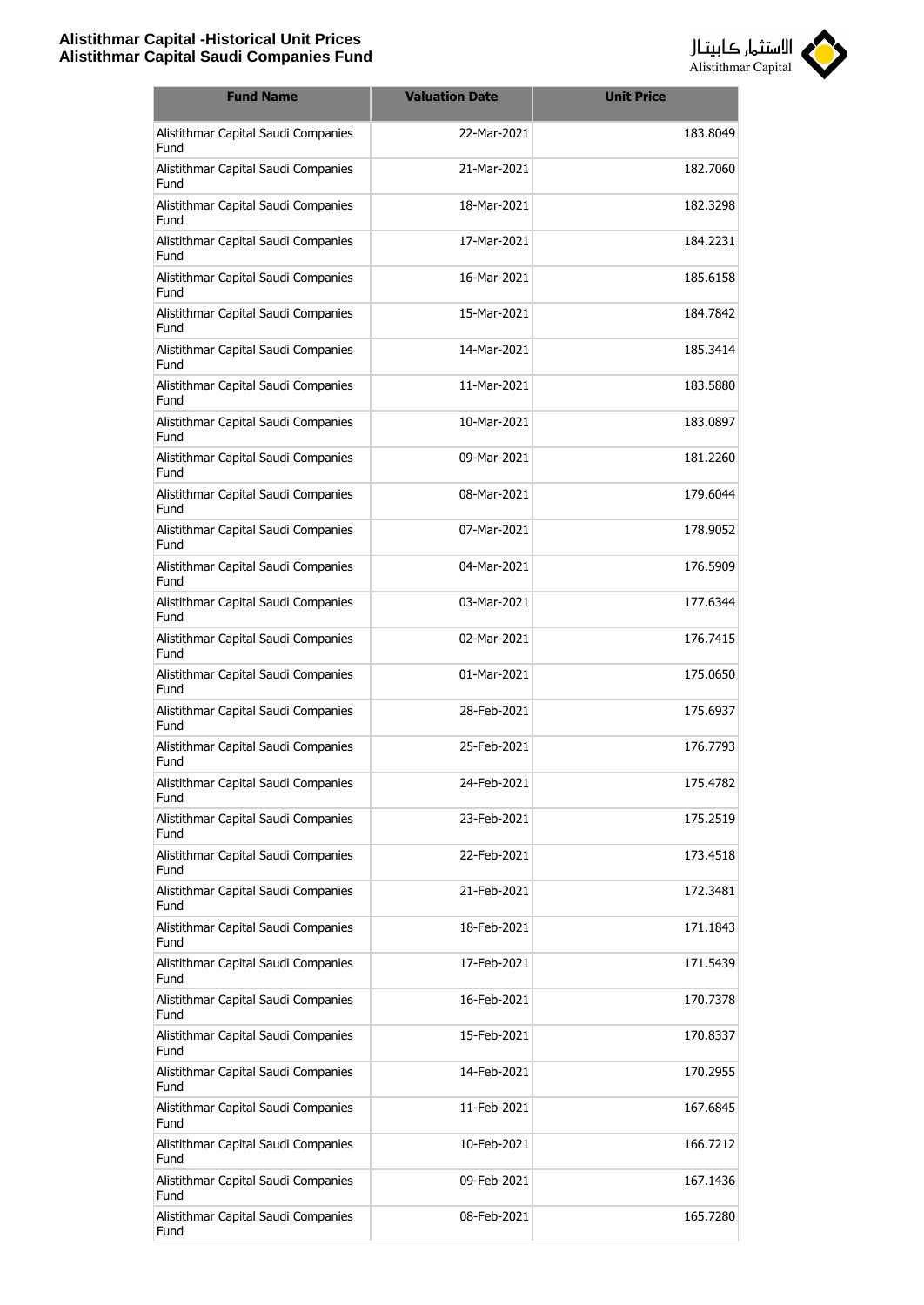| Fund Name | Valuation Date | Unit Price |
|---|---|---|
| Alistithmar Capital Saudi Companies Fund | 22-Mar-2021 | 183.8049 |
| Alistithmar Capital Saudi Companies Fund | 21-Mar-2021 | 182.7060 |
| Alistithmar Capital Saudi Companies Fund | 18-Mar-2021 | 182.3298 |
| Alistithmar Capital Saudi Companies Fund | 17-Mar-2021 | 184.2231 |
| Alistithmar Capital Saudi Companies Fund | 16-Mar-2021 | 185.6158 |
| Alistithmar Capital Saudi Companies Fund | 15-Mar-2021 | 184.7842 |
| Alistithmar Capital Saudi Companies Fund | 14-Mar-2021 | 185.3414 |
| Alistithmar Capital Saudi Companies Fund | 11-Mar-2021 | 183.5880 |
| Alistithmar Capital Saudi Companies Fund | 10-Mar-2021 | 183.0897 |
| Alistithmar Capital Saudi Companies Fund | 09-Mar-2021 | 181.2260 |
| Alistithmar Capital Saudi Companies Fund | 08-Mar-2021 | 179.6044 |
| Alistithmar Capital Saudi Companies Fund | 07-Mar-2021 | 178.9052 |
| Alistithmar Capital Saudi Companies Fund | 04-Mar-2021 | 176.5909 |
| Alistithmar Capital Saudi Companies Fund | 03-Mar-2021 | 177.6344 |
| Alistithmar Capital Saudi Companies Fund | 02-Mar-2021 | 176.7415 |
| Alistithmar Capital Saudi Companies Fund | 01-Mar-2021 | 175.0650 |
| Alistithmar Capital Saudi Companies Fund | 28-Feb-2021 | 175.6937 |
| Alistithmar Capital Saudi Companies Fund | 25-Feb-2021 | 176.7793 |
| Alistithmar Capital Saudi Companies Fund | 24-Feb-2021 | 175.4782 |
| Alistithmar Capital Saudi Companies Fund | 23-Feb-2021 | 175.2519 |
| Alistithmar Capital Saudi Companies Fund | 22-Feb-2021 | 173.4518 |
| Alistithmar Capital Saudi Companies Fund | 21-Feb-2021 | 172.3481 |
| Alistithmar Capital Saudi Companies Fund | 18-Feb-2021 | 171.1843 |
| Alistithmar Capital Saudi Companies Fund | 17-Feb-2021 | 171.5439 |
| Alistithmar Capital Saudi Companies Fund | 16-Feb-2021 | 170.7378 |
| Alistithmar Capital Saudi Companies Fund | 15-Feb-2021 | 170.8337 |
| Alistithmar Capital Saudi Companies Fund | 14-Feb-2021 | 170.2955 |
| Alistithmar Capital Saudi Companies Fund | 11-Feb-2021 | 167.6845 |
| Alistithmar Capital Saudi Companies Fund | 10-Feb-2021 | 166.7212 |
| Alistithmar Capital Saudi Companies Fund | 09-Feb-2021 | 167.1436 |
| Alistithmar Capital Saudi Companies Fund | 08-Feb-2021 | 165.7280 |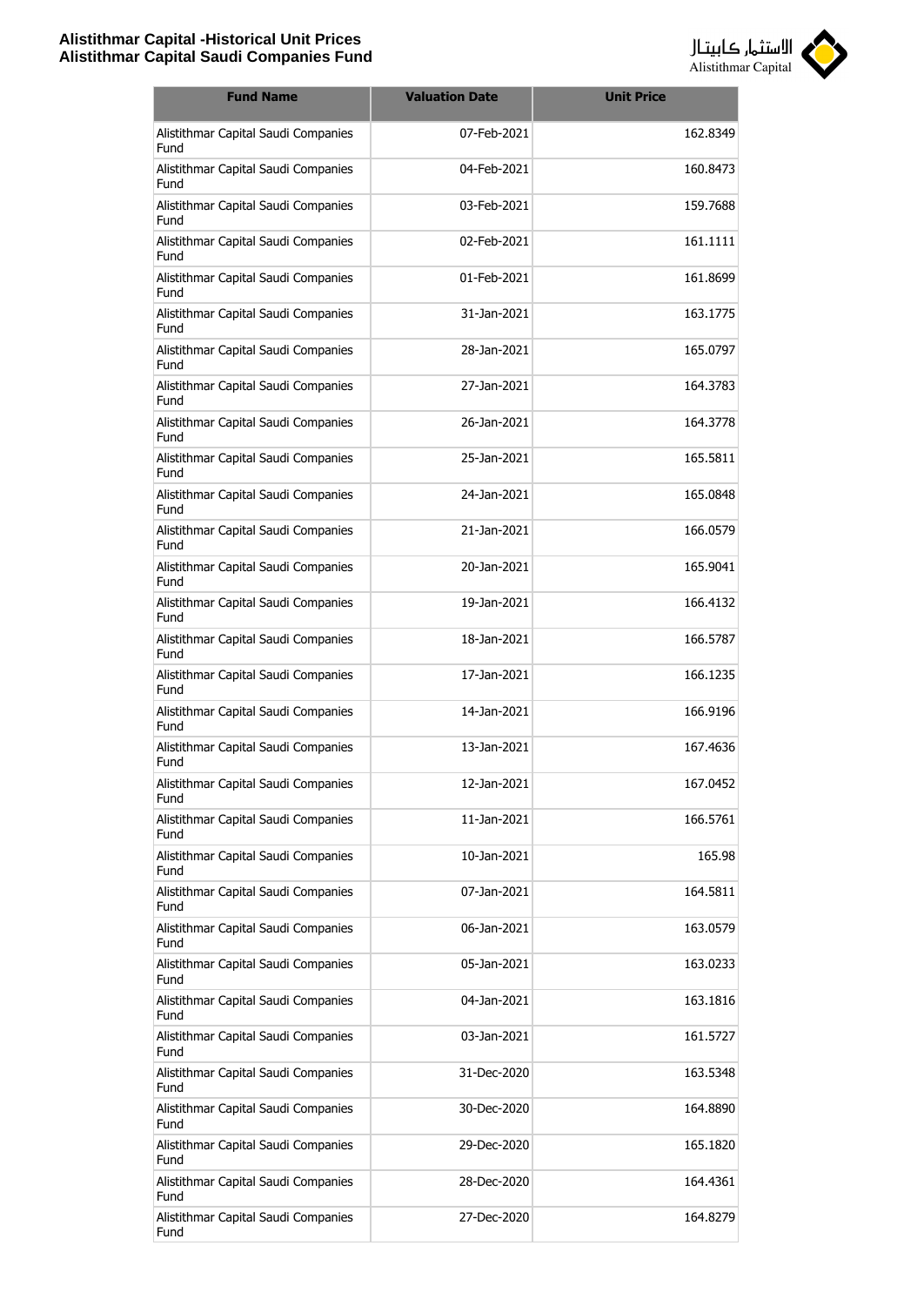| Fund Name | Valuation Date | Unit Price |
| --- | --- | --- |
| Alistithmar Capital Saudi Companies Fund | 07-Feb-2021 | 162.8349 |
| Alistithmar Capital Saudi Companies Fund | 04-Feb-2021 | 160.8473 |
| Alistithmar Capital Saudi Companies Fund | 03-Feb-2021 | 159.7688 |
| Alistithmar Capital Saudi Companies Fund | 02-Feb-2021 | 161.1111 |
| Alistithmar Capital Saudi Companies Fund | 01-Feb-2021 | 161.8699 |
| Alistithmar Capital Saudi Companies Fund | 31-Jan-2021 | 163.1775 |
| Alistithmar Capital Saudi Companies Fund | 28-Jan-2021 | 165.0797 |
| Alistithmar Capital Saudi Companies Fund | 27-Jan-2021 | 164.3783 |
| Alistithmar Capital Saudi Companies Fund | 26-Jan-2021 | 164.3778 |
| Alistithmar Capital Saudi Companies Fund | 25-Jan-2021 | 165.5811 |
| Alistithmar Capital Saudi Companies Fund | 24-Jan-2021 | 165.0848 |
| Alistithmar Capital Saudi Companies Fund | 21-Jan-2021 | 166.0579 |
| Alistithmar Capital Saudi Companies Fund | 20-Jan-2021 | 165.9041 |
| Alistithmar Capital Saudi Companies Fund | 19-Jan-2021 | 166.4132 |
| Alistithmar Capital Saudi Companies Fund | 18-Jan-2021 | 166.5787 |
| Alistithmar Capital Saudi Companies Fund | 17-Jan-2021 | 166.1235 |
| Alistithmar Capital Saudi Companies Fund | 14-Jan-2021 | 166.9196 |
| Alistithmar Capital Saudi Companies Fund | 13-Jan-2021 | 167.4636 |
| Alistithmar Capital Saudi Companies Fund | 12-Jan-2021 | 167.0452 |
| Alistithmar Capital Saudi Companies Fund | 11-Jan-2021 | 166.5761 |
| Alistithmar Capital Saudi Companies Fund | 10-Jan-2021 | 165.98 |
| Alistithmar Capital Saudi Companies Fund | 07-Jan-2021 | 164.5811 |
| Alistithmar Capital Saudi Companies Fund | 06-Jan-2021 | 163.0579 |
| Alistithmar Capital Saudi Companies Fund | 05-Jan-2021 | 163.0233 |
| Alistithmar Capital Saudi Companies Fund | 04-Jan-2021 | 163.1816 |
| Alistithmar Capital Saudi Companies Fund | 03-Jan-2021 | 161.5727 |
| Alistithmar Capital Saudi Companies Fund | 31-Dec-2020 | 163.5348 |
| Alistithmar Capital Saudi Companies Fund | 30-Dec-2020 | 164.8890 |
| Alistithmar Capital Saudi Companies Fund | 29-Dec-2020 | 165.1820 |
| Alistithmar Capital Saudi Companies Fund | 28-Dec-2020 | 164.4361 |
| Alistithmar Capital Saudi Companies Fund | 27-Dec-2020 | 164.8279 |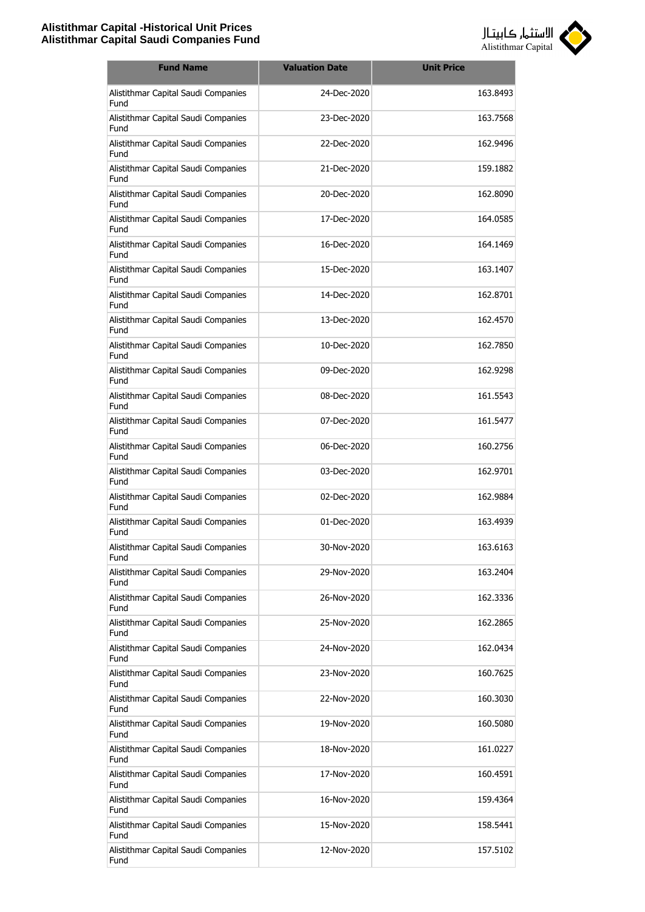| Fund Name | Valuation Date | Unit Price |
|---|---|---|
| Alistithmar Capital Saudi Companies Fund | 24-Dec-2020 | 163.8493 |
| Alistithmar Capital Saudi Companies Fund | 23-Dec-2020 | 163.7568 |
| Alistithmar Capital Saudi Companies Fund | 22-Dec-2020 | 162.9496 |
| Alistithmar Capital Saudi Companies Fund | 21-Dec-2020 | 159.1882 |
| Alistithmar Capital Saudi Companies Fund | 20-Dec-2020 | 162.8090 |
| Alistithmar Capital Saudi Companies Fund | 17-Dec-2020 | 164.0585 |
| Alistithmar Capital Saudi Companies Fund | 16-Dec-2020 | 164.1469 |
| Alistithmar Capital Saudi Companies Fund | 15-Dec-2020 | 163.1407 |
| Alistithmar Capital Saudi Companies Fund | 14-Dec-2020 | 162.8701 |
| Alistithmar Capital Saudi Companies Fund | 13-Dec-2020 | 162.4570 |
| Alistithmar Capital Saudi Companies Fund | 10-Dec-2020 | 162.7850 |
| Alistithmar Capital Saudi Companies Fund | 09-Dec-2020 | 162.9298 |
| Alistithmar Capital Saudi Companies Fund | 08-Dec-2020 | 161.5543 |
| Alistithmar Capital Saudi Companies Fund | 07-Dec-2020 | 161.5477 |
| Alistithmar Capital Saudi Companies Fund | 06-Dec-2020 | 160.2756 |
| Alistithmar Capital Saudi Companies Fund | 03-Dec-2020 | 162.9701 |
| Alistithmar Capital Saudi Companies Fund | 02-Dec-2020 | 162.9884 |
| Alistithmar Capital Saudi Companies Fund | 01-Dec-2020 | 163.4939 |
| Alistithmar Capital Saudi Companies Fund | 30-Nov-2020 | 163.6163 |
| Alistithmar Capital Saudi Companies Fund | 29-Nov-2020 | 163.2404 |
| Alistithmar Capital Saudi Companies Fund | 26-Nov-2020 | 162.3336 |
| Alistithmar Capital Saudi Companies Fund | 25-Nov-2020 | 162.2865 |
| Alistithmar Capital Saudi Companies Fund | 24-Nov-2020 | 162.0434 |
| Alistithmar Capital Saudi Companies Fund | 23-Nov-2020 | 160.7625 |
| Alistithmar Capital Saudi Companies Fund | 22-Nov-2020 | 160.3030 |
| Alistithmar Capital Saudi Companies Fund | 19-Nov-2020 | 160.5080 |
| Alistithmar Capital Saudi Companies Fund | 18-Nov-2020 | 161.0227 |
| Alistithmar Capital Saudi Companies Fund | 17-Nov-2020 | 160.4591 |
| Alistithmar Capital Saudi Companies Fund | 16-Nov-2020 | 159.4364 |
| Alistithmar Capital Saudi Companies Fund | 15-Nov-2020 | 158.5441 |
| Alistithmar Capital Saudi Companies Fund | 12-Nov-2020 | 157.5102 |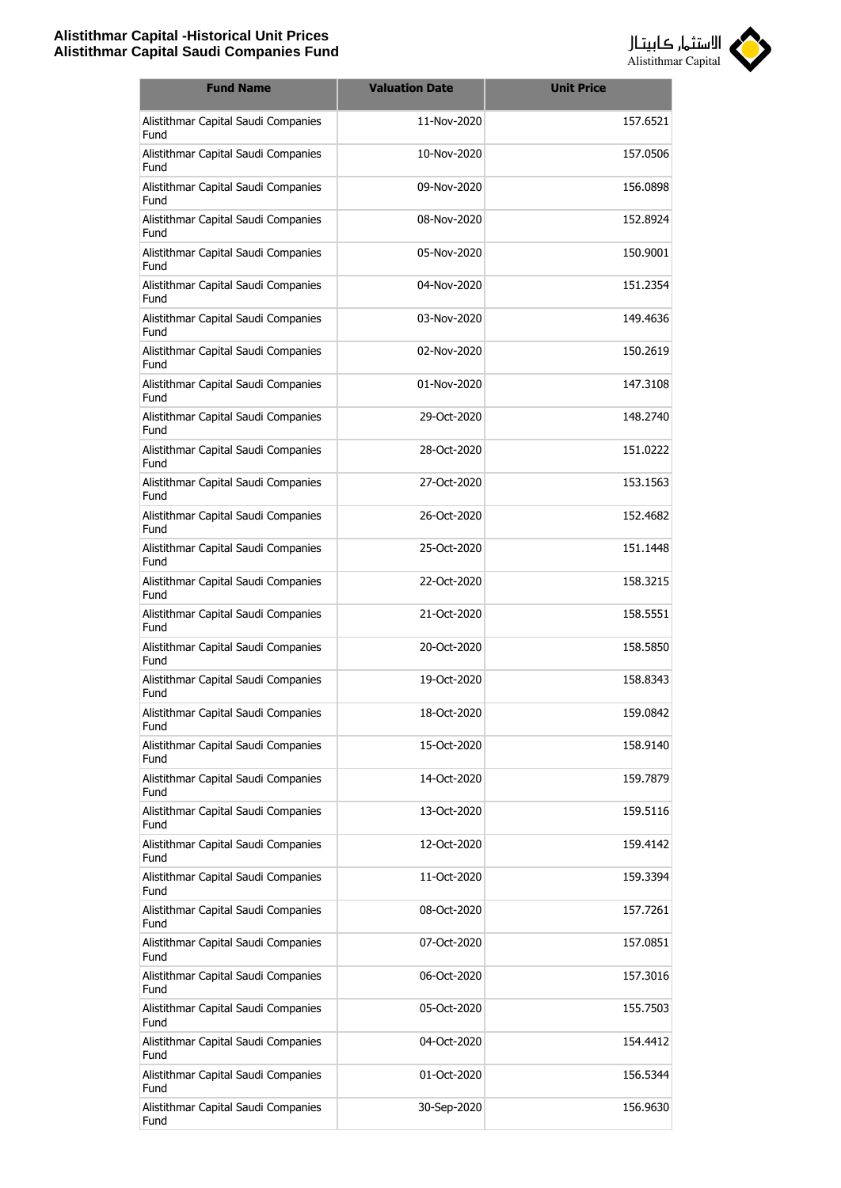| Fund Name | Valuation Date | Unit Price |
|---|---|---|
| Alistithmar Capital Saudi Companies Fund | 11-Nov-2020 | 157.6521 |
| Alistithmar Capital Saudi Companies Fund | 10-Nov-2020 | 157.0506 |
| Alistithmar Capital Saudi Companies Fund | 09-Nov-2020 | 156.0898 |
| Alistithmar Capital Saudi Companies Fund | 08-Nov-2020 | 152.8924 |
| Alistithmar Capital Saudi Companies Fund | 05-Nov-2020 | 150.9001 |
| Alistithmar Capital Saudi Companies Fund | 04-Nov-2020 | 151.2354 |
| Alistithmar Capital Saudi Companies Fund | 03-Nov-2020 | 149.4636 |
| Alistithmar Capital Saudi Companies Fund | 02-Nov-2020 | 150.2619 |
| Alistithmar Capital Saudi Companies Fund | 01-Nov-2020 | 147.3108 |
| Alistithmar Capital Saudi Companies Fund | 29-Oct-2020 | 148.2740 |
| Alistithmar Capital Saudi Companies Fund | 28-Oct-2020 | 151.0222 |
| Alistithmar Capital Saudi Companies Fund | 27-Oct-2020 | 153.1563 |
| Alistithmar Capital Saudi Companies Fund | 26-Oct-2020 | 152.4682 |
| Alistithmar Capital Saudi Companies Fund | 25-Oct-2020 | 151.1448 |
| Alistithmar Capital Saudi Companies Fund | 22-Oct-2020 | 158.3215 |
| Alistithmar Capital Saudi Companies Fund | 21-Oct-2020 | 158.5551 |
| Alistithmar Capital Saudi Companies Fund | 20-Oct-2020 | 158.5850 |
| Alistithmar Capital Saudi Companies Fund | 19-Oct-2020 | 158.8343 |
| Alistithmar Capital Saudi Companies Fund | 18-Oct-2020 | 159.0842 |
| Alistithmar Capital Saudi Companies Fund | 15-Oct-2020 | 158.9140 |
| Alistithmar Capital Saudi Companies Fund | 14-Oct-2020 | 159.7879 |
| Alistithmar Capital Saudi Companies Fund | 13-Oct-2020 | 159.5116 |
| Alistithmar Capital Saudi Companies Fund | 12-Oct-2020 | 159.4142 |
| Alistithmar Capital Saudi Companies Fund | 11-Oct-2020 | 159.3394 |
| Alistithmar Capital Saudi Companies Fund | 08-Oct-2020 | 157.7261 |
| Alistithmar Capital Saudi Companies Fund | 07-Oct-2020 | 157.0851 |
| Alistithmar Capital Saudi Companies Fund | 06-Oct-2020 | 157.3016 |
| Alistithmar Capital Saudi Companies Fund | 05-Oct-2020 | 155.7503 |
| Alistithmar Capital Saudi Companies Fund | 04-Oct-2020 | 154.4412 |
| Alistithmar Capital Saudi Companies Fund | 01-Oct-2020 | 156.5344 |
| Alistithmar Capital Saudi Companies Fund | 30-Sep-2020 | 156.9630 |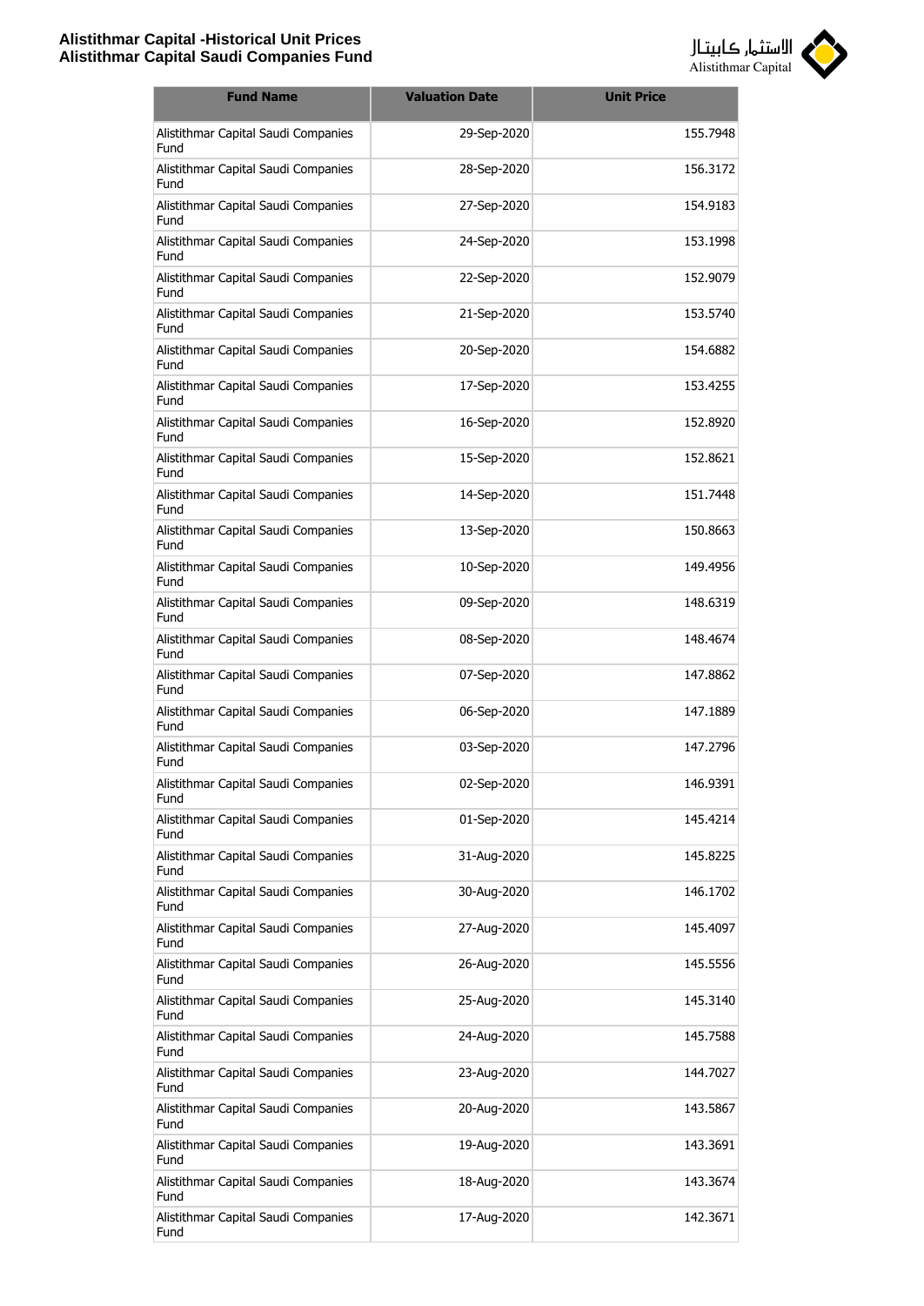| Fund Name | Valuation Date | Unit Price |
|---|---|---|
| Alistithmar Capital Saudi Companies Fund | 29-Sep-2020 | 155.7948 |
| Alistithmar Capital Saudi Companies Fund | 28-Sep-2020 | 156.3172 |
| Alistithmar Capital Saudi Companies Fund | 27-Sep-2020 | 154.9183 |
| Alistithmar Capital Saudi Companies Fund | 24-Sep-2020 | 153.1998 |
| Alistithmar Capital Saudi Companies Fund | 22-Sep-2020 | 152.9079 |
| Alistithmar Capital Saudi Companies Fund | 21-Sep-2020 | 153.5740 |
| Alistithmar Capital Saudi Companies Fund | 20-Sep-2020 | 154.6882 |
| Alistithmar Capital Saudi Companies Fund | 17-Sep-2020 | 153.4255 |
| Alistithmar Capital Saudi Companies Fund | 16-Sep-2020 | 152.8920 |
| Alistithmar Capital Saudi Companies Fund | 15-Sep-2020 | 152.8621 |
| Alistithmar Capital Saudi Companies Fund | 14-Sep-2020 | 151.7448 |
| Alistithmar Capital Saudi Companies Fund | 13-Sep-2020 | 150.8663 |
| Alistithmar Capital Saudi Companies Fund | 10-Sep-2020 | 149.4956 |
| Alistithmar Capital Saudi Companies Fund | 09-Sep-2020 | 148.6319 |
| Alistithmar Capital Saudi Companies Fund | 08-Sep-2020 | 148.4674 |
| Alistithmar Capital Saudi Companies Fund | 07-Sep-2020 | 147.8862 |
| Alistithmar Capital Saudi Companies Fund | 06-Sep-2020 | 147.1889 |
| Alistithmar Capital Saudi Companies Fund | 03-Sep-2020 | 147.2796 |
| Alistithmar Capital Saudi Companies Fund | 02-Sep-2020 | 146.9391 |
| Alistithmar Capital Saudi Companies Fund | 01-Sep-2020 | 145.4214 |
| Alistithmar Capital Saudi Companies Fund | 31-Aug-2020 | 145.8225 |
| Alistithmar Capital Saudi Companies Fund | 30-Aug-2020 | 146.1702 |
| Alistithmar Capital Saudi Companies Fund | 27-Aug-2020 | 145.4097 |
| Alistithmar Capital Saudi Companies Fund | 26-Aug-2020 | 145.5556 |
| Alistithmar Capital Saudi Companies Fund | 25-Aug-2020 | 145.3140 |
| Alistithmar Capital Saudi Companies Fund | 24-Aug-2020 | 145.7588 |
| Alistithmar Capital Saudi Companies Fund | 23-Aug-2020 | 144.7027 |
| Alistithmar Capital Saudi Companies Fund | 20-Aug-2020 | 143.5867 |
| Alistithmar Capital Saudi Companies Fund | 19-Aug-2020 | 143.3691 |
| Alistithmar Capital Saudi Companies Fund | 18-Aug-2020 | 143.3674 |
| Alistithmar Capital Saudi Companies Fund | 17-Aug-2020 | 142.3671 |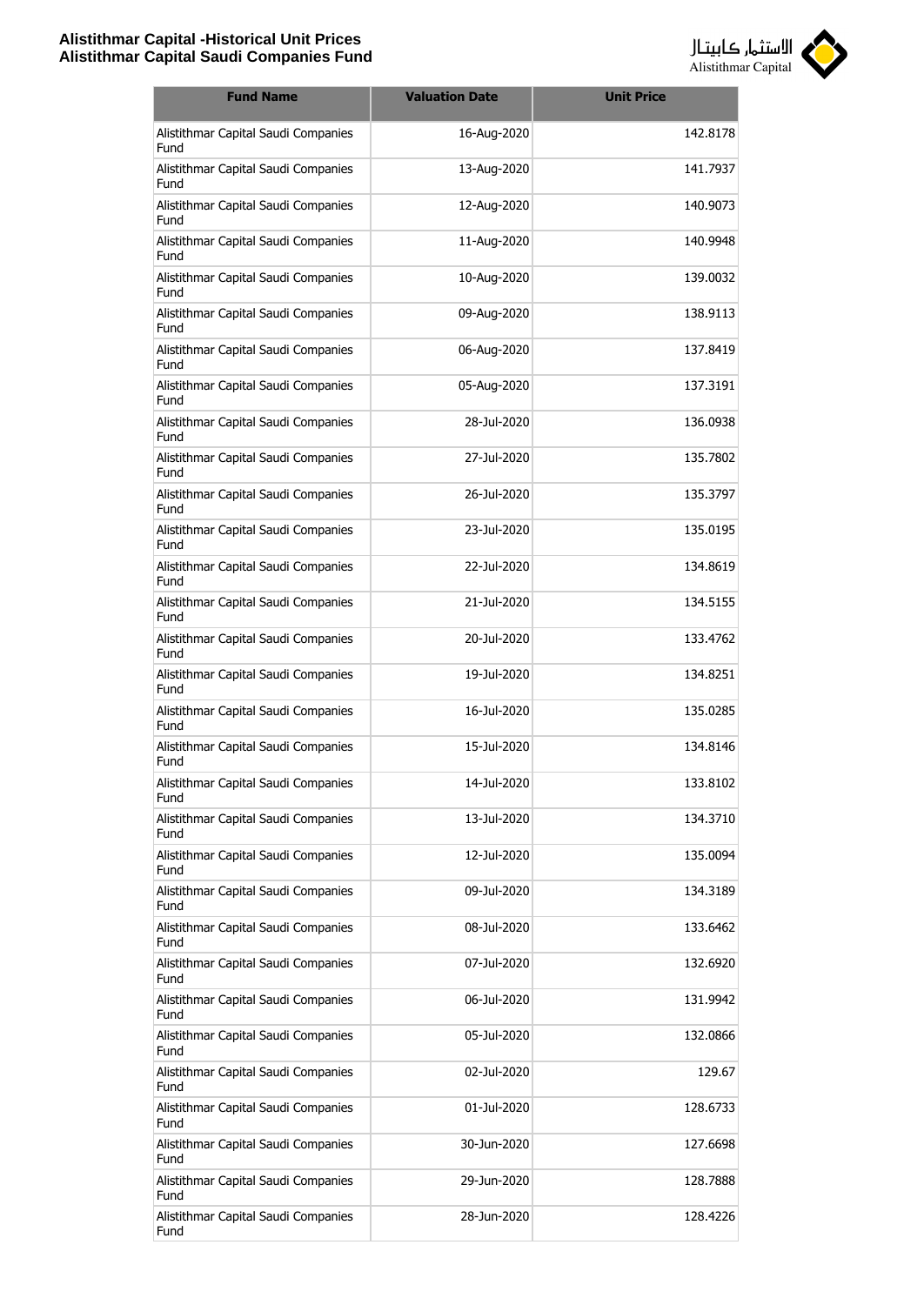| Fund Name | Valuation Date | Unit Price |
|---|---|---|
| Alistithmar Capital Saudi Companies Fund | 16-Aug-2020 | 142.8178 |
| Alistithmar Capital Saudi Companies Fund | 13-Aug-2020 | 141.7937 |
| Alistithmar Capital Saudi Companies Fund | 12-Aug-2020 | 140.9073 |
| Alistithmar Capital Saudi Companies Fund | 11-Aug-2020 | 140.9948 |
| Alistithmar Capital Saudi Companies Fund | 10-Aug-2020 | 139.0032 |
| Alistithmar Capital Saudi Companies Fund | 09-Aug-2020 | 138.9113 |
| Alistithmar Capital Saudi Companies Fund | 06-Aug-2020 | 137.8419 |
| Alistithmar Capital Saudi Companies Fund | 05-Aug-2020 | 137.3191 |
| Alistithmar Capital Saudi Companies Fund | 28-Jul-2020 | 136.0938 |
| Alistithmar Capital Saudi Companies Fund | 27-Jul-2020 | 135.7802 |
| Alistithmar Capital Saudi Companies Fund | 26-Jul-2020 | 135.3797 |
| Alistithmar Capital Saudi Companies Fund | 23-Jul-2020 | 135.0195 |
| Alistithmar Capital Saudi Companies Fund | 22-Jul-2020 | 134.8619 |
| Alistithmar Capital Saudi Companies Fund | 21-Jul-2020 | 134.5155 |
| Alistithmar Capital Saudi Companies Fund | 20-Jul-2020 | 133.4762 |
| Alistithmar Capital Saudi Companies Fund | 19-Jul-2020 | 134.8251 |
| Alistithmar Capital Saudi Companies Fund | 16-Jul-2020 | 135.0285 |
| Alistithmar Capital Saudi Companies Fund | 15-Jul-2020 | 134.8146 |
| Alistithmar Capital Saudi Companies Fund | 14-Jul-2020 | 133.8102 |
| Alistithmar Capital Saudi Companies Fund | 13-Jul-2020 | 134.3710 |
| Alistithmar Capital Saudi Companies Fund | 12-Jul-2020 | 135.0094 |
| Alistithmar Capital Saudi Companies Fund | 09-Jul-2020 | 134.3189 |
| Alistithmar Capital Saudi Companies Fund | 08-Jul-2020 | 133.6462 |
| Alistithmar Capital Saudi Companies Fund | 07-Jul-2020 | 132.6920 |
| Alistithmar Capital Saudi Companies Fund | 06-Jul-2020 | 131.9942 |
| Alistithmar Capital Saudi Companies Fund | 05-Jul-2020 | 132.0866 |
| Alistithmar Capital Saudi Companies Fund | 02-Jul-2020 | 129.67 |
| Alistithmar Capital Saudi Companies Fund | 01-Jul-2020 | 128.6733 |
| Alistithmar Capital Saudi Companies Fund | 30-Jun-2020 | 127.6698 |
| Alistithmar Capital Saudi Companies Fund | 29-Jun-2020 | 128.7888 |
| Alistithmar Capital Saudi Companies Fund | 28-Jun-2020 | 128.4226 |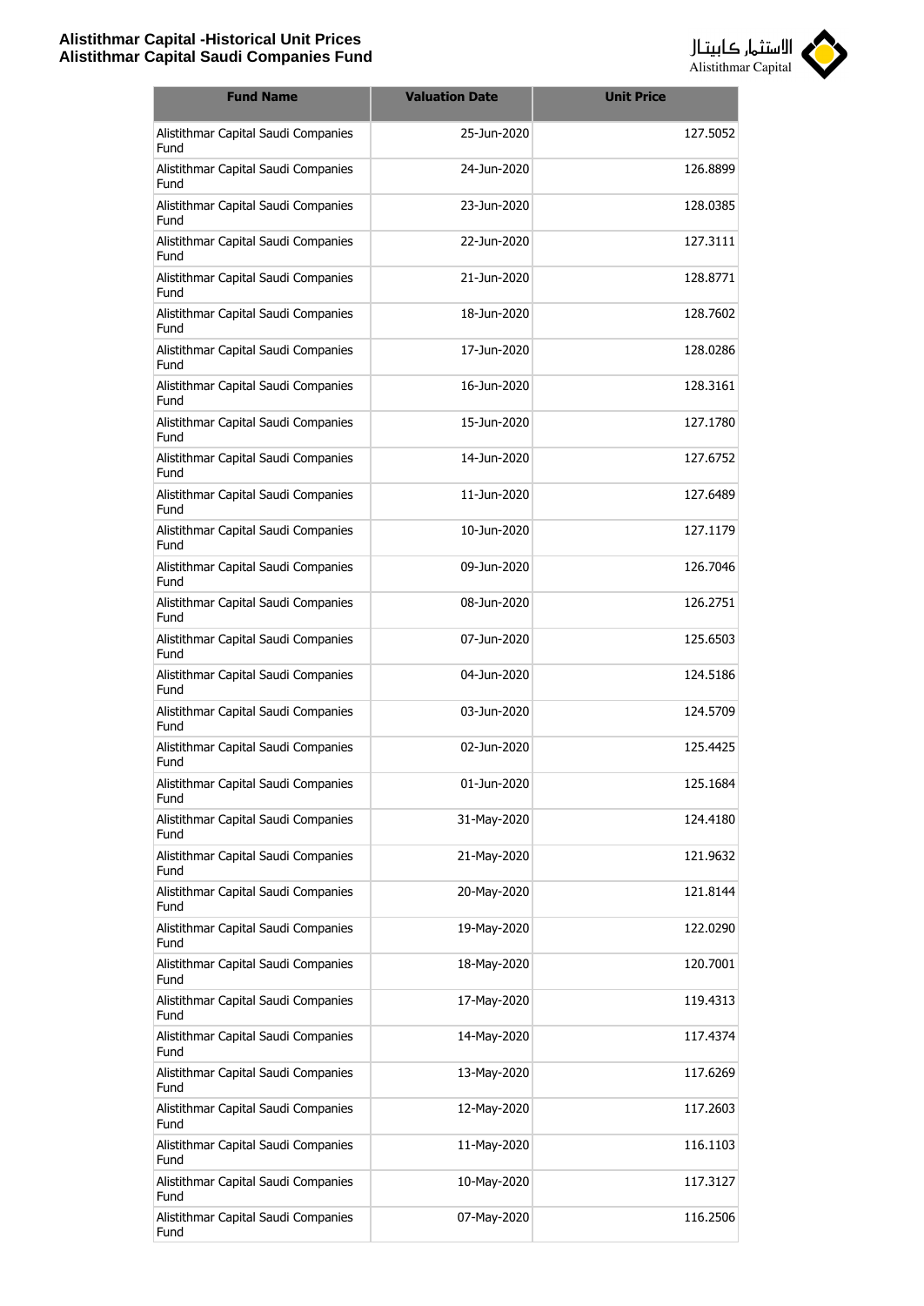| Fund Name | Valuation Date | Unit Price |
|---|---|---|
| Alistithmar Capital Saudi Companies Fund | 25-Jun-2020 | 127.5052 |
| Alistithmar Capital Saudi Companies Fund | 24-Jun-2020 | 126.8899 |
| Alistithmar Capital Saudi Companies Fund | 23-Jun-2020 | 128.0385 |
| Alistithmar Capital Saudi Companies Fund | 22-Jun-2020 | 127.3111 |
| Alistithmar Capital Saudi Companies Fund | 21-Jun-2020 | 128.8771 |
| Alistithmar Capital Saudi Companies Fund | 18-Jun-2020 | 128.7602 |
| Alistithmar Capital Saudi Companies Fund | 17-Jun-2020 | 128.0286 |
| Alistithmar Capital Saudi Companies Fund | 16-Jun-2020 | 128.3161 |
| Alistithmar Capital Saudi Companies Fund | 15-Jun-2020 | 127.1780 |
| Alistithmar Capital Saudi Companies Fund | 14-Jun-2020 | 127.6752 |
| Alistithmar Capital Saudi Companies Fund | 11-Jun-2020 | 127.6489 |
| Alistithmar Capital Saudi Companies Fund | 10-Jun-2020 | 127.1179 |
| Alistithmar Capital Saudi Companies Fund | 09-Jun-2020 | 126.7046 |
| Alistithmar Capital Saudi Companies Fund | 08-Jun-2020 | 126.2751 |
| Alistithmar Capital Saudi Companies Fund | 07-Jun-2020 | 125.6503 |
| Alistithmar Capital Saudi Companies Fund | 04-Jun-2020 | 124.5186 |
| Alistithmar Capital Saudi Companies Fund | 03-Jun-2020 | 124.5709 |
| Alistithmar Capital Saudi Companies Fund | 02-Jun-2020 | 125.4425 |
| Alistithmar Capital Saudi Companies Fund | 01-Jun-2020 | 125.1684 |
| Alistithmar Capital Saudi Companies Fund | 31-May-2020 | 124.4180 |
| Alistithmar Capital Saudi Companies Fund | 21-May-2020 | 121.9632 |
| Alistithmar Capital Saudi Companies Fund | 20-May-2020 | 121.8144 |
| Alistithmar Capital Saudi Companies Fund | 19-May-2020 | 122.0290 |
| Alistithmar Capital Saudi Companies Fund | 18-May-2020 | 120.7001 |
| Alistithmar Capital Saudi Companies Fund | 17-May-2020 | 119.4313 |
| Alistithmar Capital Saudi Companies Fund | 14-May-2020 | 117.4374 |
| Alistithmar Capital Saudi Companies Fund | 13-May-2020 | 117.6269 |
| Alistithmar Capital Saudi Companies Fund | 12-May-2020 | 117.2603 |
| Alistithmar Capital Saudi Companies Fund | 11-May-2020 | 116.1103 |
| Alistithmar Capital Saudi Companies Fund | 10-May-2020 | 117.3127 |
| Alistithmar Capital Saudi Companies Fund | 07-May-2020 | 116.2506 |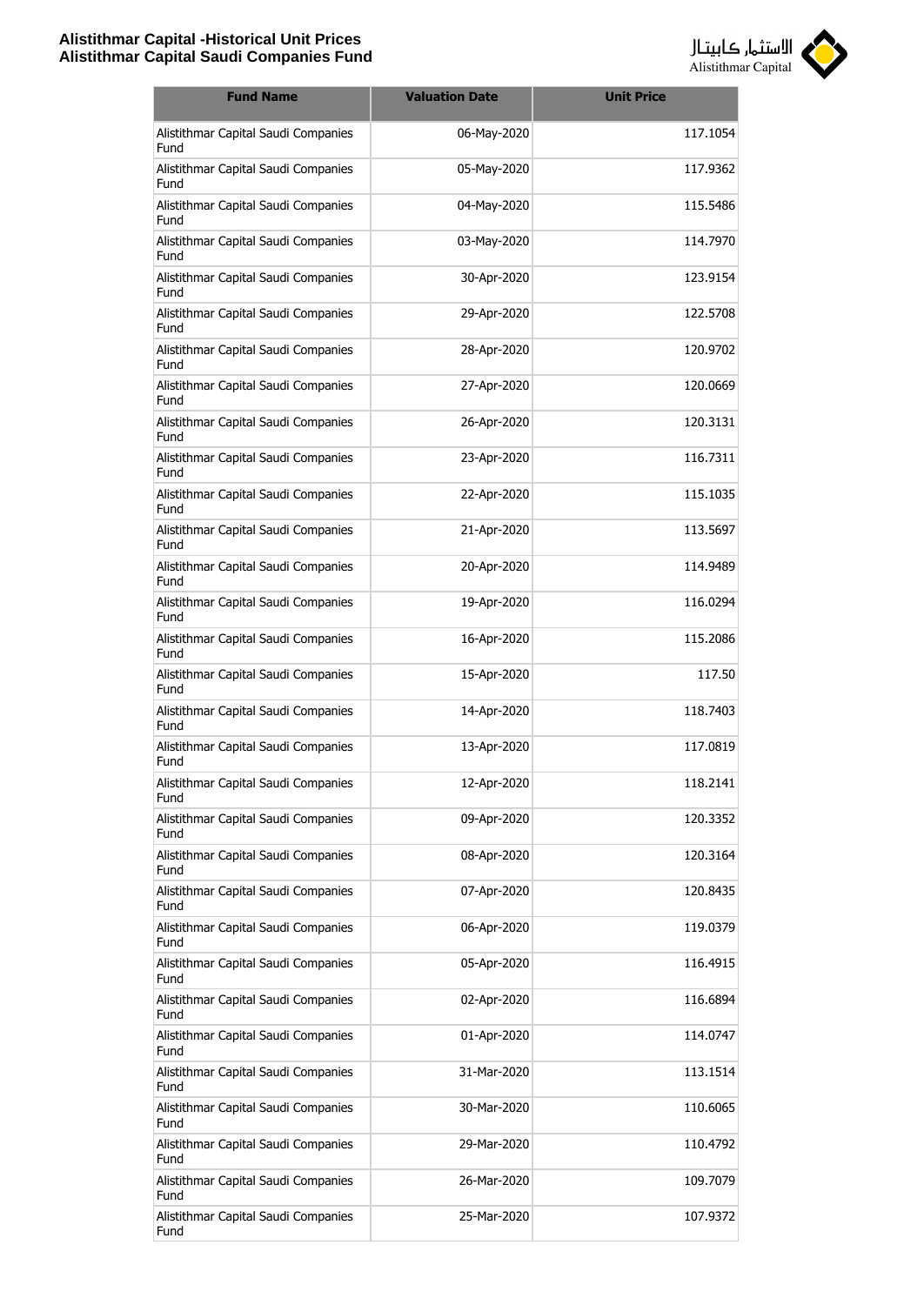| Fund Name | Valuation Date | Unit Price |
|---|---|---|
| Alistithmar Capital Saudi Companies Fund | 06-May-2020 | 117.1054 |
| Alistithmar Capital Saudi Companies Fund | 05-May-2020 | 117.9362 |
| Alistithmar Capital Saudi Companies Fund | 04-May-2020 | 115.5486 |
| Alistithmar Capital Saudi Companies Fund | 03-May-2020 | 114.7970 |
| Alistithmar Capital Saudi Companies Fund | 30-Apr-2020 | 123.9154 |
| Alistithmar Capital Saudi Companies Fund | 29-Apr-2020 | 122.5708 |
| Alistithmar Capital Saudi Companies Fund | 28-Apr-2020 | 120.9702 |
| Alistithmar Capital Saudi Companies Fund | 27-Apr-2020 | 120.0669 |
| Alistithmar Capital Saudi Companies Fund | 26-Apr-2020 | 120.3131 |
| Alistithmar Capital Saudi Companies Fund | 23-Apr-2020 | 116.7311 |
| Alistithmar Capital Saudi Companies Fund | 22-Apr-2020 | 115.1035 |
| Alistithmar Capital Saudi Companies Fund | 21-Apr-2020 | 113.5697 |
| Alistithmar Capital Saudi Companies Fund | 20-Apr-2020 | 114.9489 |
| Alistithmar Capital Saudi Companies Fund | 19-Apr-2020 | 116.0294 |
| Alistithmar Capital Saudi Companies Fund | 16-Apr-2020 | 115.2086 |
| Alistithmar Capital Saudi Companies Fund | 15-Apr-2020 | 117.50 |
| Alistithmar Capital Saudi Companies Fund | 14-Apr-2020 | 118.7403 |
| Alistithmar Capital Saudi Companies Fund | 13-Apr-2020 | 117.0819 |
| Alistithmar Capital Saudi Companies Fund | 12-Apr-2020 | 118.2141 |
| Alistithmar Capital Saudi Companies Fund | 09-Apr-2020 | 120.3352 |
| Alistithmar Capital Saudi Companies Fund | 08-Apr-2020 | 120.3164 |
| Alistithmar Capital Saudi Companies Fund | 07-Apr-2020 | 120.8435 |
| Alistithmar Capital Saudi Companies Fund | 06-Apr-2020 | 119.0379 |
| Alistithmar Capital Saudi Companies Fund | 05-Apr-2020 | 116.4915 |
| Alistithmar Capital Saudi Companies Fund | 02-Apr-2020 | 116.6894 |
| Alistithmar Capital Saudi Companies Fund | 01-Apr-2020 | 114.0747 |
| Alistithmar Capital Saudi Companies Fund | 31-Mar-2020 | 113.1514 |
| Alistithmar Capital Saudi Companies Fund | 30-Mar-2020 | 110.6065 |
| Alistithmar Capital Saudi Companies Fund | 29-Mar-2020 | 110.4792 |
| Alistithmar Capital Saudi Companies Fund | 26-Mar-2020 | 109.7079 |
| Alistithmar Capital Saudi Companies Fund | 25-Mar-2020 | 107.9372 |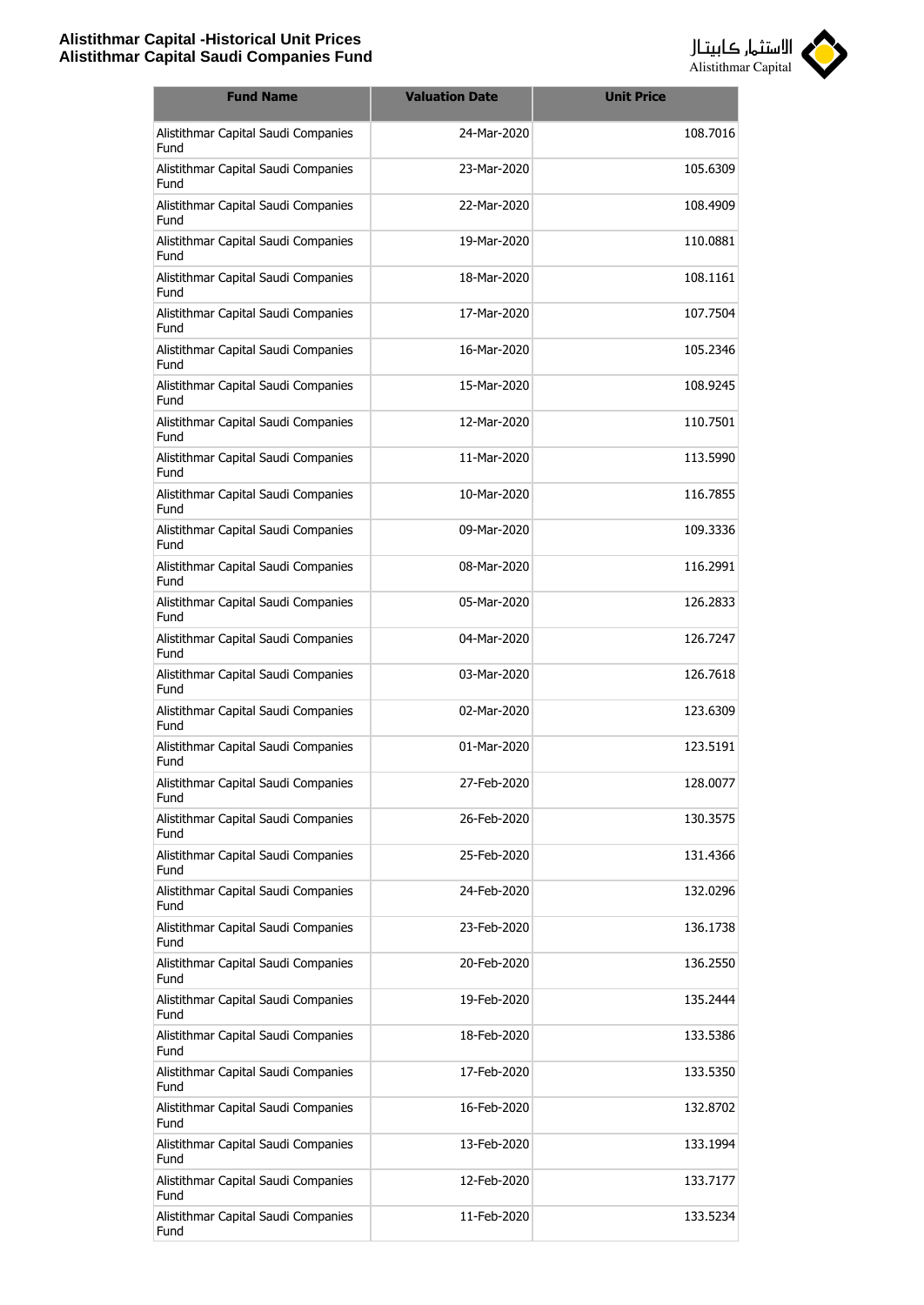| Fund Name | Valuation Date | Unit Price |
|---|---|---|
| Alistithmar Capital Saudi Companies Fund | 24-Mar-2020 | 108.7016 |
| Alistithmar Capital Saudi Companies Fund | 23-Mar-2020 | 105.6309 |
| Alistithmar Capital Saudi Companies Fund | 22-Mar-2020 | 108.4909 |
| Alistithmar Capital Saudi Companies Fund | 19-Mar-2020 | 110.0881 |
| Alistithmar Capital Saudi Companies Fund | 18-Mar-2020 | 108.1161 |
| Alistithmar Capital Saudi Companies Fund | 17-Mar-2020 | 107.7504 |
| Alistithmar Capital Saudi Companies Fund | 16-Mar-2020 | 105.2346 |
| Alistithmar Capital Saudi Companies Fund | 15-Mar-2020 | 108.9245 |
| Alistithmar Capital Saudi Companies Fund | 12-Mar-2020 | 110.7501 |
| Alistithmar Capital Saudi Companies Fund | 11-Mar-2020 | 113.5990 |
| Alistithmar Capital Saudi Companies Fund | 10-Mar-2020 | 116.7855 |
| Alistithmar Capital Saudi Companies Fund | 09-Mar-2020 | 109.3336 |
| Alistithmar Capital Saudi Companies Fund | 08-Mar-2020 | 116.2991 |
| Alistithmar Capital Saudi Companies Fund | 05-Mar-2020 | 126.2833 |
| Alistithmar Capital Saudi Companies Fund | 04-Mar-2020 | 126.7247 |
| Alistithmar Capital Saudi Companies Fund | 03-Mar-2020 | 126.7618 |
| Alistithmar Capital Saudi Companies Fund | 02-Mar-2020 | 123.6309 |
| Alistithmar Capital Saudi Companies Fund | 01-Mar-2020 | 123.5191 |
| Alistithmar Capital Saudi Companies Fund | 27-Feb-2020 | 128.0077 |
| Alistithmar Capital Saudi Companies Fund | 26-Feb-2020 | 130.3575 |
| Alistithmar Capital Saudi Companies Fund | 25-Feb-2020 | 131.4366 |
| Alistithmar Capital Saudi Companies Fund | 24-Feb-2020 | 132.0296 |
| Alistithmar Capital Saudi Companies Fund | 23-Feb-2020 | 136.1738 |
| Alistithmar Capital Saudi Companies Fund | 20-Feb-2020 | 136.2550 |
| Alistithmar Capital Saudi Companies Fund | 19-Feb-2020 | 135.2444 |
| Alistithmar Capital Saudi Companies Fund | 18-Feb-2020 | 133.5386 |
| Alistithmar Capital Saudi Companies Fund | 17-Feb-2020 | 133.5350 |
| Alistithmar Capital Saudi Companies Fund | 16-Feb-2020 | 132.8702 |
| Alistithmar Capital Saudi Companies Fund | 13-Feb-2020 | 133.1994 |
| Alistithmar Capital Saudi Companies Fund | 12-Feb-2020 | 133.7177 |
| Alistithmar Capital Saudi Companies Fund | 11-Feb-2020 | 133.5234 |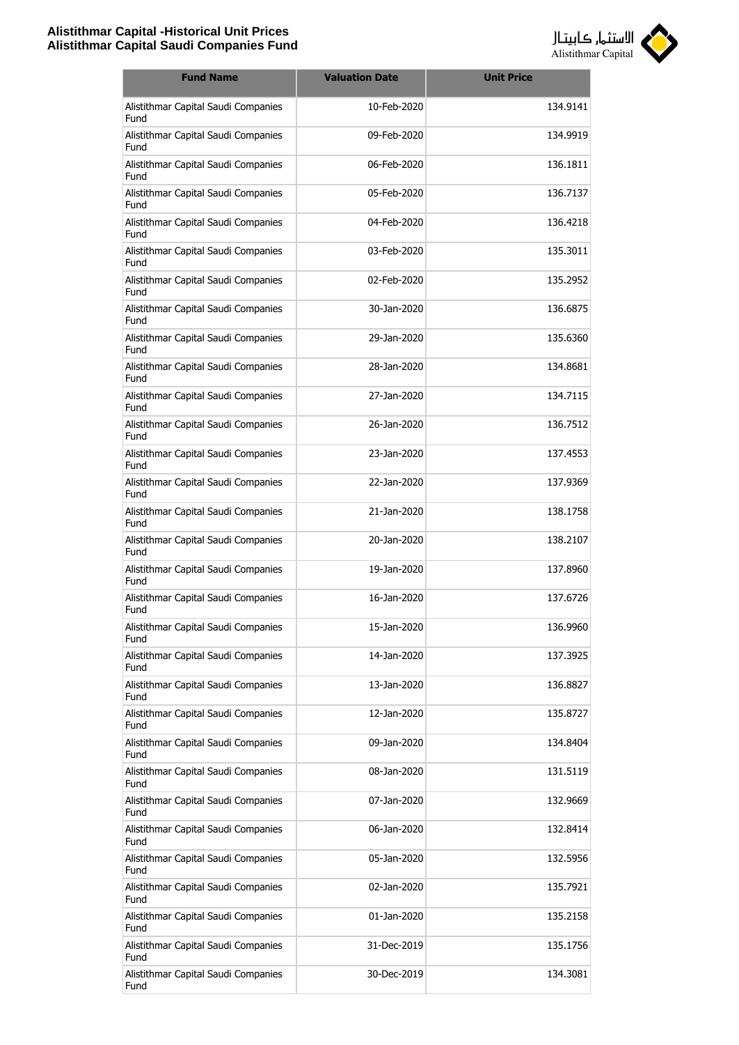| Fund Name | Valuation Date | Unit Price |
|---|---|---|
| Alistithmar Capital Saudi Companies Fund | 10-Feb-2020 | 134.9141 |
| Alistithmar Capital Saudi Companies Fund | 09-Feb-2020 | 134.9919 |
| Alistithmar Capital Saudi Companies Fund | 06-Feb-2020 | 136.1811 |
| Alistithmar Capital Saudi Companies Fund | 05-Feb-2020 | 136.7137 |
| Alistithmar Capital Saudi Companies Fund | 04-Feb-2020 | 136.4218 |
| Alistithmar Capital Saudi Companies Fund | 03-Feb-2020 | 135.3011 |
| Alistithmar Capital Saudi Companies Fund | 02-Feb-2020 | 135.2952 |
| Alistithmar Capital Saudi Companies Fund | 30-Jan-2020 | 136.6875 |
| Alistithmar Capital Saudi Companies Fund | 29-Jan-2020 | 135.6360 |
| Alistithmar Capital Saudi Companies Fund | 28-Jan-2020 | 134.8681 |
| Alistithmar Capital Saudi Companies Fund | 27-Jan-2020 | 134.7115 |
| Alistithmar Capital Saudi Companies Fund | 26-Jan-2020 | 136.7512 |
| Alistithmar Capital Saudi Companies Fund | 23-Jan-2020 | 137.4553 |
| Alistithmar Capital Saudi Companies Fund | 22-Jan-2020 | 137.9369 |
| Alistithmar Capital Saudi Companies Fund | 21-Jan-2020 | 138.1758 |
| Alistithmar Capital Saudi Companies Fund | 20-Jan-2020 | 138.2107 |
| Alistithmar Capital Saudi Companies Fund | 19-Jan-2020 | 137.8960 |
| Alistithmar Capital Saudi Companies Fund | 16-Jan-2020 | 137.6726 |
| Alistithmar Capital Saudi Companies Fund | 15-Jan-2020 | 136.9960 |
| Alistithmar Capital Saudi Companies Fund | 14-Jan-2020 | 137.3925 |
| Alistithmar Capital Saudi Companies Fund | 13-Jan-2020 | 136.8827 |
| Alistithmar Capital Saudi Companies Fund | 12-Jan-2020 | 135.8727 |
| Alistithmar Capital Saudi Companies Fund | 09-Jan-2020 | 134.8404 |
| Alistithmar Capital Saudi Companies Fund | 08-Jan-2020 | 131.5119 |
| Alistithmar Capital Saudi Companies Fund | 07-Jan-2020 | 132.9669 |
| Alistithmar Capital Saudi Companies Fund | 06-Jan-2020 | 132.8414 |
| Alistithmar Capital Saudi Companies Fund | 05-Jan-2020 | 132.5956 |
| Alistithmar Capital Saudi Companies Fund | 02-Jan-2020 | 135.7921 |
| Alistithmar Capital Saudi Companies Fund | 01-Jan-2020 | 135.2158 |
| Alistithmar Capital Saudi Companies Fund | 31-Dec-2019 | 135.1756 |
| Alistithmar Capital Saudi Companies Fund | 30-Dec-2019 | 134.3081 |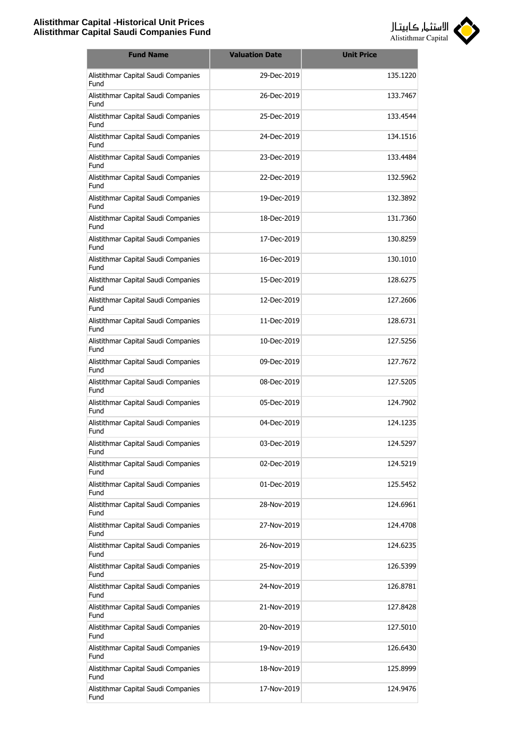| Fund Name | Valuation Date | Unit Price |
|---|---|---|
| Alistithmar Capital Saudi Companies Fund | 29-Dec-2019 | 135.1220 |
| Alistithmar Capital Saudi Companies Fund | 26-Dec-2019 | 133.7467 |
| Alistithmar Capital Saudi Companies Fund | 25-Dec-2019 | 133.4544 |
| Alistithmar Capital Saudi Companies Fund | 24-Dec-2019 | 134.1516 |
| Alistithmar Capital Saudi Companies Fund | 23-Dec-2019 | 133.4484 |
| Alistithmar Capital Saudi Companies Fund | 22-Dec-2019 | 132.5962 |
| Alistithmar Capital Saudi Companies Fund | 19-Dec-2019 | 132.3892 |
| Alistithmar Capital Saudi Companies Fund | 18-Dec-2019 | 131.7360 |
| Alistithmar Capital Saudi Companies Fund | 17-Dec-2019 | 130.8259 |
| Alistithmar Capital Saudi Companies Fund | 16-Dec-2019 | 130.1010 |
| Alistithmar Capital Saudi Companies Fund | 15-Dec-2019 | 128.6275 |
| Alistithmar Capital Saudi Companies Fund | 12-Dec-2019 | 127.2606 |
| Alistithmar Capital Saudi Companies Fund | 11-Dec-2019 | 128.6731 |
| Alistithmar Capital Saudi Companies Fund | 10-Dec-2019 | 127.5256 |
| Alistithmar Capital Saudi Companies Fund | 09-Dec-2019 | 127.7672 |
| Alistithmar Capital Saudi Companies Fund | 08-Dec-2019 | 127.5205 |
| Alistithmar Capital Saudi Companies Fund | 05-Dec-2019 | 124.7902 |
| Alistithmar Capital Saudi Companies Fund | 04-Dec-2019 | 124.1235 |
| Alistithmar Capital Saudi Companies Fund | 03-Dec-2019 | 124.5297 |
| Alistithmar Capital Saudi Companies Fund | 02-Dec-2019 | 124.5219 |
| Alistithmar Capital Saudi Companies Fund | 01-Dec-2019 | 125.5452 |
| Alistithmar Capital Saudi Companies Fund | 28-Nov-2019 | 124.6961 |
| Alistithmar Capital Saudi Companies Fund | 27-Nov-2019 | 124.4708 |
| Alistithmar Capital Saudi Companies Fund | 26-Nov-2019 | 124.6235 |
| Alistithmar Capital Saudi Companies Fund | 25-Nov-2019 | 126.5399 |
| Alistithmar Capital Saudi Companies Fund | 24-Nov-2019 | 126.8781 |
| Alistithmar Capital Saudi Companies Fund | 21-Nov-2019 | 127.8428 |
| Alistithmar Capital Saudi Companies Fund | 20-Nov-2019 | 127.5010 |
| Alistithmar Capital Saudi Companies Fund | 19-Nov-2019 | 126.6430 |
| Alistithmar Capital Saudi Companies Fund | 18-Nov-2019 | 125.8999 |
| Alistithmar Capital Saudi Companies Fund | 17-Nov-2019 | 124.9476 |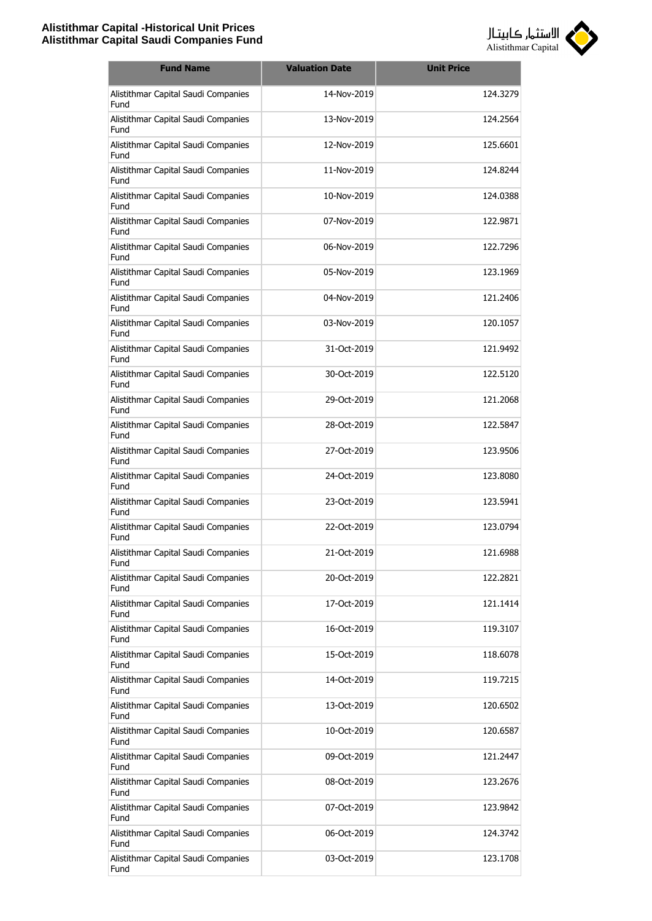| Fund Name | Valuation Date | Unit Price |
|---|---|---|
| Alistithmar Capital Saudi Companies Fund | 14-Nov-2019 | 124.3279 |
| Alistithmar Capital Saudi Companies Fund | 13-Nov-2019 | 124.2564 |
| Alistithmar Capital Saudi Companies Fund | 12-Nov-2019 | 125.6601 |
| Alistithmar Capital Saudi Companies Fund | 11-Nov-2019 | 124.8244 |
| Alistithmar Capital Saudi Companies Fund | 10-Nov-2019 | 124.0388 |
| Alistithmar Capital Saudi Companies Fund | 07-Nov-2019 | 122.9871 |
| Alistithmar Capital Saudi Companies Fund | 06-Nov-2019 | 122.7296 |
| Alistithmar Capital Saudi Companies Fund | 05-Nov-2019 | 123.1969 |
| Alistithmar Capital Saudi Companies Fund | 04-Nov-2019 | 121.2406 |
| Alistithmar Capital Saudi Companies Fund | 03-Nov-2019 | 120.1057 |
| Alistithmar Capital Saudi Companies Fund | 31-Oct-2019 | 121.9492 |
| Alistithmar Capital Saudi Companies Fund | 30-Oct-2019 | 122.5120 |
| Alistithmar Capital Saudi Companies Fund | 29-Oct-2019 | 121.2068 |
| Alistithmar Capital Saudi Companies Fund | 28-Oct-2019 | 122.5847 |
| Alistithmar Capital Saudi Companies Fund | 27-Oct-2019 | 123.9506 |
| Alistithmar Capital Saudi Companies Fund | 24-Oct-2019 | 123.8080 |
| Alistithmar Capital Saudi Companies Fund | 23-Oct-2019 | 123.5941 |
| Alistithmar Capital Saudi Companies Fund | 22-Oct-2019 | 123.0794 |
| Alistithmar Capital Saudi Companies Fund | 21-Oct-2019 | 121.6988 |
| Alistithmar Capital Saudi Companies Fund | 20-Oct-2019 | 122.2821 |
| Alistithmar Capital Saudi Companies Fund | 17-Oct-2019 | 121.1414 |
| Alistithmar Capital Saudi Companies Fund | 16-Oct-2019 | 119.3107 |
| Alistithmar Capital Saudi Companies Fund | 15-Oct-2019 | 118.6078 |
| Alistithmar Capital Saudi Companies Fund | 14-Oct-2019 | 119.7215 |
| Alistithmar Capital Saudi Companies Fund | 13-Oct-2019 | 120.6502 |
| Alistithmar Capital Saudi Companies Fund | 10-Oct-2019 | 120.6587 |
| Alistithmar Capital Saudi Companies Fund | 09-Oct-2019 | 121.2447 |
| Alistithmar Capital Saudi Companies Fund | 08-Oct-2019 | 123.2676 |
| Alistithmar Capital Saudi Companies Fund | 07-Oct-2019 | 123.9842 |
| Alistithmar Capital Saudi Companies Fund | 06-Oct-2019 | 124.3742 |
| Alistithmar Capital Saudi Companies Fund | 03-Oct-2019 | 123.1708 |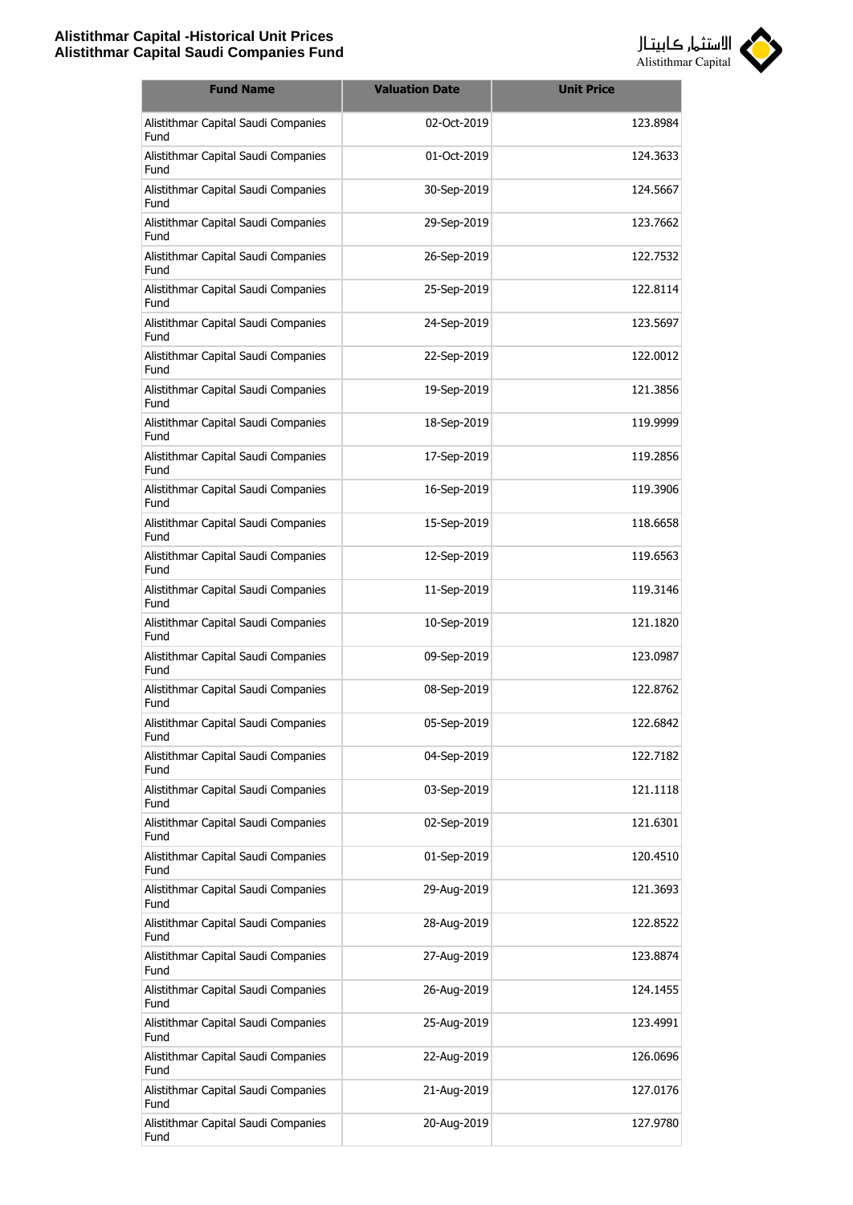| Fund Name | Valuation Date | Unit Price |
|---|---|---|
| Alistithmar Capital Saudi Companies Fund | 02-Oct-2019 | 123.8984 |
| Alistithmar Capital Saudi Companies Fund | 01-Oct-2019 | 124.3633 |
| Alistithmar Capital Saudi Companies Fund | 30-Sep-2019 | 124.5667 |
| Alistithmar Capital Saudi Companies Fund | 29-Sep-2019 | 123.7662 |
| Alistithmar Capital Saudi Companies Fund | 26-Sep-2019 | 122.7532 |
| Alistithmar Capital Saudi Companies Fund | 25-Sep-2019 | 122.8114 |
| Alistithmar Capital Saudi Companies Fund | 24-Sep-2019 | 123.5697 |
| Alistithmar Capital Saudi Companies Fund | 22-Sep-2019 | 122.0012 |
| Alistithmar Capital Saudi Companies Fund | 19-Sep-2019 | 121.3856 |
| Alistithmar Capital Saudi Companies Fund | 18-Sep-2019 | 119.9999 |
| Alistithmar Capital Saudi Companies Fund | 17-Sep-2019 | 119.2856 |
| Alistithmar Capital Saudi Companies Fund | 16-Sep-2019 | 119.3906 |
| Alistithmar Capital Saudi Companies Fund | 15-Sep-2019 | 118.6658 |
| Alistithmar Capital Saudi Companies Fund | 12-Sep-2019 | 119.6563 |
| Alistithmar Capital Saudi Companies Fund | 11-Sep-2019 | 119.3146 |
| Alistithmar Capital Saudi Companies Fund | 10-Sep-2019 | 121.1820 |
| Alistithmar Capital Saudi Companies Fund | 09-Sep-2019 | 123.0987 |
| Alistithmar Capital Saudi Companies Fund | 08-Sep-2019 | 122.8762 |
| Alistithmar Capital Saudi Companies Fund | 05-Sep-2019 | 122.6842 |
| Alistithmar Capital Saudi Companies Fund | 04-Sep-2019 | 122.7182 |
| Alistithmar Capital Saudi Companies Fund | 03-Sep-2019 | 121.1118 |
| Alistithmar Capital Saudi Companies Fund | 02-Sep-2019 | 121.6301 |
| Alistithmar Capital Saudi Companies Fund | 01-Sep-2019 | 120.4510 |
| Alistithmar Capital Saudi Companies Fund | 29-Aug-2019 | 121.3693 |
| Alistithmar Capital Saudi Companies Fund | 28-Aug-2019 | 122.8522 |
| Alistithmar Capital Saudi Companies Fund | 27-Aug-2019 | 123.8874 |
| Alistithmar Capital Saudi Companies Fund | 26-Aug-2019 | 124.1455 |
| Alistithmar Capital Saudi Companies Fund | 25-Aug-2019 | 123.4991 |
| Alistithmar Capital Saudi Companies Fund | 22-Aug-2019 | 126.0696 |
| Alistithmar Capital Saudi Companies Fund | 21-Aug-2019 | 127.0176 |
| Alistithmar Capital Saudi Companies Fund | 20-Aug-2019 | 127.9780 |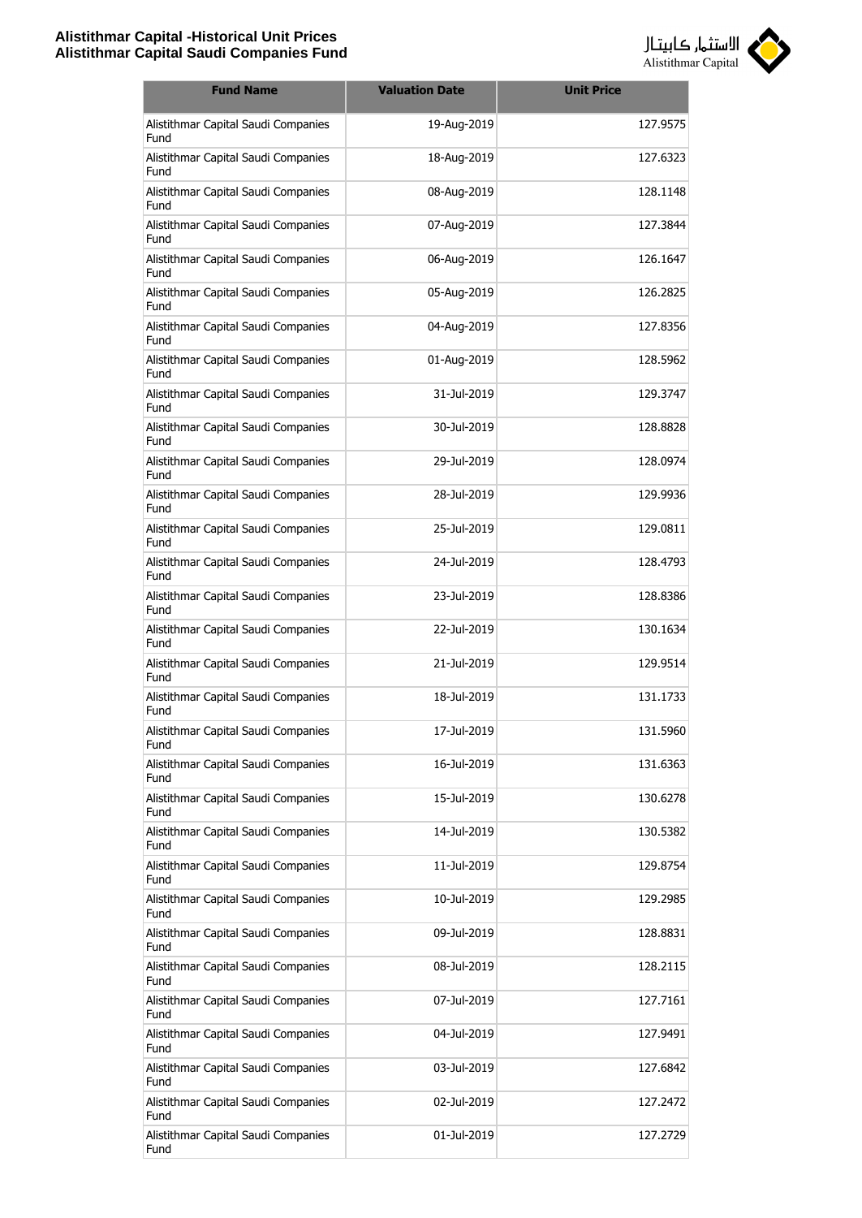| Fund Name | Valuation Date | Unit Price |
|---|---|---|
| Alistithmar Capital Saudi Companies Fund | 19-Aug-2019 | 127.9575 |
| Alistithmar Capital Saudi Companies Fund | 18-Aug-2019 | 127.6323 |
| Alistithmar Capital Saudi Companies Fund | 08-Aug-2019 | 128.1148 |
| Alistithmar Capital Saudi Companies Fund | 07-Aug-2019 | 127.3844 |
| Alistithmar Capital Saudi Companies Fund | 06-Aug-2019 | 126.1647 |
| Alistithmar Capital Saudi Companies Fund | 05-Aug-2019 | 126.2825 |
| Alistithmar Capital Saudi Companies Fund | 04-Aug-2019 | 127.8356 |
| Alistithmar Capital Saudi Companies Fund | 01-Aug-2019 | 128.5962 |
| Alistithmar Capital Saudi Companies Fund | 31-Jul-2019 | 129.3747 |
| Alistithmar Capital Saudi Companies Fund | 30-Jul-2019 | 128.8828 |
| Alistithmar Capital Saudi Companies Fund | 29-Jul-2019 | 128.0974 |
| Alistithmar Capital Saudi Companies Fund | 28-Jul-2019 | 129.9936 |
| Alistithmar Capital Saudi Companies Fund | 25-Jul-2019 | 129.0811 |
| Alistithmar Capital Saudi Companies Fund | 24-Jul-2019 | 128.4793 |
| Alistithmar Capital Saudi Companies Fund | 23-Jul-2019 | 128.8386 |
| Alistithmar Capital Saudi Companies Fund | 22-Jul-2019 | 130.1634 |
| Alistithmar Capital Saudi Companies Fund | 21-Jul-2019 | 129.9514 |
| Alistithmar Capital Saudi Companies Fund | 18-Jul-2019 | 131.1733 |
| Alistithmar Capital Saudi Companies Fund | 17-Jul-2019 | 131.5960 |
| Alistithmar Capital Saudi Companies Fund | 16-Jul-2019 | 131.6363 |
| Alistithmar Capital Saudi Companies Fund | 15-Jul-2019 | 130.6278 |
| Alistithmar Capital Saudi Companies Fund | 14-Jul-2019 | 130.5382 |
| Alistithmar Capital Saudi Companies Fund | 11-Jul-2019 | 129.8754 |
| Alistithmar Capital Saudi Companies Fund | 10-Jul-2019 | 129.2985 |
| Alistithmar Capital Saudi Companies Fund | 09-Jul-2019 | 128.8831 |
| Alistithmar Capital Saudi Companies Fund | 08-Jul-2019 | 128.2115 |
| Alistithmar Capital Saudi Companies Fund | 07-Jul-2019 | 127.7161 |
| Alistithmar Capital Saudi Companies Fund | 04-Jul-2019 | 127.9491 |
| Alistithmar Capital Saudi Companies Fund | 03-Jul-2019 | 127.6842 |
| Alistithmar Capital Saudi Companies Fund | 02-Jul-2019 | 127.2472 |
| Alistithmar Capital Saudi Companies Fund | 01-Jul-2019 | 127.2729 |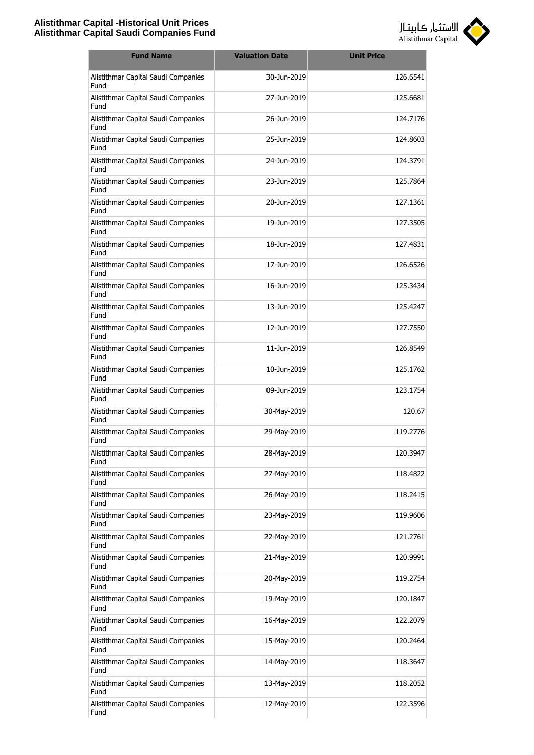| Fund Name | Valuation Date | Unit Price |
| --- | --- | --- |
| Alistithmar Capital Saudi Companies Fund | 30-Jun-2019 | 126.6541 |
| Alistithmar Capital Saudi Companies Fund | 27-Jun-2019 | 125.6681 |
| Alistithmar Capital Saudi Companies Fund | 26-Jun-2019 | 124.7176 |
| Alistithmar Capital Saudi Companies Fund | 25-Jun-2019 | 124.8603 |
| Alistithmar Capital Saudi Companies Fund | 24-Jun-2019 | 124.3791 |
| Alistithmar Capital Saudi Companies Fund | 23-Jun-2019 | 125.7864 |
| Alistithmar Capital Saudi Companies Fund | 20-Jun-2019 | 127.1361 |
| Alistithmar Capital Saudi Companies Fund | 19-Jun-2019 | 127.3505 |
| Alistithmar Capital Saudi Companies Fund | 18-Jun-2019 | 127.4831 |
| Alistithmar Capital Saudi Companies Fund | 17-Jun-2019 | 126.6526 |
| Alistithmar Capital Saudi Companies Fund | 16-Jun-2019 | 125.3434 |
| Alistithmar Capital Saudi Companies Fund | 13-Jun-2019 | 125.4247 |
| Alistithmar Capital Saudi Companies Fund | 12-Jun-2019 | 127.7550 |
| Alistithmar Capital Saudi Companies Fund | 11-Jun-2019 | 126.8549 |
| Alistithmar Capital Saudi Companies Fund | 10-Jun-2019 | 125.1762 |
| Alistithmar Capital Saudi Companies Fund | 09-Jun-2019 | 123.1754 |
| Alistithmar Capital Saudi Companies Fund | 30-May-2019 | 120.67 |
| Alistithmar Capital Saudi Companies Fund | 29-May-2019 | 119.2776 |
| Alistithmar Capital Saudi Companies Fund | 28-May-2019 | 120.3947 |
| Alistithmar Capital Saudi Companies Fund | 27-May-2019 | 118.4822 |
| Alistithmar Capital Saudi Companies Fund | 26-May-2019 | 118.2415 |
| Alistithmar Capital Saudi Companies Fund | 23-May-2019 | 119.9606 |
| Alistithmar Capital Saudi Companies Fund | 22-May-2019 | 121.2761 |
| Alistithmar Capital Saudi Companies Fund | 21-May-2019 | 120.9991 |
| Alistithmar Capital Saudi Companies Fund | 20-May-2019 | 119.2754 |
| Alistithmar Capital Saudi Companies Fund | 19-May-2019 | 120.1847 |
| Alistithmar Capital Saudi Companies Fund | 16-May-2019 | 122.2079 |
| Alistithmar Capital Saudi Companies Fund | 15-May-2019 | 120.2464 |
| Alistithmar Capital Saudi Companies Fund | 14-May-2019 | 118.3647 |
| Alistithmar Capital Saudi Companies Fund | 13-May-2019 | 118.2052 |
| Alistithmar Capital Saudi Companies Fund | 12-May-2019 | 122.3596 |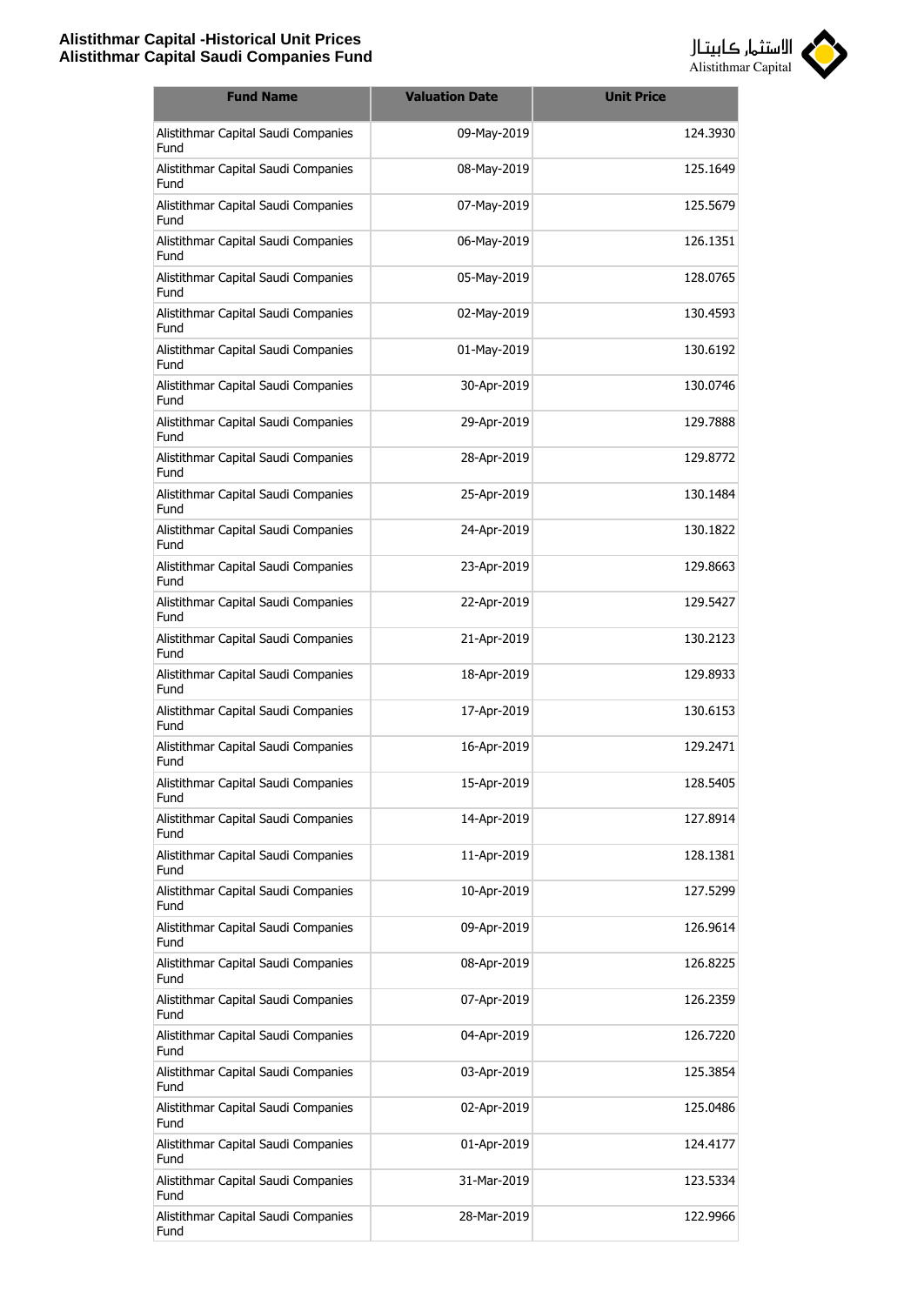| Fund Name | Valuation Date | Unit Price |
|---|---|---|
| Alistithmar Capital Saudi Companies Fund | 09-May-2019 | 124.3930 |
| Alistithmar Capital Saudi Companies Fund | 08-May-2019 | 125.1649 |
| Alistithmar Capital Saudi Companies Fund | 07-May-2019 | 125.5679 |
| Alistithmar Capital Saudi Companies Fund | 06-May-2019 | 126.1351 |
| Alistithmar Capital Saudi Companies Fund | 05-May-2019 | 128.0765 |
| Alistithmar Capital Saudi Companies Fund | 02-May-2019 | 130.4593 |
| Alistithmar Capital Saudi Companies Fund | 01-May-2019 | 130.6192 |
| Alistithmar Capital Saudi Companies Fund | 30-Apr-2019 | 130.0746 |
| Alistithmar Capital Saudi Companies Fund | 29-Apr-2019 | 129.7888 |
| Alistithmar Capital Saudi Companies Fund | 28-Apr-2019 | 129.8772 |
| Alistithmar Capital Saudi Companies Fund | 25-Apr-2019 | 130.1484 |
| Alistithmar Capital Saudi Companies Fund | 24-Apr-2019 | 130.1822 |
| Alistithmar Capital Saudi Companies Fund | 23-Apr-2019 | 129.8663 |
| Alistithmar Capital Saudi Companies Fund | 22-Apr-2019 | 129.5427 |
| Alistithmar Capital Saudi Companies Fund | 21-Apr-2019 | 130.2123 |
| Alistithmar Capital Saudi Companies Fund | 18-Apr-2019 | 129.8933 |
| Alistithmar Capital Saudi Companies Fund | 17-Apr-2019 | 130.6153 |
| Alistithmar Capital Saudi Companies Fund | 16-Apr-2019 | 129.2471 |
| Alistithmar Capital Saudi Companies Fund | 15-Apr-2019 | 128.5405 |
| Alistithmar Capital Saudi Companies Fund | 14-Apr-2019 | 127.8914 |
| Alistithmar Capital Saudi Companies Fund | 11-Apr-2019 | 128.1381 |
| Alistithmar Capital Saudi Companies Fund | 10-Apr-2019 | 127.5299 |
| Alistithmar Capital Saudi Companies Fund | 09-Apr-2019 | 126.9614 |
| Alistithmar Capital Saudi Companies Fund | 08-Apr-2019 | 126.8225 |
| Alistithmar Capital Saudi Companies Fund | 07-Apr-2019 | 126.2359 |
| Alistithmar Capital Saudi Companies Fund | 04-Apr-2019 | 126.7220 |
| Alistithmar Capital Saudi Companies Fund | 03-Apr-2019 | 125.3854 |
| Alistithmar Capital Saudi Companies Fund | 02-Apr-2019 | 125.0486 |
| Alistithmar Capital Saudi Companies Fund | 01-Apr-2019 | 124.4177 |
| Alistithmar Capital Saudi Companies Fund | 31-Mar-2019 | 123.5334 |
| Alistithmar Capital Saudi Companies Fund | 28-Mar-2019 | 122.9966 |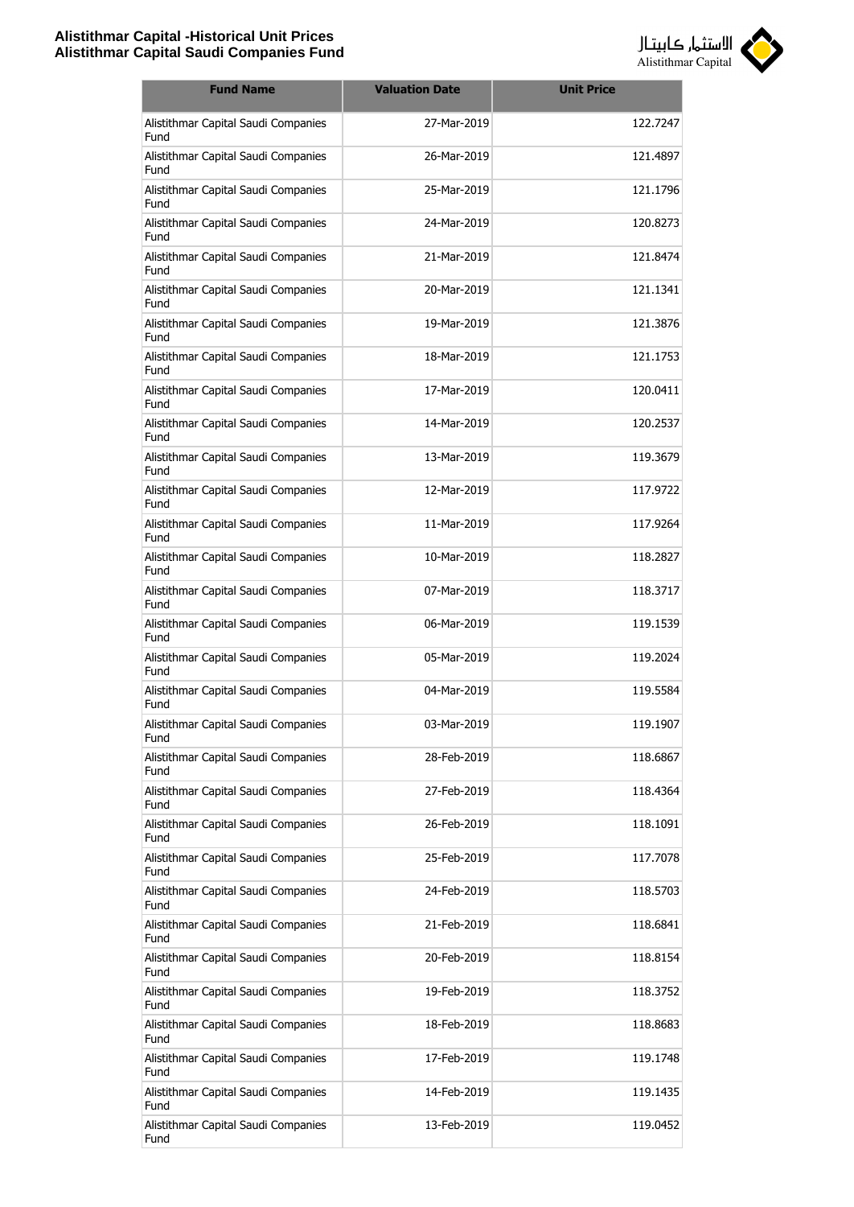| Fund Name | Valuation Date | Unit Price |
|---|---|---|
| Alistithmar Capital Saudi Companies Fund | 27-Mar-2019 | 122.7247 |
| Alistithmar Capital Saudi Companies Fund | 26-Mar-2019 | 121.4897 |
| Alistithmar Capital Saudi Companies Fund | 25-Mar-2019 | 121.1796 |
| Alistithmar Capital Saudi Companies Fund | 24-Mar-2019 | 120.8273 |
| Alistithmar Capital Saudi Companies Fund | 21-Mar-2019 | 121.8474 |
| Alistithmar Capital Saudi Companies Fund | 20-Mar-2019 | 121.1341 |
| Alistithmar Capital Saudi Companies Fund | 19-Mar-2019 | 121.3876 |
| Alistithmar Capital Saudi Companies Fund | 18-Mar-2019 | 121.1753 |
| Alistithmar Capital Saudi Companies Fund | 17-Mar-2019 | 120.0411 |
| Alistithmar Capital Saudi Companies Fund | 14-Mar-2019 | 120.2537 |
| Alistithmar Capital Saudi Companies Fund | 13-Mar-2019 | 119.3679 |
| Alistithmar Capital Saudi Companies Fund | 12-Mar-2019 | 117.9722 |
| Alistithmar Capital Saudi Companies Fund | 11-Mar-2019 | 117.9264 |
| Alistithmar Capital Saudi Companies Fund | 10-Mar-2019 | 118.2827 |
| Alistithmar Capital Saudi Companies Fund | 07-Mar-2019 | 118.3717 |
| Alistithmar Capital Saudi Companies Fund | 06-Mar-2019 | 119.1539 |
| Alistithmar Capital Saudi Companies Fund | 05-Mar-2019 | 119.2024 |
| Alistithmar Capital Saudi Companies Fund | 04-Mar-2019 | 119.5584 |
| Alistithmar Capital Saudi Companies Fund | 03-Mar-2019 | 119.1907 |
| Alistithmar Capital Saudi Companies Fund | 28-Feb-2019 | 118.6867 |
| Alistithmar Capital Saudi Companies Fund | 27-Feb-2019 | 118.4364 |
| Alistithmar Capital Saudi Companies Fund | 26-Feb-2019 | 118.1091 |
| Alistithmar Capital Saudi Companies Fund | 25-Feb-2019 | 117.7078 |
| Alistithmar Capital Saudi Companies Fund | 24-Feb-2019 | 118.5703 |
| Alistithmar Capital Saudi Companies Fund | 21-Feb-2019 | 118.6841 |
| Alistithmar Capital Saudi Companies Fund | 20-Feb-2019 | 118.8154 |
| Alistithmar Capital Saudi Companies Fund | 19-Feb-2019 | 118.3752 |
| Alistithmar Capital Saudi Companies Fund | 18-Feb-2019 | 118.8683 |
| Alistithmar Capital Saudi Companies Fund | 17-Feb-2019 | 119.1748 |
| Alistithmar Capital Saudi Companies Fund | 14-Feb-2019 | 119.1435 |
| Alistithmar Capital Saudi Companies Fund | 13-Feb-2019 | 119.0452 |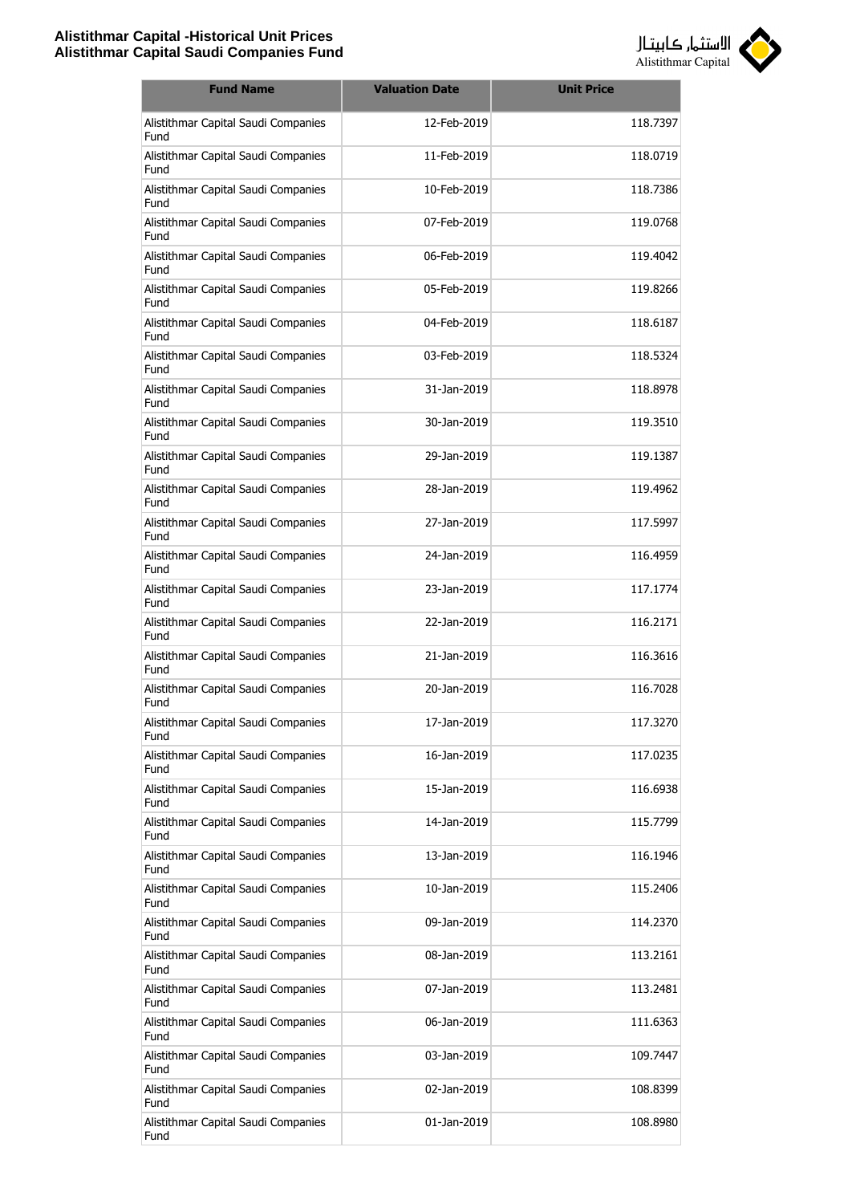| Fund Name | Valuation Date | Unit Price |
|---|---|---|
| Alistithmar Capital Saudi Companies Fund | 12-Feb-2019 | 118.7397 |
| Alistithmar Capital Saudi Companies Fund | 11-Feb-2019 | 118.0719 |
| Alistithmar Capital Saudi Companies Fund | 10-Feb-2019 | 118.7386 |
| Alistithmar Capital Saudi Companies Fund | 07-Feb-2019 | 119.0768 |
| Alistithmar Capital Saudi Companies Fund | 06-Feb-2019 | 119.4042 |
| Alistithmar Capital Saudi Companies Fund | 05-Feb-2019 | 119.8266 |
| Alistithmar Capital Saudi Companies Fund | 04-Feb-2019 | 118.6187 |
| Alistithmar Capital Saudi Companies Fund | 03-Feb-2019 | 118.5324 |
| Alistithmar Capital Saudi Companies Fund | 31-Jan-2019 | 118.8978 |
| Alistithmar Capital Saudi Companies Fund | 30-Jan-2019 | 119.3510 |
| Alistithmar Capital Saudi Companies Fund | 29-Jan-2019 | 119.1387 |
| Alistithmar Capital Saudi Companies Fund | 28-Jan-2019 | 119.4962 |
| Alistithmar Capital Saudi Companies Fund | 27-Jan-2019 | 117.5997 |
| Alistithmar Capital Saudi Companies Fund | 24-Jan-2019 | 116.4959 |
| Alistithmar Capital Saudi Companies Fund | 23-Jan-2019 | 117.1774 |
| Alistithmar Capital Saudi Companies Fund | 22-Jan-2019 | 116.2171 |
| Alistithmar Capital Saudi Companies Fund | 21-Jan-2019 | 116.3616 |
| Alistithmar Capital Saudi Companies Fund | 20-Jan-2019 | 116.7028 |
| Alistithmar Capital Saudi Companies Fund | 17-Jan-2019 | 117.3270 |
| Alistithmar Capital Saudi Companies Fund | 16-Jan-2019 | 117.0235 |
| Alistithmar Capital Saudi Companies Fund | 15-Jan-2019 | 116.6938 |
| Alistithmar Capital Saudi Companies Fund | 14-Jan-2019 | 115.7799 |
| Alistithmar Capital Saudi Companies Fund | 13-Jan-2019 | 116.1946 |
| Alistithmar Capital Saudi Companies Fund | 10-Jan-2019 | 115.2406 |
| Alistithmar Capital Saudi Companies Fund | 09-Jan-2019 | 114.2370 |
| Alistithmar Capital Saudi Companies Fund | 08-Jan-2019 | 113.2161 |
| Alistithmar Capital Saudi Companies Fund | 07-Jan-2019 | 113.2481 |
| Alistithmar Capital Saudi Companies Fund | 06-Jan-2019 | 111.6363 |
| Alistithmar Capital Saudi Companies Fund | 03-Jan-2019 | 109.7447 |
| Alistithmar Capital Saudi Companies Fund | 02-Jan-2019 | 108.8399 |
| Alistithmar Capital Saudi Companies Fund | 01-Jan-2019 | 108.8980 |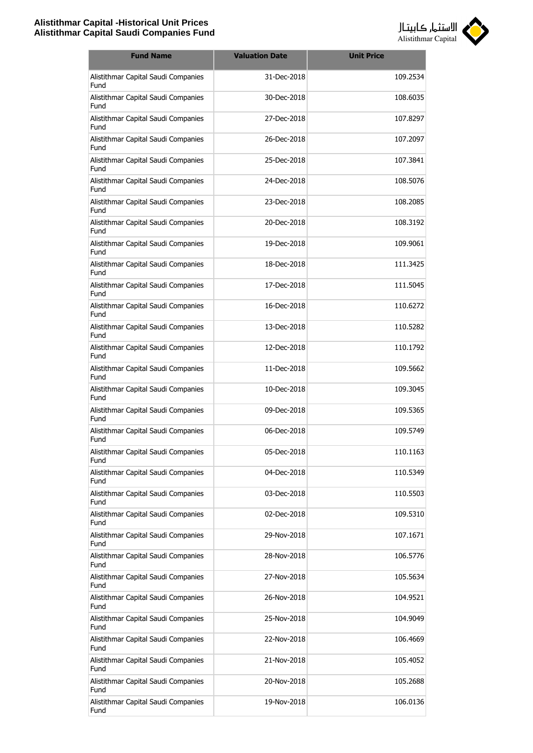# Alistithmar Capital -Historical Unit Prices
## Alistithmar Capital Saudi Companies Fund

| Fund Name | Valuation Date | Unit Price |
|---|---|---|
| Alistithmar Capital Saudi Companies Fund | 31-Dec-2018 | 109.2534 |
| Alistithmar Capital Saudi Companies Fund | 30-Dec-2018 | 108.6035 |
| Alistithmar Capital Saudi Companies Fund | 27-Dec-2018 | 107.8297 |
| Alistithmar Capital Saudi Companies Fund | 26-Dec-2018 | 107.2097 |
| Alistithmar Capital Saudi Companies Fund | 25-Dec-2018 | 107.3841 |
| Alistithmar Capital Saudi Companies Fund | 24-Dec-2018 | 108.5076 |
| Alistithmar Capital Saudi Companies Fund | 23-Dec-2018 | 108.2085 |
| Alistithmar Capital Saudi Companies Fund | 20-Dec-2018 | 108.3192 |
| Alistithmar Capital Saudi Companies Fund | 19-Dec-2018 | 109.9061 |
| Alistithmar Capital Saudi Companies Fund | 18-Dec-2018 | 111.3425 |
| Alistithmar Capital Saudi Companies Fund | 17-Dec-2018 | 111.5045 |
| Alistithmar Capital Saudi Companies Fund | 16-Dec-2018 | 110.6272 |
| Alistithmar Capital Saudi Companies Fund | 13-Dec-2018 | 110.5282 |
| Alistithmar Capital Saudi Companies Fund | 12-Dec-2018 | 110.1792 |
| Alistithmar Capital Saudi Companies Fund | 11-Dec-2018 | 109.5662 |
| Alistithmar Capital Saudi Companies Fund | 10-Dec-2018 | 109.3045 |
| Alistithmar Capital Saudi Companies Fund | 09-Dec-2018 | 109.5365 |
| Alistithmar Capital Saudi Companies Fund | 06-Dec-2018 | 109.5749 |
| Alistithmar Capital Saudi Companies Fund | 05-Dec-2018 | 110.1163 |
| Alistithmar Capital Saudi Companies Fund | 04-Dec-2018 | 110.5349 |
| Alistithmar Capital Saudi Companies Fund | 03-Dec-2018 | 110.5503 |
| Alistithmar Capital Saudi Companies Fund | 02-Dec-2018 | 109.5310 |
| Alistithmar Capital Saudi Companies Fund | 29-Nov-2018 | 107.1671 |
| Alistithmar Capital Saudi Companies Fund | 28-Nov-2018 | 106.5776 |
| Alistithmar Capital Saudi Companies Fund | 27-Nov-2018 | 105.5634 |
| Alistithmar Capital Saudi Companies Fund | 26-Nov-2018 | 104.9521 |
| Alistithmar Capital Saudi Companies Fund | 25-Nov-2018 | 104.9049 |
| Alistithmar Capital Saudi Companies Fund | 22-Nov-2018 | 106.4669 |
| Alistithmar Capital Saudi Companies Fund | 21-Nov-2018 | 105.4052 |
| Alistithmar Capital Saudi Companies Fund | 20-Nov-2018 | 105.2688 |
| Alistithmar Capital Saudi Companies Fund | 19-Nov-2018 | 106.0136 |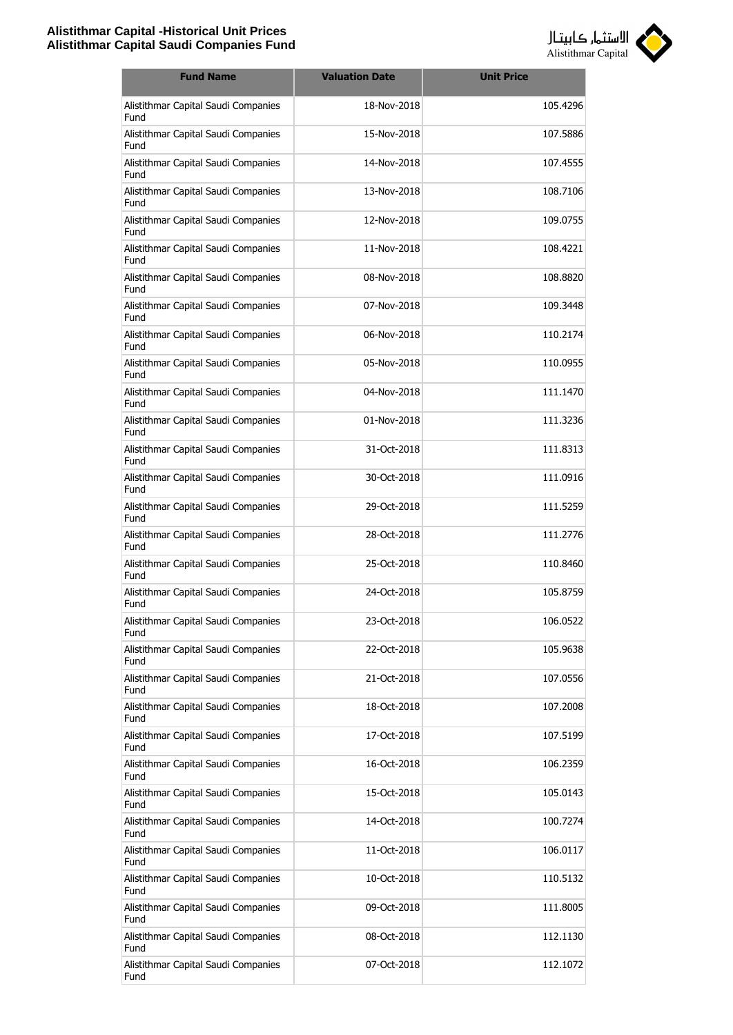| Fund Name | Valuation Date | Unit Price |
|---|---|---|
| Alistithmar Capital Saudi Companies Fund | 18-Nov-2018 | 105.4296 |
| Alistithmar Capital Saudi Companies Fund | 15-Nov-2018 | 107.5886 |
| Alistithmar Capital Saudi Companies Fund | 14-Nov-2018 | 107.4555 |
| Alistithmar Capital Saudi Companies Fund | 13-Nov-2018 | 108.7106 |
| Alistithmar Capital Saudi Companies Fund | 12-Nov-2018 | 109.0755 |
| Alistithmar Capital Saudi Companies Fund | 11-Nov-2018 | 108.4221 |
| Alistithmar Capital Saudi Companies Fund | 08-Nov-2018 | 108.8820 |
| Alistithmar Capital Saudi Companies Fund | 07-Nov-2018 | 109.3448 |
| Alistithmar Capital Saudi Companies Fund | 06-Nov-2018 | 110.2174 |
| Alistithmar Capital Saudi Companies Fund | 05-Nov-2018 | 110.0955 |
| Alistithmar Capital Saudi Companies Fund | 04-Nov-2018 | 111.1470 |
| Alistithmar Capital Saudi Companies Fund | 01-Nov-2018 | 111.3236 |
| Alistithmar Capital Saudi Companies Fund | 31-Oct-2018 | 111.8313 |
| Alistithmar Capital Saudi Companies Fund | 30-Oct-2018 | 111.0916 |
| Alistithmar Capital Saudi Companies Fund | 29-Oct-2018 | 111.5259 |
| Alistithmar Capital Saudi Companies Fund | 28-Oct-2018 | 111.2776 |
| Alistithmar Capital Saudi Companies Fund | 25-Oct-2018 | 110.8460 |
| Alistithmar Capital Saudi Companies Fund | 24-Oct-2018 | 105.8759 |
| Alistithmar Capital Saudi Companies Fund | 23-Oct-2018 | 106.0522 |
| Alistithmar Capital Saudi Companies Fund | 22-Oct-2018 | 105.9638 |
| Alistithmar Capital Saudi Companies Fund | 21-Oct-2018 | 107.0556 |
| Alistithmar Capital Saudi Companies Fund | 18-Oct-2018 | 107.2008 |
| Alistithmar Capital Saudi Companies Fund | 17-Oct-2018 | 107.5199 |
| Alistithmar Capital Saudi Companies Fund | 16-Oct-2018 | 106.2359 |
| Alistithmar Capital Saudi Companies Fund | 15-Oct-2018 | 105.0143 |
| Alistithmar Capital Saudi Companies Fund | 14-Oct-2018 | 100.7274 |
| Alistithmar Capital Saudi Companies Fund | 11-Oct-2018 | 106.0117 |
| Alistithmar Capital Saudi Companies Fund | 10-Oct-2018 | 110.5132 |
| Alistithmar Capital Saudi Companies Fund | 09-Oct-2018 | 111.8005 |
| Alistithmar Capital Saudi Companies Fund | 08-Oct-2018 | 112.1130 |
| Alistithmar Capital Saudi Companies Fund | 07-Oct-2018 | 112.1072 |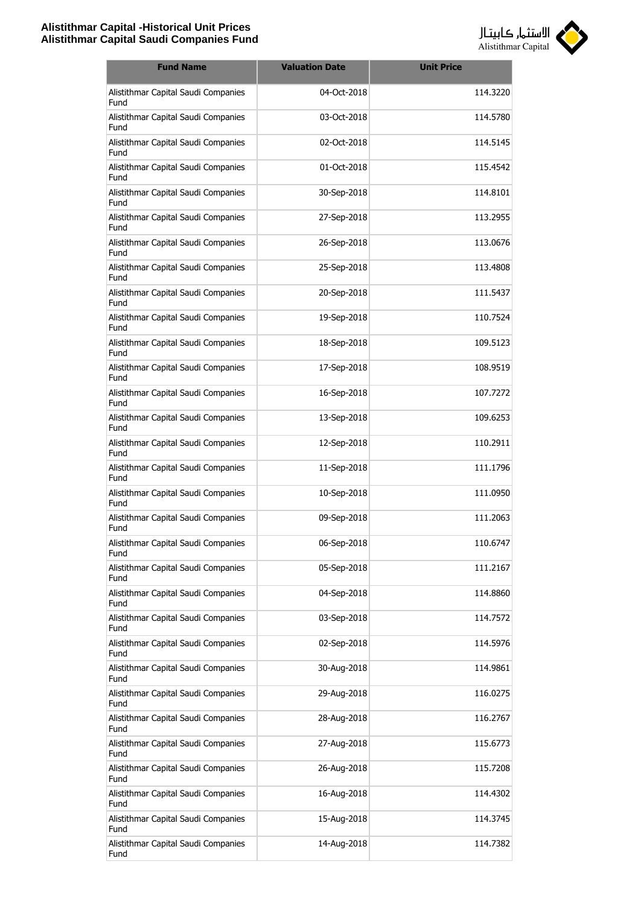| Fund Name | Valuation Date | Unit Price |
|---|---|---|
| Alistithmar Capital Saudi Companies Fund | 04-Oct-2018 | 114.3220 |
| Alistithmar Capital Saudi Companies Fund | 03-Oct-2018 | 114.5780 |
| Alistithmar Capital Saudi Companies Fund | 02-Oct-2018 | 114.5145 |
| Alistithmar Capital Saudi Companies Fund | 01-Oct-2018 | 115.4542 |
| Alistithmar Capital Saudi Companies Fund | 30-Sep-2018 | 114.8101 |
| Alistithmar Capital Saudi Companies Fund | 27-Sep-2018 | 113.2955 |
| Alistithmar Capital Saudi Companies Fund | 26-Sep-2018 | 113.0676 |
| Alistithmar Capital Saudi Companies Fund | 25-Sep-2018 | 113.4808 |
| Alistithmar Capital Saudi Companies Fund | 20-Sep-2018 | 111.5437 |
| Alistithmar Capital Saudi Companies Fund | 19-Sep-2018 | 110.7524 |
| Alistithmar Capital Saudi Companies Fund | 18-Sep-2018 | 109.5123 |
| Alistithmar Capital Saudi Companies Fund | 17-Sep-2018 | 108.9519 |
| Alistithmar Capital Saudi Companies Fund | 16-Sep-2018 | 107.7272 |
| Alistithmar Capital Saudi Companies Fund | 13-Sep-2018 | 109.6253 |
| Alistithmar Capital Saudi Companies Fund | 12-Sep-2018 | 110.2911 |
| Alistithmar Capital Saudi Companies Fund | 11-Sep-2018 | 111.1796 |
| Alistithmar Capital Saudi Companies Fund | 10-Sep-2018 | 111.0950 |
| Alistithmar Capital Saudi Companies Fund | 09-Sep-2018 | 111.2063 |
| Alistithmar Capital Saudi Companies Fund | 06-Sep-2018 | 110.6747 |
| Alistithmar Capital Saudi Companies Fund | 05-Sep-2018 | 111.2167 |
| Alistithmar Capital Saudi Companies Fund | 04-Sep-2018 | 114.8860 |
| Alistithmar Capital Saudi Companies Fund | 03-Sep-2018 | 114.7572 |
| Alistithmar Capital Saudi Companies Fund | 02-Sep-2018 | 114.5976 |
| Alistithmar Capital Saudi Companies Fund | 30-Aug-2018 | 114.9861 |
| Alistithmar Capital Saudi Companies Fund | 29-Aug-2018 | 116.0275 |
| Alistithmar Capital Saudi Companies Fund | 28-Aug-2018 | 116.2767 |
| Alistithmar Capital Saudi Companies Fund | 27-Aug-2018 | 115.6773 |
| Alistithmar Capital Saudi Companies Fund | 26-Aug-2018 | 115.7208 |
| Alistithmar Capital Saudi Companies Fund | 16-Aug-2018 | 114.4302 |
| Alistithmar Capital Saudi Companies Fund | 15-Aug-2018 | 114.3745 |
| Alistithmar Capital Saudi Companies Fund | 14-Aug-2018 | 114.7382 |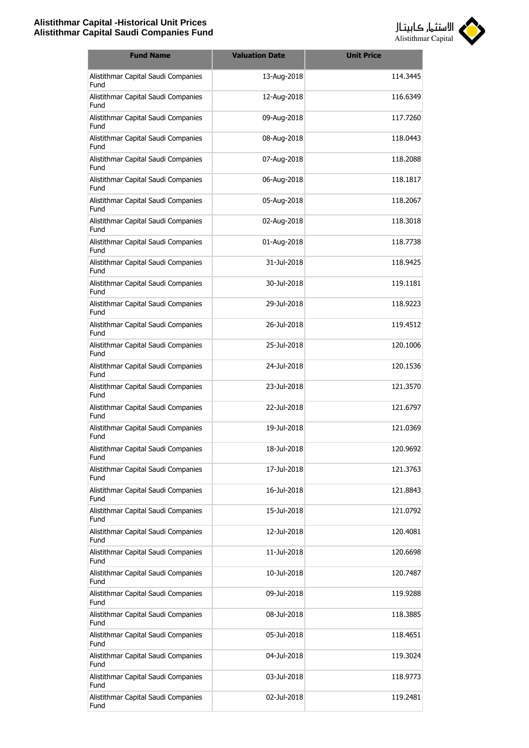| Fund Name | Valuation Date | Unit Price |
| --- | --- | --- |
| Alistithmar Capital Saudi Companies Fund | 13-Aug-2018 | 114.3445 |
| Alistithmar Capital Saudi Companies Fund | 12-Aug-2018 | 116.6349 |
| Alistithmar Capital Saudi Companies Fund | 09-Aug-2018 | 117.7260 |
| Alistithmar Capital Saudi Companies Fund | 08-Aug-2018 | 118.0443 |
| Alistithmar Capital Saudi Companies Fund | 07-Aug-2018 | 118.2088 |
| Alistithmar Capital Saudi Companies Fund | 06-Aug-2018 | 118.1817 |
| Alistithmar Capital Saudi Companies Fund | 05-Aug-2018 | 118.2067 |
| Alistithmar Capital Saudi Companies Fund | 02-Aug-2018 | 118.3018 |
| Alistithmar Capital Saudi Companies Fund | 01-Aug-2018 | 118.7738 |
| Alistithmar Capital Saudi Companies Fund | 31-Jul-2018 | 118.9425 |
| Alistithmar Capital Saudi Companies Fund | 30-Jul-2018 | 119.1181 |
| Alistithmar Capital Saudi Companies Fund | 29-Jul-2018 | 118.9223 |
| Alistithmar Capital Saudi Companies Fund | 26-Jul-2018 | 119.4512 |
| Alistithmar Capital Saudi Companies Fund | 25-Jul-2018 | 120.1006 |
| Alistithmar Capital Saudi Companies Fund | 24-Jul-2018 | 120.1536 |
| Alistithmar Capital Saudi Companies Fund | 23-Jul-2018 | 121.3570 |
| Alistithmar Capital Saudi Companies Fund | 22-Jul-2018 | 121.6797 |
| Alistithmar Capital Saudi Companies Fund | 19-Jul-2018 | 121.0369 |
| Alistithmar Capital Saudi Companies Fund | 18-Jul-2018 | 120.9692 |
| Alistithmar Capital Saudi Companies Fund | 17-Jul-2018 | 121.3763 |
| Alistithmar Capital Saudi Companies Fund | 16-Jul-2018 | 121.8843 |
| Alistithmar Capital Saudi Companies Fund | 15-Jul-2018 | 121.0792 |
| Alistithmar Capital Saudi Companies Fund | 12-Jul-2018 | 120.4081 |
| Alistithmar Capital Saudi Companies Fund | 11-Jul-2018 | 120.6698 |
| Alistithmar Capital Saudi Companies Fund | 10-Jul-2018 | 120.7487 |
| Alistithmar Capital Saudi Companies Fund | 09-Jul-2018 | 119.9288 |
| Alistithmar Capital Saudi Companies Fund | 08-Jul-2018 | 118.3885 |
| Alistithmar Capital Saudi Companies Fund | 05-Jul-2018 | 118.4651 |
| Alistithmar Capital Saudi Companies Fund | 04-Jul-2018 | 119.3024 |
| Alistithmar Capital Saudi Companies Fund | 03-Jul-2018 | 118.9773 |
| Alistithmar Capital Saudi Companies Fund | 02-Jul-2018 | 119.2481 |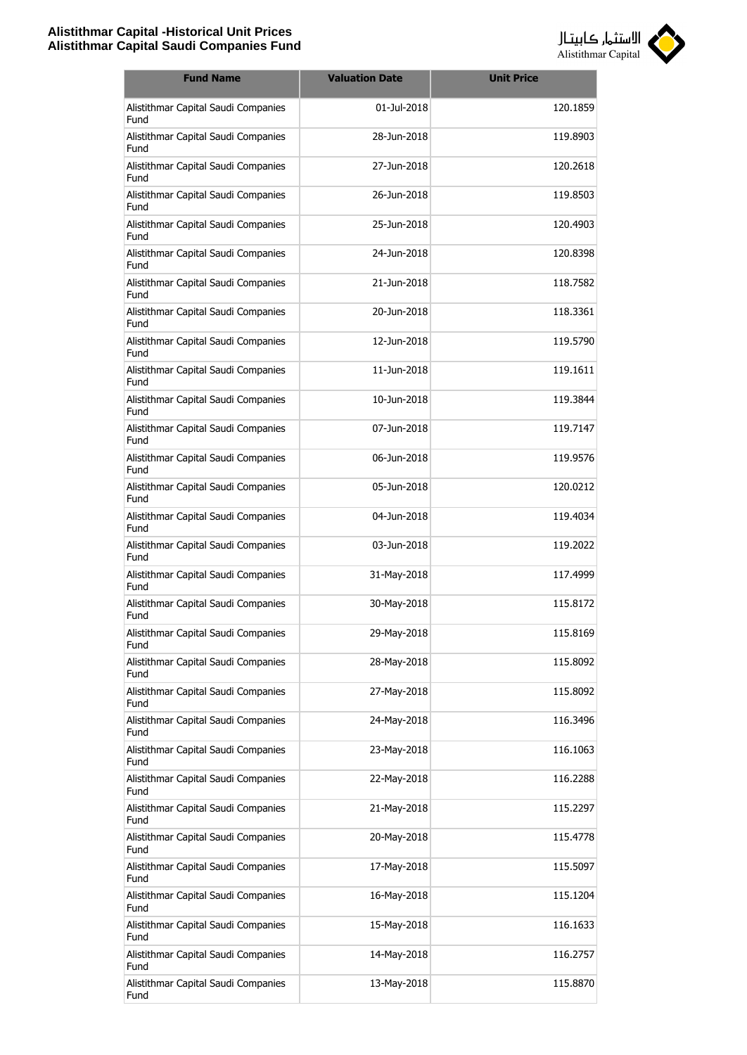| Fund Name | Valuation Date | Unit Price |
|---|---|---|
| Alistithmar Capital Saudi Companies Fund | 01-Jul-2018 | 120.1859 |
| Alistithmar Capital Saudi Companies Fund | 28-Jun-2018 | 119.8903 |
| Alistithmar Capital Saudi Companies Fund | 27-Jun-2018 | 120.2618 |
| Alistithmar Capital Saudi Companies Fund | 26-Jun-2018 | 119.8503 |
| Alistithmar Capital Saudi Companies Fund | 25-Jun-2018 | 120.4903 |
| Alistithmar Capital Saudi Companies Fund | 24-Jun-2018 | 120.8398 |
| Alistithmar Capital Saudi Companies Fund | 21-Jun-2018 | 118.7582 |
| Alistithmar Capital Saudi Companies Fund | 20-Jun-2018 | 118.3361 |
| Alistithmar Capital Saudi Companies Fund | 12-Jun-2018 | 119.5790 |
| Alistithmar Capital Saudi Companies Fund | 11-Jun-2018 | 119.1611 |
| Alistithmar Capital Saudi Companies Fund | 10-Jun-2018 | 119.3844 |
| Alistithmar Capital Saudi Companies Fund | 07-Jun-2018 | 119.7147 |
| Alistithmar Capital Saudi Companies Fund | 06-Jun-2018 | 119.9576 |
| Alistithmar Capital Saudi Companies Fund | 05-Jun-2018 | 120.0212 |
| Alistithmar Capital Saudi Companies Fund | 04-Jun-2018 | 119.4034 |
| Alistithmar Capital Saudi Companies Fund | 03-Jun-2018 | 119.2022 |
| Alistithmar Capital Saudi Companies Fund | 31-May-2018 | 117.4999 |
| Alistithmar Capital Saudi Companies Fund | 30-May-2018 | 115.8172 |
| Alistithmar Capital Saudi Companies Fund | 29-May-2018 | 115.8169 |
| Alistithmar Capital Saudi Companies Fund | 28-May-2018 | 115.8092 |
| Alistithmar Capital Saudi Companies Fund | 27-May-2018 | 115.8092 |
| Alistithmar Capital Saudi Companies Fund | 24-May-2018 | 116.3496 |
| Alistithmar Capital Saudi Companies Fund | 23-May-2018 | 116.1063 |
| Alistithmar Capital Saudi Companies Fund | 22-May-2018 | 116.2288 |
| Alistithmar Capital Saudi Companies Fund | 21-May-2018 | 115.2297 |
| Alistithmar Capital Saudi Companies Fund | 20-May-2018 | 115.4778 |
| Alistithmar Capital Saudi Companies Fund | 17-May-2018 | 115.5097 |
| Alistithmar Capital Saudi Companies Fund | 16-May-2018 | 115.1204 |
| Alistithmar Capital Saudi Companies Fund | 15-May-2018 | 116.1633 |
| Alistithmar Capital Saudi Companies Fund | 14-May-2018 | 116.2757 |
| Alistithmar Capital Saudi Companies Fund | 13-May-2018 | 115.8870 |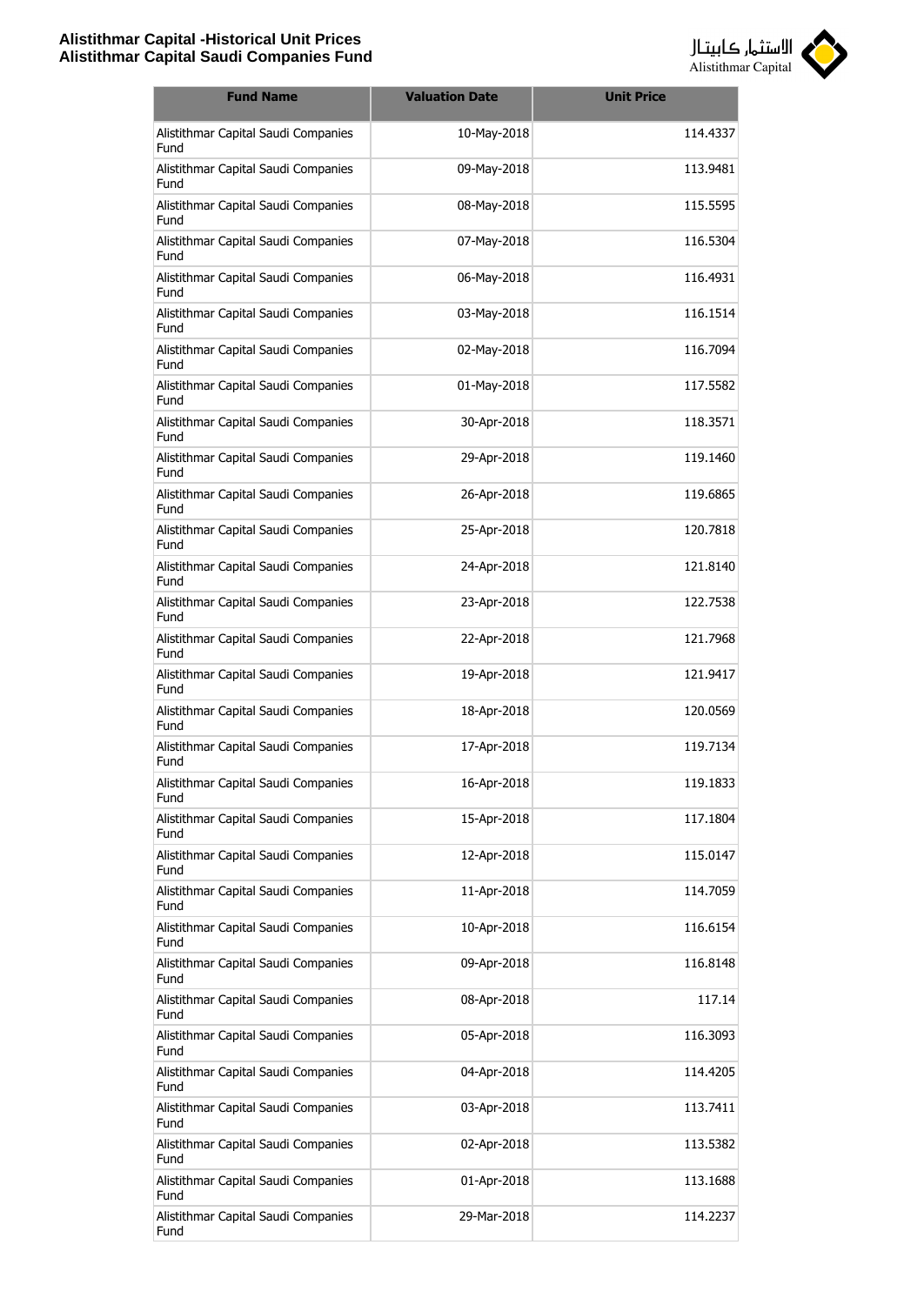# Alistithmar Capital -Historical Unit Prices
## Alistithmar Capital Saudi Companies Fund

| Fund Name | Valuation Date | Unit Price |
|---|---|---|
| Alistithmar Capital Saudi Companies Fund | 10-May-2018 | 114.4337 |
| Alistithmar Capital Saudi Companies Fund | 09-May-2018 | 113.9481 |
| Alistithmar Capital Saudi Companies Fund | 08-May-2018 | 115.5595 |
| Alistithmar Capital Saudi Companies Fund | 07-May-2018 | 116.5304 |
| Alistithmar Capital Saudi Companies Fund | 06-May-2018 | 116.4931 |
| Alistithmar Capital Saudi Companies Fund | 03-May-2018 | 116.1514 |
| Alistithmar Capital Saudi Companies Fund | 02-May-2018 | 116.7094 |
| Alistithmar Capital Saudi Companies Fund | 01-May-2018 | 117.5582 |
| Alistithmar Capital Saudi Companies Fund | 30-Apr-2018 | 118.3571 |
| Alistithmar Capital Saudi Companies Fund | 29-Apr-2018 | 119.1460 |
| Alistithmar Capital Saudi Companies Fund | 26-Apr-2018 | 119.6865 |
| Alistithmar Capital Saudi Companies Fund | 25-Apr-2018 | 120.7818 |
| Alistithmar Capital Saudi Companies Fund | 24-Apr-2018 | 121.8140 |
| Alistithmar Capital Saudi Companies Fund | 23-Apr-2018 | 122.7538 |
| Alistithmar Capital Saudi Companies Fund | 22-Apr-2018 | 121.7968 |
| Alistithmar Capital Saudi Companies Fund | 19-Apr-2018 | 121.9417 |
| Alistithmar Capital Saudi Companies Fund | 18-Apr-2018 | 120.0569 |
| Alistithmar Capital Saudi Companies Fund | 17-Apr-2018 | 119.7134 |
| Alistithmar Capital Saudi Companies Fund | 16-Apr-2018 | 119.1833 |
| Alistithmar Capital Saudi Companies Fund | 15-Apr-2018 | 117.1804 |
| Alistithmar Capital Saudi Companies Fund | 12-Apr-2018 | 115.0147 |
| Alistithmar Capital Saudi Companies Fund | 11-Apr-2018 | 114.7059 |
| Alistithmar Capital Saudi Companies Fund | 10-Apr-2018 | 116.6154 |
| Alistithmar Capital Saudi Companies Fund | 09-Apr-2018 | 116.8148 |
| Alistithmar Capital Saudi Companies Fund | 08-Apr-2018 | 117.14 |
| Alistithmar Capital Saudi Companies Fund | 05-Apr-2018 | 116.3093 |
| Alistithmar Capital Saudi Companies Fund | 04-Apr-2018 | 114.4205 |
| Alistithmar Capital Saudi Companies Fund | 03-Apr-2018 | 113.7411 |
| Alistithmar Capital Saudi Companies Fund | 02-Apr-2018 | 113.5382 |
| Alistithmar Capital Saudi Companies Fund | 01-Apr-2018 | 113.1688 |
| Alistithmar Capital Saudi Companies Fund | 29-Mar-2018 | 114.2237 |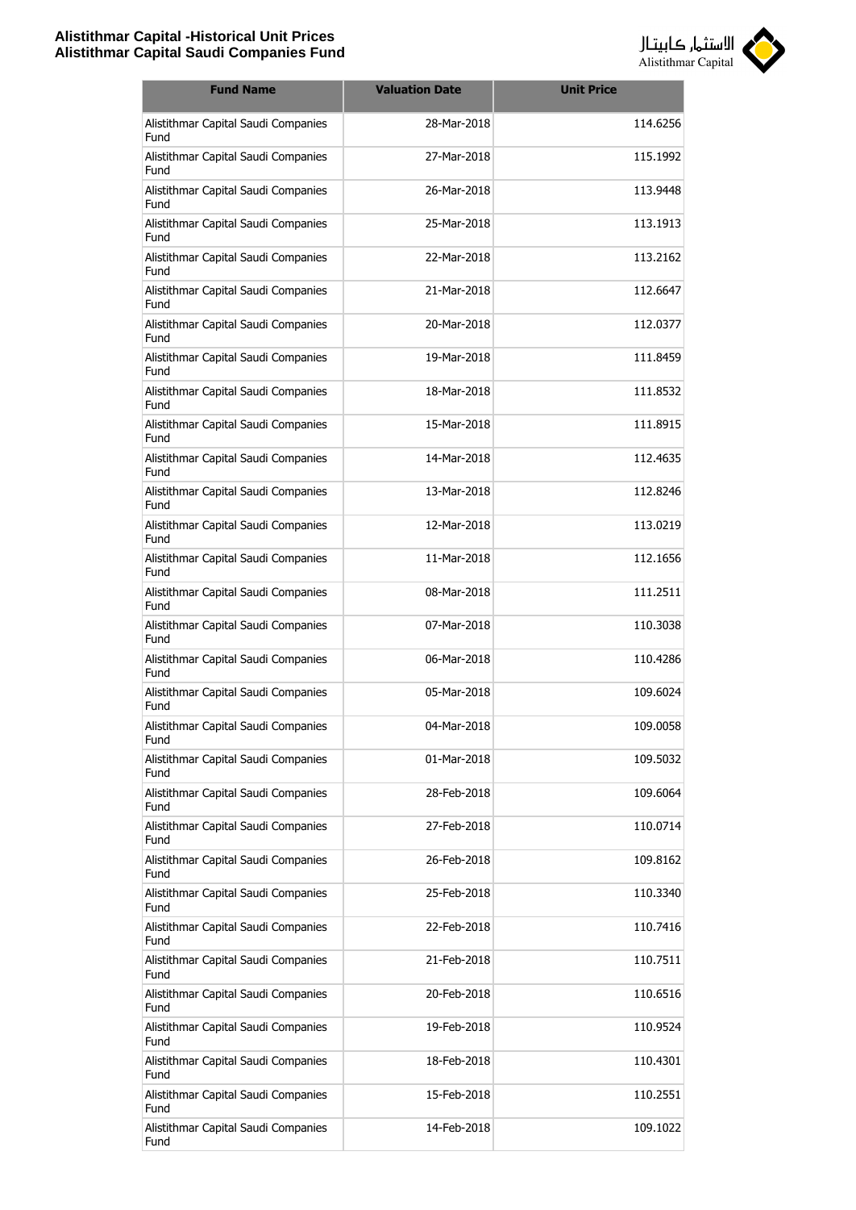| Fund Name | Valuation Date | Unit Price |
|---|---|---|
| Alistithmar Capital Saudi Companies Fund | 28-Mar-2018 | 114.6256 |
| Alistithmar Capital Saudi Companies Fund | 27-Mar-2018 | 115.1992 |
| Alistithmar Capital Saudi Companies Fund | 26-Mar-2018 | 113.9448 |
| Alistithmar Capital Saudi Companies Fund | 25-Mar-2018 | 113.1913 |
| Alistithmar Capital Saudi Companies Fund | 22-Mar-2018 | 113.2162 |
| Alistithmar Capital Saudi Companies Fund | 21-Mar-2018 | 112.6647 |
| Alistithmar Capital Saudi Companies Fund | 20-Mar-2018 | 112.0377 |
| Alistithmar Capital Saudi Companies Fund | 19-Mar-2018 | 111.8459 |
| Alistithmar Capital Saudi Companies Fund | 18-Mar-2018 | 111.8532 |
| Alistithmar Capital Saudi Companies Fund | 15-Mar-2018 | 111.8915 |
| Alistithmar Capital Saudi Companies Fund | 14-Mar-2018 | 112.4635 |
| Alistithmar Capital Saudi Companies Fund | 13-Mar-2018 | 112.8246 |
| Alistithmar Capital Saudi Companies Fund | 12-Mar-2018 | 113.0219 |
| Alistithmar Capital Saudi Companies Fund | 11-Mar-2018 | 112.1656 |
| Alistithmar Capital Saudi Companies Fund | 08-Mar-2018 | 111.2511 |
| Alistithmar Capital Saudi Companies Fund | 07-Mar-2018 | 110.3038 |
| Alistithmar Capital Saudi Companies Fund | 06-Mar-2018 | 110.4286 |
| Alistithmar Capital Saudi Companies Fund | 05-Mar-2018 | 109.6024 |
| Alistithmar Capital Saudi Companies Fund | 04-Mar-2018 | 109.0058 |
| Alistithmar Capital Saudi Companies Fund | 01-Mar-2018 | 109.5032 |
| Alistithmar Capital Saudi Companies Fund | 28-Feb-2018 | 109.6064 |
| Alistithmar Capital Saudi Companies Fund | 27-Feb-2018 | 110.0714 |
| Alistithmar Capital Saudi Companies Fund | 26-Feb-2018 | 109.8162 |
| Alistithmar Capital Saudi Companies Fund | 25-Feb-2018 | 110.3340 |
| Alistithmar Capital Saudi Companies Fund | 22-Feb-2018 | 110.7416 |
| Alistithmar Capital Saudi Companies Fund | 21-Feb-2018 | 110.7511 |
| Alistithmar Capital Saudi Companies Fund | 20-Feb-2018 | 110.6516 |
| Alistithmar Capital Saudi Companies Fund | 19-Feb-2018 | 110.9524 |
| Alistithmar Capital Saudi Companies Fund | 18-Feb-2018 | 110.4301 |
| Alistithmar Capital Saudi Companies Fund | 15-Feb-2018 | 110.2551 |
| Alistithmar Capital Saudi Companies Fund | 14-Feb-2018 | 109.1022 |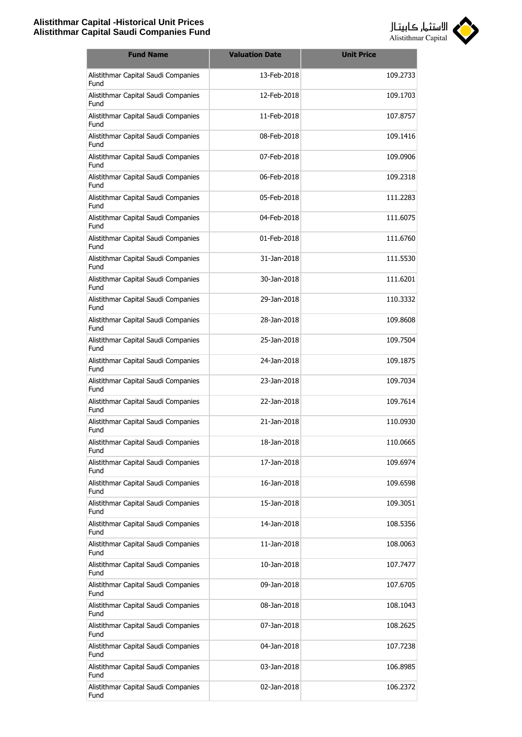| Fund Name | Valuation Date | Unit Price |
|---|---|---|
| Alistithmar Capital Saudi Companies Fund | 13-Feb-2018 | 109.2733 |
| Alistithmar Capital Saudi Companies Fund | 12-Feb-2018 | 109.1703 |
| Alistithmar Capital Saudi Companies Fund | 11-Feb-2018 | 107.8757 |
| Alistithmar Capital Saudi Companies Fund | 08-Feb-2018 | 109.1416 |
| Alistithmar Capital Saudi Companies Fund | 07-Feb-2018 | 109.0906 |
| Alistithmar Capital Saudi Companies Fund | 06-Feb-2018 | 109.2318 |
| Alistithmar Capital Saudi Companies Fund | 05-Feb-2018 | 111.2283 |
| Alistithmar Capital Saudi Companies Fund | 04-Feb-2018 | 111.6075 |
| Alistithmar Capital Saudi Companies Fund | 01-Feb-2018 | 111.6760 |
| Alistithmar Capital Saudi Companies Fund | 31-Jan-2018 | 111.5530 |
| Alistithmar Capital Saudi Companies Fund | 30-Jan-2018 | 111.6201 |
| Alistithmar Capital Saudi Companies Fund | 29-Jan-2018 | 110.3332 |
| Alistithmar Capital Saudi Companies Fund | 28-Jan-2018 | 109.8608 |
| Alistithmar Capital Saudi Companies Fund | 25-Jan-2018 | 109.7504 |
| Alistithmar Capital Saudi Companies Fund | 24-Jan-2018 | 109.1875 |
| Alistithmar Capital Saudi Companies Fund | 23-Jan-2018 | 109.7034 |
| Alistithmar Capital Saudi Companies Fund | 22-Jan-2018 | 109.7614 |
| Alistithmar Capital Saudi Companies Fund | 21-Jan-2018 | 110.0930 |
| Alistithmar Capital Saudi Companies Fund | 18-Jan-2018 | 110.0665 |
| Alistithmar Capital Saudi Companies Fund | 17-Jan-2018 | 109.6974 |
| Alistithmar Capital Saudi Companies Fund | 16-Jan-2018 | 109.6598 |
| Alistithmar Capital Saudi Companies Fund | 15-Jan-2018 | 109.3051 |
| Alistithmar Capital Saudi Companies Fund | 14-Jan-2018 | 108.5356 |
| Alistithmar Capital Saudi Companies Fund | 11-Jan-2018 | 108.0063 |
| Alistithmar Capital Saudi Companies Fund | 10-Jan-2018 | 107.7477 |
| Alistithmar Capital Saudi Companies Fund | 09-Jan-2018 | 107.6705 |
| Alistithmar Capital Saudi Companies Fund | 08-Jan-2018 | 108.1043 |
| Alistithmar Capital Saudi Companies Fund | 07-Jan-2018 | 108.2625 |
| Alistithmar Capital Saudi Companies Fund | 04-Jan-2018 | 107.7238 |
| Alistithmar Capital Saudi Companies Fund | 03-Jan-2018 | 106.8985 |
| Alistithmar Capital Saudi Companies Fund | 02-Jan-2018 | 106.2372 |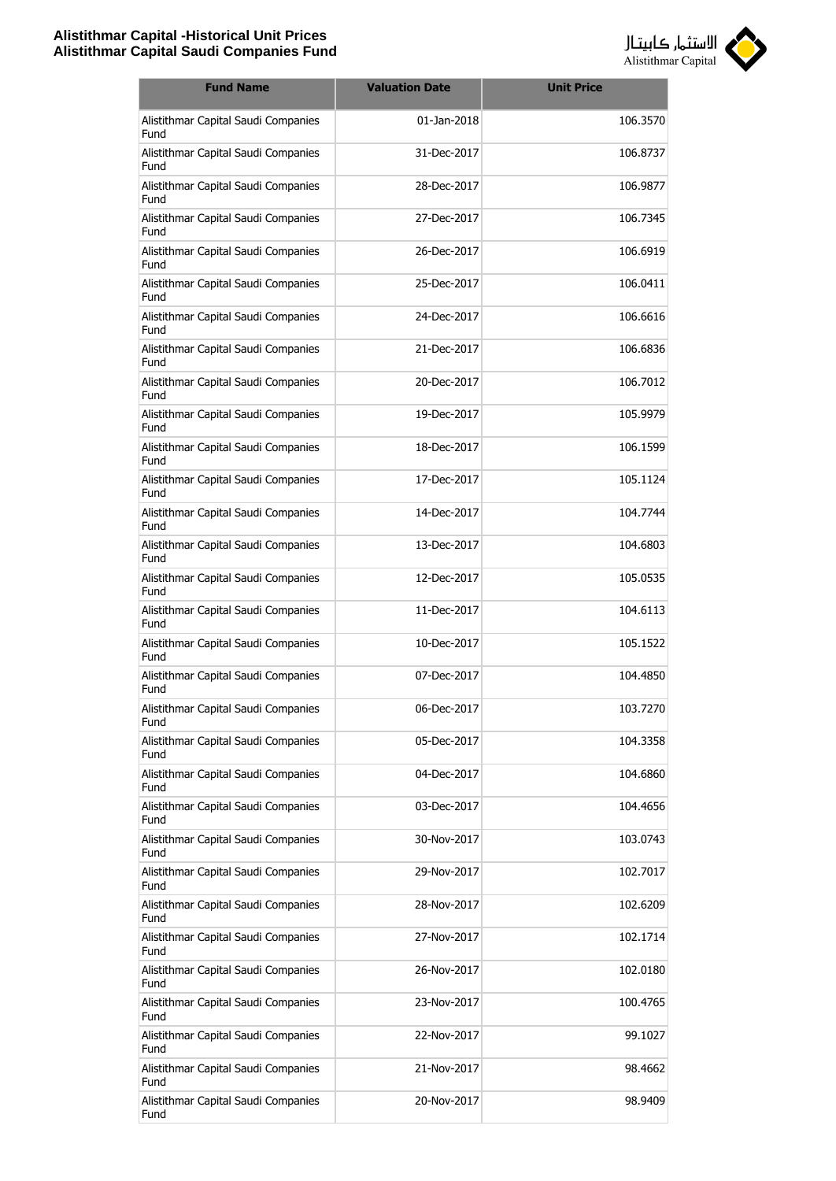| Fund Name | Valuation Date | Unit Price |
|---|---|---|
| Alistithmar Capital Saudi Companies Fund | 01-Jan-2018 | 106.3570 |
| Alistithmar Capital Saudi Companies Fund | 31-Dec-2017 | 106.8737 |
| Alistithmar Capital Saudi Companies Fund | 28-Dec-2017 | 106.9877 |
| Alistithmar Capital Saudi Companies Fund | 27-Dec-2017 | 106.7345 |
| Alistithmar Capital Saudi Companies Fund | 26-Dec-2017 | 106.6919 |
| Alistithmar Capital Saudi Companies Fund | 25-Dec-2017 | 106.0411 |
| Alistithmar Capital Saudi Companies Fund | 24-Dec-2017 | 106.6616 |
| Alistithmar Capital Saudi Companies Fund | 21-Dec-2017 | 106.6836 |
| Alistithmar Capital Saudi Companies Fund | 20-Dec-2017 | 106.7012 |
| Alistithmar Capital Saudi Companies Fund | 19-Dec-2017 | 105.9979 |
| Alistithmar Capital Saudi Companies Fund | 18-Dec-2017 | 106.1599 |
| Alistithmar Capital Saudi Companies Fund | 17-Dec-2017 | 105.1124 |
| Alistithmar Capital Saudi Companies Fund | 14-Dec-2017 | 104.7744 |
| Alistithmar Capital Saudi Companies Fund | 13-Dec-2017 | 104.6803 |
| Alistithmar Capital Saudi Companies Fund | 12-Dec-2017 | 105.0535 |
| Alistithmar Capital Saudi Companies Fund | 11-Dec-2017 | 104.6113 |
| Alistithmar Capital Saudi Companies Fund | 10-Dec-2017 | 105.1522 |
| Alistithmar Capital Saudi Companies Fund | 07-Dec-2017 | 104.4850 |
| Alistithmar Capital Saudi Companies Fund | 06-Dec-2017 | 103.7270 |
| Alistithmar Capital Saudi Companies Fund | 05-Dec-2017 | 104.3358 |
| Alistithmar Capital Saudi Companies Fund | 04-Dec-2017 | 104.6860 |
| Alistithmar Capital Saudi Companies Fund | 03-Dec-2017 | 104.4656 |
| Alistithmar Capital Saudi Companies Fund | 30-Nov-2017 | 103.0743 |
| Alistithmar Capital Saudi Companies Fund | 29-Nov-2017 | 102.7017 |
| Alistithmar Capital Saudi Companies Fund | 28-Nov-2017 | 102.6209 |
| Alistithmar Capital Saudi Companies Fund | 27-Nov-2017 | 102.1714 |
| Alistithmar Capital Saudi Companies Fund | 26-Nov-2017 | 102.0180 |
| Alistithmar Capital Saudi Companies Fund | 23-Nov-2017 | 100.4765 |
| Alistithmar Capital Saudi Companies Fund | 22-Nov-2017 | 99.1027 |
| Alistithmar Capital Saudi Companies Fund | 21-Nov-2017 | 98.4662 |
| Alistithmar Capital Saudi Companies Fund | 20-Nov-2017 | 98.9409 |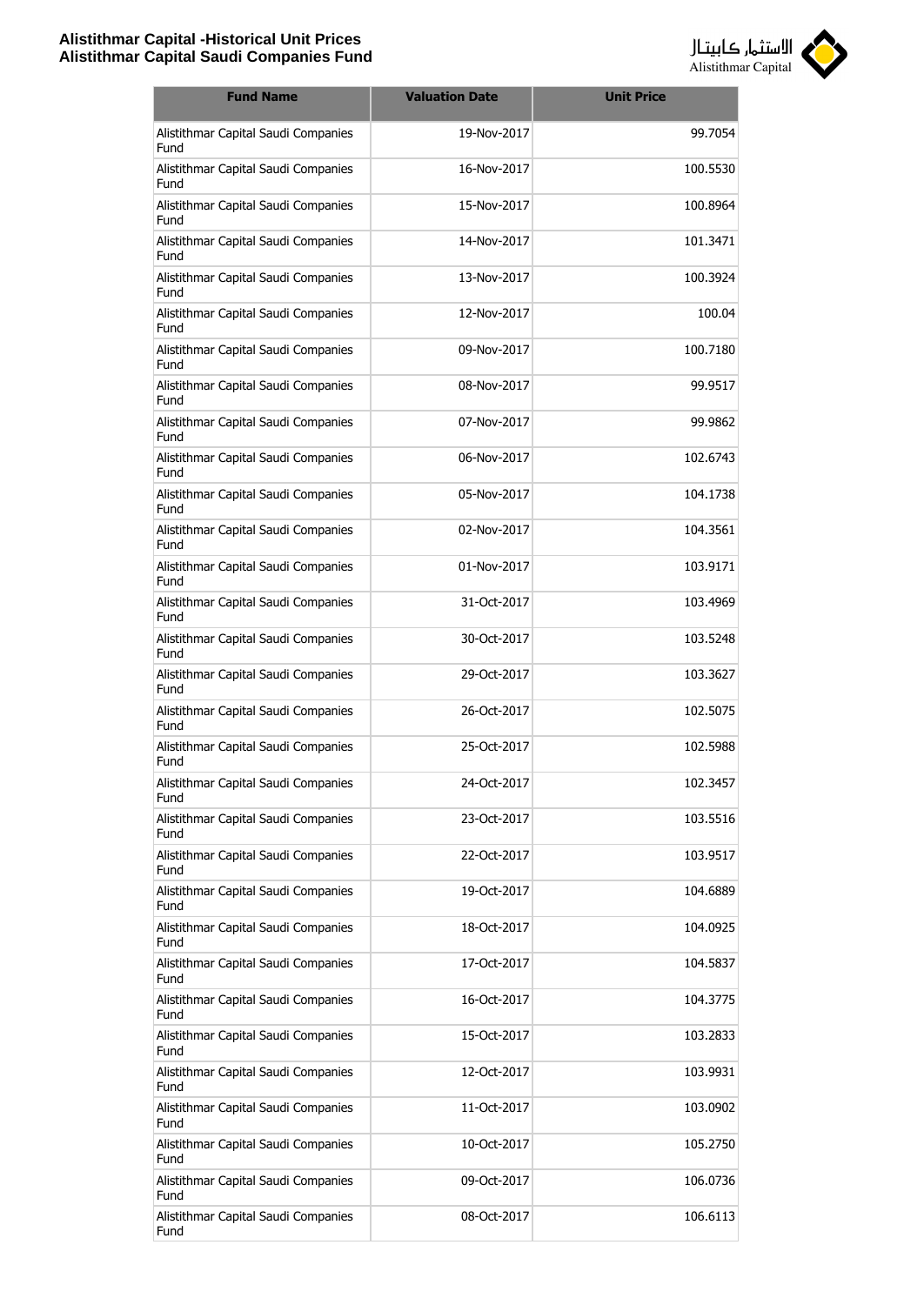| Fund Name | Valuation Date | Unit Price |
|---|---|---|
| Alistithmar Capital Saudi Companies Fund | 19-Nov-2017 | 99.7054 |
| Alistithmar Capital Saudi Companies Fund | 16-Nov-2017 | 100.5530 |
| Alistithmar Capital Saudi Companies Fund | 15-Nov-2017 | 100.8964 |
| Alistithmar Capital Saudi Companies Fund | 14-Nov-2017 | 101.3471 |
| Alistithmar Capital Saudi Companies Fund | 13-Nov-2017 | 100.3924 |
| Alistithmar Capital Saudi Companies Fund | 12-Nov-2017 | 100.04 |
| Alistithmar Capital Saudi Companies Fund | 09-Nov-2017 | 100.7180 |
| Alistithmar Capital Saudi Companies Fund | 08-Nov-2017 | 99.9517 |
| Alistithmar Capital Saudi Companies Fund | 07-Nov-2017 | 99.9862 |
| Alistithmar Capital Saudi Companies Fund | 06-Nov-2017 | 102.6743 |
| Alistithmar Capital Saudi Companies Fund | 05-Nov-2017 | 104.1738 |
| Alistithmar Capital Saudi Companies Fund | 02-Nov-2017 | 104.3561 |
| Alistithmar Capital Saudi Companies Fund | 01-Nov-2017 | 103.9171 |
| Alistithmar Capital Saudi Companies Fund | 31-Oct-2017 | 103.4969 |
| Alistithmar Capital Saudi Companies Fund | 30-Oct-2017 | 103.5248 |
| Alistithmar Capital Saudi Companies Fund | 29-Oct-2017 | 103.3627 |
| Alistithmar Capital Saudi Companies Fund | 26-Oct-2017 | 102.5075 |
| Alistithmar Capital Saudi Companies Fund | 25-Oct-2017 | 102.5988 |
| Alistithmar Capital Saudi Companies Fund | 24-Oct-2017 | 102.3457 |
| Alistithmar Capital Saudi Companies Fund | 23-Oct-2017 | 103.5516 |
| Alistithmar Capital Saudi Companies Fund | 22-Oct-2017 | 103.9517 |
| Alistithmar Capital Saudi Companies Fund | 19-Oct-2017 | 104.6889 |
| Alistithmar Capital Saudi Companies Fund | 18-Oct-2017 | 104.0925 |
| Alistithmar Capital Saudi Companies Fund | 17-Oct-2017 | 104.5837 |
| Alistithmar Capital Saudi Companies Fund | 16-Oct-2017 | 104.3775 |
| Alistithmar Capital Saudi Companies Fund | 15-Oct-2017 | 103.2833 |
| Alistithmar Capital Saudi Companies Fund | 12-Oct-2017 | 103.9931 |
| Alistithmar Capital Saudi Companies Fund | 11-Oct-2017 | 103.0902 |
| Alistithmar Capital Saudi Companies Fund | 10-Oct-2017 | 105.2750 |
| Alistithmar Capital Saudi Companies Fund | 09-Oct-2017 | 106.0736 |
| Alistithmar Capital Saudi Companies Fund | 08-Oct-2017 | 106.6113 |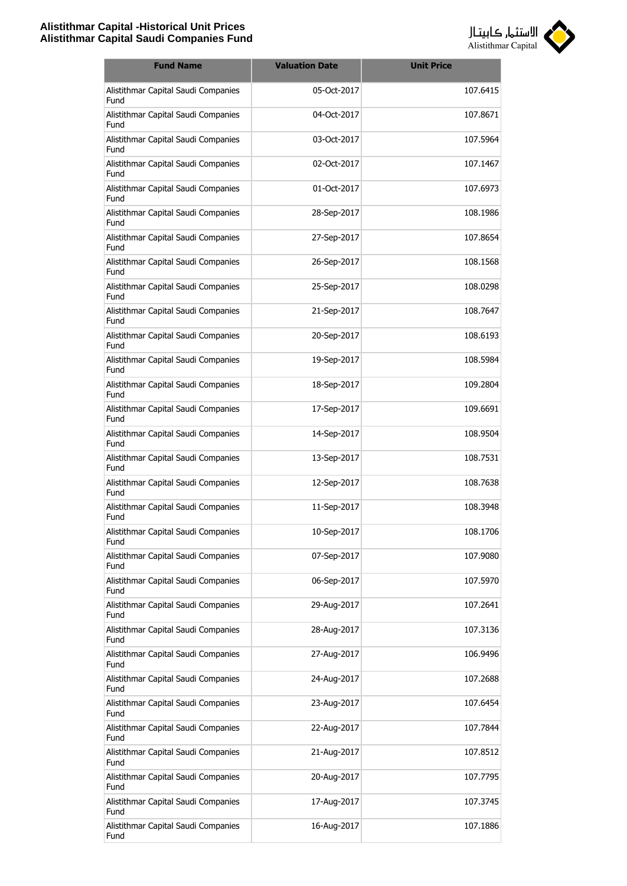| Fund Name | Valuation Date | Unit Price |
|---|---|---|
| Alistithmar Capital Saudi Companies Fund | 05-Oct-2017 | 107.6415 |
| Alistithmar Capital Saudi Companies Fund | 04-Oct-2017 | 107.8671 |
| Alistithmar Capital Saudi Companies Fund | 03-Oct-2017 | 107.5964 |
| Alistithmar Capital Saudi Companies Fund | 02-Oct-2017 | 107.1467 |
| Alistithmar Capital Saudi Companies Fund | 01-Oct-2017 | 107.6973 |
| Alistithmar Capital Saudi Companies Fund | 28-Sep-2017 | 108.1986 |
| Alistithmar Capital Saudi Companies Fund | 27-Sep-2017 | 107.8654 |
| Alistithmar Capital Saudi Companies Fund | 26-Sep-2017 | 108.1568 |
| Alistithmar Capital Saudi Companies Fund | 25-Sep-2017 | 108.0298 |
| Alistithmar Capital Saudi Companies Fund | 21-Sep-2017 | 108.7647 |
| Alistithmar Capital Saudi Companies Fund | 20-Sep-2017 | 108.6193 |
| Alistithmar Capital Saudi Companies Fund | 19-Sep-2017 | 108.5984 |
| Alistithmar Capital Saudi Companies Fund | 18-Sep-2017 | 109.2804 |
| Alistithmar Capital Saudi Companies Fund | 17-Sep-2017 | 109.6691 |
| Alistithmar Capital Saudi Companies Fund | 14-Sep-2017 | 108.9504 |
| Alistithmar Capital Saudi Companies Fund | 13-Sep-2017 | 108.7531 |
| Alistithmar Capital Saudi Companies Fund | 12-Sep-2017 | 108.7638 |
| Alistithmar Capital Saudi Companies Fund | 11-Sep-2017 | 108.3948 |
| Alistithmar Capital Saudi Companies Fund | 10-Sep-2017 | 108.1706 |
| Alistithmar Capital Saudi Companies Fund | 07-Sep-2017 | 107.9080 |
| Alistithmar Capital Saudi Companies Fund | 06-Sep-2017 | 107.5970 |
| Alistithmar Capital Saudi Companies Fund | 29-Aug-2017 | 107.2641 |
| Alistithmar Capital Saudi Companies Fund | 28-Aug-2017 | 107.3136 |
| Alistithmar Capital Saudi Companies Fund | 27-Aug-2017 | 106.9496 |
| Alistithmar Capital Saudi Companies Fund | 24-Aug-2017 | 107.2688 |
| Alistithmar Capital Saudi Companies Fund | 23-Aug-2017 | 107.6454 |
| Alistithmar Capital Saudi Companies Fund | 22-Aug-2017 | 107.7844 |
| Alistithmar Capital Saudi Companies Fund | 21-Aug-2017 | 107.8512 |
| Alistithmar Capital Saudi Companies Fund | 20-Aug-2017 | 107.7795 |
| Alistithmar Capital Saudi Companies Fund | 17-Aug-2017 | 107.3745 |
| Alistithmar Capital Saudi Companies Fund | 16-Aug-2017 | 107.1886 |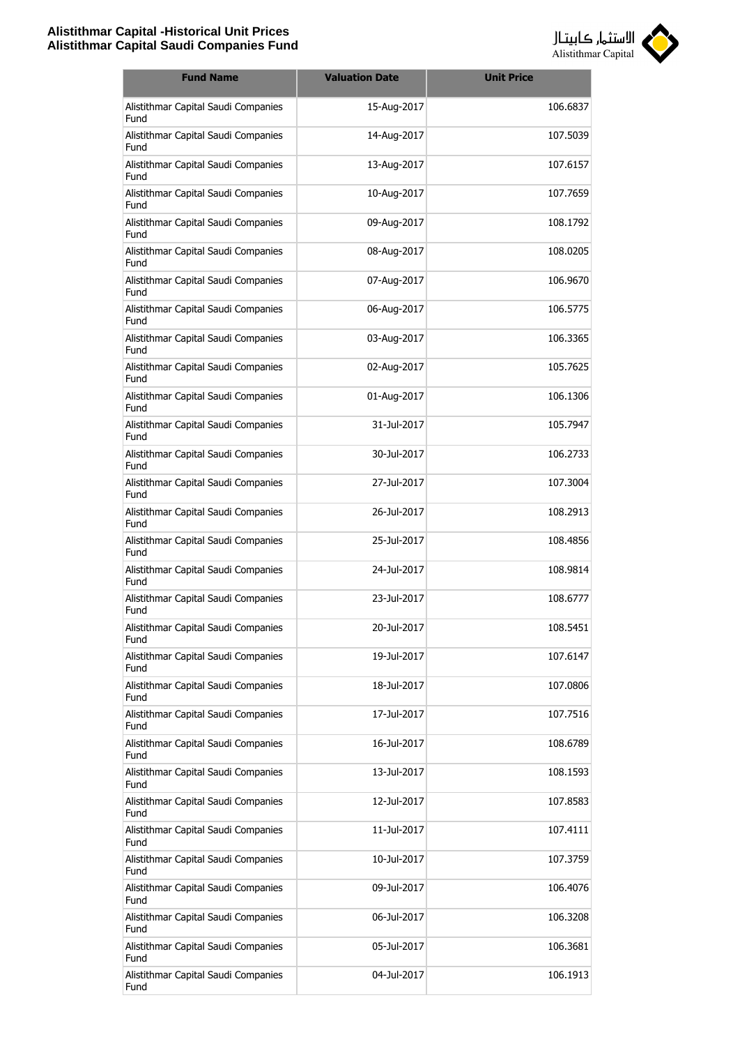| Fund Name | Valuation Date | Unit Price |
|---|---|---|
| Alistithmar Capital Saudi Companies Fund | 15-Aug-2017 | 106.6837 |
| Alistithmar Capital Saudi Companies Fund | 14-Aug-2017 | 107.5039 |
| Alistithmar Capital Saudi Companies Fund | 13-Aug-2017 | 107.6157 |
| Alistithmar Capital Saudi Companies Fund | 10-Aug-2017 | 107.7659 |
| Alistithmar Capital Saudi Companies Fund | 09-Aug-2017 | 108.1792 |
| Alistithmar Capital Saudi Companies Fund | 08-Aug-2017 | 108.0205 |
| Alistithmar Capital Saudi Companies Fund | 07-Aug-2017 | 106.9670 |
| Alistithmar Capital Saudi Companies Fund | 06-Aug-2017 | 106.5775 |
| Alistithmar Capital Saudi Companies Fund | 03-Aug-2017 | 106.3365 |
| Alistithmar Capital Saudi Companies Fund | 02-Aug-2017 | 105.7625 |
| Alistithmar Capital Saudi Companies Fund | 01-Aug-2017 | 106.1306 |
| Alistithmar Capital Saudi Companies Fund | 31-Jul-2017 | 105.7947 |
| Alistithmar Capital Saudi Companies Fund | 30-Jul-2017 | 106.2733 |
| Alistithmar Capital Saudi Companies Fund | 27-Jul-2017 | 107.3004 |
| Alistithmar Capital Saudi Companies Fund | 26-Jul-2017 | 108.2913 |
| Alistithmar Capital Saudi Companies Fund | 25-Jul-2017 | 108.4856 |
| Alistithmar Capital Saudi Companies Fund | 24-Jul-2017 | 108.9814 |
| Alistithmar Capital Saudi Companies Fund | 23-Jul-2017 | 108.6777 |
| Alistithmar Capital Saudi Companies Fund | 20-Jul-2017 | 108.5451 |
| Alistithmar Capital Saudi Companies Fund | 19-Jul-2017 | 107.6147 |
| Alistithmar Capital Saudi Companies Fund | 18-Jul-2017 | 107.0806 |
| Alistithmar Capital Saudi Companies Fund | 17-Jul-2017 | 107.7516 |
| Alistithmar Capital Saudi Companies Fund | 16-Jul-2017 | 108.6789 |
| Alistithmar Capital Saudi Companies Fund | 13-Jul-2017 | 108.1593 |
| Alistithmar Capital Saudi Companies Fund | 12-Jul-2017 | 107.8583 |
| Alistithmar Capital Saudi Companies Fund | 11-Jul-2017 | 107.4111 |
| Alistithmar Capital Saudi Companies Fund | 10-Jul-2017 | 107.3759 |
| Alistithmar Capital Saudi Companies Fund | 09-Jul-2017 | 106.4076 |
| Alistithmar Capital Saudi Companies Fund | 06-Jul-2017 | 106.3208 |
| Alistithmar Capital Saudi Companies Fund | 05-Jul-2017 | 106.3681 |
| Alistithmar Capital Saudi Companies Fund | 04-Jul-2017 | 106.1913 |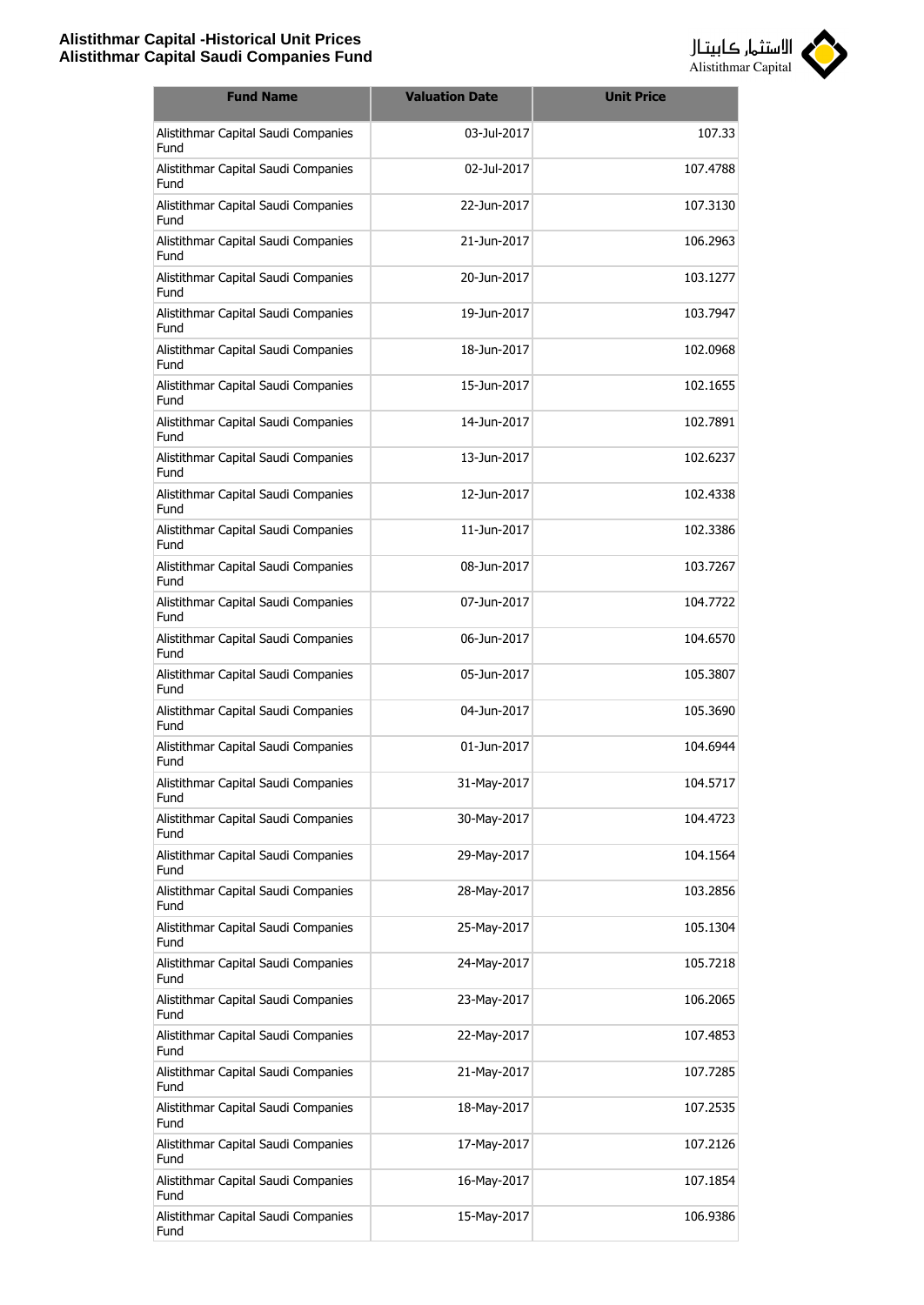| Fund Name | Valuation Date | Unit Price |
|---|---|---|
| Alistithmar Capital Saudi Companies Fund | 03-Jul-2017 | 107.33 |
| Alistithmar Capital Saudi Companies Fund | 02-Jul-2017 | 107.4788 |
| Alistithmar Capital Saudi Companies Fund | 22-Jun-2017 | 107.3130 |
| Alistithmar Capital Saudi Companies Fund | 21-Jun-2017 | 106.2963 |
| Alistithmar Capital Saudi Companies Fund | 20-Jun-2017 | 103.1277 |
| Alistithmar Capital Saudi Companies Fund | 19-Jun-2017 | 103.7947 |
| Alistithmar Capital Saudi Companies Fund | 18-Jun-2017 | 102.0968 |
| Alistithmar Capital Saudi Companies Fund | 15-Jun-2017 | 102.1655 |
| Alistithmar Capital Saudi Companies Fund | 14-Jun-2017 | 102.7891 |
| Alistithmar Capital Saudi Companies Fund | 13-Jun-2017 | 102.6237 |
| Alistithmar Capital Saudi Companies Fund | 12-Jun-2017 | 102.4338 |
| Alistithmar Capital Saudi Companies Fund | 11-Jun-2017 | 102.3386 |
| Alistithmar Capital Saudi Companies Fund | 08-Jun-2017 | 103.7267 |
| Alistithmar Capital Saudi Companies Fund | 07-Jun-2017 | 104.7722 |
| Alistithmar Capital Saudi Companies Fund | 06-Jun-2017 | 104.6570 |
| Alistithmar Capital Saudi Companies Fund | 05-Jun-2017 | 105.3807 |
| Alistithmar Capital Saudi Companies Fund | 04-Jun-2017 | 105.3690 |
| Alistithmar Capital Saudi Companies Fund | 01-Jun-2017 | 104.6944 |
| Alistithmar Capital Saudi Companies Fund | 31-May-2017 | 104.5717 |
| Alistithmar Capital Saudi Companies Fund | 30-May-2017 | 104.4723 |
| Alistithmar Capital Saudi Companies Fund | 29-May-2017 | 104.1564 |
| Alistithmar Capital Saudi Companies Fund | 28-May-2017 | 103.2856 |
| Alistithmar Capital Saudi Companies Fund | 25-May-2017 | 105.1304 |
| Alistithmar Capital Saudi Companies Fund | 24-May-2017 | 105.7218 |
| Alistithmar Capital Saudi Companies Fund | 23-May-2017 | 106.2065 |
| Alistithmar Capital Saudi Companies Fund | 22-May-2017 | 107.4853 |
| Alistithmar Capital Saudi Companies Fund | 21-May-2017 | 107.7285 |
| Alistithmar Capital Saudi Companies Fund | 18-May-2017 | 107.2535 |
| Alistithmar Capital Saudi Companies Fund | 17-May-2017 | 107.2126 |
| Alistithmar Capital Saudi Companies Fund | 16-May-2017 | 107.1854 |
| Alistithmar Capital Saudi Companies Fund | 15-May-2017 | 106.9386 |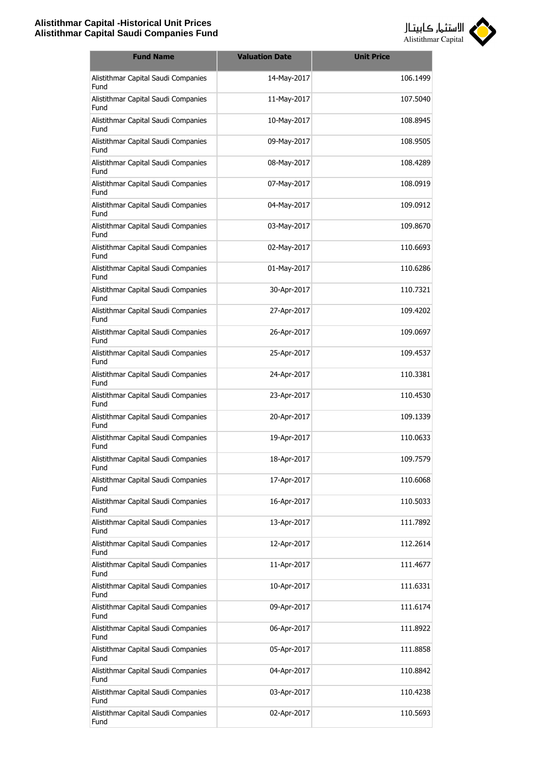| Fund Name | Valuation Date | Unit Price |
|---|---|---|
| Alistithmar Capital Saudi Companies Fund | 14-May-2017 | 106.1499 |
| Alistithmar Capital Saudi Companies Fund | 11-May-2017 | 107.5040 |
| Alistithmar Capital Saudi Companies Fund | 10-May-2017 | 108.8945 |
| Alistithmar Capital Saudi Companies Fund | 09-May-2017 | 108.9505 |
| Alistithmar Capital Saudi Companies Fund | 08-May-2017 | 108.4289 |
| Alistithmar Capital Saudi Companies Fund | 07-May-2017 | 108.0919 |
| Alistithmar Capital Saudi Companies Fund | 04-May-2017 | 109.0912 |
| Alistithmar Capital Saudi Companies Fund | 03-May-2017 | 109.8670 |
| Alistithmar Capital Saudi Companies Fund | 02-May-2017 | 110.6693 |
| Alistithmar Capital Saudi Companies Fund | 01-May-2017 | 110.6286 |
| Alistithmar Capital Saudi Companies Fund | 30-Apr-2017 | 110.7321 |
| Alistithmar Capital Saudi Companies Fund | 27-Apr-2017 | 109.4202 |
| Alistithmar Capital Saudi Companies Fund | 26-Apr-2017 | 109.0697 |
| Alistithmar Capital Saudi Companies Fund | 25-Apr-2017 | 109.4537 |
| Alistithmar Capital Saudi Companies Fund | 24-Apr-2017 | 110.3381 |
| Alistithmar Capital Saudi Companies Fund | 23-Apr-2017 | 110.4530 |
| Alistithmar Capital Saudi Companies Fund | 20-Apr-2017 | 109.1339 |
| Alistithmar Capital Saudi Companies Fund | 19-Apr-2017 | 110.0633 |
| Alistithmar Capital Saudi Companies Fund | 18-Apr-2017 | 109.7579 |
| Alistithmar Capital Saudi Companies Fund | 17-Apr-2017 | 110.6068 |
| Alistithmar Capital Saudi Companies Fund | 16-Apr-2017 | 110.5033 |
| Alistithmar Capital Saudi Companies Fund | 13-Apr-2017 | 111.7892 |
| Alistithmar Capital Saudi Companies Fund | 12-Apr-2017 | 112.2614 |
| Alistithmar Capital Saudi Companies Fund | 11-Apr-2017 | 111.4677 |
| Alistithmar Capital Saudi Companies Fund | 10-Apr-2017 | 111.6331 |
| Alistithmar Capital Saudi Companies Fund | 09-Apr-2017 | 111.6174 |
| Alistithmar Capital Saudi Companies Fund | 06-Apr-2017 | 111.8922 |
| Alistithmar Capital Saudi Companies Fund | 05-Apr-2017 | 111.8858 |
| Alistithmar Capital Saudi Companies Fund | 04-Apr-2017 | 110.8842 |
| Alistithmar Capital Saudi Companies Fund | 03-Apr-2017 | 110.4238 |
| Alistithmar Capital Saudi Companies Fund | 02-Apr-2017 | 110.5693 |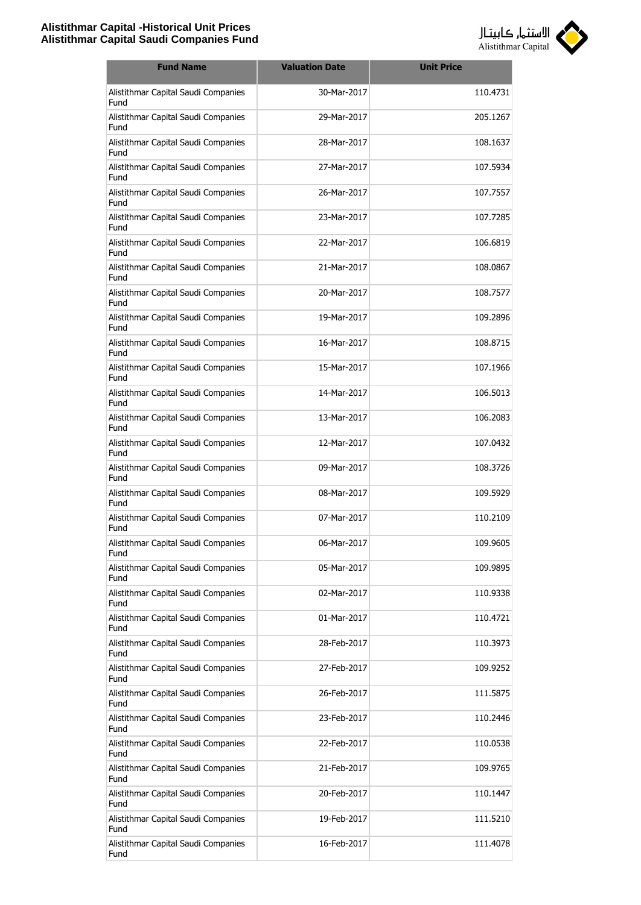| Fund Name | Valuation Date | Unit Price |
|---|---|---|
| Alistithmar Capital Saudi Companies Fund | 30-Mar-2017 | 110.4731 |
| Alistithmar Capital Saudi Companies Fund | 29-Mar-2017 | 205.1267 |
| Alistithmar Capital Saudi Companies Fund | 28-Mar-2017 | 108.1637 |
| Alistithmar Capital Saudi Companies Fund | 27-Mar-2017 | 107.5934 |
| Alistithmar Capital Saudi Companies Fund | 26-Mar-2017 | 107.7557 |
| Alistithmar Capital Saudi Companies Fund | 23-Mar-2017 | 107.7285 |
| Alistithmar Capital Saudi Companies Fund | 22-Mar-2017 | 106.6819 |
| Alistithmar Capital Saudi Companies Fund | 21-Mar-2017 | 108.0867 |
| Alistithmar Capital Saudi Companies Fund | 20-Mar-2017 | 108.7577 |
| Alistithmar Capital Saudi Companies Fund | 19-Mar-2017 | 109.2896 |
| Alistithmar Capital Saudi Companies Fund | 16-Mar-2017 | 108.8715 |
| Alistithmar Capital Saudi Companies Fund | 15-Mar-2017 | 107.1966 |
| Alistithmar Capital Saudi Companies Fund | 14-Mar-2017 | 106.5013 |
| Alistithmar Capital Saudi Companies Fund | 13-Mar-2017 | 106.2083 |
| Alistithmar Capital Saudi Companies Fund | 12-Mar-2017 | 107.0432 |
| Alistithmar Capital Saudi Companies Fund | 09-Mar-2017 | 108.3726 |
| Alistithmar Capital Saudi Companies Fund | 08-Mar-2017 | 109.5929 |
| Alistithmar Capital Saudi Companies Fund | 07-Mar-2017 | 110.2109 |
| Alistithmar Capital Saudi Companies Fund | 06-Mar-2017 | 109.9605 |
| Alistithmar Capital Saudi Companies Fund | 05-Mar-2017 | 109.9895 |
| Alistithmar Capital Saudi Companies Fund | 02-Mar-2017 | 110.9338 |
| Alistithmar Capital Saudi Companies Fund | 01-Mar-2017 | 110.4721 |
| Alistithmar Capital Saudi Companies Fund | 28-Feb-2017 | 110.3973 |
| Alistithmar Capital Saudi Companies Fund | 27-Feb-2017 | 109.9252 |
| Alistithmar Capital Saudi Companies Fund | 26-Feb-2017 | 111.5875 |
| Alistithmar Capital Saudi Companies Fund | 23-Feb-2017 | 110.2446 |
| Alistithmar Capital Saudi Companies Fund | 22-Feb-2017 | 110.0538 |
| Alistithmar Capital Saudi Companies Fund | 21-Feb-2017 | 109.9765 |
| Alistithmar Capital Saudi Companies Fund | 20-Feb-2017 | 110.1447 |
| Alistithmar Capital Saudi Companies Fund | 19-Feb-2017 | 111.5210 |
| Alistithmar Capital Saudi Companies Fund | 16-Feb-2017 | 111.4078 |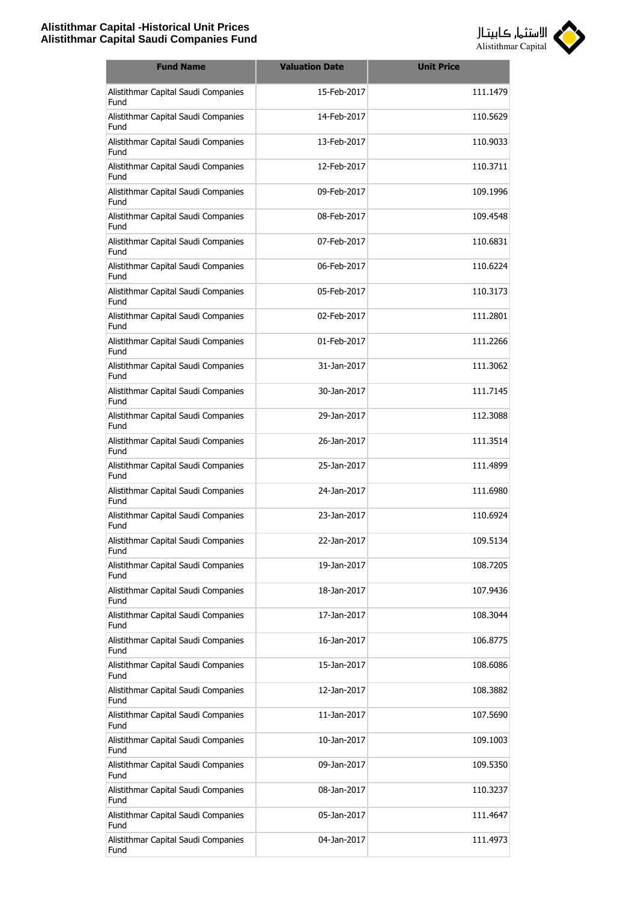| Fund Name | Valuation Date | Unit Price |
|---|---|---|
| Alistithmar Capital Saudi Companies Fund | 15-Feb-2017 | 111.1479 |
| Alistithmar Capital Saudi Companies Fund | 14-Feb-2017 | 110.5629 |
| Alistithmar Capital Saudi Companies Fund | 13-Feb-2017 | 110.9033 |
| Alistithmar Capital Saudi Companies Fund | 12-Feb-2017 | 110.3711 |
| Alistithmar Capital Saudi Companies Fund | 09-Feb-2017 | 109.1996 |
| Alistithmar Capital Saudi Companies Fund | 08-Feb-2017 | 109.4548 |
| Alistithmar Capital Saudi Companies Fund | 07-Feb-2017 | 110.6831 |
| Alistithmar Capital Saudi Companies Fund | 06-Feb-2017 | 110.6224 |
| Alistithmar Capital Saudi Companies Fund | 05-Feb-2017 | 110.3173 |
| Alistithmar Capital Saudi Companies Fund | 02-Feb-2017 | 111.2801 |
| Alistithmar Capital Saudi Companies Fund | 01-Feb-2017 | 111.2266 |
| Alistithmar Capital Saudi Companies Fund | 31-Jan-2017 | 111.3062 |
| Alistithmar Capital Saudi Companies Fund | 30-Jan-2017 | 111.7145 |
| Alistithmar Capital Saudi Companies Fund | 29-Jan-2017 | 112.3088 |
| Alistithmar Capital Saudi Companies Fund | 26-Jan-2017 | 111.3514 |
| Alistithmar Capital Saudi Companies Fund | 25-Jan-2017 | 111.4899 |
| Alistithmar Capital Saudi Companies Fund | 24-Jan-2017 | 111.6980 |
| Alistithmar Capital Saudi Companies Fund | 23-Jan-2017 | 110.6924 |
| Alistithmar Capital Saudi Companies Fund | 22-Jan-2017 | 109.5134 |
| Alistithmar Capital Saudi Companies Fund | 19-Jan-2017 | 108.7205 |
| Alistithmar Capital Saudi Companies Fund | 18-Jan-2017 | 107.9436 |
| Alistithmar Capital Saudi Companies Fund | 17-Jan-2017 | 108.3044 |
| Alistithmar Capital Saudi Companies Fund | 16-Jan-2017 | 106.8775 |
| Alistithmar Capital Saudi Companies Fund | 15-Jan-2017 | 108.6086 |
| Alistithmar Capital Saudi Companies Fund | 12-Jan-2017 | 108.3882 |
| Alistithmar Capital Saudi Companies Fund | 11-Jan-2017 | 107.5690 |
| Alistithmar Capital Saudi Companies Fund | 10-Jan-2017 | 109.1003 |
| Alistithmar Capital Saudi Companies Fund | 09-Jan-2017 | 109.5350 |
| Alistithmar Capital Saudi Companies Fund | 08-Jan-2017 | 110.3237 |
| Alistithmar Capital Saudi Companies Fund | 05-Jan-2017 | 111.4647 |
| Alistithmar Capital Saudi Companies Fund | 04-Jan-2017 | 111.4973 |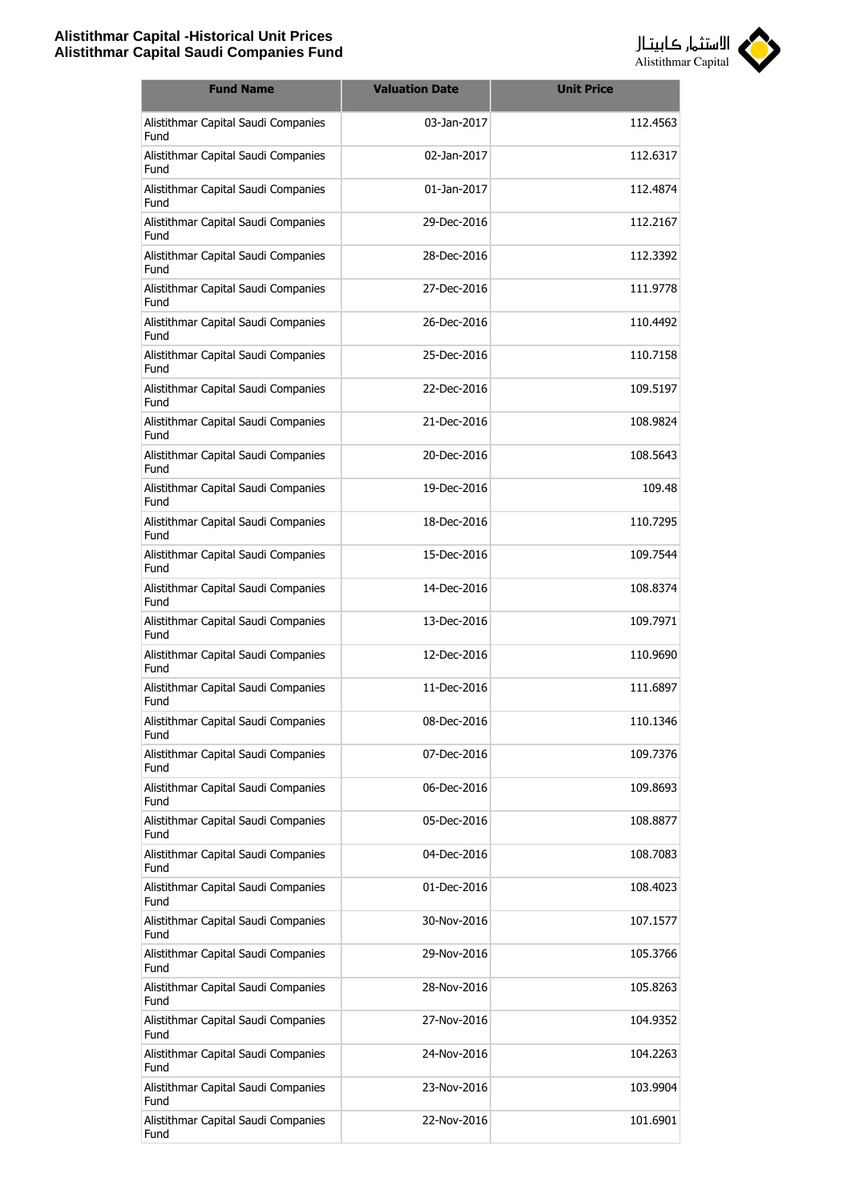| Fund Name | Valuation Date | Unit Price |
|---|---|---|
| Alistithmar Capital Saudi Companies Fund | 03-Jan-2017 | 112.4563 |
| Alistithmar Capital Saudi Companies Fund | 02-Jan-2017 | 112.6317 |
| Alistithmar Capital Saudi Companies Fund | 01-Jan-2017 | 112.4874 |
| Alistithmar Capital Saudi Companies Fund | 29-Dec-2016 | 112.2167 |
| Alistithmar Capital Saudi Companies Fund | 28-Dec-2016 | 112.3392 |
| Alistithmar Capital Saudi Companies Fund | 27-Dec-2016 | 111.9778 |
| Alistithmar Capital Saudi Companies Fund | 26-Dec-2016 | 110.4492 |
| Alistithmar Capital Saudi Companies Fund | 25-Dec-2016 | 110.7158 |
| Alistithmar Capital Saudi Companies Fund | 22-Dec-2016 | 109.5197 |
| Alistithmar Capital Saudi Companies Fund | 21-Dec-2016 | 108.9824 |
| Alistithmar Capital Saudi Companies Fund | 20-Dec-2016 | 108.5643 |
| Alistithmar Capital Saudi Companies Fund | 19-Dec-2016 | 109.48 |
| Alistithmar Capital Saudi Companies Fund | 18-Dec-2016 | 110.7295 |
| Alistithmar Capital Saudi Companies Fund | 15-Dec-2016 | 109.7544 |
| Alistithmar Capital Saudi Companies Fund | 14-Dec-2016 | 108.8374 |
| Alistithmar Capital Saudi Companies Fund | 13-Dec-2016 | 109.7971 |
| Alistithmar Capital Saudi Companies Fund | 12-Dec-2016 | 110.9690 |
| Alistithmar Capital Saudi Companies Fund | 11-Dec-2016 | 111.6897 |
| Alistithmar Capital Saudi Companies Fund | 08-Dec-2016 | 110.1346 |
| Alistithmar Capital Saudi Companies Fund | 07-Dec-2016 | 109.7376 |
| Alistithmar Capital Saudi Companies Fund | 06-Dec-2016 | 109.8693 |
| Alistithmar Capital Saudi Companies Fund | 05-Dec-2016 | 108.8877 |
| Alistithmar Capital Saudi Companies Fund | 04-Dec-2016 | 108.7083 |
| Alistithmar Capital Saudi Companies Fund | 01-Dec-2016 | 108.4023 |
| Alistithmar Capital Saudi Companies Fund | 30-Nov-2016 | 107.1577 |
| Alistithmar Capital Saudi Companies Fund | 29-Nov-2016 | 105.3766 |
| Alistithmar Capital Saudi Companies Fund | 28-Nov-2016 | 105.8263 |
| Alistithmar Capital Saudi Companies Fund | 27-Nov-2016 | 104.9352 |
| Alistithmar Capital Saudi Companies Fund | 24-Nov-2016 | 104.2263 |
| Alistithmar Capital Saudi Companies Fund | 23-Nov-2016 | 103.9904 |
| Alistithmar Capital Saudi Companies Fund | 22-Nov-2016 | 101.6901 |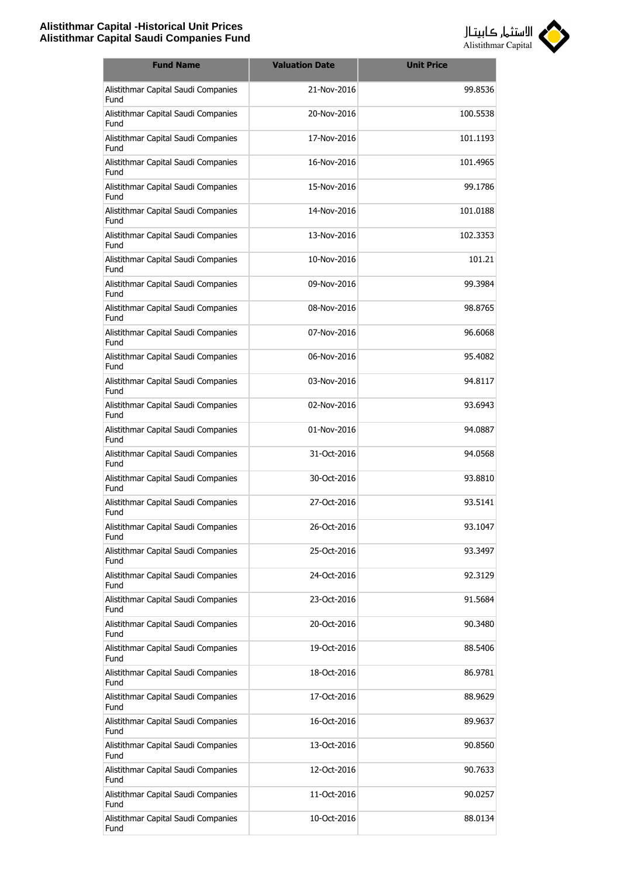| Fund Name | Valuation Date | Unit Price |
|---|---|---|
| Alistithmar Capital Saudi Companies Fund | 21-Nov-2016 | 99.8536 |
| Alistithmar Capital Saudi Companies Fund | 20-Nov-2016 | 100.5538 |
| Alistithmar Capital Saudi Companies Fund | 17-Nov-2016 | 101.1193 |
| Alistithmar Capital Saudi Companies Fund | 16-Nov-2016 | 101.4965 |
| Alistithmar Capital Saudi Companies Fund | 15-Nov-2016 | 99.1786 |
| Alistithmar Capital Saudi Companies Fund | 14-Nov-2016 | 101.0188 |
| Alistithmar Capital Saudi Companies Fund | 13-Nov-2016 | 102.3353 |
| Alistithmar Capital Saudi Companies Fund | 10-Nov-2016 | 101.21 |
| Alistithmar Capital Saudi Companies Fund | 09-Nov-2016 | 99.3984 |
| Alistithmar Capital Saudi Companies Fund | 08-Nov-2016 | 98.8765 |
| Alistithmar Capital Saudi Companies Fund | 07-Nov-2016 | 96.6068 |
| Alistithmar Capital Saudi Companies Fund | 06-Nov-2016 | 95.4082 |
| Alistithmar Capital Saudi Companies Fund | 03-Nov-2016 | 94.8117 |
| Alistithmar Capital Saudi Companies Fund | 02-Nov-2016 | 93.6943 |
| Alistithmar Capital Saudi Companies Fund | 01-Nov-2016 | 94.0887 |
| Alistithmar Capital Saudi Companies Fund | 31-Oct-2016 | 94.0568 |
| Alistithmar Capital Saudi Companies Fund | 30-Oct-2016 | 93.8810 |
| Alistithmar Capital Saudi Companies Fund | 27-Oct-2016 | 93.5141 |
| Alistithmar Capital Saudi Companies Fund | 26-Oct-2016 | 93.1047 |
| Alistithmar Capital Saudi Companies Fund | 25-Oct-2016 | 93.3497 |
| Alistithmar Capital Saudi Companies Fund | 24-Oct-2016 | 92.3129 |
| Alistithmar Capital Saudi Companies Fund | 23-Oct-2016 | 91.5684 |
| Alistithmar Capital Saudi Companies Fund | 20-Oct-2016 | 90.3480 |
| Alistithmar Capital Saudi Companies Fund | 19-Oct-2016 | 88.5406 |
| Alistithmar Capital Saudi Companies Fund | 18-Oct-2016 | 86.9781 |
| Alistithmar Capital Saudi Companies Fund | 17-Oct-2016 | 88.9629 |
| Alistithmar Capital Saudi Companies Fund | 16-Oct-2016 | 89.9637 |
| Alistithmar Capital Saudi Companies Fund | 13-Oct-2016 | 90.8560 |
| Alistithmar Capital Saudi Companies Fund | 12-Oct-2016 | 90.7633 |
| Alistithmar Capital Saudi Companies Fund | 11-Oct-2016 | 90.0257 |
| Alistithmar Capital Saudi Companies Fund | 10-Oct-2016 | 88.0134 |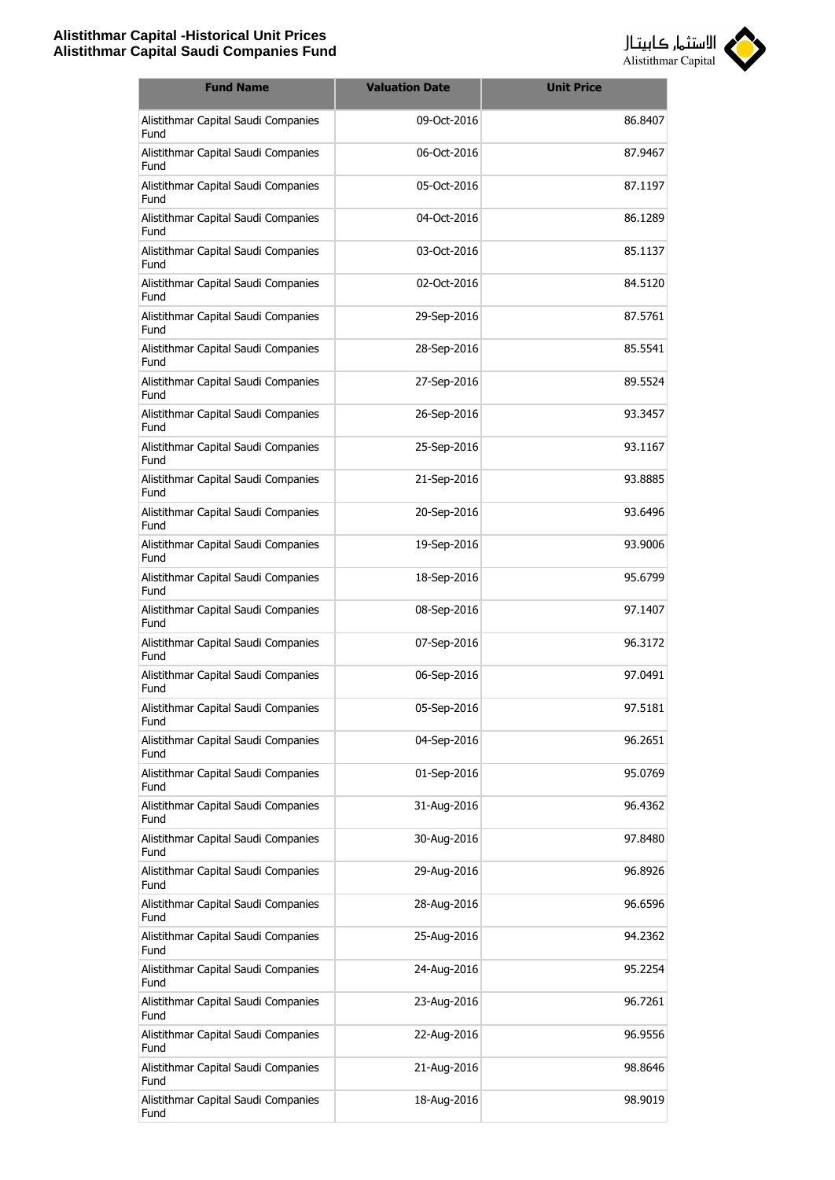| Fund Name | Valuation Date | Unit Price |
|---|---|---|
| Alistithmar Capital Saudi Companies Fund | 09-Oct-2016 | 86.8407 |
| Alistithmar Capital Saudi Companies Fund | 06-Oct-2016 | 87.9467 |
| Alistithmar Capital Saudi Companies Fund | 05-Oct-2016 | 87.1197 |
| Alistithmar Capital Saudi Companies Fund | 04-Oct-2016 | 86.1289 |
| Alistithmar Capital Saudi Companies Fund | 03-Oct-2016 | 85.1137 |
| Alistithmar Capital Saudi Companies Fund | 02-Oct-2016 | 84.5120 |
| Alistithmar Capital Saudi Companies Fund | 29-Sep-2016 | 87.5761 |
| Alistithmar Capital Saudi Companies Fund | 28-Sep-2016 | 85.5541 |
| Alistithmar Capital Saudi Companies Fund | 27-Sep-2016 | 89.5524 |
| Alistithmar Capital Saudi Companies Fund | 26-Sep-2016 | 93.3457 |
| Alistithmar Capital Saudi Companies Fund | 25-Sep-2016 | 93.1167 |
| Alistithmar Capital Saudi Companies Fund | 21-Sep-2016 | 93.8885 |
| Alistithmar Capital Saudi Companies Fund | 20-Sep-2016 | 93.6496 |
| Alistithmar Capital Saudi Companies Fund | 19-Sep-2016 | 93.9006 |
| Alistithmar Capital Saudi Companies Fund | 18-Sep-2016 | 95.6799 |
| Alistithmar Capital Saudi Companies Fund | 08-Sep-2016 | 97.1407 |
| Alistithmar Capital Saudi Companies Fund | 07-Sep-2016 | 96.3172 |
| Alistithmar Capital Saudi Companies Fund | 06-Sep-2016 | 97.0491 |
| Alistithmar Capital Saudi Companies Fund | 05-Sep-2016 | 97.5181 |
| Alistithmar Capital Saudi Companies Fund | 04-Sep-2016 | 96.2651 |
| Alistithmar Capital Saudi Companies Fund | 01-Sep-2016 | 95.0769 |
| Alistithmar Capital Saudi Companies Fund | 31-Aug-2016 | 96.4362 |
| Alistithmar Capital Saudi Companies Fund | 30-Aug-2016 | 97.8480 |
| Alistithmar Capital Saudi Companies Fund | 29-Aug-2016 | 96.8926 |
| Alistithmar Capital Saudi Companies Fund | 28-Aug-2016 | 96.6596 |
| Alistithmar Capital Saudi Companies Fund | 25-Aug-2016 | 94.2362 |
| Alistithmar Capital Saudi Companies Fund | 24-Aug-2016 | 95.2254 |
| Alistithmar Capital Saudi Companies Fund | 23-Aug-2016 | 96.7261 |
| Alistithmar Capital Saudi Companies Fund | 22-Aug-2016 | 96.9556 |
| Alistithmar Capital Saudi Companies Fund | 21-Aug-2016 | 98.8646 |
| Alistithmar Capital Saudi Companies Fund | 18-Aug-2016 | 98.9019 |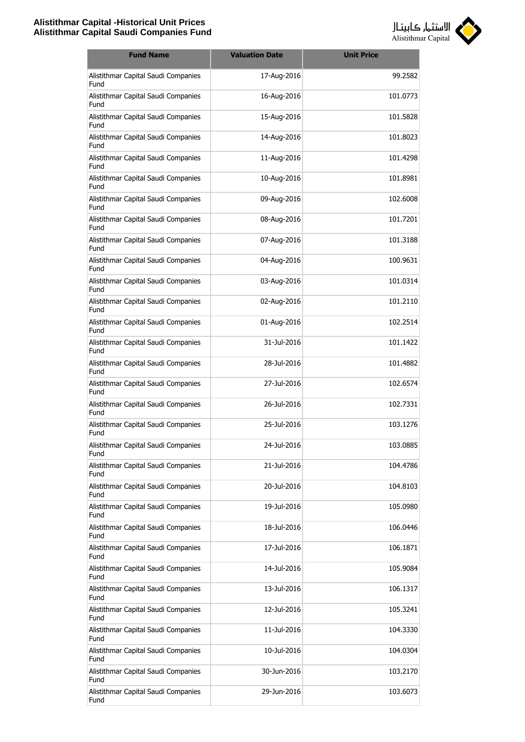| Fund Name | Valuation Date | Unit Price |
|---|---|---|
| Alistithmar Capital Saudi Companies Fund | 17-Aug-2016 | 99.2582 |
| Alistithmar Capital Saudi Companies Fund | 16-Aug-2016 | 101.0773 |
| Alistithmar Capital Saudi Companies Fund | 15-Aug-2016 | 101.5828 |
| Alistithmar Capital Saudi Companies Fund | 14-Aug-2016 | 101.8023 |
| Alistithmar Capital Saudi Companies Fund | 11-Aug-2016 | 101.4298 |
| Alistithmar Capital Saudi Companies Fund | 10-Aug-2016 | 101.8981 |
| Alistithmar Capital Saudi Companies Fund | 09-Aug-2016 | 102.6008 |
| Alistithmar Capital Saudi Companies Fund | 08-Aug-2016 | 101.7201 |
| Alistithmar Capital Saudi Companies Fund | 07-Aug-2016 | 101.3188 |
| Alistithmar Capital Saudi Companies Fund | 04-Aug-2016 | 100.9631 |
| Alistithmar Capital Saudi Companies Fund | 03-Aug-2016 | 101.0314 |
| Alistithmar Capital Saudi Companies Fund | 02-Aug-2016 | 101.2110 |
| Alistithmar Capital Saudi Companies Fund | 01-Aug-2016 | 102.2514 |
| Alistithmar Capital Saudi Companies Fund | 31-Jul-2016 | 101.1422 |
| Alistithmar Capital Saudi Companies Fund | 28-Jul-2016 | 101.4882 |
| Alistithmar Capital Saudi Companies Fund | 27-Jul-2016 | 102.6574 |
| Alistithmar Capital Saudi Companies Fund | 26-Jul-2016 | 102.7331 |
| Alistithmar Capital Saudi Companies Fund | 25-Jul-2016 | 103.1276 |
| Alistithmar Capital Saudi Companies Fund | 24-Jul-2016 | 103.0885 |
| Alistithmar Capital Saudi Companies Fund | 21-Jul-2016 | 104.4786 |
| Alistithmar Capital Saudi Companies Fund | 20-Jul-2016 | 104.8103 |
| Alistithmar Capital Saudi Companies Fund | 19-Jul-2016 | 105.0980 |
| Alistithmar Capital Saudi Companies Fund | 18-Jul-2016 | 106.0446 |
| Alistithmar Capital Saudi Companies Fund | 17-Jul-2016 | 106.1871 |
| Alistithmar Capital Saudi Companies Fund | 14-Jul-2016 | 105.9084 |
| Alistithmar Capital Saudi Companies Fund | 13-Jul-2016 | 106.1317 |
| Alistithmar Capital Saudi Companies Fund | 12-Jul-2016 | 105.3241 |
| Alistithmar Capital Saudi Companies Fund | 11-Jul-2016 | 104.3330 |
| Alistithmar Capital Saudi Companies Fund | 10-Jul-2016 | 104.0304 |
| Alistithmar Capital Saudi Companies Fund | 30-Jun-2016 | 103.2170 |
| Alistithmar Capital Saudi Companies Fund | 29-Jun-2016 | 103.6073 |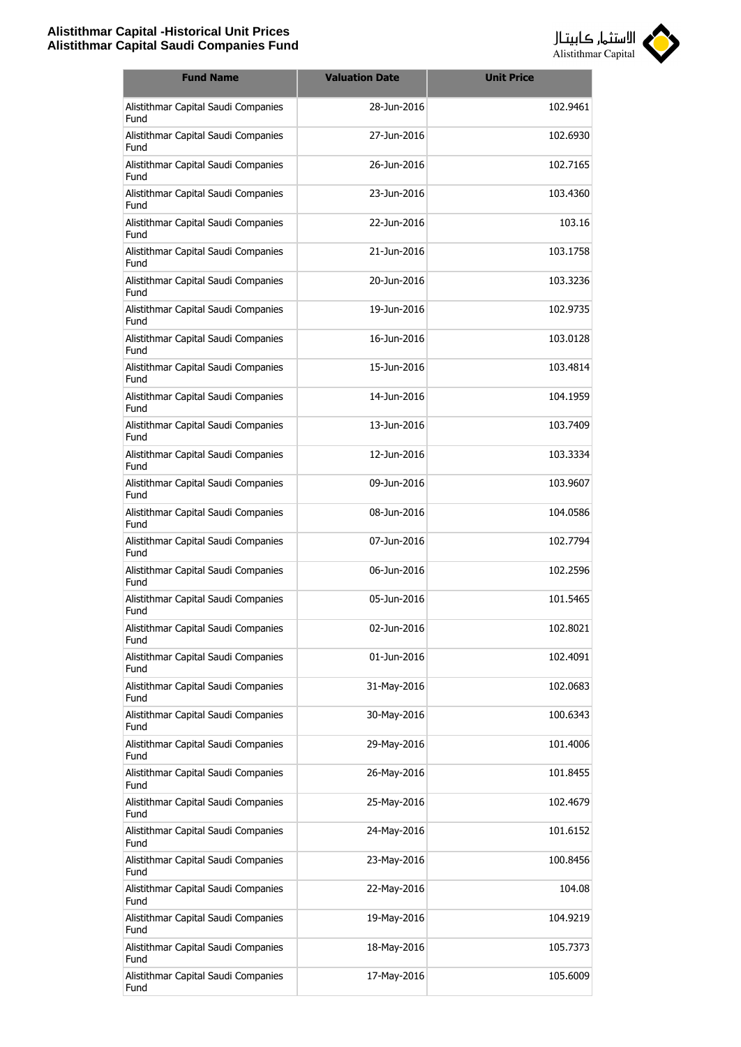# Alistithmar Capital -Historical Unit Prices
## Alistithmar Capital Saudi Companies Fund

| Fund Name | Valuation Date | Unit Price |
|---|---|---|
| Alistithmar Capital Saudi Companies Fund | 28-Jun-2016 | 102.9461 |
| Alistithmar Capital Saudi Companies Fund | 27-Jun-2016 | 102.6930 |
| Alistithmar Capital Saudi Companies Fund | 26-Jun-2016 | 102.7165 |
| Alistithmar Capital Saudi Companies Fund | 23-Jun-2016 | 103.4360 |
| Alistithmar Capital Saudi Companies Fund | 22-Jun-2016 | 103.16 |
| Alistithmar Capital Saudi Companies Fund | 21-Jun-2016 | 103.1758 |
| Alistithmar Capital Saudi Companies Fund | 20-Jun-2016 | 103.3236 |
| Alistithmar Capital Saudi Companies Fund | 19-Jun-2016 | 102.9735 |
| Alistithmar Capital Saudi Companies Fund | 16-Jun-2016 | 103.0128 |
| Alistithmar Capital Saudi Companies Fund | 15-Jun-2016 | 103.4814 |
| Alistithmar Capital Saudi Companies Fund | 14-Jun-2016 | 104.1959 |
| Alistithmar Capital Saudi Companies Fund | 13-Jun-2016 | 103.7409 |
| Alistithmar Capital Saudi Companies Fund | 12-Jun-2016 | 103.3334 |
| Alistithmar Capital Saudi Companies Fund | 09-Jun-2016 | 103.9607 |
| Alistithmar Capital Saudi Companies Fund | 08-Jun-2016 | 104.0586 |
| Alistithmar Capital Saudi Companies Fund | 07-Jun-2016 | 102.7794 |
| Alistithmar Capital Saudi Companies Fund | 06-Jun-2016 | 102.2596 |
| Alistithmar Capital Saudi Companies Fund | 05-Jun-2016 | 101.5465 |
| Alistithmar Capital Saudi Companies Fund | 02-Jun-2016 | 102.8021 |
| Alistithmar Capital Saudi Companies Fund | 01-Jun-2016 | 102.4091 |
| Alistithmar Capital Saudi Companies Fund | 31-May-2016 | 102.0683 |
| Alistithmar Capital Saudi Companies Fund | 30-May-2016 | 100.6343 |
| Alistithmar Capital Saudi Companies Fund | 29-May-2016 | 101.4006 |
| Alistithmar Capital Saudi Companies Fund | 26-May-2016 | 101.8455 |
| Alistithmar Capital Saudi Companies Fund | 25-May-2016 | 102.4679 |
| Alistithmar Capital Saudi Companies Fund | 24-May-2016 | 101.6152 |
| Alistithmar Capital Saudi Companies Fund | 23-May-2016 | 100.8456 |
| Alistithmar Capital Saudi Companies Fund | 22-May-2016 | 104.08 |
| Alistithmar Capital Saudi Companies Fund | 19-May-2016 | 104.9219 |
| Alistithmar Capital Saudi Companies Fund | 18-May-2016 | 105.7373 |
| Alistithmar Capital Saudi Companies Fund | 17-May-2016 | 105.6009 |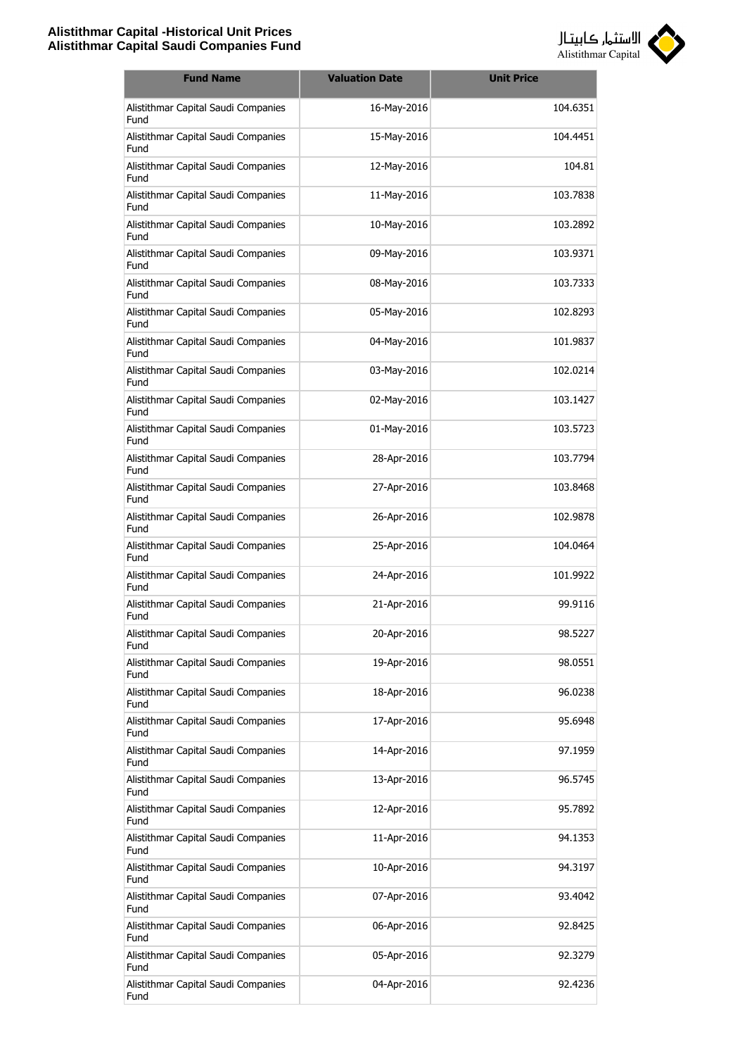| Fund Name | Valuation Date | Unit Price |
|---|---|---|
| Alistithmar Capital Saudi Companies Fund | 16-May-2016 | 104.6351 |
| Alistithmar Capital Saudi Companies Fund | 15-May-2016 | 104.4451 |
| Alistithmar Capital Saudi Companies Fund | 12-May-2016 | 104.81 |
| Alistithmar Capital Saudi Companies Fund | 11-May-2016 | 103.7838 |
| Alistithmar Capital Saudi Companies Fund | 10-May-2016 | 103.2892 |
| Alistithmar Capital Saudi Companies Fund | 09-May-2016 | 103.9371 |
| Alistithmar Capital Saudi Companies Fund | 08-May-2016 | 103.7333 |
| Alistithmar Capital Saudi Companies Fund | 05-May-2016 | 102.8293 |
| Alistithmar Capital Saudi Companies Fund | 04-May-2016 | 101.9837 |
| Alistithmar Capital Saudi Companies Fund | 03-May-2016 | 102.0214 |
| Alistithmar Capital Saudi Companies Fund | 02-May-2016 | 103.1427 |
| Alistithmar Capital Saudi Companies Fund | 01-May-2016 | 103.5723 |
| Alistithmar Capital Saudi Companies Fund | 28-Apr-2016 | 103.7794 |
| Alistithmar Capital Saudi Companies Fund | 27-Apr-2016 | 103.8468 |
| Alistithmar Capital Saudi Companies Fund | 26-Apr-2016 | 102.9878 |
| Alistithmar Capital Saudi Companies Fund | 25-Apr-2016 | 104.0464 |
| Alistithmar Capital Saudi Companies Fund | 24-Apr-2016 | 101.9922 |
| Alistithmar Capital Saudi Companies Fund | 21-Apr-2016 | 99.9116 |
| Alistithmar Capital Saudi Companies Fund | 20-Apr-2016 | 98.5227 |
| Alistithmar Capital Saudi Companies Fund | 19-Apr-2016 | 98.0551 |
| Alistithmar Capital Saudi Companies Fund | 18-Apr-2016 | 96.0238 |
| Alistithmar Capital Saudi Companies Fund | 17-Apr-2016 | 95.6948 |
| Alistithmar Capital Saudi Companies Fund | 14-Apr-2016 | 97.1959 |
| Alistithmar Capital Saudi Companies Fund | 13-Apr-2016 | 96.5745 |
| Alistithmar Capital Saudi Companies Fund | 12-Apr-2016 | 95.7892 |
| Alistithmar Capital Saudi Companies Fund | 11-Apr-2016 | 94.1353 |
| Alistithmar Capital Saudi Companies Fund | 10-Apr-2016 | 94.3197 |
| Alistithmar Capital Saudi Companies Fund | 07-Apr-2016 | 93.4042 |
| Alistithmar Capital Saudi Companies Fund | 06-Apr-2016 | 92.8425 |
| Alistithmar Capital Saudi Companies Fund | 05-Apr-2016 | 92.3279 |
| Alistithmar Capital Saudi Companies Fund | 04-Apr-2016 | 92.4236 |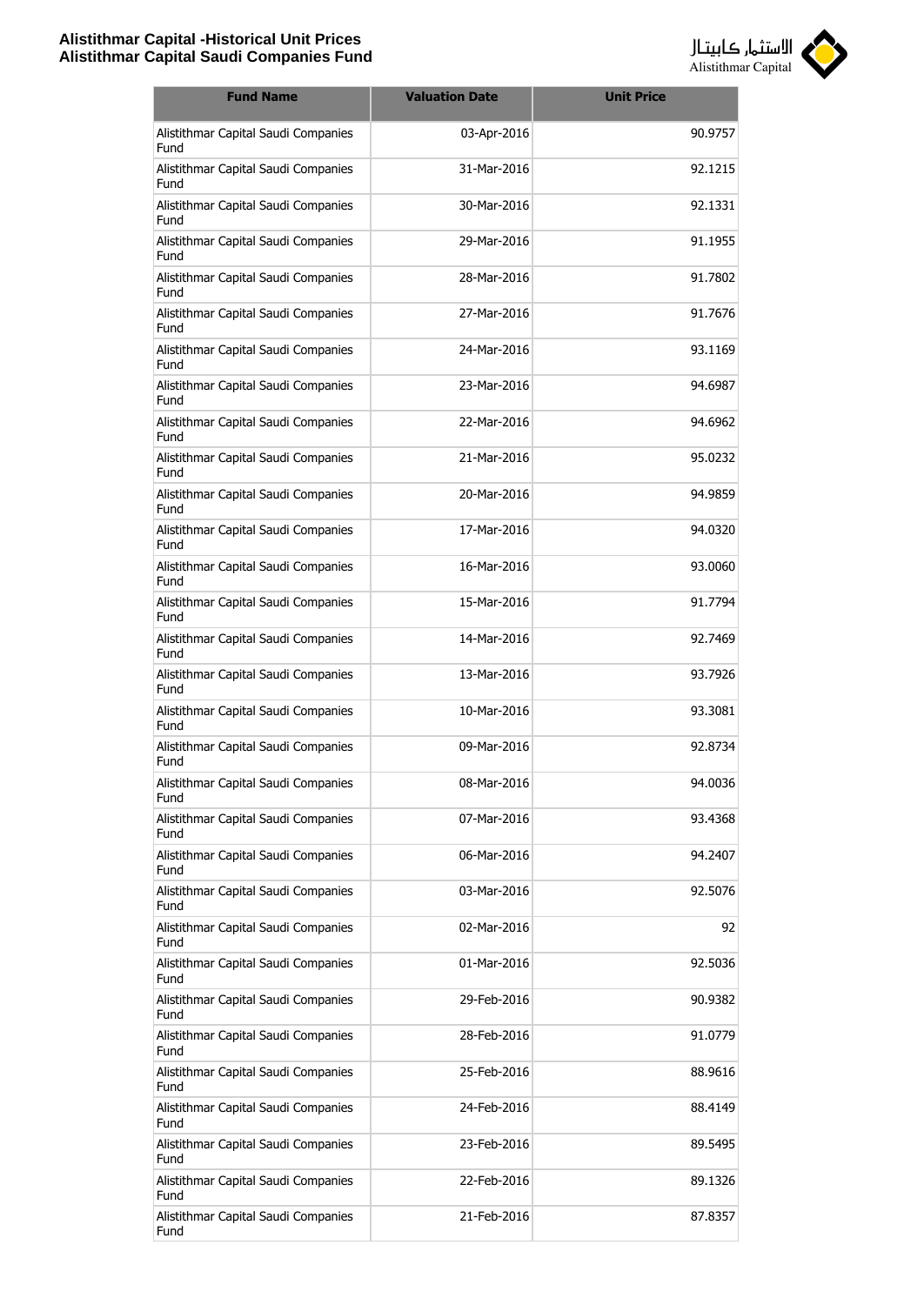| Fund Name | Valuation Date | Unit Price |
|---|---|---|
| Alistithmar Capital Saudi Companies Fund | 03-Apr-2016 | 90.9757 |
| Alistithmar Capital Saudi Companies Fund | 31-Mar-2016 | 92.1215 |
| Alistithmar Capital Saudi Companies Fund | 30-Mar-2016 | 92.1331 |
| Alistithmar Capital Saudi Companies Fund | 29-Mar-2016 | 91.1955 |
| Alistithmar Capital Saudi Companies Fund | 28-Mar-2016 | 91.7802 |
| Alistithmar Capital Saudi Companies Fund | 27-Mar-2016 | 91.7676 |
| Alistithmar Capital Saudi Companies Fund | 24-Mar-2016 | 93.1169 |
| Alistithmar Capital Saudi Companies Fund | 23-Mar-2016 | 94.6987 |
| Alistithmar Capital Saudi Companies Fund | 22-Mar-2016 | 94.6962 |
| Alistithmar Capital Saudi Companies Fund | 21-Mar-2016 | 95.0232 |
| Alistithmar Capital Saudi Companies Fund | 20-Mar-2016 | 94.9859 |
| Alistithmar Capital Saudi Companies Fund | 17-Mar-2016 | 94.0320 |
| Alistithmar Capital Saudi Companies Fund | 16-Mar-2016 | 93.0060 |
| Alistithmar Capital Saudi Companies Fund | 15-Mar-2016 | 91.7794 |
| Alistithmar Capital Saudi Companies Fund | 14-Mar-2016 | 92.7469 |
| Alistithmar Capital Saudi Companies Fund | 13-Mar-2016 | 93.7926 |
| Alistithmar Capital Saudi Companies Fund | 10-Mar-2016 | 93.3081 |
| Alistithmar Capital Saudi Companies Fund | 09-Mar-2016 | 92.8734 |
| Alistithmar Capital Saudi Companies Fund | 08-Mar-2016 | 94.0036 |
| Alistithmar Capital Saudi Companies Fund | 07-Mar-2016 | 93.4368 |
| Alistithmar Capital Saudi Companies Fund | 06-Mar-2016 | 94.2407 |
| Alistithmar Capital Saudi Companies Fund | 03-Mar-2016 | 92.5076 |
| Alistithmar Capital Saudi Companies Fund | 02-Mar-2016 | 92 |
| Alistithmar Capital Saudi Companies Fund | 01-Mar-2016 | 92.5036 |
| Alistithmar Capital Saudi Companies Fund | 29-Feb-2016 | 90.9382 |
| Alistithmar Capital Saudi Companies Fund | 28-Feb-2016 | 91.0779 |
| Alistithmar Capital Saudi Companies Fund | 25-Feb-2016 | 88.9616 |
| Alistithmar Capital Saudi Companies Fund | 24-Feb-2016 | 88.4149 |
| Alistithmar Capital Saudi Companies Fund | 23-Feb-2016 | 89.5495 |
| Alistithmar Capital Saudi Companies Fund | 22-Feb-2016 | 89.1326 |
| Alistithmar Capital Saudi Companies Fund | 21-Feb-2016 | 87.8357 |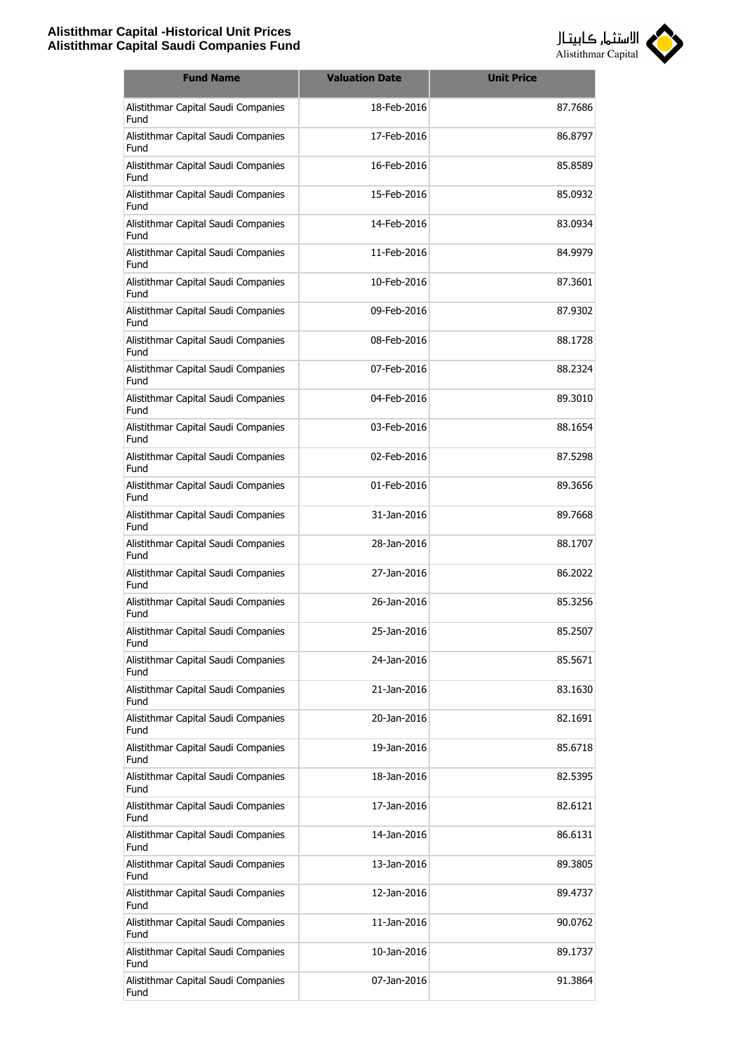| Fund Name | Valuation Date | Unit Price |
|---|---|---|
| Alistithmar Capital Saudi Companies Fund | 18-Feb-2016 | 87.7686 |
| Alistithmar Capital Saudi Companies Fund | 17-Feb-2016 | 86.8797 |
| Alistithmar Capital Saudi Companies Fund | 16-Feb-2016 | 85.8589 |
| Alistithmar Capital Saudi Companies Fund | 15-Feb-2016 | 85.0932 |
| Alistithmar Capital Saudi Companies Fund | 14-Feb-2016 | 83.0934 |
| Alistithmar Capital Saudi Companies Fund | 11-Feb-2016 | 84.9979 |
| Alistithmar Capital Saudi Companies Fund | 10-Feb-2016 | 87.3601 |
| Alistithmar Capital Saudi Companies Fund | 09-Feb-2016 | 87.9302 |
| Alistithmar Capital Saudi Companies Fund | 08-Feb-2016 | 88.1728 |
| Alistithmar Capital Saudi Companies Fund | 07-Feb-2016 | 88.2324 |
| Alistithmar Capital Saudi Companies Fund | 04-Feb-2016 | 89.3010 |
| Alistithmar Capital Saudi Companies Fund | 03-Feb-2016 | 88.1654 |
| Alistithmar Capital Saudi Companies Fund | 02-Feb-2016 | 87.5298 |
| Alistithmar Capital Saudi Companies Fund | 01-Feb-2016 | 89.3656 |
| Alistithmar Capital Saudi Companies Fund | 31-Jan-2016 | 89.7668 |
| Alistithmar Capital Saudi Companies Fund | 28-Jan-2016 | 88.1707 |
| Alistithmar Capital Saudi Companies Fund | 27-Jan-2016 | 86.2022 |
| Alistithmar Capital Saudi Companies Fund | 26-Jan-2016 | 85.3256 |
| Alistithmar Capital Saudi Companies Fund | 25-Jan-2016 | 85.2507 |
| Alistithmar Capital Saudi Companies Fund | 24-Jan-2016 | 85.5671 |
| Alistithmar Capital Saudi Companies Fund | 21-Jan-2016 | 83.1630 |
| Alistithmar Capital Saudi Companies Fund | 20-Jan-2016 | 82.1691 |
| Alistithmar Capital Saudi Companies Fund | 19-Jan-2016 | 85.6718 |
| Alistithmar Capital Saudi Companies Fund | 18-Jan-2016 | 82.5395 |
| Alistithmar Capital Saudi Companies Fund | 17-Jan-2016 | 82.6121 |
| Alistithmar Capital Saudi Companies Fund | 14-Jan-2016 | 86.6131 |
| Alistithmar Capital Saudi Companies Fund | 13-Jan-2016 | 89.3805 |
| Alistithmar Capital Saudi Companies Fund | 12-Jan-2016 | 89.4737 |
| Alistithmar Capital Saudi Companies Fund | 11-Jan-2016 | 90.0762 |
| Alistithmar Capital Saudi Companies Fund | 10-Jan-2016 | 89.1737 |
| Alistithmar Capital Saudi Companies Fund | 07-Jan-2016 | 91.3864 |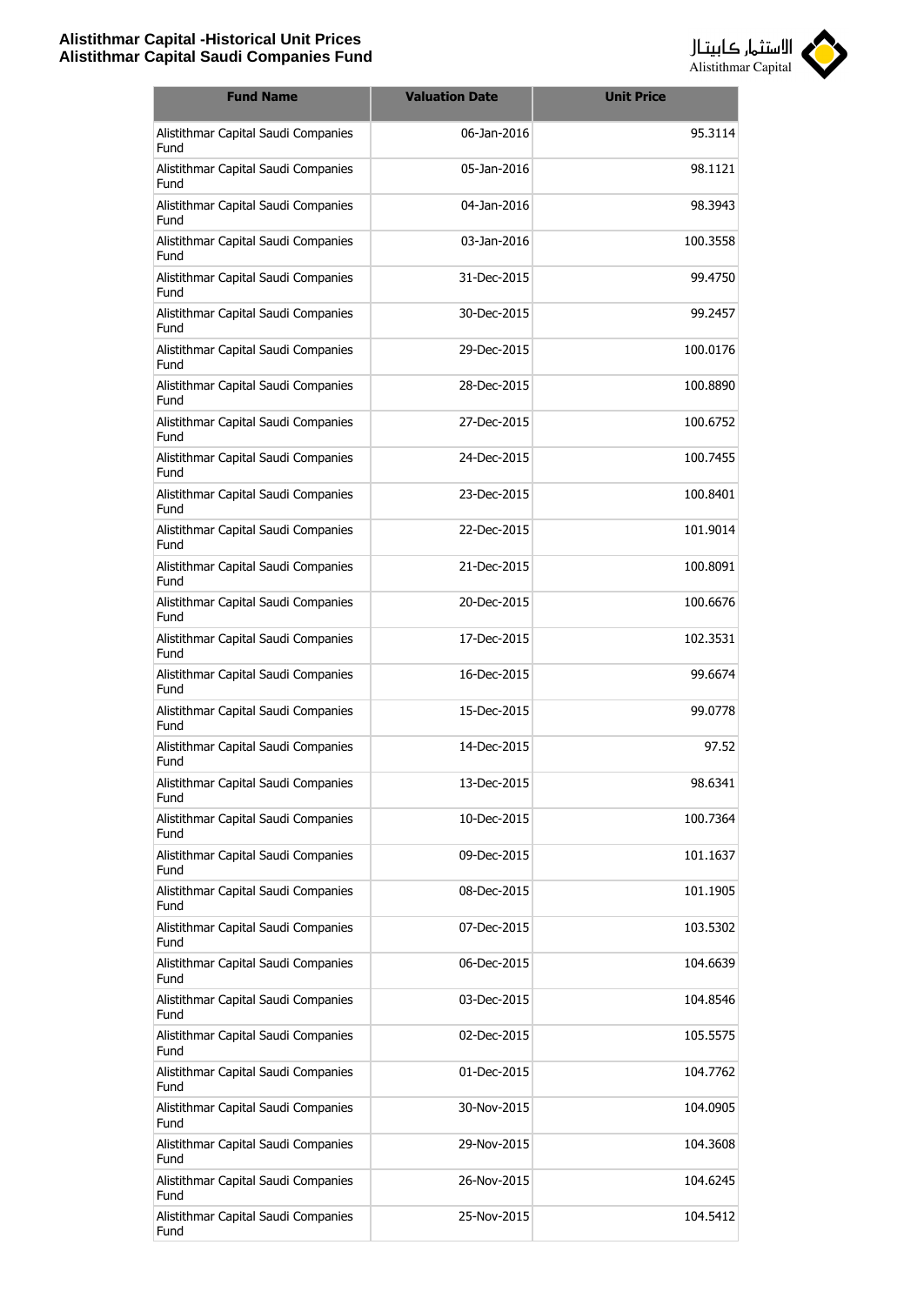**Alistithmar Capital -Historical Unit Prices**
**Alistithmar Capital Saudi Companies Fund**

| Fund Name | Valuation Date | Unit Price |
|---|---|---|
| Alistithmar Capital Saudi Companies Fund | 06-Jan-2016 | 95.3114 |
| Alistithmar Capital Saudi Companies Fund | 05-Jan-2016 | 98.1121 |
| Alistithmar Capital Saudi Companies Fund | 04-Jan-2016 | 98.3943 |
| Alistithmar Capital Saudi Companies Fund | 03-Jan-2016 | 100.3558 |
| Alistithmar Capital Saudi Companies Fund | 31-Dec-2015 | 99.4750 |
| Alistithmar Capital Saudi Companies Fund | 30-Dec-2015 | 99.2457 |
| Alistithmar Capital Saudi Companies Fund | 29-Dec-2015 | 100.0176 |
| Alistithmar Capital Saudi Companies Fund | 28-Dec-2015 | 100.8890 |
| Alistithmar Capital Saudi Companies Fund | 27-Dec-2015 | 100.6752 |
| Alistithmar Capital Saudi Companies Fund | 24-Dec-2015 | 100.7455 |
| Alistithmar Capital Saudi Companies Fund | 23-Dec-2015 | 100.8401 |
| Alistithmar Capital Saudi Companies Fund | 22-Dec-2015 | 101.9014 |
| Alistithmar Capital Saudi Companies Fund | 21-Dec-2015 | 100.8091 |
| Alistithmar Capital Saudi Companies Fund | 20-Dec-2015 | 100.6676 |
| Alistithmar Capital Saudi Companies Fund | 17-Dec-2015 | 102.3531 |
| Alistithmar Capital Saudi Companies Fund | 16-Dec-2015 | 99.6674 |
| Alistithmar Capital Saudi Companies Fund | 15-Dec-2015 | 99.0778 |
| Alistithmar Capital Saudi Companies Fund | 14-Dec-2015 | 97.52 |
| Alistithmar Capital Saudi Companies Fund | 13-Dec-2015 | 98.6341 |
| Alistithmar Capital Saudi Companies Fund | 10-Dec-2015 | 100.7364 |
| Alistithmar Capital Saudi Companies Fund | 09-Dec-2015 | 101.1637 |
| Alistithmar Capital Saudi Companies Fund | 08-Dec-2015 | 101.1905 |
| Alistithmar Capital Saudi Companies Fund | 07-Dec-2015 | 103.5302 |
| Alistithmar Capital Saudi Companies Fund | 06-Dec-2015 | 104.6639 |
| Alistithmar Capital Saudi Companies Fund | 03-Dec-2015 | 104.8546 |
| Alistithmar Capital Saudi Companies Fund | 02-Dec-2015 | 105.5575 |
| Alistithmar Capital Saudi Companies Fund | 01-Dec-2015 | 104.7762 |
| Alistithmar Capital Saudi Companies Fund | 30-Nov-2015 | 104.0905 |
| Alistithmar Capital Saudi Companies Fund | 29-Nov-2015 | 104.3608 |
| Alistithmar Capital Saudi Companies Fund | 26-Nov-2015 | 104.6245 |
| Alistithmar Capital Saudi Companies Fund | 25-Nov-2015 | 104.5412 |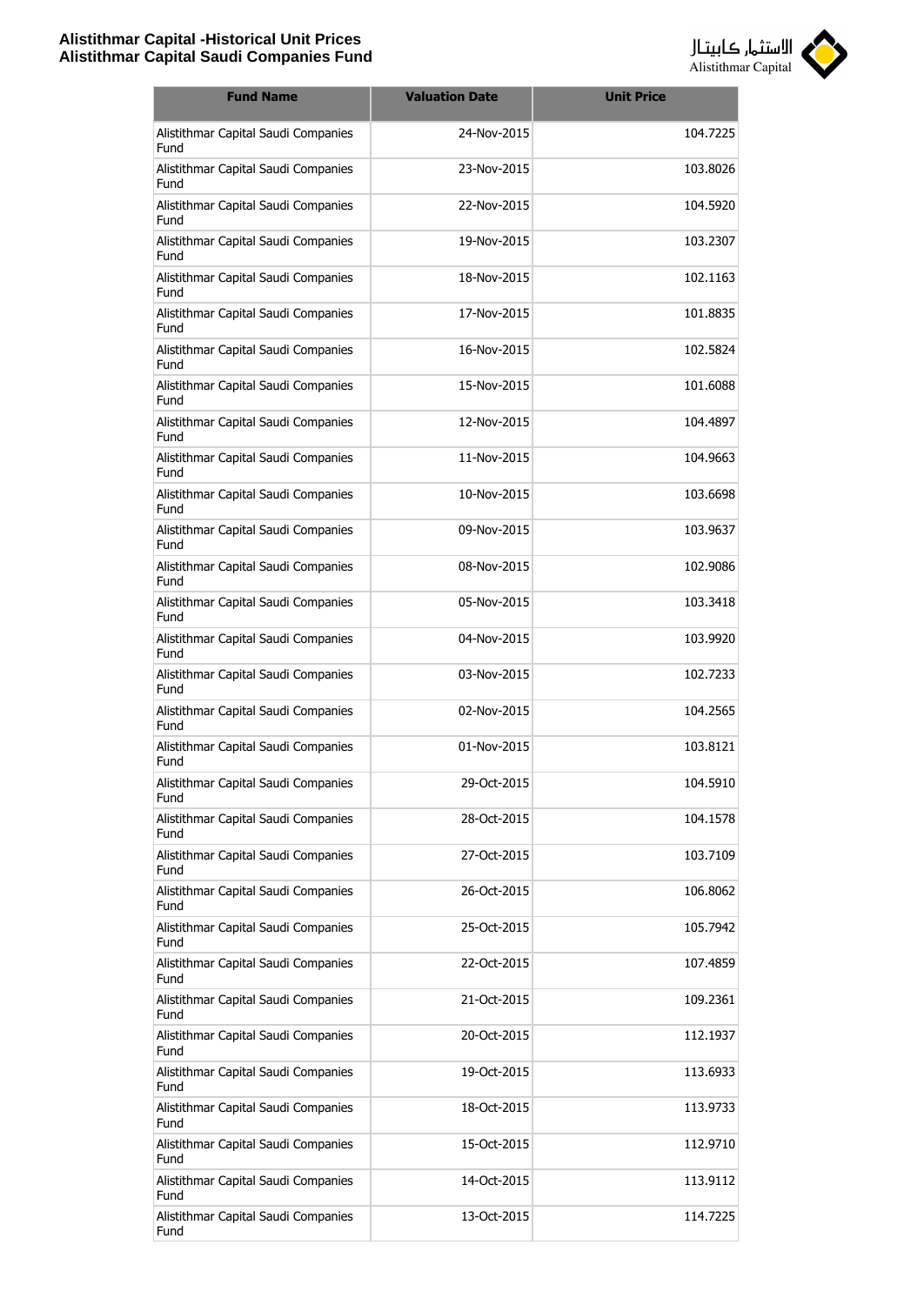| Fund Name | Valuation Date | Unit Price |
| --- | --- | --- |
| Alistithmar Capital Saudi Companies Fund | 24-Nov-2015 | 104.7225 |
| Alistithmar Capital Saudi Companies Fund | 23-Nov-2015 | 103.8026 |
| Alistithmar Capital Saudi Companies Fund | 22-Nov-2015 | 104.5920 |
| Alistithmar Capital Saudi Companies Fund | 19-Nov-2015 | 103.2307 |
| Alistithmar Capital Saudi Companies Fund | 18-Nov-2015 | 102.1163 |
| Alistithmar Capital Saudi Companies Fund | 17-Nov-2015 | 101.8835 |
| Alistithmar Capital Saudi Companies Fund | 16-Nov-2015 | 102.5824 |
| Alistithmar Capital Saudi Companies Fund | 15-Nov-2015 | 101.6088 |
| Alistithmar Capital Saudi Companies Fund | 12-Nov-2015 | 104.4897 |
| Alistithmar Capital Saudi Companies Fund | 11-Nov-2015 | 104.9663 |
| Alistithmar Capital Saudi Companies Fund | 10-Nov-2015 | 103.6698 |
| Alistithmar Capital Saudi Companies Fund | 09-Nov-2015 | 103.9637 |
| Alistithmar Capital Saudi Companies Fund | 08-Nov-2015 | 102.9086 |
| Alistithmar Capital Saudi Companies Fund | 05-Nov-2015 | 103.3418 |
| Alistithmar Capital Saudi Companies Fund | 04-Nov-2015 | 103.9920 |
| Alistithmar Capital Saudi Companies Fund | 03-Nov-2015 | 102.7233 |
| Alistithmar Capital Saudi Companies Fund | 02-Nov-2015 | 104.2565 |
| Alistithmar Capital Saudi Companies Fund | 01-Nov-2015 | 103.8121 |
| Alistithmar Capital Saudi Companies Fund | 29-Oct-2015 | 104.5910 |
| Alistithmar Capital Saudi Companies Fund | 28-Oct-2015 | 104.1578 |
| Alistithmar Capital Saudi Companies Fund | 27-Oct-2015 | 103.7109 |
| Alistithmar Capital Saudi Companies Fund | 26-Oct-2015 | 106.8062 |
| Alistithmar Capital Saudi Companies Fund | 25-Oct-2015 | 105.7942 |
| Alistithmar Capital Saudi Companies Fund | 22-Oct-2015 | 107.4859 |
| Alistithmar Capital Saudi Companies Fund | 21-Oct-2015 | 109.2361 |
| Alistithmar Capital Saudi Companies Fund | 20-Oct-2015 | 112.1937 |
| Alistithmar Capital Saudi Companies Fund | 19-Oct-2015 | 113.6933 |
| Alistithmar Capital Saudi Companies Fund | 18-Oct-2015 | 113.9733 |
| Alistithmar Capital Saudi Companies Fund | 15-Oct-2015 | 112.9710 |
| Alistithmar Capital Saudi Companies Fund | 14-Oct-2015 | 113.9112 |
| Alistithmar Capital Saudi Companies Fund | 13-Oct-2015 | 114.7225 |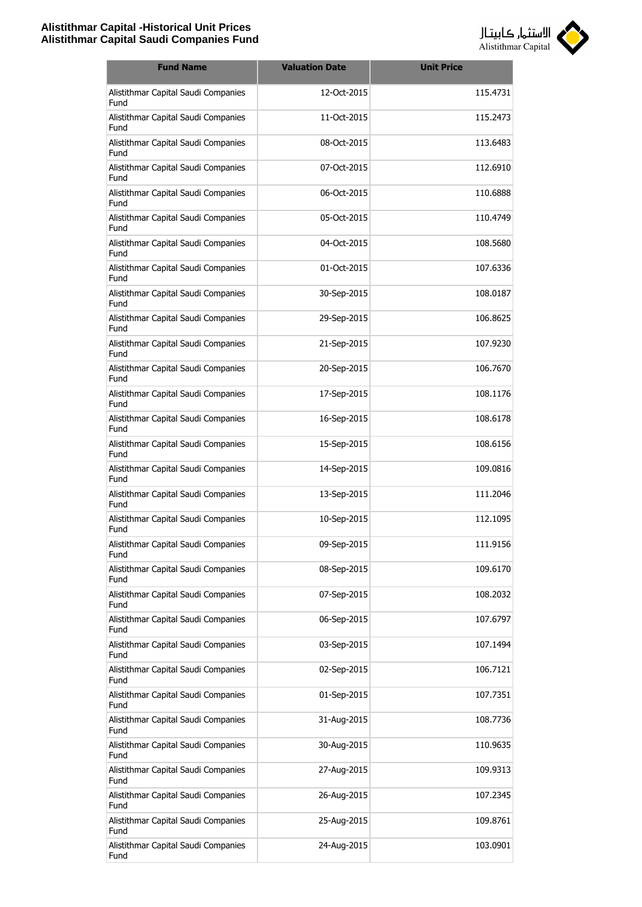| Fund Name | Valuation Date | Unit Price |
|---|---|---|
| Alistithmar Capital Saudi Companies Fund | 12-Oct-2015 | 115.4731 |
| Alistithmar Capital Saudi Companies Fund | 11-Oct-2015 | 115.2473 |
| Alistithmar Capital Saudi Companies Fund | 08-Oct-2015 | 113.6483 |
| Alistithmar Capital Saudi Companies Fund | 07-Oct-2015 | 112.6910 |
| Alistithmar Capital Saudi Companies Fund | 06-Oct-2015 | 110.6888 |
| Alistithmar Capital Saudi Companies Fund | 05-Oct-2015 | 110.4749 |
| Alistithmar Capital Saudi Companies Fund | 04-Oct-2015 | 108.5680 |
| Alistithmar Capital Saudi Companies Fund | 01-Oct-2015 | 107.6336 |
| Alistithmar Capital Saudi Companies Fund | 30-Sep-2015 | 108.0187 |
| Alistithmar Capital Saudi Companies Fund | 29-Sep-2015 | 106.8625 |
| Alistithmar Capital Saudi Companies Fund | 21-Sep-2015 | 107.9230 |
| Alistithmar Capital Saudi Companies Fund | 20-Sep-2015 | 106.7670 |
| Alistithmar Capital Saudi Companies Fund | 17-Sep-2015 | 108.1176 |
| Alistithmar Capital Saudi Companies Fund | 16-Sep-2015 | 108.6178 |
| Alistithmar Capital Saudi Companies Fund | 15-Sep-2015 | 108.6156 |
| Alistithmar Capital Saudi Companies Fund | 14-Sep-2015 | 109.0816 |
| Alistithmar Capital Saudi Companies Fund | 13-Sep-2015 | 111.2046 |
| Alistithmar Capital Saudi Companies Fund | 10-Sep-2015 | 112.1095 |
| Alistithmar Capital Saudi Companies Fund | 09-Sep-2015 | 111.9156 |
| Alistithmar Capital Saudi Companies Fund | 08-Sep-2015 | 109.6170 |
| Alistithmar Capital Saudi Companies Fund | 07-Sep-2015 | 108.2032 |
| Alistithmar Capital Saudi Companies Fund | 06-Sep-2015 | 107.6797 |
| Alistithmar Capital Saudi Companies Fund | 03-Sep-2015 | 107.1494 |
| Alistithmar Capital Saudi Companies Fund | 02-Sep-2015 | 106.7121 |
| Alistithmar Capital Saudi Companies Fund | 01-Sep-2015 | 107.7351 |
| Alistithmar Capital Saudi Companies Fund | 31-Aug-2015 | 108.7736 |
| Alistithmar Capital Saudi Companies Fund | 30-Aug-2015 | 110.9635 |
| Alistithmar Capital Saudi Companies Fund | 27-Aug-2015 | 109.9313 |
| Alistithmar Capital Saudi Companies Fund | 26-Aug-2015 | 107.2345 |
| Alistithmar Capital Saudi Companies Fund | 25-Aug-2015 | 109.8761 |
| Alistithmar Capital Saudi Companies Fund | 24-Aug-2015 | 103.0901 |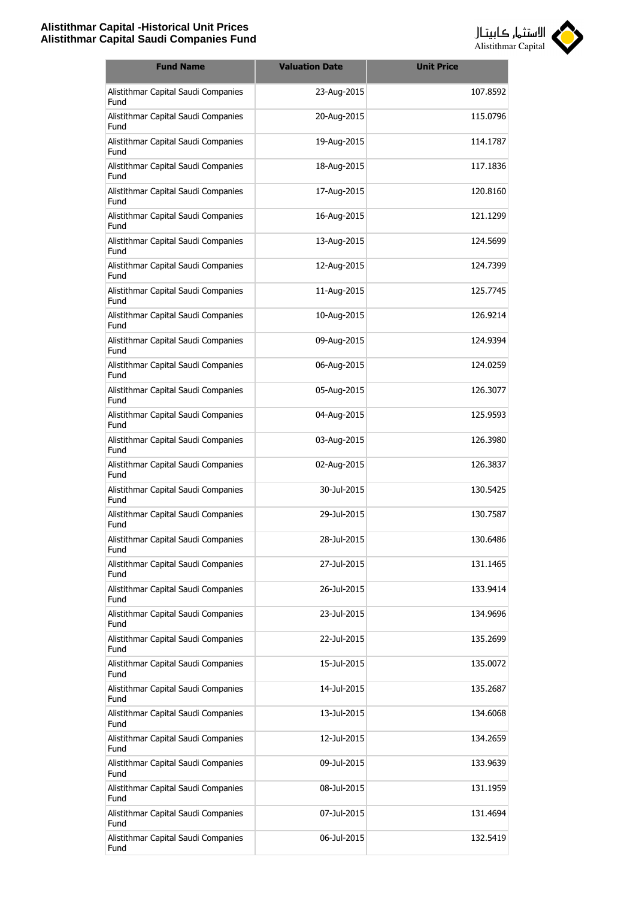| Fund Name | Valuation Date | Unit Price |
|---|---|---|
| Alistithmar Capital Saudi Companies Fund | 23-Aug-2015 | 107.8592 |
| Alistithmar Capital Saudi Companies Fund | 20-Aug-2015 | 115.0796 |
| Alistithmar Capital Saudi Companies Fund | 19-Aug-2015 | 114.1787 |
| Alistithmar Capital Saudi Companies Fund | 18-Aug-2015 | 117.1836 |
| Alistithmar Capital Saudi Companies Fund | 17-Aug-2015 | 120.8160 |
| Alistithmar Capital Saudi Companies Fund | 16-Aug-2015 | 121.1299 |
| Alistithmar Capital Saudi Companies Fund | 13-Aug-2015 | 124.5699 |
| Alistithmar Capital Saudi Companies Fund | 12-Aug-2015 | 124.7399 |
| Alistithmar Capital Saudi Companies Fund | 11-Aug-2015 | 125.7745 |
| Alistithmar Capital Saudi Companies Fund | 10-Aug-2015 | 126.9214 |
| Alistithmar Capital Saudi Companies Fund | 09-Aug-2015 | 124.9394 |
| Alistithmar Capital Saudi Companies Fund | 06-Aug-2015 | 124.0259 |
| Alistithmar Capital Saudi Companies Fund | 05-Aug-2015 | 126.3077 |
| Alistithmar Capital Saudi Companies Fund | 04-Aug-2015 | 125.9593 |
| Alistithmar Capital Saudi Companies Fund | 03-Aug-2015 | 126.3980 |
| Alistithmar Capital Saudi Companies Fund | 02-Aug-2015 | 126.3837 |
| Alistithmar Capital Saudi Companies Fund | 30-Jul-2015 | 130.5425 |
| Alistithmar Capital Saudi Companies Fund | 29-Jul-2015 | 130.7587 |
| Alistithmar Capital Saudi Companies Fund | 28-Jul-2015 | 130.6486 |
| Alistithmar Capital Saudi Companies Fund | 27-Jul-2015 | 131.1465 |
| Alistithmar Capital Saudi Companies Fund | 26-Jul-2015 | 133.9414 |
| Alistithmar Capital Saudi Companies Fund | 23-Jul-2015 | 134.9696 |
| Alistithmar Capital Saudi Companies Fund | 22-Jul-2015 | 135.2699 |
| Alistithmar Capital Saudi Companies Fund | 15-Jul-2015 | 135.0072 |
| Alistithmar Capital Saudi Companies Fund | 14-Jul-2015 | 135.2687 |
| Alistithmar Capital Saudi Companies Fund | 13-Jul-2015 | 134.6068 |
| Alistithmar Capital Saudi Companies Fund | 12-Jul-2015 | 134.2659 |
| Alistithmar Capital Saudi Companies Fund | 09-Jul-2015 | 133.9639 |
| Alistithmar Capital Saudi Companies Fund | 08-Jul-2015 | 131.1959 |
| Alistithmar Capital Saudi Companies Fund | 07-Jul-2015 | 131.4694 |
| Alistithmar Capital Saudi Companies Fund | 06-Jul-2015 | 132.5419 |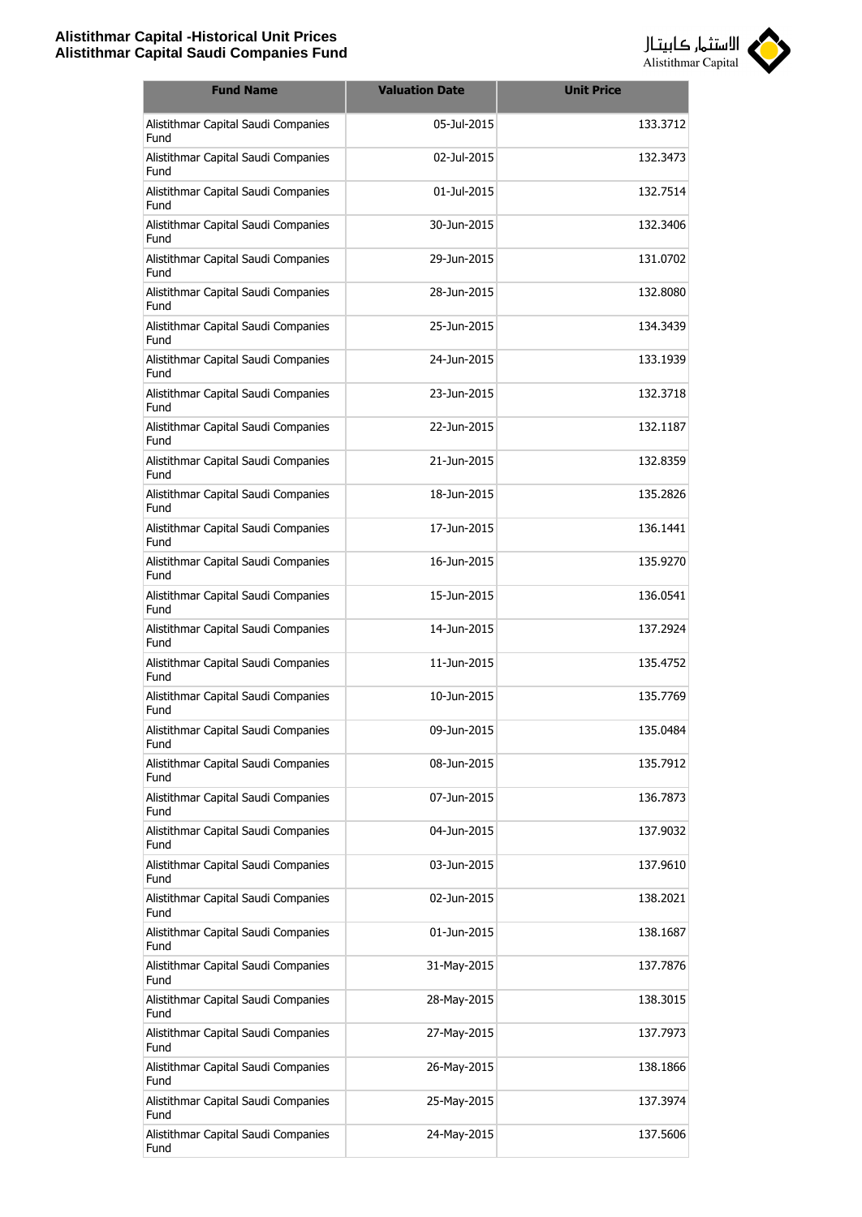| Fund Name | Valuation Date | Unit Price |
|---|---|---|
| Alistithmar Capital Saudi Companies Fund | 05-Jul-2015 | 133.3712 |
| Alistithmar Capital Saudi Companies Fund | 02-Jul-2015 | 132.3473 |
| Alistithmar Capital Saudi Companies Fund | 01-Jul-2015 | 132.7514 |
| Alistithmar Capital Saudi Companies Fund | 30-Jun-2015 | 132.3406 |
| Alistithmar Capital Saudi Companies Fund | 29-Jun-2015 | 131.0702 |
| Alistithmar Capital Saudi Companies Fund | 28-Jun-2015 | 132.8080 |
| Alistithmar Capital Saudi Companies Fund | 25-Jun-2015 | 134.3439 |
| Alistithmar Capital Saudi Companies Fund | 24-Jun-2015 | 133.1939 |
| Alistithmar Capital Saudi Companies Fund | 23-Jun-2015 | 132.3718 |
| Alistithmar Capital Saudi Companies Fund | 22-Jun-2015 | 132.1187 |
| Alistithmar Capital Saudi Companies Fund | 21-Jun-2015 | 132.8359 |
| Alistithmar Capital Saudi Companies Fund | 18-Jun-2015 | 135.2826 |
| Alistithmar Capital Saudi Companies Fund | 17-Jun-2015 | 136.1441 |
| Alistithmar Capital Saudi Companies Fund | 16-Jun-2015 | 135.9270 |
| Alistithmar Capital Saudi Companies Fund | 15-Jun-2015 | 136.0541 |
| Alistithmar Capital Saudi Companies Fund | 14-Jun-2015 | 137.2924 |
| Alistithmar Capital Saudi Companies Fund | 11-Jun-2015 | 135.4752 |
| Alistithmar Capital Saudi Companies Fund | 10-Jun-2015 | 135.7769 |
| Alistithmar Capital Saudi Companies Fund | 09-Jun-2015 | 135.0484 |
| Alistithmar Capital Saudi Companies Fund | 08-Jun-2015 | 135.7912 |
| Alistithmar Capital Saudi Companies Fund | 07-Jun-2015 | 136.7873 |
| Alistithmar Capital Saudi Companies Fund | 04-Jun-2015 | 137.9032 |
| Alistithmar Capital Saudi Companies Fund | 03-Jun-2015 | 137.9610 |
| Alistithmar Capital Saudi Companies Fund | 02-Jun-2015 | 138.2021 |
| Alistithmar Capital Saudi Companies Fund | 01-Jun-2015 | 138.1687 |
| Alistithmar Capital Saudi Companies Fund | 31-May-2015 | 137.7876 |
| Alistithmar Capital Saudi Companies Fund | 28-May-2015 | 138.3015 |
| Alistithmar Capital Saudi Companies Fund | 27-May-2015 | 137.7973 |
| Alistithmar Capital Saudi Companies Fund | 26-May-2015 | 138.1866 |
| Alistithmar Capital Saudi Companies Fund | 25-May-2015 | 137.3974 |
| Alistithmar Capital Saudi Companies Fund | 24-May-2015 | 137.5606 |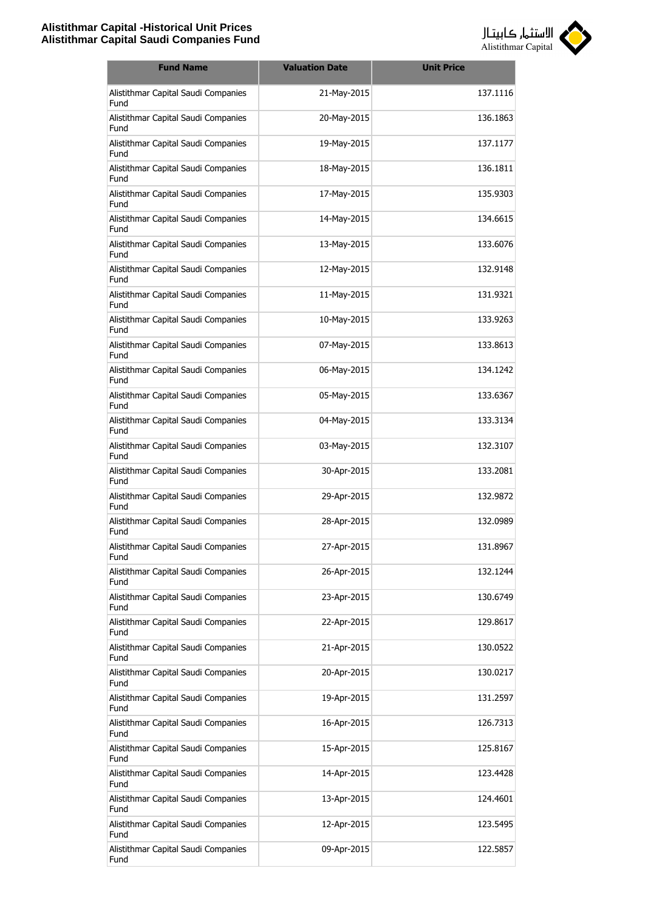| Fund Name | Valuation Date | Unit Price |
|---|---|---|
| Alistithmar Capital Saudi Companies Fund | 21-May-2015 | 137.1116 |
| Alistithmar Capital Saudi Companies Fund | 20-May-2015 | 136.1863 |
| Alistithmar Capital Saudi Companies Fund | 19-May-2015 | 137.1177 |
| Alistithmar Capital Saudi Companies Fund | 18-May-2015 | 136.1811 |
| Alistithmar Capital Saudi Companies Fund | 17-May-2015 | 135.9303 |
| Alistithmar Capital Saudi Companies Fund | 14-May-2015 | 134.6615 |
| Alistithmar Capital Saudi Companies Fund | 13-May-2015 | 133.6076 |
| Alistithmar Capital Saudi Companies Fund | 12-May-2015 | 132.9148 |
| Alistithmar Capital Saudi Companies Fund | 11-May-2015 | 131.9321 |
| Alistithmar Capital Saudi Companies Fund | 10-May-2015 | 133.9263 |
| Alistithmar Capital Saudi Companies Fund | 07-May-2015 | 133.8613 |
| Alistithmar Capital Saudi Companies Fund | 06-May-2015 | 134.1242 |
| Alistithmar Capital Saudi Companies Fund | 05-May-2015 | 133.6367 |
| Alistithmar Capital Saudi Companies Fund | 04-May-2015 | 133.3134 |
| Alistithmar Capital Saudi Companies Fund | 03-May-2015 | 132.3107 |
| Alistithmar Capital Saudi Companies Fund | 30-Apr-2015 | 133.2081 |
| Alistithmar Capital Saudi Companies Fund | 29-Apr-2015 | 132.9872 |
| Alistithmar Capital Saudi Companies Fund | 28-Apr-2015 | 132.0989 |
| Alistithmar Capital Saudi Companies Fund | 27-Apr-2015 | 131.8967 |
| Alistithmar Capital Saudi Companies Fund | 26-Apr-2015 | 132.1244 |
| Alistithmar Capital Saudi Companies Fund | 23-Apr-2015 | 130.6749 |
| Alistithmar Capital Saudi Companies Fund | 22-Apr-2015 | 129.8617 |
| Alistithmar Capital Saudi Companies Fund | 21-Apr-2015 | 130.0522 |
| Alistithmar Capital Saudi Companies Fund | 20-Apr-2015 | 130.0217 |
| Alistithmar Capital Saudi Companies Fund | 19-Apr-2015 | 131.2597 |
| Alistithmar Capital Saudi Companies Fund | 16-Apr-2015 | 126.7313 |
| Alistithmar Capital Saudi Companies Fund | 15-Apr-2015 | 125.8167 |
| Alistithmar Capital Saudi Companies Fund | 14-Apr-2015 | 123.4428 |
| Alistithmar Capital Saudi Companies Fund | 13-Apr-2015 | 124.4601 |
| Alistithmar Capital Saudi Companies Fund | 12-Apr-2015 | 123.5495 |
| Alistithmar Capital Saudi Companies Fund | 09-Apr-2015 | 122.5857 |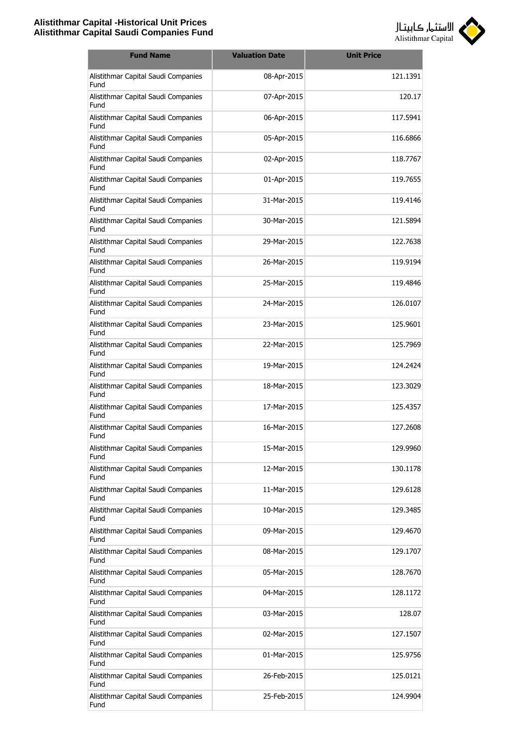| Fund Name | Valuation Date | Unit Price |
|---|---|---|
| Alistithmar Capital Saudi Companies Fund | 08-Apr-2015 | 121.1391 |
| Alistithmar Capital Saudi Companies Fund | 07-Apr-2015 | 120.17 |
| Alistithmar Capital Saudi Companies Fund | 06-Apr-2015 | 117.5941 |
| Alistithmar Capital Saudi Companies Fund | 05-Apr-2015 | 116.6866 |
| Alistithmar Capital Saudi Companies Fund | 02-Apr-2015 | 118.7767 |
| Alistithmar Capital Saudi Companies Fund | 01-Apr-2015 | 119.7655 |
| Alistithmar Capital Saudi Companies Fund | 31-Mar-2015 | 119.4146 |
| Alistithmar Capital Saudi Companies Fund | 30-Mar-2015 | 121.5894 |
| Alistithmar Capital Saudi Companies Fund | 29-Mar-2015 | 122.7638 |
| Alistithmar Capital Saudi Companies Fund | 26-Mar-2015 | 119.9194 |
| Alistithmar Capital Saudi Companies Fund | 25-Mar-2015 | 119.4846 |
| Alistithmar Capital Saudi Companies Fund | 24-Mar-2015 | 126.0107 |
| Alistithmar Capital Saudi Companies Fund | 23-Mar-2015 | 125.9601 |
| Alistithmar Capital Saudi Companies Fund | 22-Mar-2015 | 125.7969 |
| Alistithmar Capital Saudi Companies Fund | 19-Mar-2015 | 124.2424 |
| Alistithmar Capital Saudi Companies Fund | 18-Mar-2015 | 123.3029 |
| Alistithmar Capital Saudi Companies Fund | 17-Mar-2015 | 125.4357 |
| Alistithmar Capital Saudi Companies Fund | 16-Mar-2015 | 127.2608 |
| Alistithmar Capital Saudi Companies Fund | 15-Mar-2015 | 129.9960 |
| Alistithmar Capital Saudi Companies Fund | 12-Mar-2015 | 130.1178 |
| Alistithmar Capital Saudi Companies Fund | 11-Mar-2015 | 129.6128 |
| Alistithmar Capital Saudi Companies Fund | 10-Mar-2015 | 129.3485 |
| Alistithmar Capital Saudi Companies Fund | 09-Mar-2015 | 129.4670 |
| Alistithmar Capital Saudi Companies Fund | 08-Mar-2015 | 129.1707 |
| Alistithmar Capital Saudi Companies Fund | 05-Mar-2015 | 128.7670 |
| Alistithmar Capital Saudi Companies Fund | 04-Mar-2015 | 128.1172 |
| Alistithmar Capital Saudi Companies Fund | 03-Mar-2015 | 128.07 |
| Alistithmar Capital Saudi Companies Fund | 02-Mar-2015 | 127.1507 |
| Alistithmar Capital Saudi Companies Fund | 01-Mar-2015 | 125.9756 |
| Alistithmar Capital Saudi Companies Fund | 26-Feb-2015 | 125.0121 |
| Alistithmar Capital Saudi Companies Fund | 25-Feb-2015 | 124.9904 |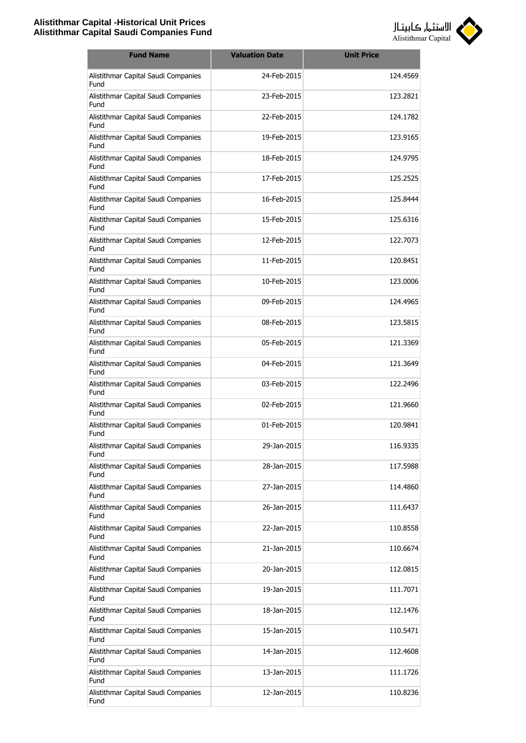| Fund Name | Valuation Date | Unit Price |
|---|---|---|
| Alistithmar Capital Saudi Companies Fund | 24-Feb-2015 | 124.4569 |
| Alistithmar Capital Saudi Companies Fund | 23-Feb-2015 | 123.2821 |
| Alistithmar Capital Saudi Companies Fund | 22-Feb-2015 | 124.1782 |
| Alistithmar Capital Saudi Companies Fund | 19-Feb-2015 | 123.9165 |
| Alistithmar Capital Saudi Companies Fund | 18-Feb-2015 | 124.9795 |
| Alistithmar Capital Saudi Companies Fund | 17-Feb-2015 | 125.2525 |
| Alistithmar Capital Saudi Companies Fund | 16-Feb-2015 | 125.8444 |
| Alistithmar Capital Saudi Companies Fund | 15-Feb-2015 | 125.6316 |
| Alistithmar Capital Saudi Companies Fund | 12-Feb-2015 | 122.7073 |
| Alistithmar Capital Saudi Companies Fund | 11-Feb-2015 | 120.8451 |
| Alistithmar Capital Saudi Companies Fund | 10-Feb-2015 | 123.0006 |
| Alistithmar Capital Saudi Companies Fund | 09-Feb-2015 | 124.4965 |
| Alistithmar Capital Saudi Companies Fund | 08-Feb-2015 | 123.5815 |
| Alistithmar Capital Saudi Companies Fund | 05-Feb-2015 | 121.3369 |
| Alistithmar Capital Saudi Companies Fund | 04-Feb-2015 | 121.3649 |
| Alistithmar Capital Saudi Companies Fund | 03-Feb-2015 | 122.2496 |
| Alistithmar Capital Saudi Companies Fund | 02-Feb-2015 | 121.9660 |
| Alistithmar Capital Saudi Companies Fund | 01-Feb-2015 | 120.9841 |
| Alistithmar Capital Saudi Companies Fund | 29-Jan-2015 | 116.9335 |
| Alistithmar Capital Saudi Companies Fund | 28-Jan-2015 | 117.5988 |
| Alistithmar Capital Saudi Companies Fund | 27-Jan-2015 | 114.4860 |
| Alistithmar Capital Saudi Companies Fund | 26-Jan-2015 | 111.6437 |
| Alistithmar Capital Saudi Companies Fund | 22-Jan-2015 | 110.8558 |
| Alistithmar Capital Saudi Companies Fund | 21-Jan-2015 | 110.6674 |
| Alistithmar Capital Saudi Companies Fund | 20-Jan-2015 | 112.0815 |
| Alistithmar Capital Saudi Companies Fund | 19-Jan-2015 | 111.7071 |
| Alistithmar Capital Saudi Companies Fund | 18-Jan-2015 | 112.1476 |
| Alistithmar Capital Saudi Companies Fund | 15-Jan-2015 | 110.5471 |
| Alistithmar Capital Saudi Companies Fund | 14-Jan-2015 | 112.4608 |
| Alistithmar Capital Saudi Companies Fund | 13-Jan-2015 | 111.1726 |
| Alistithmar Capital Saudi Companies Fund | 12-Jan-2015 | 110.8236 |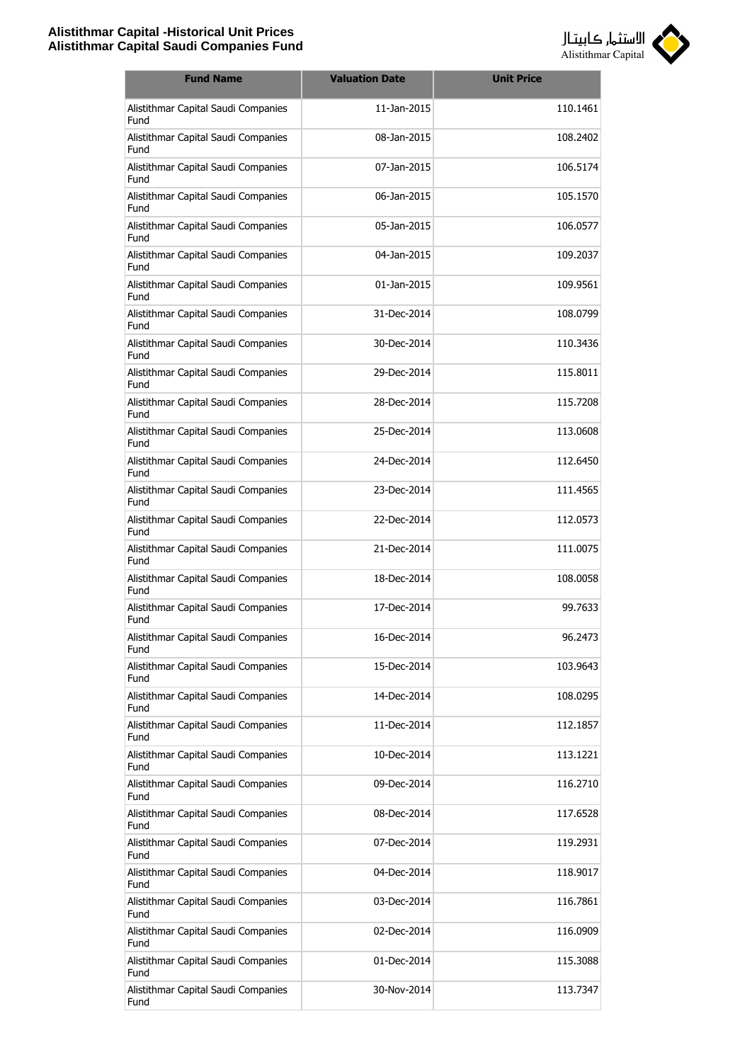| Fund Name | Valuation Date | Unit Price |
|---|---|---|
| Alistithmar Capital Saudi Companies Fund | 11-Jan-2015 | 110.1461 |
| Alistithmar Capital Saudi Companies Fund | 08-Jan-2015 | 108.2402 |
| Alistithmar Capital Saudi Companies Fund | 07-Jan-2015 | 106.5174 |
| Alistithmar Capital Saudi Companies Fund | 06-Jan-2015 | 105.1570 |
| Alistithmar Capital Saudi Companies Fund | 05-Jan-2015 | 106.0577 |
| Alistithmar Capital Saudi Companies Fund | 04-Jan-2015 | 109.2037 |
| Alistithmar Capital Saudi Companies Fund | 01-Jan-2015 | 109.9561 |
| Alistithmar Capital Saudi Companies Fund | 31-Dec-2014 | 108.0799 |
| Alistithmar Capital Saudi Companies Fund | 30-Dec-2014 | 110.3436 |
| Alistithmar Capital Saudi Companies Fund | 29-Dec-2014 | 115.8011 |
| Alistithmar Capital Saudi Companies Fund | 28-Dec-2014 | 115.7208 |
| Alistithmar Capital Saudi Companies Fund | 25-Dec-2014 | 113.0608 |
| Alistithmar Capital Saudi Companies Fund | 24-Dec-2014 | 112.6450 |
| Alistithmar Capital Saudi Companies Fund | 23-Dec-2014 | 111.4565 |
| Alistithmar Capital Saudi Companies Fund | 22-Dec-2014 | 112.0573 |
| Alistithmar Capital Saudi Companies Fund | 21-Dec-2014 | 111.0075 |
| Alistithmar Capital Saudi Companies Fund | 18-Dec-2014 | 108.0058 |
| Alistithmar Capital Saudi Companies Fund | 17-Dec-2014 | 99.7633 |
| Alistithmar Capital Saudi Companies Fund | 16-Dec-2014 | 96.2473 |
| Alistithmar Capital Saudi Companies Fund | 15-Dec-2014 | 103.9643 |
| Alistithmar Capital Saudi Companies Fund | 14-Dec-2014 | 108.0295 |
| Alistithmar Capital Saudi Companies Fund | 11-Dec-2014 | 112.1857 |
| Alistithmar Capital Saudi Companies Fund | 10-Dec-2014 | 113.1221 |
| Alistithmar Capital Saudi Companies Fund | 09-Dec-2014 | 116.2710 |
| Alistithmar Capital Saudi Companies Fund | 08-Dec-2014 | 117.6528 |
| Alistithmar Capital Saudi Companies Fund | 07-Dec-2014 | 119.2931 |
| Alistithmar Capital Saudi Companies Fund | 04-Dec-2014 | 118.9017 |
| Alistithmar Capital Saudi Companies Fund | 03-Dec-2014 | 116.7861 |
| Alistithmar Capital Saudi Companies Fund | 02-Dec-2014 | 116.0909 |
| Alistithmar Capital Saudi Companies Fund | 01-Dec-2014 | 115.3088 |
| Alistithmar Capital Saudi Companies Fund | 30-Nov-2014 | 113.7347 |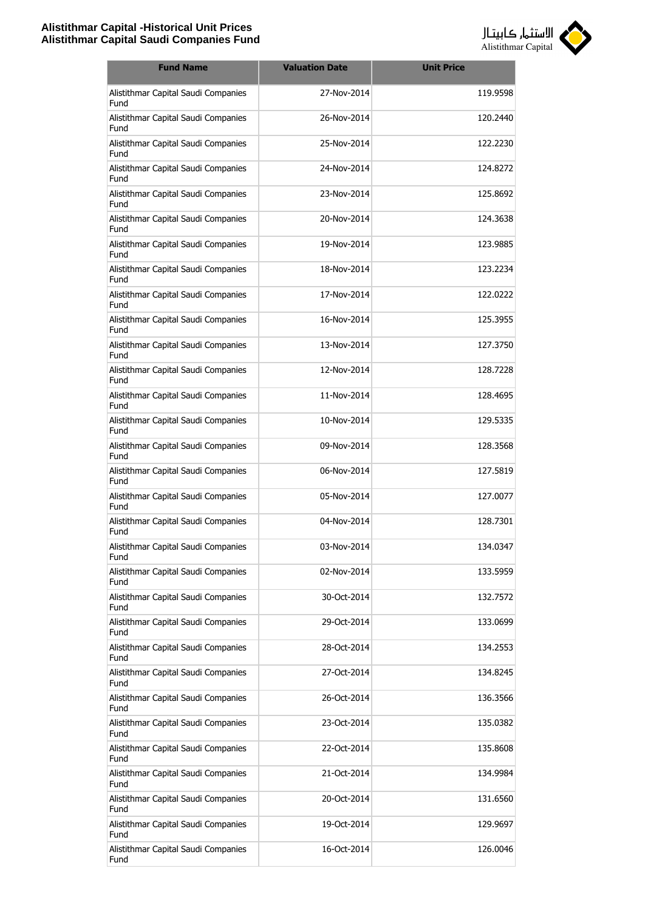| Fund Name | Valuation Date | Unit Price |
|---|---|---|
| Alistithmar Capital Saudi Companies Fund | 27-Nov-2014 | 119.9598 |
| Alistithmar Capital Saudi Companies Fund | 26-Nov-2014 | 120.2440 |
| Alistithmar Capital Saudi Companies Fund | 25-Nov-2014 | 122.2230 |
| Alistithmar Capital Saudi Companies Fund | 24-Nov-2014 | 124.8272 |
| Alistithmar Capital Saudi Companies Fund | 23-Nov-2014 | 125.8692 |
| Alistithmar Capital Saudi Companies Fund | 20-Nov-2014 | 124.3638 |
| Alistithmar Capital Saudi Companies Fund | 19-Nov-2014 | 123.9885 |
| Alistithmar Capital Saudi Companies Fund | 18-Nov-2014 | 123.2234 |
| Alistithmar Capital Saudi Companies Fund | 17-Nov-2014 | 122.0222 |
| Alistithmar Capital Saudi Companies Fund | 16-Nov-2014 | 125.3955 |
| Alistithmar Capital Saudi Companies Fund | 13-Nov-2014 | 127.3750 |
| Alistithmar Capital Saudi Companies Fund | 12-Nov-2014 | 128.7228 |
| Alistithmar Capital Saudi Companies Fund | 11-Nov-2014 | 128.4695 |
| Alistithmar Capital Saudi Companies Fund | 10-Nov-2014 | 129.5335 |
| Alistithmar Capital Saudi Companies Fund | 09-Nov-2014 | 128.3568 |
| Alistithmar Capital Saudi Companies Fund | 06-Nov-2014 | 127.5819 |
| Alistithmar Capital Saudi Companies Fund | 05-Nov-2014 | 127.0077 |
| Alistithmar Capital Saudi Companies Fund | 04-Nov-2014 | 128.7301 |
| Alistithmar Capital Saudi Companies Fund | 03-Nov-2014 | 134.0347 |
| Alistithmar Capital Saudi Companies Fund | 02-Nov-2014 | 133.5959 |
| Alistithmar Capital Saudi Companies Fund | 30-Oct-2014 | 132.7572 |
| Alistithmar Capital Saudi Companies Fund | 29-Oct-2014 | 133.0699 |
| Alistithmar Capital Saudi Companies Fund | 28-Oct-2014 | 134.2553 |
| Alistithmar Capital Saudi Companies Fund | 27-Oct-2014 | 134.8245 |
| Alistithmar Capital Saudi Companies Fund | 26-Oct-2014 | 136.3566 |
| Alistithmar Capital Saudi Companies Fund | 23-Oct-2014 | 135.0382 |
| Alistithmar Capital Saudi Companies Fund | 22-Oct-2014 | 135.8608 |
| Alistithmar Capital Saudi Companies Fund | 21-Oct-2014 | 134.9984 |
| Alistithmar Capital Saudi Companies Fund | 20-Oct-2014 | 131.6560 |
| Alistithmar Capital Saudi Companies Fund | 19-Oct-2014 | 129.9697 |
| Alistithmar Capital Saudi Companies Fund | 16-Oct-2014 | 126.0046 |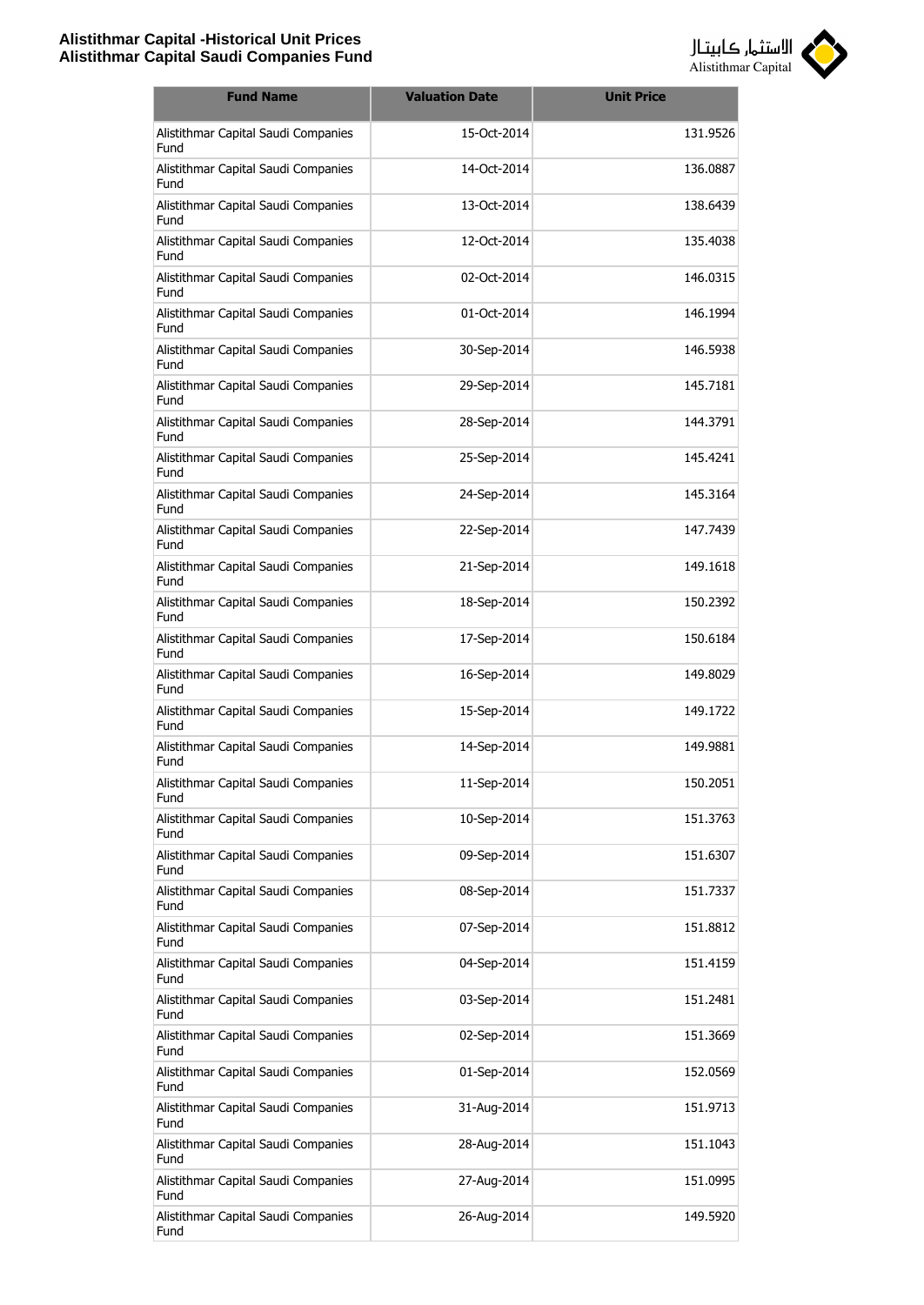| Fund Name | Valuation Date | Unit Price |
|---|---|---|
| Alistithmar Capital Saudi Companies Fund | 15-Oct-2014 | 131.9526 |
| Alistithmar Capital Saudi Companies Fund | 14-Oct-2014 | 136.0887 |
| Alistithmar Capital Saudi Companies Fund | 13-Oct-2014 | 138.6439 |
| Alistithmar Capital Saudi Companies Fund | 12-Oct-2014 | 135.4038 |
| Alistithmar Capital Saudi Companies Fund | 02-Oct-2014 | 146.0315 |
| Alistithmar Capital Saudi Companies Fund | 01-Oct-2014 | 146.1994 |
| Alistithmar Capital Saudi Companies Fund | 30-Sep-2014 | 146.5938 |
| Alistithmar Capital Saudi Companies Fund | 29-Sep-2014 | 145.7181 |
| Alistithmar Capital Saudi Companies Fund | 28-Sep-2014 | 144.3791 |
| Alistithmar Capital Saudi Companies Fund | 25-Sep-2014 | 145.4241 |
| Alistithmar Capital Saudi Companies Fund | 24-Sep-2014 | 145.3164 |
| Alistithmar Capital Saudi Companies Fund | 22-Sep-2014 | 147.7439 |
| Alistithmar Capital Saudi Companies Fund | 21-Sep-2014 | 149.1618 |
| Alistithmar Capital Saudi Companies Fund | 18-Sep-2014 | 150.2392 |
| Alistithmar Capital Saudi Companies Fund | 17-Sep-2014 | 150.6184 |
| Alistithmar Capital Saudi Companies Fund | 16-Sep-2014 | 149.8029 |
| Alistithmar Capital Saudi Companies Fund | 15-Sep-2014 | 149.1722 |
| Alistithmar Capital Saudi Companies Fund | 14-Sep-2014 | 149.9881 |
| Alistithmar Capital Saudi Companies Fund | 11-Sep-2014 | 150.2051 |
| Alistithmar Capital Saudi Companies Fund | 10-Sep-2014 | 151.3763 |
| Alistithmar Capital Saudi Companies Fund | 09-Sep-2014 | 151.6307 |
| Alistithmar Capital Saudi Companies Fund | 08-Sep-2014 | 151.7337 |
| Alistithmar Capital Saudi Companies Fund | 07-Sep-2014 | 151.8812 |
| Alistithmar Capital Saudi Companies Fund | 04-Sep-2014 | 151.4159 |
| Alistithmar Capital Saudi Companies Fund | 03-Sep-2014 | 151.2481 |
| Alistithmar Capital Saudi Companies Fund | 02-Sep-2014 | 151.3669 |
| Alistithmar Capital Saudi Companies Fund | 01-Sep-2014 | 152.0569 |
| Alistithmar Capital Saudi Companies Fund | 31-Aug-2014 | 151.9713 |
| Alistithmar Capital Saudi Companies Fund | 28-Aug-2014 | 151.1043 |
| Alistithmar Capital Saudi Companies Fund | 27-Aug-2014 | 151.0995 |
| Alistithmar Capital Saudi Companies Fund | 26-Aug-2014 | 149.5920 |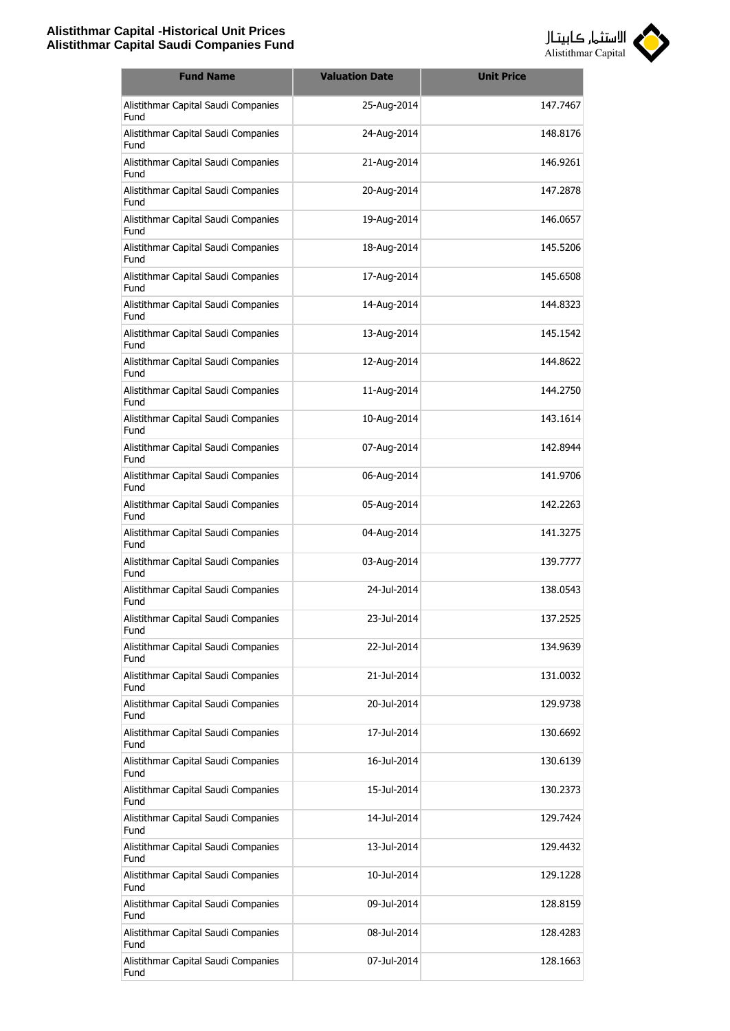| Fund Name | Valuation Date | Unit Price |
| --- | --- | --- |
| Alistithmar Capital Saudi Companies Fund | 25-Aug-2014 | 147.7467 |
| Alistithmar Capital Saudi Companies Fund | 24-Aug-2014 | 148.8176 |
| Alistithmar Capital Saudi Companies Fund | 21-Aug-2014 | 146.9261 |
| Alistithmar Capital Saudi Companies Fund | 20-Aug-2014 | 147.2878 |
| Alistithmar Capital Saudi Companies Fund | 19-Aug-2014 | 146.0657 |
| Alistithmar Capital Saudi Companies Fund | 18-Aug-2014 | 145.5206 |
| Alistithmar Capital Saudi Companies Fund | 17-Aug-2014 | 145.6508 |
| Alistithmar Capital Saudi Companies Fund | 14-Aug-2014 | 144.8323 |
| Alistithmar Capital Saudi Companies Fund | 13-Aug-2014 | 145.1542 |
| Alistithmar Capital Saudi Companies Fund | 12-Aug-2014 | 144.8622 |
| Alistithmar Capital Saudi Companies Fund | 11-Aug-2014 | 144.2750 |
| Alistithmar Capital Saudi Companies Fund | 10-Aug-2014 | 143.1614 |
| Alistithmar Capital Saudi Companies Fund | 07-Aug-2014 | 142.8944 |
| Alistithmar Capital Saudi Companies Fund | 06-Aug-2014 | 141.9706 |
| Alistithmar Capital Saudi Companies Fund | 05-Aug-2014 | 142.2263 |
| Alistithmar Capital Saudi Companies Fund | 04-Aug-2014 | 141.3275 |
| Alistithmar Capital Saudi Companies Fund | 03-Aug-2014 | 139.7777 |
| Alistithmar Capital Saudi Companies Fund | 24-Jul-2014 | 138.0543 |
| Alistithmar Capital Saudi Companies Fund | 23-Jul-2014 | 137.2525 |
| Alistithmar Capital Saudi Companies Fund | 22-Jul-2014 | 134.9639 |
| Alistithmar Capital Saudi Companies Fund | 21-Jul-2014 | 131.0032 |
| Alistithmar Capital Saudi Companies Fund | 20-Jul-2014 | 129.9738 |
| Alistithmar Capital Saudi Companies Fund | 17-Jul-2014 | 130.6692 |
| Alistithmar Capital Saudi Companies Fund | 16-Jul-2014 | 130.6139 |
| Alistithmar Capital Saudi Companies Fund | 15-Jul-2014 | 130.2373 |
| Alistithmar Capital Saudi Companies Fund | 14-Jul-2014 | 129.7424 |
| Alistithmar Capital Saudi Companies Fund | 13-Jul-2014 | 129.4432 |
| Alistithmar Capital Saudi Companies Fund | 10-Jul-2014 | 129.1228 |
| Alistithmar Capital Saudi Companies Fund | 09-Jul-2014 | 128.8159 |
| Alistithmar Capital Saudi Companies Fund | 08-Jul-2014 | 128.4283 |
| Alistithmar Capital Saudi Companies Fund | 07-Jul-2014 | 128.1663 |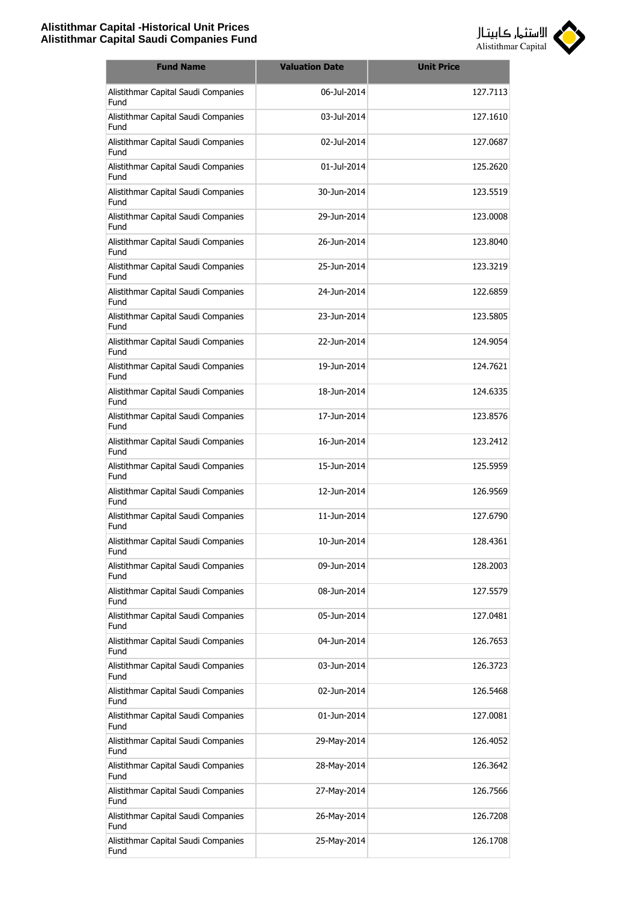| Fund Name | Valuation Date | Unit Price |
|---|---|---|
| Alistithmar Capital Saudi Companies Fund | 06-Jul-2014 | 127.7113 |
| Alistithmar Capital Saudi Companies Fund | 03-Jul-2014 | 127.1610 |
| Alistithmar Capital Saudi Companies Fund | 02-Jul-2014 | 127.0687 |
| Alistithmar Capital Saudi Companies Fund | 01-Jul-2014 | 125.2620 |
| Alistithmar Capital Saudi Companies Fund | 30-Jun-2014 | 123.5519 |
| Alistithmar Capital Saudi Companies Fund | 29-Jun-2014 | 123.0008 |
| Alistithmar Capital Saudi Companies Fund | 26-Jun-2014 | 123.8040 |
| Alistithmar Capital Saudi Companies Fund | 25-Jun-2014 | 123.3219 |
| Alistithmar Capital Saudi Companies Fund | 24-Jun-2014 | 122.6859 |
| Alistithmar Capital Saudi Companies Fund | 23-Jun-2014 | 123.5805 |
| Alistithmar Capital Saudi Companies Fund | 22-Jun-2014 | 124.9054 |
| Alistithmar Capital Saudi Companies Fund | 19-Jun-2014 | 124.7621 |
| Alistithmar Capital Saudi Companies Fund | 18-Jun-2014 | 124.6335 |
| Alistithmar Capital Saudi Companies Fund | 17-Jun-2014 | 123.8576 |
| Alistithmar Capital Saudi Companies Fund | 16-Jun-2014 | 123.2412 |
| Alistithmar Capital Saudi Companies Fund | 15-Jun-2014 | 125.5959 |
| Alistithmar Capital Saudi Companies Fund | 12-Jun-2014 | 126.9569 |
| Alistithmar Capital Saudi Companies Fund | 11-Jun-2014 | 127.6790 |
| Alistithmar Capital Saudi Companies Fund | 10-Jun-2014 | 128.4361 |
| Alistithmar Capital Saudi Companies Fund | 09-Jun-2014 | 128.2003 |
| Alistithmar Capital Saudi Companies Fund | 08-Jun-2014 | 127.5579 |
| Alistithmar Capital Saudi Companies Fund | 05-Jun-2014 | 127.0481 |
| Alistithmar Capital Saudi Companies Fund | 04-Jun-2014 | 126.7653 |
| Alistithmar Capital Saudi Companies Fund | 03-Jun-2014 | 126.3723 |
| Alistithmar Capital Saudi Companies Fund | 02-Jun-2014 | 126.5468 |
| Alistithmar Capital Saudi Companies Fund | 01-Jun-2014 | 127.0081 |
| Alistithmar Capital Saudi Companies Fund | 29-May-2014 | 126.4052 |
| Alistithmar Capital Saudi Companies Fund | 28-May-2014 | 126.3642 |
| Alistithmar Capital Saudi Companies Fund | 27-May-2014 | 126.7566 |
| Alistithmar Capital Saudi Companies Fund | 26-May-2014 | 126.7208 |
| Alistithmar Capital Saudi Companies Fund | 25-May-2014 | 126.1708 |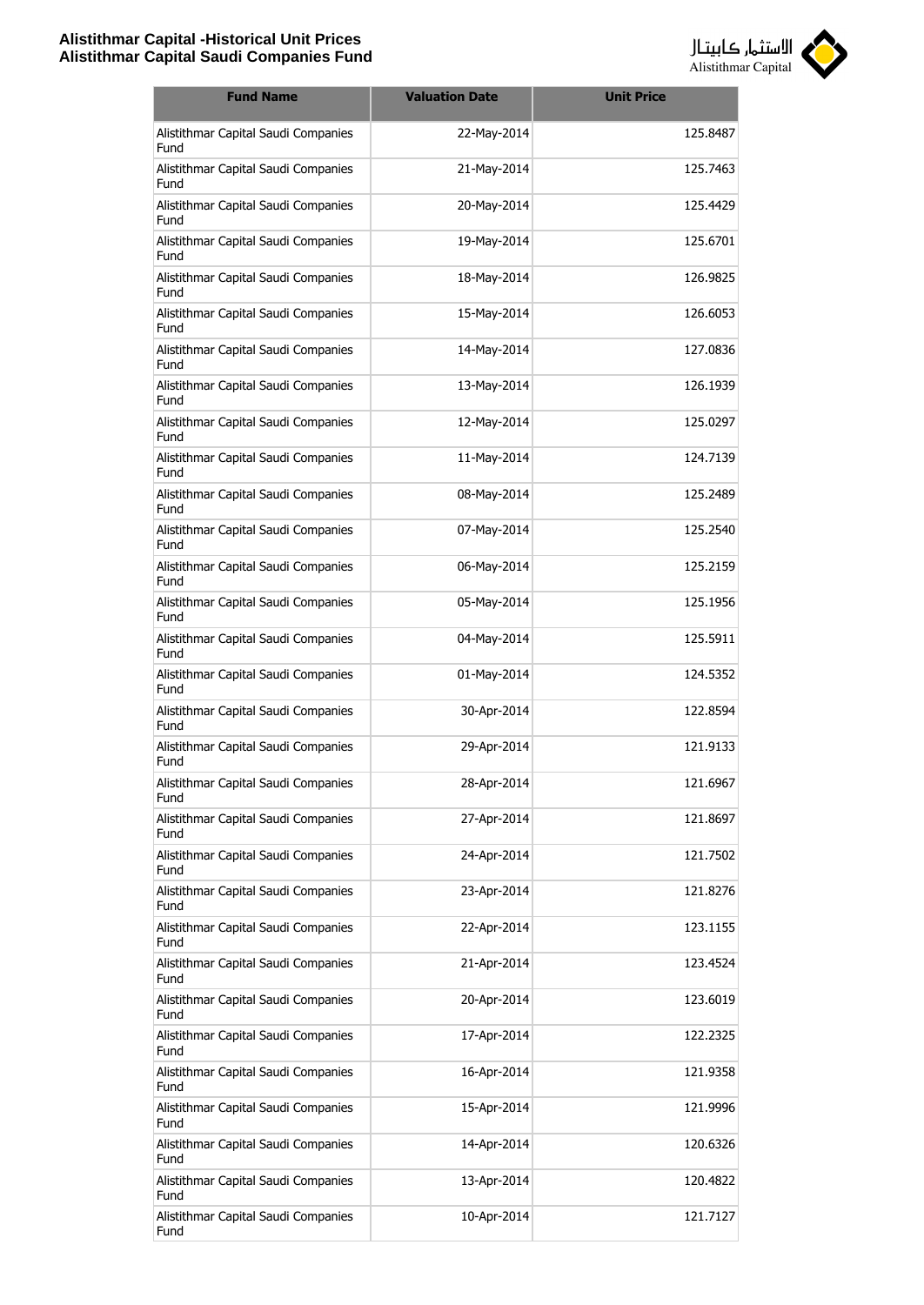| Fund Name | Valuation Date | Unit Price |
|---|---|---|
| Alistithmar Capital Saudi Companies Fund | 22-May-2014 | 125.8487 |
| Alistithmar Capital Saudi Companies Fund | 21-May-2014 | 125.7463 |
| Alistithmar Capital Saudi Companies Fund | 20-May-2014 | 125.4429 |
| Alistithmar Capital Saudi Companies Fund | 19-May-2014 | 125.6701 |
| Alistithmar Capital Saudi Companies Fund | 18-May-2014 | 126.9825 |
| Alistithmar Capital Saudi Companies Fund | 15-May-2014 | 126.6053 |
| Alistithmar Capital Saudi Companies Fund | 14-May-2014 | 127.0836 |
| Alistithmar Capital Saudi Companies Fund | 13-May-2014 | 126.1939 |
| Alistithmar Capital Saudi Companies Fund | 12-May-2014 | 125.0297 |
| Alistithmar Capital Saudi Companies Fund | 11-May-2014 | 124.7139 |
| Alistithmar Capital Saudi Companies Fund | 08-May-2014 | 125.2489 |
| Alistithmar Capital Saudi Companies Fund | 07-May-2014 | 125.2540 |
| Alistithmar Capital Saudi Companies Fund | 06-May-2014 | 125.2159 |
| Alistithmar Capital Saudi Companies Fund | 05-May-2014 | 125.1956 |
| Alistithmar Capital Saudi Companies Fund | 04-May-2014 | 125.5911 |
| Alistithmar Capital Saudi Companies Fund | 01-May-2014 | 124.5352 |
| Alistithmar Capital Saudi Companies Fund | 30-Apr-2014 | 122.8594 |
| Alistithmar Capital Saudi Companies Fund | 29-Apr-2014 | 121.9133 |
| Alistithmar Capital Saudi Companies Fund | 28-Apr-2014 | 121.6967 |
| Alistithmar Capital Saudi Companies Fund | 27-Apr-2014 | 121.8697 |
| Alistithmar Capital Saudi Companies Fund | 24-Apr-2014 | 121.7502 |
| Alistithmar Capital Saudi Companies Fund | 23-Apr-2014 | 121.8276 |
| Alistithmar Capital Saudi Companies Fund | 22-Apr-2014 | 123.1155 |
| Alistithmar Capital Saudi Companies Fund | 21-Apr-2014 | 123.4524 |
| Alistithmar Capital Saudi Companies Fund | 20-Apr-2014 | 123.6019 |
| Alistithmar Capital Saudi Companies Fund | 17-Apr-2014 | 122.2325 |
| Alistithmar Capital Saudi Companies Fund | 16-Apr-2014 | 121.9358 |
| Alistithmar Capital Saudi Companies Fund | 15-Apr-2014 | 121.9996 |
| Alistithmar Capital Saudi Companies Fund | 14-Apr-2014 | 120.6326 |
| Alistithmar Capital Saudi Companies Fund | 13-Apr-2014 | 120.4822 |
| Alistithmar Capital Saudi Companies Fund | 10-Apr-2014 | 121.7127 |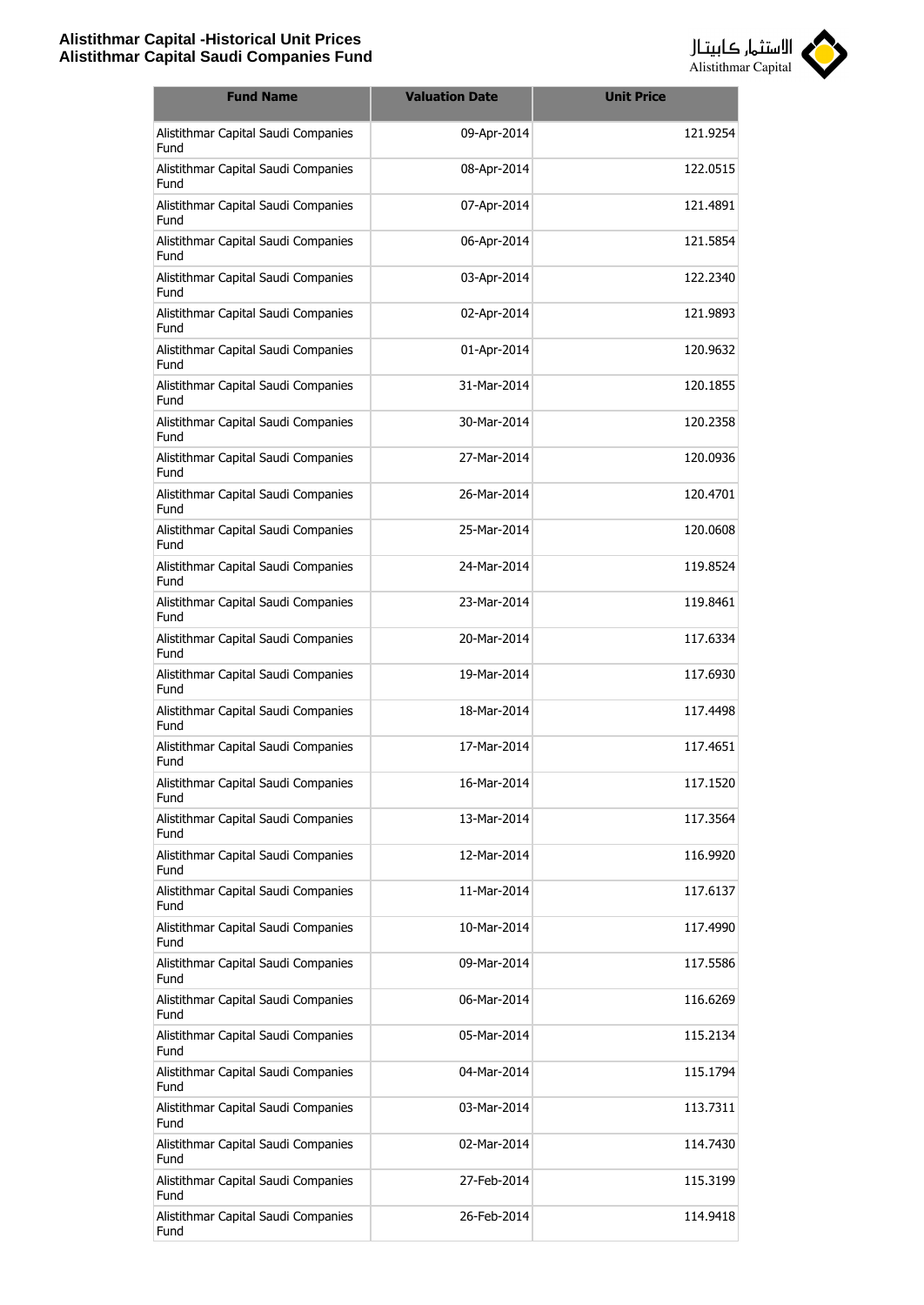| Fund Name | Valuation Date | Unit Price |
|---|---|---|
| Alistithmar Capital Saudi Companies Fund | 09-Apr-2014 | 121.9254 |
| Alistithmar Capital Saudi Companies Fund | 08-Apr-2014 | 122.0515 |
| Alistithmar Capital Saudi Companies Fund | 07-Apr-2014 | 121.4891 |
| Alistithmar Capital Saudi Companies Fund | 06-Apr-2014 | 121.5854 |
| Alistithmar Capital Saudi Companies Fund | 03-Apr-2014 | 122.2340 |
| Alistithmar Capital Saudi Companies Fund | 02-Apr-2014 | 121.9893 |
| Alistithmar Capital Saudi Companies Fund | 01-Apr-2014 | 120.9632 |
| Alistithmar Capital Saudi Companies Fund | 31-Mar-2014 | 120.1855 |
| Alistithmar Capital Saudi Companies Fund | 30-Mar-2014 | 120.2358 |
| Alistithmar Capital Saudi Companies Fund | 27-Mar-2014 | 120.0936 |
| Alistithmar Capital Saudi Companies Fund | 26-Mar-2014 | 120.4701 |
| Alistithmar Capital Saudi Companies Fund | 25-Mar-2014 | 120.0608 |
| Alistithmar Capital Saudi Companies Fund | 24-Mar-2014 | 119.8524 |
| Alistithmar Capital Saudi Companies Fund | 23-Mar-2014 | 119.8461 |
| Alistithmar Capital Saudi Companies Fund | 20-Mar-2014 | 117.6334 |
| Alistithmar Capital Saudi Companies Fund | 19-Mar-2014 | 117.6930 |
| Alistithmar Capital Saudi Companies Fund | 18-Mar-2014 | 117.4498 |
| Alistithmar Capital Saudi Companies Fund | 17-Mar-2014 | 117.4651 |
| Alistithmar Capital Saudi Companies Fund | 16-Mar-2014 | 117.1520 |
| Alistithmar Capital Saudi Companies Fund | 13-Mar-2014 | 117.3564 |
| Alistithmar Capital Saudi Companies Fund | 12-Mar-2014 | 116.9920 |
| Alistithmar Capital Saudi Companies Fund | 11-Mar-2014 | 117.6137 |
| Alistithmar Capital Saudi Companies Fund | 10-Mar-2014 | 117.4990 |
| Alistithmar Capital Saudi Companies Fund | 09-Mar-2014 | 117.5586 |
| Alistithmar Capital Saudi Companies Fund | 06-Mar-2014 | 116.6269 |
| Alistithmar Capital Saudi Companies Fund | 05-Mar-2014 | 115.2134 |
| Alistithmar Capital Saudi Companies Fund | 04-Mar-2014 | 115.1794 |
| Alistithmar Capital Saudi Companies Fund | 03-Mar-2014 | 113.7311 |
| Alistithmar Capital Saudi Companies Fund | 02-Mar-2014 | 114.7430 |
| Alistithmar Capital Saudi Companies Fund | 27-Feb-2014 | 115.3199 |
| Alistithmar Capital Saudi Companies Fund | 26-Feb-2014 | 114.9418 |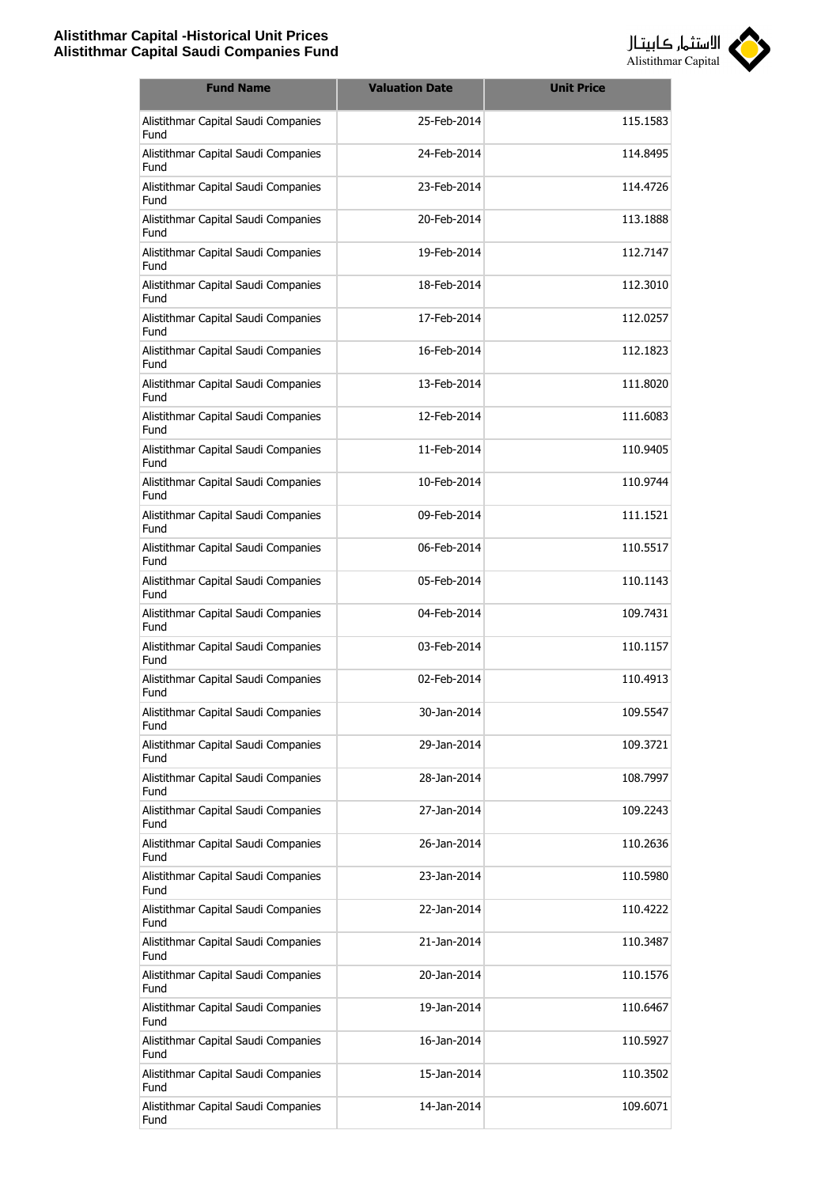| Fund Name | Valuation Date | Unit Price |
|---|---|---|
| Alistithmar Capital Saudi Companies Fund | 25-Feb-2014 | 115.1583 |
| Alistithmar Capital Saudi Companies Fund | 24-Feb-2014 | 114.8495 |
| Alistithmar Capital Saudi Companies Fund | 23-Feb-2014 | 114.4726 |
| Alistithmar Capital Saudi Companies Fund | 20-Feb-2014 | 113.1888 |
| Alistithmar Capital Saudi Companies Fund | 19-Feb-2014 | 112.7147 |
| Alistithmar Capital Saudi Companies Fund | 18-Feb-2014 | 112.3010 |
| Alistithmar Capital Saudi Companies Fund | 17-Feb-2014 | 112.0257 |
| Alistithmar Capital Saudi Companies Fund | 16-Feb-2014 | 112.1823 |
| Alistithmar Capital Saudi Companies Fund | 13-Feb-2014 | 111.8020 |
| Alistithmar Capital Saudi Companies Fund | 12-Feb-2014 | 111.6083 |
| Alistithmar Capital Saudi Companies Fund | 11-Feb-2014 | 110.9405 |
| Alistithmar Capital Saudi Companies Fund | 10-Feb-2014 | 110.9744 |
| Alistithmar Capital Saudi Companies Fund | 09-Feb-2014 | 111.1521 |
| Alistithmar Capital Saudi Companies Fund | 06-Feb-2014 | 110.5517 |
| Alistithmar Capital Saudi Companies Fund | 05-Feb-2014 | 110.1143 |
| Alistithmar Capital Saudi Companies Fund | 04-Feb-2014 | 109.7431 |
| Alistithmar Capital Saudi Companies Fund | 03-Feb-2014 | 110.1157 |
| Alistithmar Capital Saudi Companies Fund | 02-Feb-2014 | 110.4913 |
| Alistithmar Capital Saudi Companies Fund | 30-Jan-2014 | 109.5547 |
| Alistithmar Capital Saudi Companies Fund | 29-Jan-2014 | 109.3721 |
| Alistithmar Capital Saudi Companies Fund | 28-Jan-2014 | 108.7997 |
| Alistithmar Capital Saudi Companies Fund | 27-Jan-2014 | 109.2243 |
| Alistithmar Capital Saudi Companies Fund | 26-Jan-2014 | 110.2636 |
| Alistithmar Capital Saudi Companies Fund | 23-Jan-2014 | 110.5980 |
| Alistithmar Capital Saudi Companies Fund | 22-Jan-2014 | 110.4222 |
| Alistithmar Capital Saudi Companies Fund | 21-Jan-2014 | 110.3487 |
| Alistithmar Capital Saudi Companies Fund | 20-Jan-2014 | 110.1576 |
| Alistithmar Capital Saudi Companies Fund | 19-Jan-2014 | 110.6467 |
| Alistithmar Capital Saudi Companies Fund | 16-Jan-2014 | 110.5927 |
| Alistithmar Capital Saudi Companies Fund | 15-Jan-2014 | 110.3502 |
| Alistithmar Capital Saudi Companies Fund | 14-Jan-2014 | 109.6071 |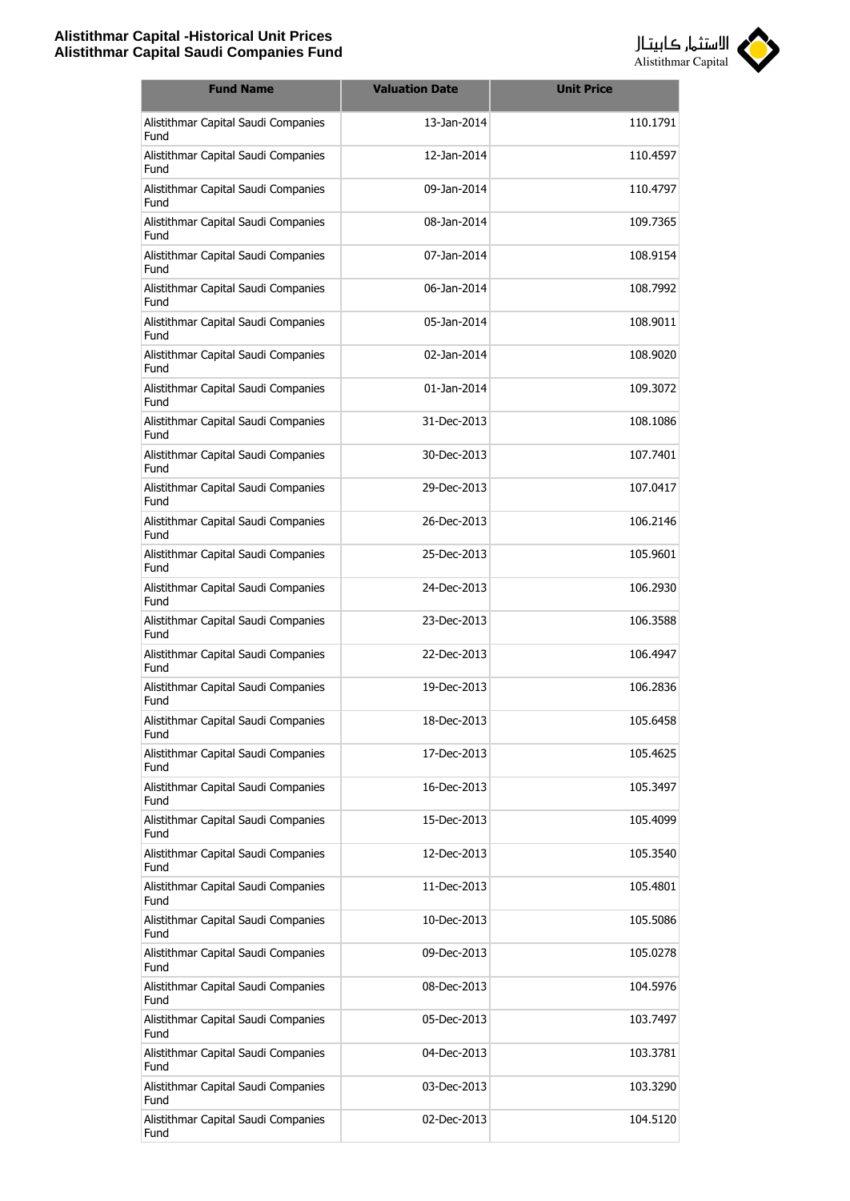| Fund Name | Valuation Date | Unit Price |
|---|---|---|
| Alistithmar Capital Saudi Companies Fund | 13-Jan-2014 | 110.1791 |
| Alistithmar Capital Saudi Companies Fund | 12-Jan-2014 | 110.4597 |
| Alistithmar Capital Saudi Companies Fund | 09-Jan-2014 | 110.4797 |
| Alistithmar Capital Saudi Companies Fund | 08-Jan-2014 | 109.7365 |
| Alistithmar Capital Saudi Companies Fund | 07-Jan-2014 | 108.9154 |
| Alistithmar Capital Saudi Companies Fund | 06-Jan-2014 | 108.7992 |
| Alistithmar Capital Saudi Companies Fund | 05-Jan-2014 | 108.9011 |
| Alistithmar Capital Saudi Companies Fund | 02-Jan-2014 | 108.9020 |
| Alistithmar Capital Saudi Companies Fund | 01-Jan-2014 | 109.3072 |
| Alistithmar Capital Saudi Companies Fund | 31-Dec-2013 | 108.1086 |
| Alistithmar Capital Saudi Companies Fund | 30-Dec-2013 | 107.7401 |
| Alistithmar Capital Saudi Companies Fund | 29-Dec-2013 | 107.0417 |
| Alistithmar Capital Saudi Companies Fund | 26-Dec-2013 | 106.2146 |
| Alistithmar Capital Saudi Companies Fund | 25-Dec-2013 | 105.9601 |
| Alistithmar Capital Saudi Companies Fund | 24-Dec-2013 | 106.2930 |
| Alistithmar Capital Saudi Companies Fund | 23-Dec-2013 | 106.3588 |
| Alistithmar Capital Saudi Companies Fund | 22-Dec-2013 | 106.4947 |
| Alistithmar Capital Saudi Companies Fund | 19-Dec-2013 | 106.2836 |
| Alistithmar Capital Saudi Companies Fund | 18-Dec-2013 | 105.6458 |
| Alistithmar Capital Saudi Companies Fund | 17-Dec-2013 | 105.4625 |
| Alistithmar Capital Saudi Companies Fund | 16-Dec-2013 | 105.3497 |
| Alistithmar Capital Saudi Companies Fund | 15-Dec-2013 | 105.4099 |
| Alistithmar Capital Saudi Companies Fund | 12-Dec-2013 | 105.3540 |
| Alistithmar Capital Saudi Companies Fund | 11-Dec-2013 | 105.4801 |
| Alistithmar Capital Saudi Companies Fund | 10-Dec-2013 | 105.5086 |
| Alistithmar Capital Saudi Companies Fund | 09-Dec-2013 | 105.0278 |
| Alistithmar Capital Saudi Companies Fund | 08-Dec-2013 | 104.5976 |
| Alistithmar Capital Saudi Companies Fund | 05-Dec-2013 | 103.7497 |
| Alistithmar Capital Saudi Companies Fund | 04-Dec-2013 | 103.3781 |
| Alistithmar Capital Saudi Companies Fund | 03-Dec-2013 | 103.3290 |
| Alistithmar Capital Saudi Companies Fund | 02-Dec-2013 | 104.5120 |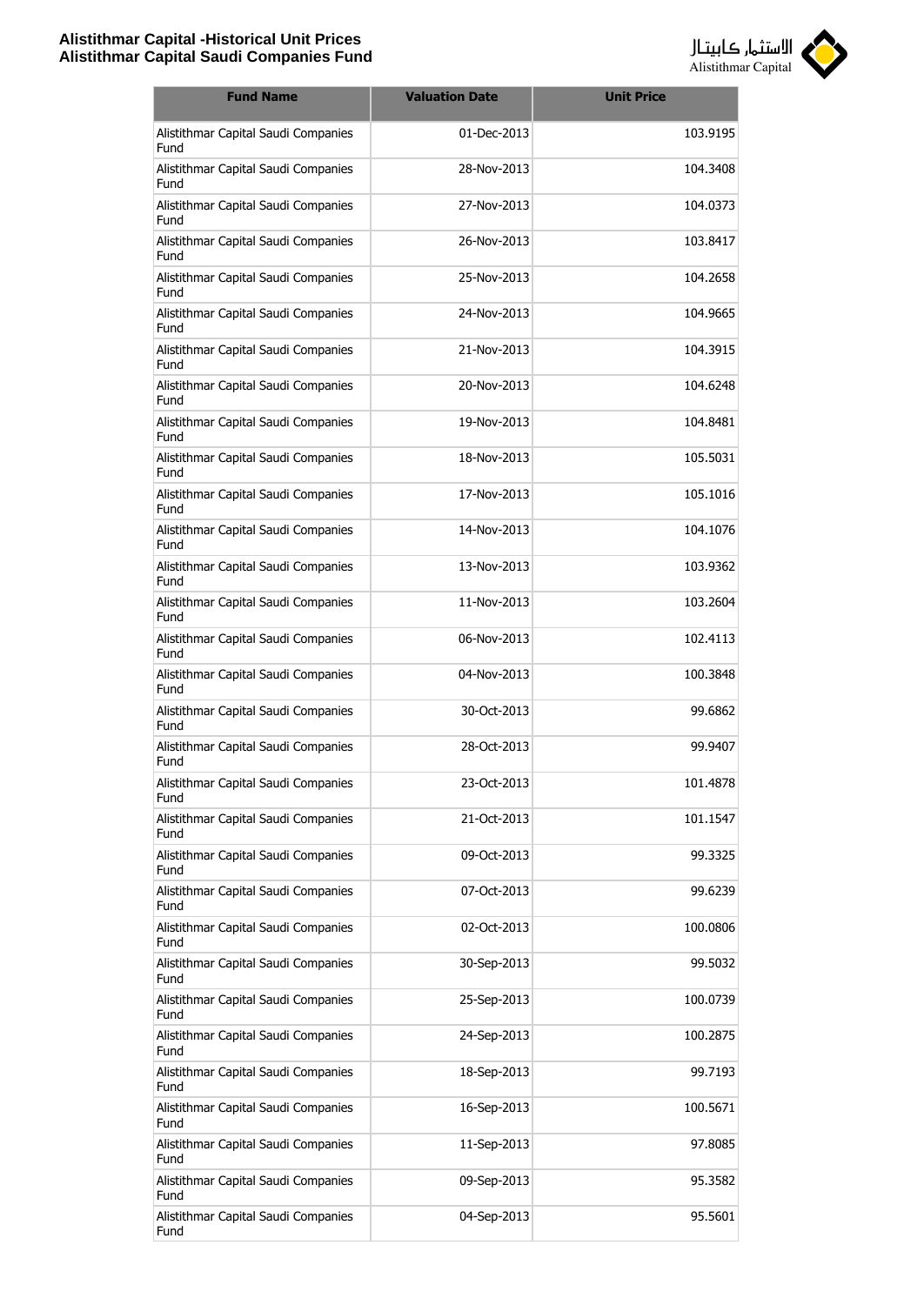# Alistithmar Capital -Historical Unit Prices
## Alistithmar Capital Saudi Companies Fund

| Fund Name | Valuation Date | Unit Price |
|---|---|---|
| Alistithmar Capital Saudi Companies Fund | 01-Dec-2013 | 103.9195 |
| Alistithmar Capital Saudi Companies Fund | 28-Nov-2013 | 104.3408 |
| Alistithmar Capital Saudi Companies Fund | 27-Nov-2013 | 104.0373 |
| Alistithmar Capital Saudi Companies Fund | 26-Nov-2013 | 103.8417 |
| Alistithmar Capital Saudi Companies Fund | 25-Nov-2013 | 104.2658 |
| Alistithmar Capital Saudi Companies Fund | 24-Nov-2013 | 104.9665 |
| Alistithmar Capital Saudi Companies Fund | 21-Nov-2013 | 104.3915 |
| Alistithmar Capital Saudi Companies Fund | 20-Nov-2013 | 104.6248 |
| Alistithmar Capital Saudi Companies Fund | 19-Nov-2013 | 104.8481 |
| Alistithmar Capital Saudi Companies Fund | 18-Nov-2013 | 105.5031 |
| Alistithmar Capital Saudi Companies Fund | 17-Nov-2013 | 105.1016 |
| Alistithmar Capital Saudi Companies Fund | 14-Nov-2013 | 104.1076 |
| Alistithmar Capital Saudi Companies Fund | 13-Nov-2013 | 103.9362 |
| Alistithmar Capital Saudi Companies Fund | 11-Nov-2013 | 103.2604 |
| Alistithmar Capital Saudi Companies Fund | 06-Nov-2013 | 102.4113 |
| Alistithmar Capital Saudi Companies Fund | 04-Nov-2013 | 100.3848 |
| Alistithmar Capital Saudi Companies Fund | 30-Oct-2013 | 99.6862 |
| Alistithmar Capital Saudi Companies Fund | 28-Oct-2013 | 99.9407 |
| Alistithmar Capital Saudi Companies Fund | 23-Oct-2013 | 101.4878 |
| Alistithmar Capital Saudi Companies Fund | 21-Oct-2013 | 101.1547 |
| Alistithmar Capital Saudi Companies Fund | 09-Oct-2013 | 99.3325 |
| Alistithmar Capital Saudi Companies Fund | 07-Oct-2013 | 99.6239 |
| Alistithmar Capital Saudi Companies Fund | 02-Oct-2013 | 100.0806 |
| Alistithmar Capital Saudi Companies Fund | 30-Sep-2013 | 99.5032 |
| Alistithmar Capital Saudi Companies Fund | 25-Sep-2013 | 100.0739 |
| Alistithmar Capital Saudi Companies Fund | 24-Sep-2013 | 100.2875 |
| Alistithmar Capital Saudi Companies Fund | 18-Sep-2013 | 99.7193 |
| Alistithmar Capital Saudi Companies Fund | 16-Sep-2013 | 100.5671 |
| Alistithmar Capital Saudi Companies Fund | 11-Sep-2013 | 97.8085 |
| Alistithmar Capital Saudi Companies Fund | 09-Sep-2013 | 95.3582 |
| Alistithmar Capital Saudi Companies Fund | 04-Sep-2013 | 95.5601 |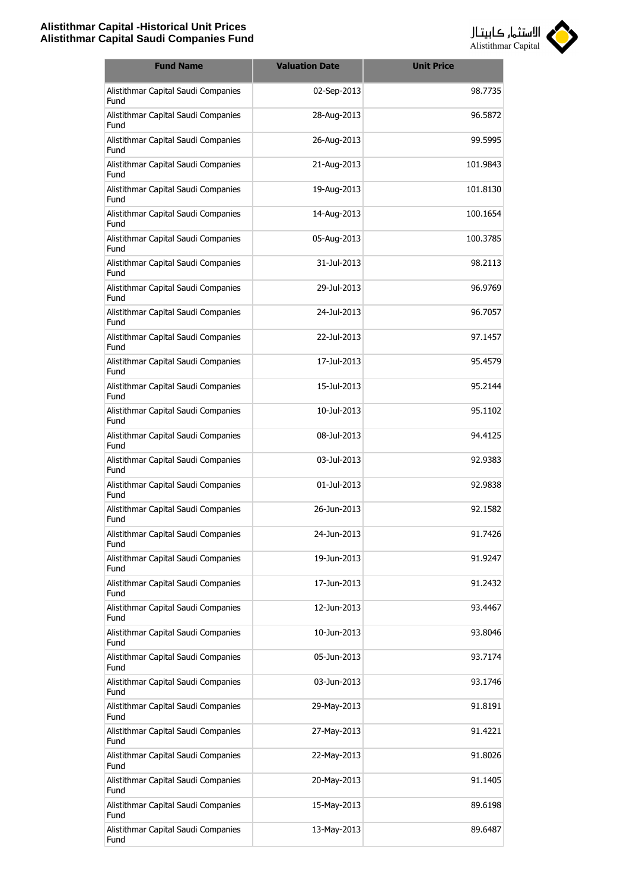| Fund Name | Valuation Date | Unit Price |
|---|---|---|
| Alistithmar Capital Saudi Companies Fund | 02-Sep-2013 | 98.7735 |
| Alistithmar Capital Saudi Companies Fund | 28-Aug-2013 | 96.5872 |
| Alistithmar Capital Saudi Companies Fund | 26-Aug-2013 | 99.5995 |
| Alistithmar Capital Saudi Companies Fund | 21-Aug-2013 | 101.9843 |
| Alistithmar Capital Saudi Companies Fund | 19-Aug-2013 | 101.8130 |
| Alistithmar Capital Saudi Companies Fund | 14-Aug-2013 | 100.1654 |
| Alistithmar Capital Saudi Companies Fund | 05-Aug-2013 | 100.3785 |
| Alistithmar Capital Saudi Companies Fund | 31-Jul-2013 | 98.2113 |
| Alistithmar Capital Saudi Companies Fund | 29-Jul-2013 | 96.9769 |
| Alistithmar Capital Saudi Companies Fund | 24-Jul-2013 | 96.7057 |
| Alistithmar Capital Saudi Companies Fund | 22-Jul-2013 | 97.1457 |
| Alistithmar Capital Saudi Companies Fund | 17-Jul-2013 | 95.4579 |
| Alistithmar Capital Saudi Companies Fund | 15-Jul-2013 | 95.2144 |
| Alistithmar Capital Saudi Companies Fund | 10-Jul-2013 | 95.1102 |
| Alistithmar Capital Saudi Companies Fund | 08-Jul-2013 | 94.4125 |
| Alistithmar Capital Saudi Companies Fund | 03-Jul-2013 | 92.9383 |
| Alistithmar Capital Saudi Companies Fund | 01-Jul-2013 | 92.9838 |
| Alistithmar Capital Saudi Companies Fund | 26-Jun-2013 | 92.1582 |
| Alistithmar Capital Saudi Companies Fund | 24-Jun-2013 | 91.7426 |
| Alistithmar Capital Saudi Companies Fund | 19-Jun-2013 | 91.9247 |
| Alistithmar Capital Saudi Companies Fund | 17-Jun-2013 | 91.2432 |
| Alistithmar Capital Saudi Companies Fund | 12-Jun-2013 | 93.4467 |
| Alistithmar Capital Saudi Companies Fund | 10-Jun-2013 | 93.8046 |
| Alistithmar Capital Saudi Companies Fund | 05-Jun-2013 | 93.7174 |
| Alistithmar Capital Saudi Companies Fund | 03-Jun-2013 | 93.1746 |
| Alistithmar Capital Saudi Companies Fund | 29-May-2013 | 91.8191 |
| Alistithmar Capital Saudi Companies Fund | 27-May-2013 | 91.4221 |
| Alistithmar Capital Saudi Companies Fund | 22-May-2013 | 91.8026 |
| Alistithmar Capital Saudi Companies Fund | 20-May-2013 | 91.1405 |
| Alistithmar Capital Saudi Companies Fund | 15-May-2013 | 89.6198 |
| Alistithmar Capital Saudi Companies Fund | 13-May-2013 | 89.6487 |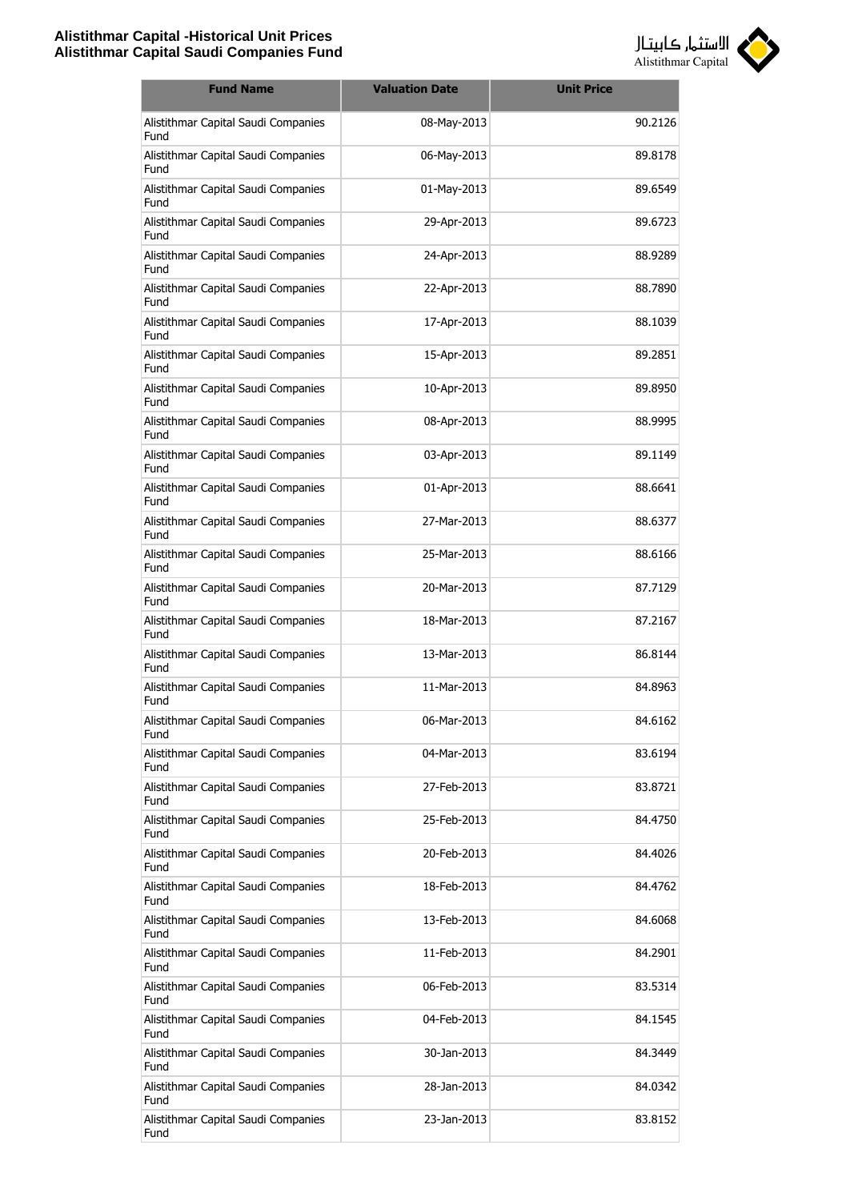| Fund Name | Valuation Date | Unit Price |
|---|---|---|
| Alistithmar Capital Saudi Companies Fund | 08-May-2013 | 90.2126 |
| Alistithmar Capital Saudi Companies Fund | 06-May-2013 | 89.8178 |
| Alistithmar Capital Saudi Companies Fund | 01-May-2013 | 89.6549 |
| Alistithmar Capital Saudi Companies Fund | 29-Apr-2013 | 89.6723 |
| Alistithmar Capital Saudi Companies Fund | 24-Apr-2013 | 88.9289 |
| Alistithmar Capital Saudi Companies Fund | 22-Apr-2013 | 88.7890 |
| Alistithmar Capital Saudi Companies Fund | 17-Apr-2013 | 88.1039 |
| Alistithmar Capital Saudi Companies Fund | 15-Apr-2013 | 89.2851 |
| Alistithmar Capital Saudi Companies Fund | 10-Apr-2013 | 89.8950 |
| Alistithmar Capital Saudi Companies Fund | 08-Apr-2013 | 88.9995 |
| Alistithmar Capital Saudi Companies Fund | 03-Apr-2013 | 89.1149 |
| Alistithmar Capital Saudi Companies Fund | 01-Apr-2013 | 88.6641 |
| Alistithmar Capital Saudi Companies Fund | 27-Mar-2013 | 88.6377 |
| Alistithmar Capital Saudi Companies Fund | 25-Mar-2013 | 88.6166 |
| Alistithmar Capital Saudi Companies Fund | 20-Mar-2013 | 87.7129 |
| Alistithmar Capital Saudi Companies Fund | 18-Mar-2013 | 87.2167 |
| Alistithmar Capital Saudi Companies Fund | 13-Mar-2013 | 86.8144 |
| Alistithmar Capital Saudi Companies Fund | 11-Mar-2013 | 84.8963 |
| Alistithmar Capital Saudi Companies Fund | 06-Mar-2013 | 84.6162 |
| Alistithmar Capital Saudi Companies Fund | 04-Mar-2013 | 83.6194 |
| Alistithmar Capital Saudi Companies Fund | 27-Feb-2013 | 83.8721 |
| Alistithmar Capital Saudi Companies Fund | 25-Feb-2013 | 84.4750 |
| Alistithmar Capital Saudi Companies Fund | 20-Feb-2013 | 84.4026 |
| Alistithmar Capital Saudi Companies Fund | 18-Feb-2013 | 84.4762 |
| Alistithmar Capital Saudi Companies Fund | 13-Feb-2013 | 84.6068 |
| Alistithmar Capital Saudi Companies Fund | 11-Feb-2013 | 84.2901 |
| Alistithmar Capital Saudi Companies Fund | 06-Feb-2013 | 83.5314 |
| Alistithmar Capital Saudi Companies Fund | 04-Feb-2013 | 84.1545 |
| Alistithmar Capital Saudi Companies Fund | 30-Jan-2013 | 84.3449 |
| Alistithmar Capital Saudi Companies Fund | 28-Jan-2013 | 84.0342 |
| Alistithmar Capital Saudi Companies Fund | 23-Jan-2013 | 83.8152 |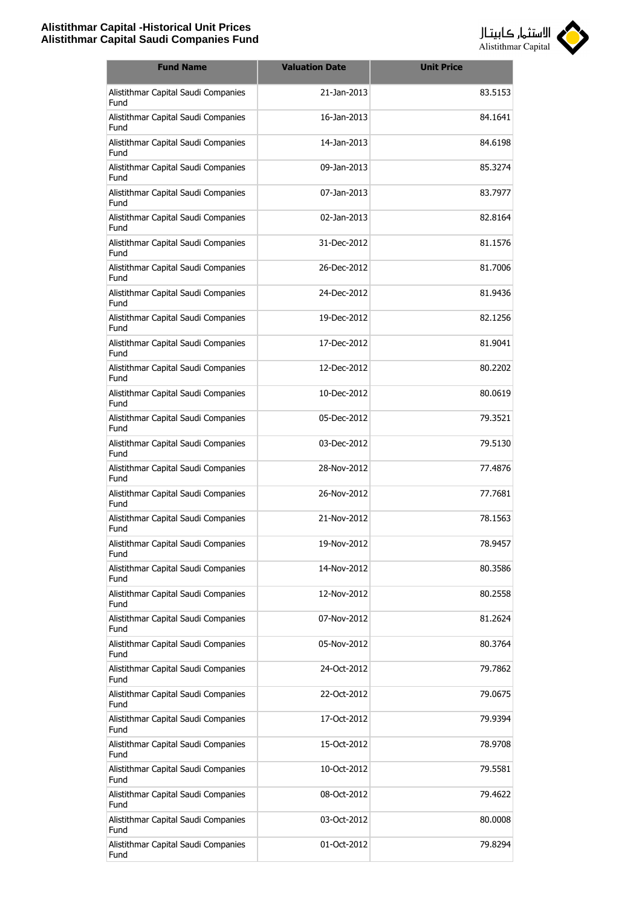| Fund Name | Valuation Date | Unit Price |
|---|---|---|
| Alistithmar Capital Saudi Companies Fund | 21-Jan-2013 | 83.5153 |
| Alistithmar Capital Saudi Companies Fund | 16-Jan-2013 | 84.1641 |
| Alistithmar Capital Saudi Companies Fund | 14-Jan-2013 | 84.6198 |
| Alistithmar Capital Saudi Companies Fund | 09-Jan-2013 | 85.3274 |
| Alistithmar Capital Saudi Companies Fund | 07-Jan-2013 | 83.7977 |
| Alistithmar Capital Saudi Companies Fund | 02-Jan-2013 | 82.8164 |
| Alistithmar Capital Saudi Companies Fund | 31-Dec-2012 | 81.1576 |
| Alistithmar Capital Saudi Companies Fund | 26-Dec-2012 | 81.7006 |
| Alistithmar Capital Saudi Companies Fund | 24-Dec-2012 | 81.9436 |
| Alistithmar Capital Saudi Companies Fund | 19-Dec-2012 | 82.1256 |
| Alistithmar Capital Saudi Companies Fund | 17-Dec-2012 | 81.9041 |
| Alistithmar Capital Saudi Companies Fund | 12-Dec-2012 | 80.2202 |
| Alistithmar Capital Saudi Companies Fund | 10-Dec-2012 | 80.0619 |
| Alistithmar Capital Saudi Companies Fund | 05-Dec-2012 | 79.3521 |
| Alistithmar Capital Saudi Companies Fund | 03-Dec-2012 | 79.5130 |
| Alistithmar Capital Saudi Companies Fund | 28-Nov-2012 | 77.4876 |
| Alistithmar Capital Saudi Companies Fund | 26-Nov-2012 | 77.7681 |
| Alistithmar Capital Saudi Companies Fund | 21-Nov-2012 | 78.1563 |
| Alistithmar Capital Saudi Companies Fund | 19-Nov-2012 | 78.9457 |
| Alistithmar Capital Saudi Companies Fund | 14-Nov-2012 | 80.3586 |
| Alistithmar Capital Saudi Companies Fund | 12-Nov-2012 | 80.2558 |
| Alistithmar Capital Saudi Companies Fund | 07-Nov-2012 | 81.2624 |
| Alistithmar Capital Saudi Companies Fund | 05-Nov-2012 | 80.3764 |
| Alistithmar Capital Saudi Companies Fund | 24-Oct-2012 | 79.7862 |
| Alistithmar Capital Saudi Companies Fund | 22-Oct-2012 | 79.0675 |
| Alistithmar Capital Saudi Companies Fund | 17-Oct-2012 | 79.9394 |
| Alistithmar Capital Saudi Companies Fund | 15-Oct-2012 | 78.9708 |
| Alistithmar Capital Saudi Companies Fund | 10-Oct-2012 | 79.5581 |
| Alistithmar Capital Saudi Companies Fund | 08-Oct-2012 | 79.4622 |
| Alistithmar Capital Saudi Companies Fund | 03-Oct-2012 | 80.0008 |
| Alistithmar Capital Saudi Companies Fund | 01-Oct-2012 | 79.8294 |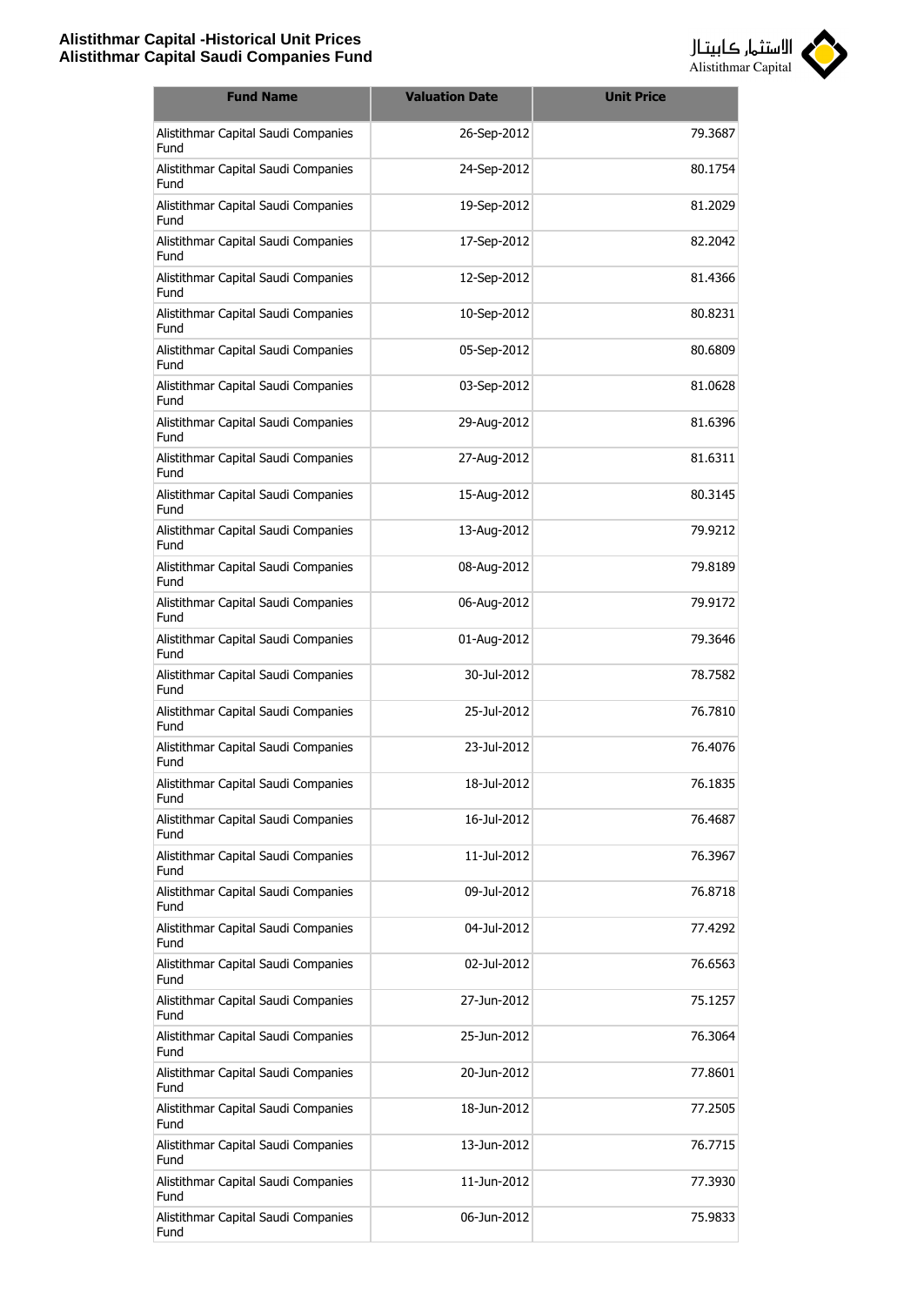| Fund Name | Valuation Date | Unit Price |
|---|---|---|
| Alistithmar Capital Saudi Companies Fund | 26-Sep-2012 | 79.3687 |
| Alistithmar Capital Saudi Companies Fund | 24-Sep-2012 | 80.1754 |
| Alistithmar Capital Saudi Companies Fund | 19-Sep-2012 | 81.2029 |
| Alistithmar Capital Saudi Companies Fund | 17-Sep-2012 | 82.2042 |
| Alistithmar Capital Saudi Companies Fund | 12-Sep-2012 | 81.4366 |
| Alistithmar Capital Saudi Companies Fund | 10-Sep-2012 | 80.8231 |
| Alistithmar Capital Saudi Companies Fund | 05-Sep-2012 | 80.6809 |
| Alistithmar Capital Saudi Companies Fund | 03-Sep-2012 | 81.0628 |
| Alistithmar Capital Saudi Companies Fund | 29-Aug-2012 | 81.6396 |
| Alistithmar Capital Saudi Companies Fund | 27-Aug-2012 | 81.6311 |
| Alistithmar Capital Saudi Companies Fund | 15-Aug-2012 | 80.3145 |
| Alistithmar Capital Saudi Companies Fund | 13-Aug-2012 | 79.9212 |
| Alistithmar Capital Saudi Companies Fund | 08-Aug-2012 | 79.8189 |
| Alistithmar Capital Saudi Companies Fund | 06-Aug-2012 | 79.9172 |
| Alistithmar Capital Saudi Companies Fund | 01-Aug-2012 | 79.3646 |
| Alistithmar Capital Saudi Companies Fund | 30-Jul-2012 | 78.7582 |
| Alistithmar Capital Saudi Companies Fund | 25-Jul-2012 | 76.7810 |
| Alistithmar Capital Saudi Companies Fund | 23-Jul-2012 | 76.4076 |
| Alistithmar Capital Saudi Companies Fund | 18-Jul-2012 | 76.1835 |
| Alistithmar Capital Saudi Companies Fund | 16-Jul-2012 | 76.4687 |
| Alistithmar Capital Saudi Companies Fund | 11-Jul-2012 | 76.3967 |
| Alistithmar Capital Saudi Companies Fund | 09-Jul-2012 | 76.8718 |
| Alistithmar Capital Saudi Companies Fund | 04-Jul-2012 | 77.4292 |
| Alistithmar Capital Saudi Companies Fund | 02-Jul-2012 | 76.6563 |
| Alistithmar Capital Saudi Companies Fund | 27-Jun-2012 | 75.1257 |
| Alistithmar Capital Saudi Companies Fund | 25-Jun-2012 | 76.3064 |
| Alistithmar Capital Saudi Companies Fund | 20-Jun-2012 | 77.8601 |
| Alistithmar Capital Saudi Companies Fund | 18-Jun-2012 | 77.2505 |
| Alistithmar Capital Saudi Companies Fund | 13-Jun-2012 | 76.7715 |
| Alistithmar Capital Saudi Companies Fund | 11-Jun-2012 | 77.3930 |
| Alistithmar Capital Saudi Companies Fund | 06-Jun-2012 | 75.9833 |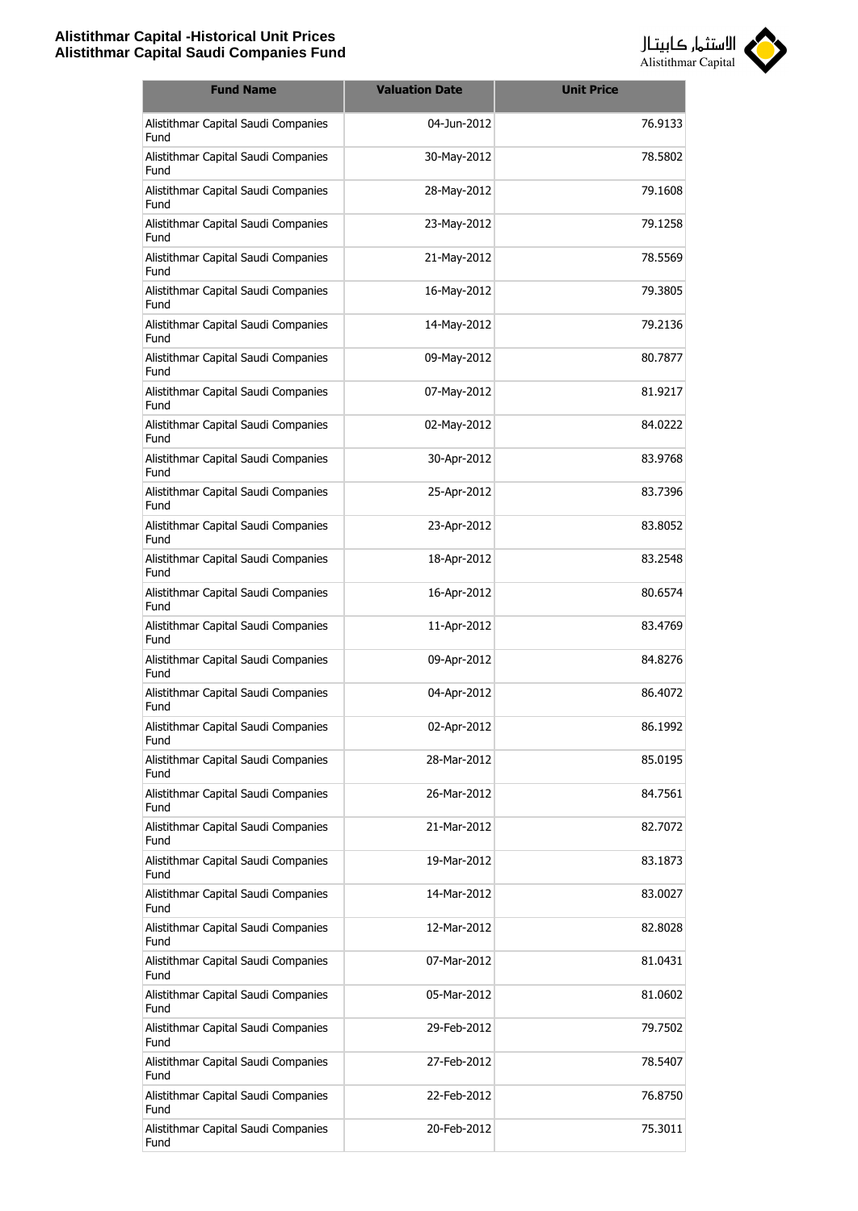| Fund Name | Valuation Date | Unit Price |
|---|---|---|
| Alistithmar Capital Saudi Companies Fund | 04-Jun-2012 | 76.9133 |
| Alistithmar Capital Saudi Companies Fund | 30-May-2012 | 78.5802 |
| Alistithmar Capital Saudi Companies Fund | 28-May-2012 | 79.1608 |
| Alistithmar Capital Saudi Companies Fund | 23-May-2012 | 79.1258 |
| Alistithmar Capital Saudi Companies Fund | 21-May-2012 | 78.5569 |
| Alistithmar Capital Saudi Companies Fund | 16-May-2012 | 79.3805 |
| Alistithmar Capital Saudi Companies Fund | 14-May-2012 | 79.2136 |
| Alistithmar Capital Saudi Companies Fund | 09-May-2012 | 80.7877 |
| Alistithmar Capital Saudi Companies Fund | 07-May-2012 | 81.9217 |
| Alistithmar Capital Saudi Companies Fund | 02-May-2012 | 84.0222 |
| Alistithmar Capital Saudi Companies Fund | 30-Apr-2012 | 83.9768 |
| Alistithmar Capital Saudi Companies Fund | 25-Apr-2012 | 83.7396 |
| Alistithmar Capital Saudi Companies Fund | 23-Apr-2012 | 83.8052 |
| Alistithmar Capital Saudi Companies Fund | 18-Apr-2012 | 83.2548 |
| Alistithmar Capital Saudi Companies Fund | 16-Apr-2012 | 80.6574 |
| Alistithmar Capital Saudi Companies Fund | 11-Apr-2012 | 83.4769 |
| Alistithmar Capital Saudi Companies Fund | 09-Apr-2012 | 84.8276 |
| Alistithmar Capital Saudi Companies Fund | 04-Apr-2012 | 86.4072 |
| Alistithmar Capital Saudi Companies Fund | 02-Apr-2012 | 86.1992 |
| Alistithmar Capital Saudi Companies Fund | 28-Mar-2012 | 85.0195 |
| Alistithmar Capital Saudi Companies Fund | 26-Mar-2012 | 84.7561 |
| Alistithmar Capital Saudi Companies Fund | 21-Mar-2012 | 82.7072 |
| Alistithmar Capital Saudi Companies Fund | 19-Mar-2012 | 83.1873 |
| Alistithmar Capital Saudi Companies Fund | 14-Mar-2012 | 83.0027 |
| Alistithmar Capital Saudi Companies Fund | 12-Mar-2012 | 82.8028 |
| Alistithmar Capital Saudi Companies Fund | 07-Mar-2012 | 81.0431 |
| Alistithmar Capital Saudi Companies Fund | 05-Mar-2012 | 81.0602 |
| Alistithmar Capital Saudi Companies Fund | 29-Feb-2012 | 79.7502 |
| Alistithmar Capital Saudi Companies Fund | 27-Feb-2012 | 78.5407 |
| Alistithmar Capital Saudi Companies Fund | 22-Feb-2012 | 76.8750 |
| Alistithmar Capital Saudi Companies Fund | 20-Feb-2012 | 75.3011 |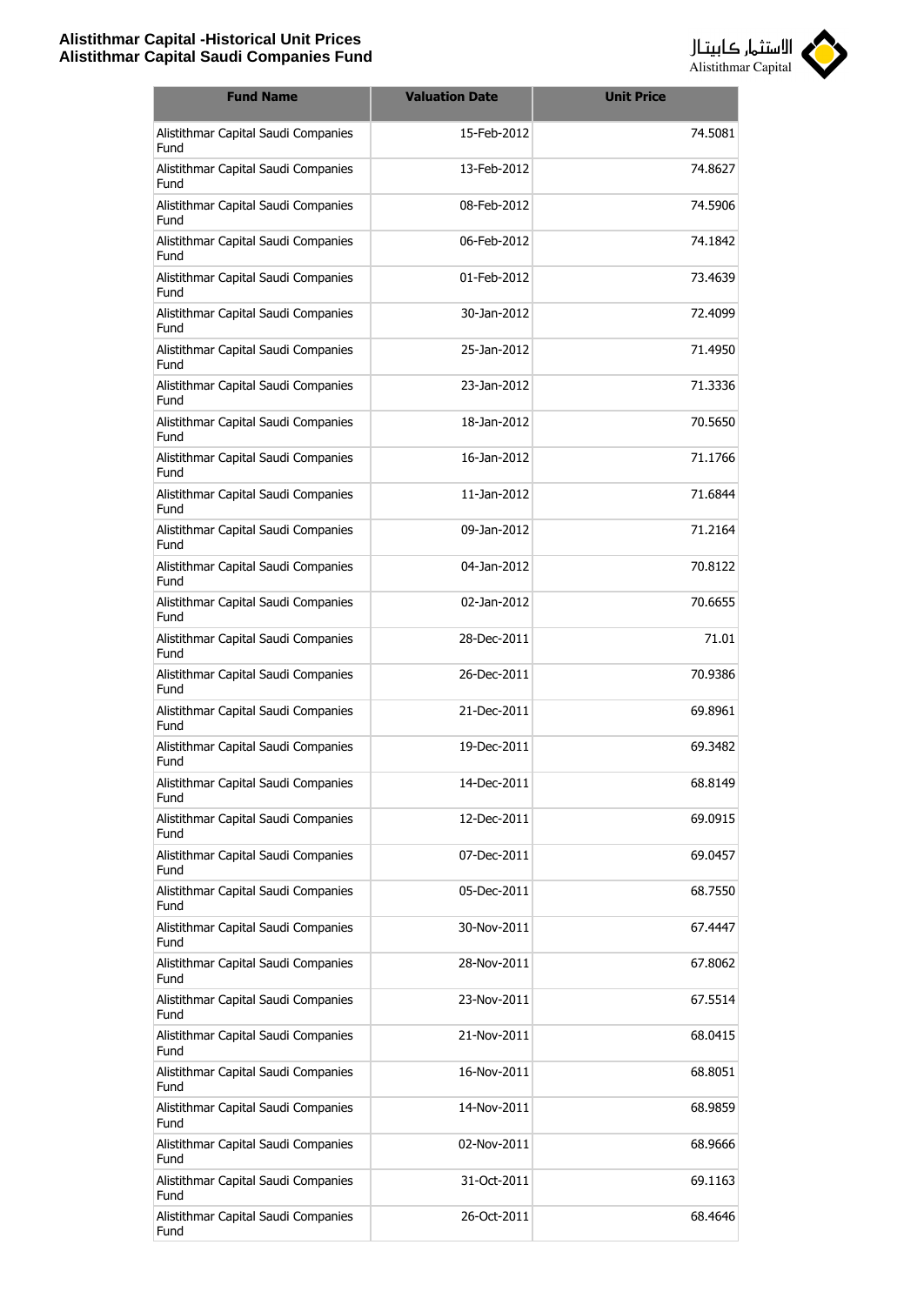| Fund Name | Valuation Date | Unit Price |
|---|---|---|
| Alistithmar Capital Saudi Companies Fund | 15-Feb-2012 | 74.5081 |
| Alistithmar Capital Saudi Companies Fund | 13-Feb-2012 | 74.8627 |
| Alistithmar Capital Saudi Companies Fund | 08-Feb-2012 | 74.5906 |
| Alistithmar Capital Saudi Companies Fund | 06-Feb-2012 | 74.1842 |
| Alistithmar Capital Saudi Companies Fund | 01-Feb-2012 | 73.4639 |
| Alistithmar Capital Saudi Companies Fund | 30-Jan-2012 | 72.4099 |
| Alistithmar Capital Saudi Companies Fund | 25-Jan-2012 | 71.4950 |
| Alistithmar Capital Saudi Companies Fund | 23-Jan-2012 | 71.3336 |
| Alistithmar Capital Saudi Companies Fund | 18-Jan-2012 | 70.5650 |
| Alistithmar Capital Saudi Companies Fund | 16-Jan-2012 | 71.1766 |
| Alistithmar Capital Saudi Companies Fund | 11-Jan-2012 | 71.6844 |
| Alistithmar Capital Saudi Companies Fund | 09-Jan-2012 | 71.2164 |
| Alistithmar Capital Saudi Companies Fund | 04-Jan-2012 | 70.8122 |
| Alistithmar Capital Saudi Companies Fund | 02-Jan-2012 | 70.6655 |
| Alistithmar Capital Saudi Companies Fund | 28-Dec-2011 | 71.01 |
| Alistithmar Capital Saudi Companies Fund | 26-Dec-2011 | 70.9386 |
| Alistithmar Capital Saudi Companies Fund | 21-Dec-2011 | 69.8961 |
| Alistithmar Capital Saudi Companies Fund | 19-Dec-2011 | 69.3482 |
| Alistithmar Capital Saudi Companies Fund | 14-Dec-2011 | 68.8149 |
| Alistithmar Capital Saudi Companies Fund | 12-Dec-2011 | 69.0915 |
| Alistithmar Capital Saudi Companies Fund | 07-Dec-2011 | 69.0457 |
| Alistithmar Capital Saudi Companies Fund | 05-Dec-2011 | 68.7550 |
| Alistithmar Capital Saudi Companies Fund | 30-Nov-2011 | 67.4447 |
| Alistithmar Capital Saudi Companies Fund | 28-Nov-2011 | 67.8062 |
| Alistithmar Capital Saudi Companies Fund | 23-Nov-2011 | 67.5514 |
| Alistithmar Capital Saudi Companies Fund | 21-Nov-2011 | 68.0415 |
| Alistithmar Capital Saudi Companies Fund | 16-Nov-2011 | 68.8051 |
| Alistithmar Capital Saudi Companies Fund | 14-Nov-2011 | 68.9859 |
| Alistithmar Capital Saudi Companies Fund | 02-Nov-2011 | 68.9666 |
| Alistithmar Capital Saudi Companies Fund | 31-Oct-2011 | 69.1163 |
| Alistithmar Capital Saudi Companies Fund | 26-Oct-2011 | 68.4646 |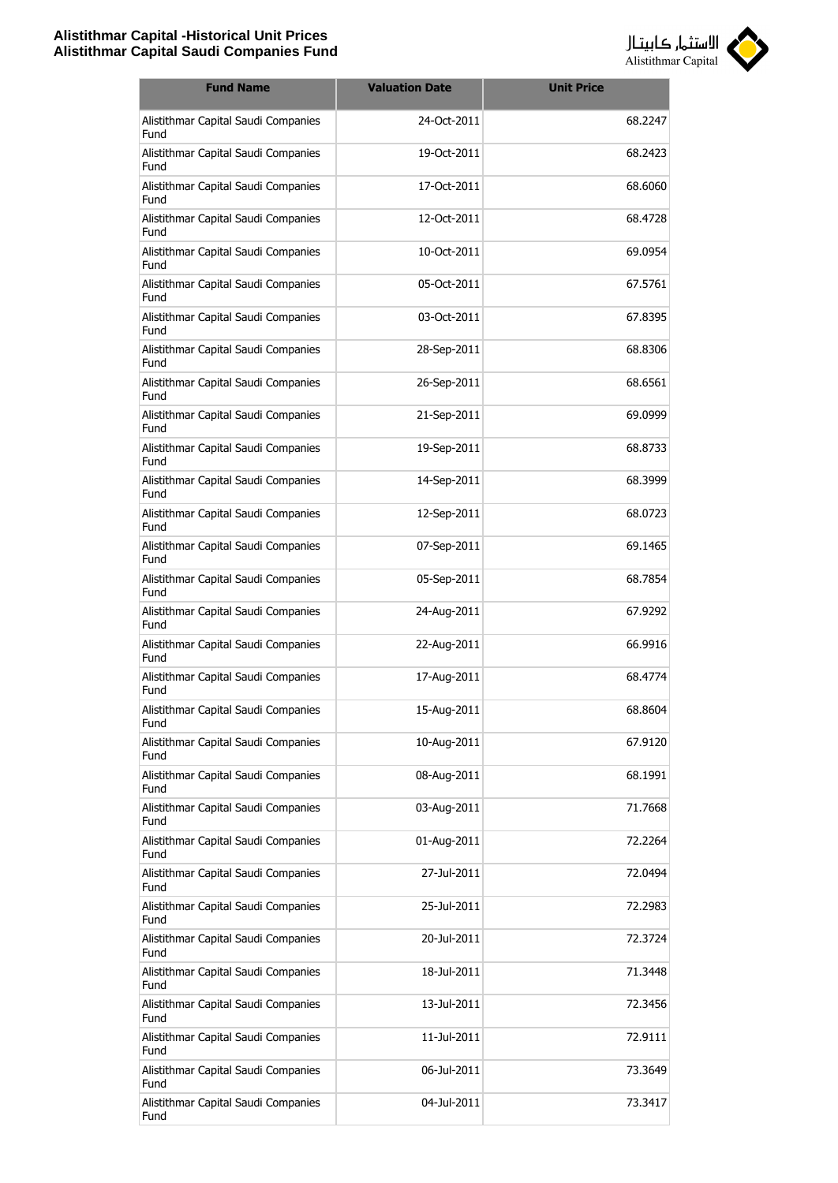| Fund Name | Valuation Date | Unit Price |
|---|---|---|
| Alistithmar Capital Saudi Companies Fund | 24-Oct-2011 | 68.2247 |
| Alistithmar Capital Saudi Companies Fund | 19-Oct-2011 | 68.2423 |
| Alistithmar Capital Saudi Companies Fund | 17-Oct-2011 | 68.6060 |
| Alistithmar Capital Saudi Companies Fund | 12-Oct-2011 | 68.4728 |
| Alistithmar Capital Saudi Companies Fund | 10-Oct-2011 | 69.0954 |
| Alistithmar Capital Saudi Companies Fund | 05-Oct-2011 | 67.5761 |
| Alistithmar Capital Saudi Companies Fund | 03-Oct-2011 | 67.8395 |
| Alistithmar Capital Saudi Companies Fund | 28-Sep-2011 | 68.8306 |
| Alistithmar Capital Saudi Companies Fund | 26-Sep-2011 | 68.6561 |
| Alistithmar Capital Saudi Companies Fund | 21-Sep-2011 | 69.0999 |
| Alistithmar Capital Saudi Companies Fund | 19-Sep-2011 | 68.8733 |
| Alistithmar Capital Saudi Companies Fund | 14-Sep-2011 | 68.3999 |
| Alistithmar Capital Saudi Companies Fund | 12-Sep-2011 | 68.0723 |
| Alistithmar Capital Saudi Companies Fund | 07-Sep-2011 | 69.1465 |
| Alistithmar Capital Saudi Companies Fund | 05-Sep-2011 | 68.7854 |
| Alistithmar Capital Saudi Companies Fund | 24-Aug-2011 | 67.9292 |
| Alistithmar Capital Saudi Companies Fund | 22-Aug-2011 | 66.9916 |
| Alistithmar Capital Saudi Companies Fund | 17-Aug-2011 | 68.4774 |
| Alistithmar Capital Saudi Companies Fund | 15-Aug-2011 | 68.8604 |
| Alistithmar Capital Saudi Companies Fund | 10-Aug-2011 | 67.9120 |
| Alistithmar Capital Saudi Companies Fund | 08-Aug-2011 | 68.1991 |
| Alistithmar Capital Saudi Companies Fund | 03-Aug-2011 | 71.7668 |
| Alistithmar Capital Saudi Companies Fund | 01-Aug-2011 | 72.2264 |
| Alistithmar Capital Saudi Companies Fund | 27-Jul-2011 | 72.0494 |
| Alistithmar Capital Saudi Companies Fund | 25-Jul-2011 | 72.2983 |
| Alistithmar Capital Saudi Companies Fund | 20-Jul-2011 | 72.3724 |
| Alistithmar Capital Saudi Companies Fund | 18-Jul-2011 | 71.3448 |
| Alistithmar Capital Saudi Companies Fund | 13-Jul-2011 | 72.3456 |
| Alistithmar Capital Saudi Companies Fund | 11-Jul-2011 | 72.9111 |
| Alistithmar Capital Saudi Companies Fund | 06-Jul-2011 | 73.3649 |
| Alistithmar Capital Saudi Companies Fund | 04-Jul-2011 | 73.3417 |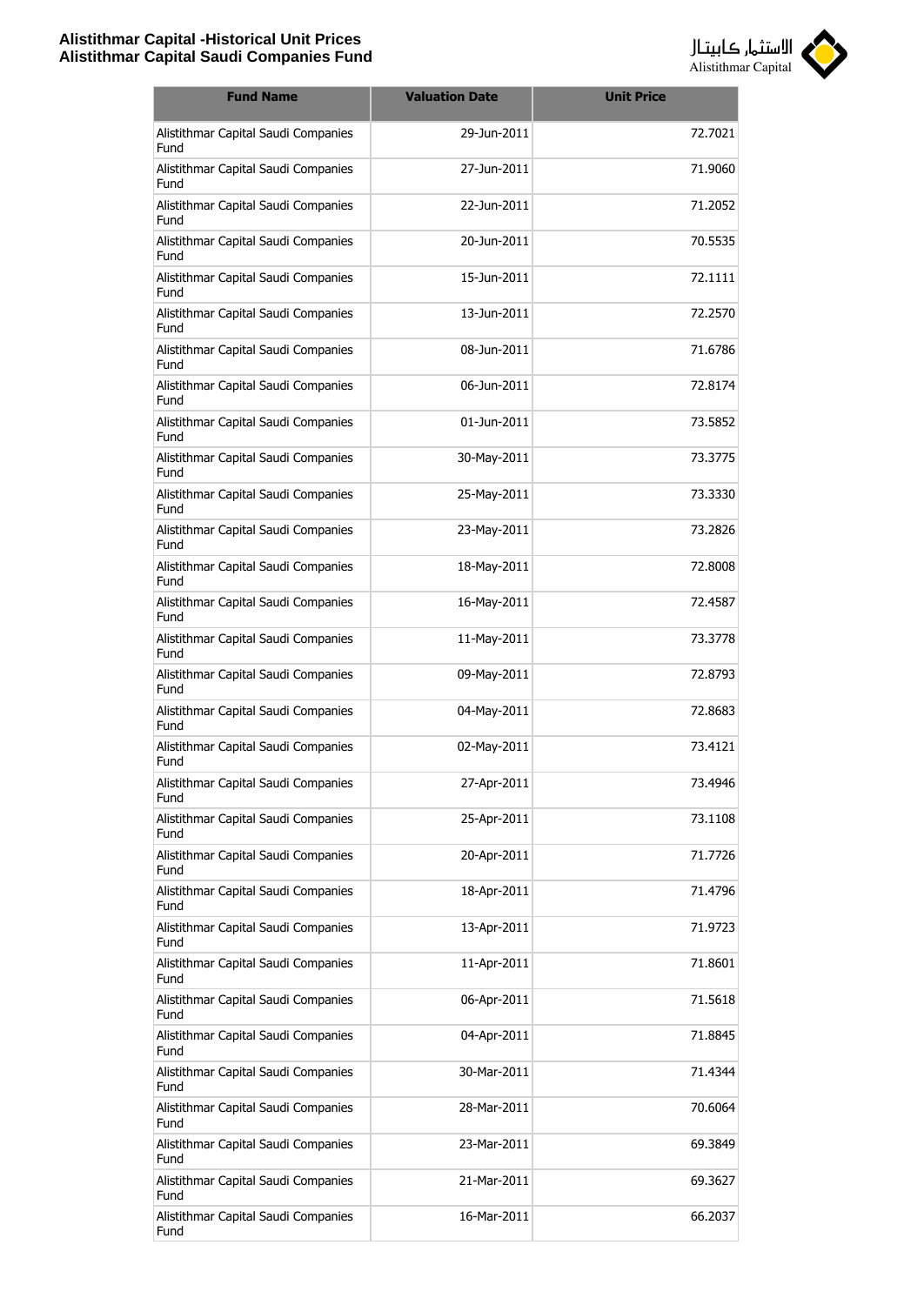| Fund Name | Valuation Date | Unit Price |
|---|---|---|
| Alistithmar Capital Saudi Companies Fund | 29-Jun-2011 | 72.7021 |
| Alistithmar Capital Saudi Companies Fund | 27-Jun-2011 | 71.9060 |
| Alistithmar Capital Saudi Companies Fund | 22-Jun-2011 | 71.2052 |
| Alistithmar Capital Saudi Companies Fund | 20-Jun-2011 | 70.5535 |
| Alistithmar Capital Saudi Companies Fund | 15-Jun-2011 | 72.1111 |
| Alistithmar Capital Saudi Companies Fund | 13-Jun-2011 | 72.2570 |
| Alistithmar Capital Saudi Companies Fund | 08-Jun-2011 | 71.6786 |
| Alistithmar Capital Saudi Companies Fund | 06-Jun-2011 | 72.8174 |
| Alistithmar Capital Saudi Companies Fund | 01-Jun-2011 | 73.5852 |
| Alistithmar Capital Saudi Companies Fund | 30-May-2011 | 73.3775 |
| Alistithmar Capital Saudi Companies Fund | 25-May-2011 | 73.3330 |
| Alistithmar Capital Saudi Companies Fund | 23-May-2011 | 73.2826 |
| Alistithmar Capital Saudi Companies Fund | 18-May-2011 | 72.8008 |
| Alistithmar Capital Saudi Companies Fund | 16-May-2011 | 72.4587 |
| Alistithmar Capital Saudi Companies Fund | 11-May-2011 | 73.3778 |
| Alistithmar Capital Saudi Companies Fund | 09-May-2011 | 72.8793 |
| Alistithmar Capital Saudi Companies Fund | 04-May-2011 | 72.8683 |
| Alistithmar Capital Saudi Companies Fund | 02-May-2011 | 73.4121 |
| Alistithmar Capital Saudi Companies Fund | 27-Apr-2011 | 73.4946 |
| Alistithmar Capital Saudi Companies Fund | 25-Apr-2011 | 73.1108 |
| Alistithmar Capital Saudi Companies Fund | 20-Apr-2011 | 71.7726 |
| Alistithmar Capital Saudi Companies Fund | 18-Apr-2011 | 71.4796 |
| Alistithmar Capital Saudi Companies Fund | 13-Apr-2011 | 71.9723 |
| Alistithmar Capital Saudi Companies Fund | 11-Apr-2011 | 71.8601 |
| Alistithmar Capital Saudi Companies Fund | 06-Apr-2011 | 71.5618 |
| Alistithmar Capital Saudi Companies Fund | 04-Apr-2011 | 71.8845 |
| Alistithmar Capital Saudi Companies Fund | 30-Mar-2011 | 71.4344 |
| Alistithmar Capital Saudi Companies Fund | 28-Mar-2011 | 70.6064 |
| Alistithmar Capital Saudi Companies Fund | 23-Mar-2011 | 69.3849 |
| Alistithmar Capital Saudi Companies Fund | 21-Mar-2011 | 69.3627 |
| Alistithmar Capital Saudi Companies Fund | 16-Mar-2011 | 66.2037 |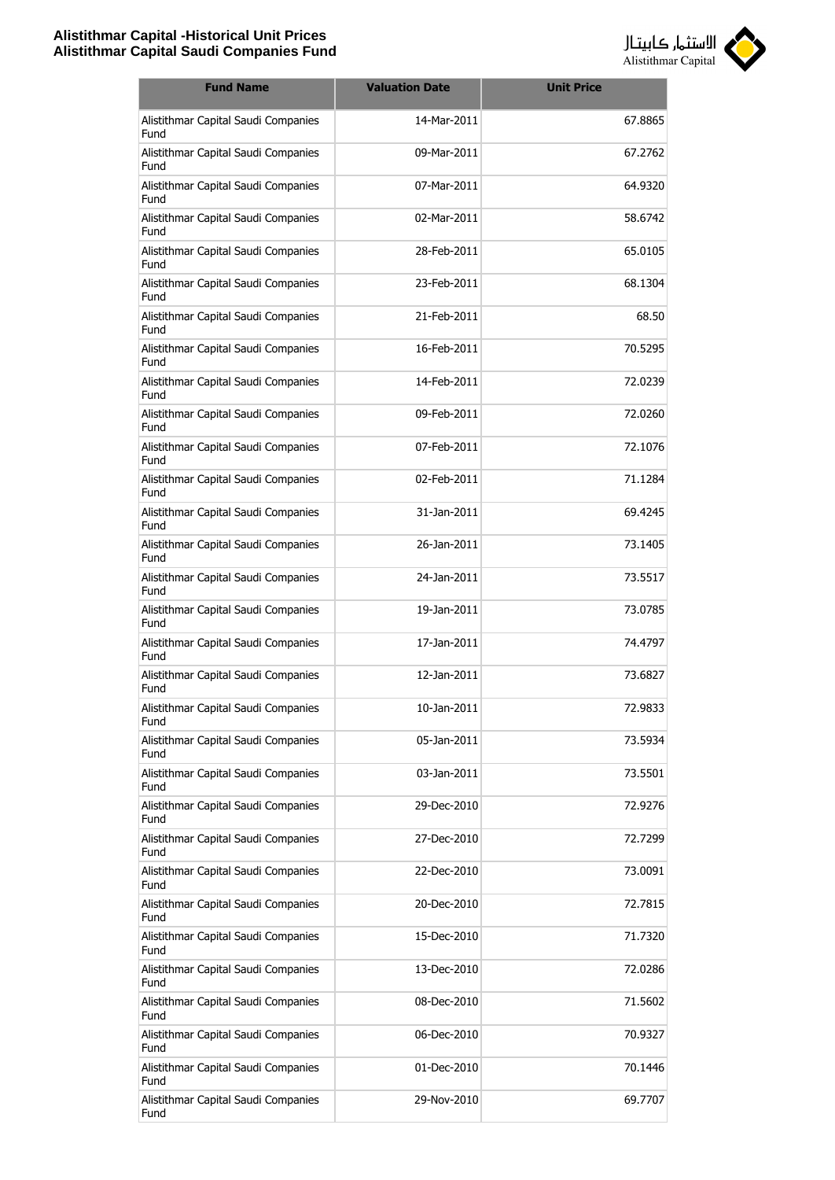| Fund Name | Valuation Date | Unit Price |
|---|---|---|
| Alistithmar Capital Saudi Companies Fund | 14-Mar-2011 | 67.8865 |
| Alistithmar Capital Saudi Companies Fund | 09-Mar-2011 | 67.2762 |
| Alistithmar Capital Saudi Companies Fund | 07-Mar-2011 | 64.9320 |
| Alistithmar Capital Saudi Companies Fund | 02-Mar-2011 | 58.6742 |
| Alistithmar Capital Saudi Companies Fund | 28-Feb-2011 | 65.0105 |
| Alistithmar Capital Saudi Companies Fund | 23-Feb-2011 | 68.1304 |
| Alistithmar Capital Saudi Companies Fund | 21-Feb-2011 | 68.50 |
| Alistithmar Capital Saudi Companies Fund | 16-Feb-2011 | 70.5295 |
| Alistithmar Capital Saudi Companies Fund | 14-Feb-2011 | 72.0239 |
| Alistithmar Capital Saudi Companies Fund | 09-Feb-2011 | 72.0260 |
| Alistithmar Capital Saudi Companies Fund | 07-Feb-2011 | 72.1076 |
| Alistithmar Capital Saudi Companies Fund | 02-Feb-2011 | 71.1284 |
| Alistithmar Capital Saudi Companies Fund | 31-Jan-2011 | 69.4245 |
| Alistithmar Capital Saudi Companies Fund | 26-Jan-2011 | 73.1405 |
| Alistithmar Capital Saudi Companies Fund | 24-Jan-2011 | 73.5517 |
| Alistithmar Capital Saudi Companies Fund | 19-Jan-2011 | 73.0785 |
| Alistithmar Capital Saudi Companies Fund | 17-Jan-2011 | 74.4797 |
| Alistithmar Capital Saudi Companies Fund | 12-Jan-2011 | 73.6827 |
| Alistithmar Capital Saudi Companies Fund | 10-Jan-2011 | 72.9833 |
| Alistithmar Capital Saudi Companies Fund | 05-Jan-2011 | 73.5934 |
| Alistithmar Capital Saudi Companies Fund | 03-Jan-2011 | 73.5501 |
| Alistithmar Capital Saudi Companies Fund | 29-Dec-2010 | 72.9276 |
| Alistithmar Capital Saudi Companies Fund | 27-Dec-2010 | 72.7299 |
| Alistithmar Capital Saudi Companies Fund | 22-Dec-2010 | 73.0091 |
| Alistithmar Capital Saudi Companies Fund | 20-Dec-2010 | 72.7815 |
| Alistithmar Capital Saudi Companies Fund | 15-Dec-2010 | 71.7320 |
| Alistithmar Capital Saudi Companies Fund | 13-Dec-2010 | 72.0286 |
| Alistithmar Capital Saudi Companies Fund | 08-Dec-2010 | 71.5602 |
| Alistithmar Capital Saudi Companies Fund | 06-Dec-2010 | 70.9327 |
| Alistithmar Capital Saudi Companies Fund | 01-Dec-2010 | 70.1446 |
| Alistithmar Capital Saudi Companies Fund | 29-Nov-2010 | 69.7707 |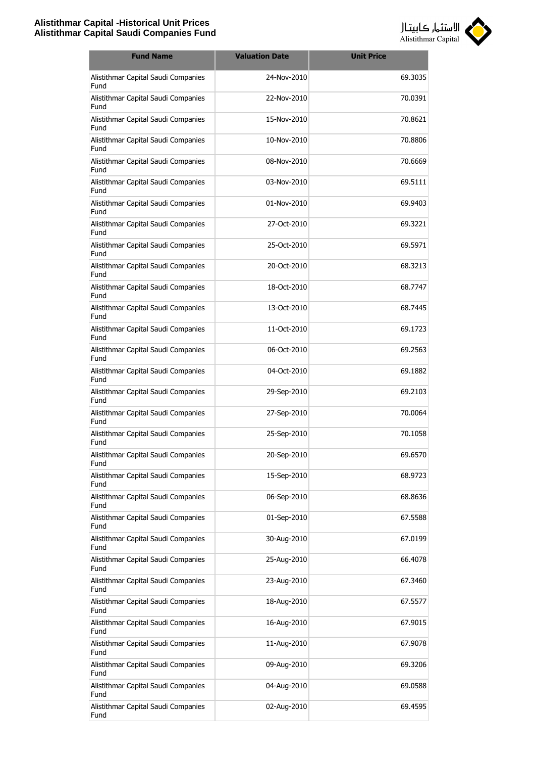| Fund Name | Valuation Date | Unit Price |
|---|---|---|
| Alistithmar Capital Saudi Companies Fund | 24-Nov-2010 | 69.3035 |
| Alistithmar Capital Saudi Companies Fund | 22-Nov-2010 | 70.0391 |
| Alistithmar Capital Saudi Companies Fund | 15-Nov-2010 | 70.8621 |
| Alistithmar Capital Saudi Companies Fund | 10-Nov-2010 | 70.8806 |
| Alistithmar Capital Saudi Companies Fund | 08-Nov-2010 | 70.6669 |
| Alistithmar Capital Saudi Companies Fund | 03-Nov-2010 | 69.5111 |
| Alistithmar Capital Saudi Companies Fund | 01-Nov-2010 | 69.9403 |
| Alistithmar Capital Saudi Companies Fund | 27-Oct-2010 | 69.3221 |
| Alistithmar Capital Saudi Companies Fund | 25-Oct-2010 | 69.5971 |
| Alistithmar Capital Saudi Companies Fund | 20-Oct-2010 | 68.3213 |
| Alistithmar Capital Saudi Companies Fund | 18-Oct-2010 | 68.7747 |
| Alistithmar Capital Saudi Companies Fund | 13-Oct-2010 | 68.7445 |
| Alistithmar Capital Saudi Companies Fund | 11-Oct-2010 | 69.1723 |
| Alistithmar Capital Saudi Companies Fund | 06-Oct-2010 | 69.2563 |
| Alistithmar Capital Saudi Companies Fund | 04-Oct-2010 | 69.1882 |
| Alistithmar Capital Saudi Companies Fund | 29-Sep-2010 | 69.2103 |
| Alistithmar Capital Saudi Companies Fund | 27-Sep-2010 | 70.0064 |
| Alistithmar Capital Saudi Companies Fund | 25-Sep-2010 | 70.1058 |
| Alistithmar Capital Saudi Companies Fund | 20-Sep-2010 | 69.6570 |
| Alistithmar Capital Saudi Companies Fund | 15-Sep-2010 | 68.9723 |
| Alistithmar Capital Saudi Companies Fund | 06-Sep-2010 | 68.8636 |
| Alistithmar Capital Saudi Companies Fund | 01-Sep-2010 | 67.5588 |
| Alistithmar Capital Saudi Companies Fund | 30-Aug-2010 | 67.0199 |
| Alistithmar Capital Saudi Companies Fund | 25-Aug-2010 | 66.4078 |
| Alistithmar Capital Saudi Companies Fund | 23-Aug-2010 | 67.3460 |
| Alistithmar Capital Saudi Companies Fund | 18-Aug-2010 | 67.5577 |
| Alistithmar Capital Saudi Companies Fund | 16-Aug-2010 | 67.9015 |
| Alistithmar Capital Saudi Companies Fund | 11-Aug-2010 | 67.9078 |
| Alistithmar Capital Saudi Companies Fund | 09-Aug-2010 | 69.3206 |
| Alistithmar Capital Saudi Companies Fund | 04-Aug-2010 | 69.0588 |
| Alistithmar Capital Saudi Companies Fund | 02-Aug-2010 | 69.4595 |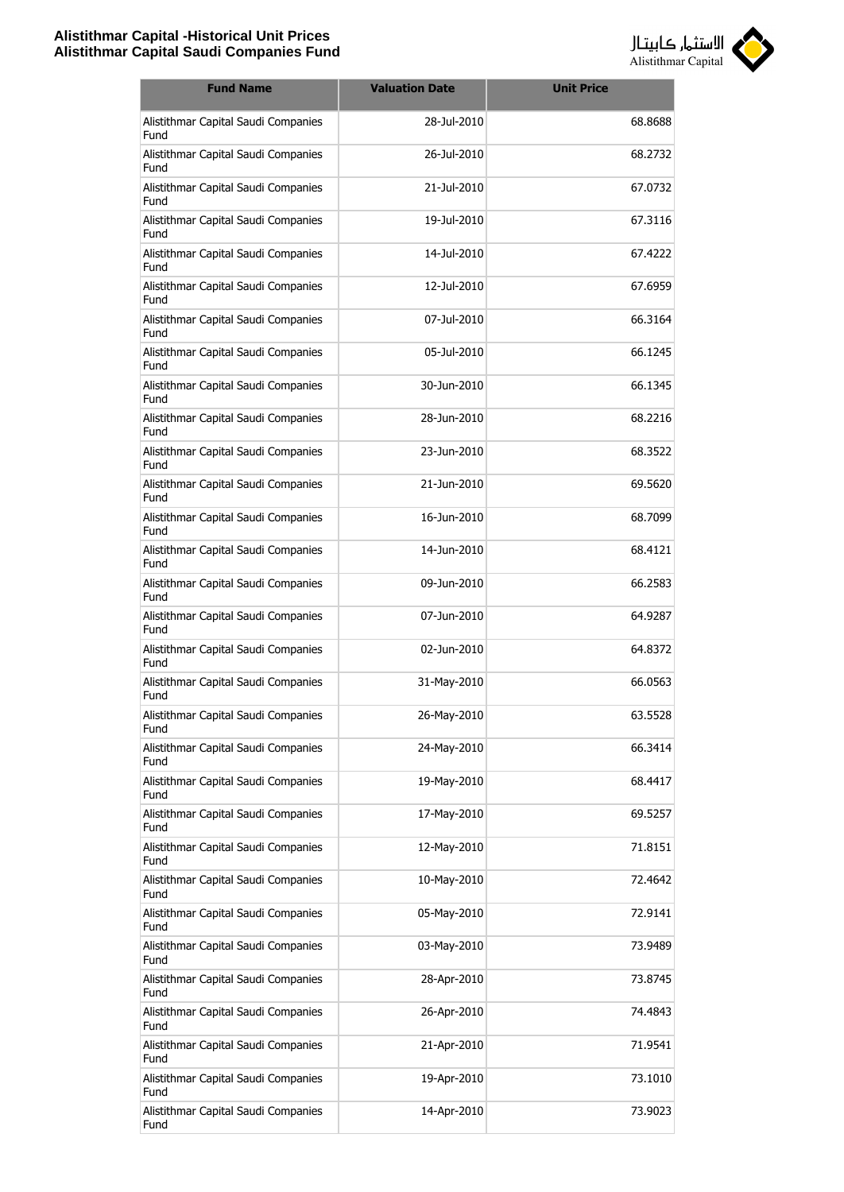| Fund Name | Valuation Date | Unit Price |
|---|---|---|
| Alistithmar Capital Saudi Companies Fund | 28-Jul-2010 | 68.8688 |
| Alistithmar Capital Saudi Companies Fund | 26-Jul-2010 | 68.2732 |
| Alistithmar Capital Saudi Companies Fund | 21-Jul-2010 | 67.0732 |
| Alistithmar Capital Saudi Companies Fund | 19-Jul-2010 | 67.3116 |
| Alistithmar Capital Saudi Companies Fund | 14-Jul-2010 | 67.4222 |
| Alistithmar Capital Saudi Companies Fund | 12-Jul-2010 | 67.6959 |
| Alistithmar Capital Saudi Companies Fund | 07-Jul-2010 | 66.3164 |
| Alistithmar Capital Saudi Companies Fund | 05-Jul-2010 | 66.1245 |
| Alistithmar Capital Saudi Companies Fund | 30-Jun-2010 | 66.1345 |
| Alistithmar Capital Saudi Companies Fund | 28-Jun-2010 | 68.2216 |
| Alistithmar Capital Saudi Companies Fund | 23-Jun-2010 | 68.3522 |
| Alistithmar Capital Saudi Companies Fund | 21-Jun-2010 | 69.5620 |
| Alistithmar Capital Saudi Companies Fund | 16-Jun-2010 | 68.7099 |
| Alistithmar Capital Saudi Companies Fund | 14-Jun-2010 | 68.4121 |
| Alistithmar Capital Saudi Companies Fund | 09-Jun-2010 | 66.2583 |
| Alistithmar Capital Saudi Companies Fund | 07-Jun-2010 | 64.9287 |
| Alistithmar Capital Saudi Companies Fund | 02-Jun-2010 | 64.8372 |
| Alistithmar Capital Saudi Companies Fund | 31-May-2010 | 66.0563 |
| Alistithmar Capital Saudi Companies Fund | 26-May-2010 | 63.5528 |
| Alistithmar Capital Saudi Companies Fund | 24-May-2010 | 66.3414 |
| Alistithmar Capital Saudi Companies Fund | 19-May-2010 | 68.4417 |
| Alistithmar Capital Saudi Companies Fund | 17-May-2010 | 69.5257 |
| Alistithmar Capital Saudi Companies Fund | 12-May-2010 | 71.8151 |
| Alistithmar Capital Saudi Companies Fund | 10-May-2010 | 72.4642 |
| Alistithmar Capital Saudi Companies Fund | 05-May-2010 | 72.9141 |
| Alistithmar Capital Saudi Companies Fund | 03-May-2010 | 73.9489 |
| Alistithmar Capital Saudi Companies Fund | 28-Apr-2010 | 73.8745 |
| Alistithmar Capital Saudi Companies Fund | 26-Apr-2010 | 74.4843 |
| Alistithmar Capital Saudi Companies Fund | 21-Apr-2010 | 71.9541 |
| Alistithmar Capital Saudi Companies Fund | 19-Apr-2010 | 73.1010 |
| Alistithmar Capital Saudi Companies Fund | 14-Apr-2010 | 73.9023 |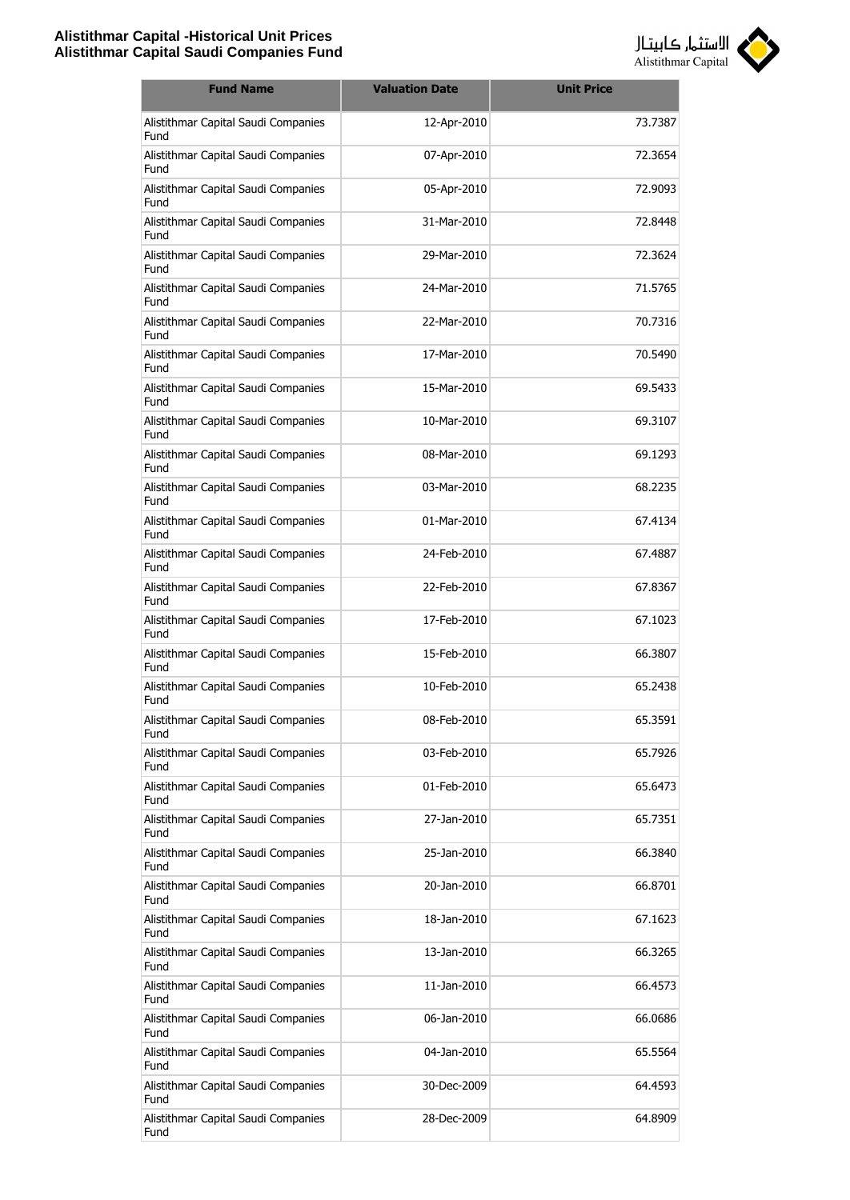| Fund Name | Valuation Date | Unit Price |
|---|---|---|
| Alistithmar Capital Saudi Companies Fund | 12-Apr-2010 | 73.7387 |
| Alistithmar Capital Saudi Companies Fund | 07-Apr-2010 | 72.3654 |
| Alistithmar Capital Saudi Companies Fund | 05-Apr-2010 | 72.9093 |
| Alistithmar Capital Saudi Companies Fund | 31-Mar-2010 | 72.8448 |
| Alistithmar Capital Saudi Companies Fund | 29-Mar-2010 | 72.3624 |
| Alistithmar Capital Saudi Companies Fund | 24-Mar-2010 | 71.5765 |
| Alistithmar Capital Saudi Companies Fund | 22-Mar-2010 | 70.7316 |
| Alistithmar Capital Saudi Companies Fund | 17-Mar-2010 | 70.5490 |
| Alistithmar Capital Saudi Companies Fund | 15-Mar-2010 | 69.5433 |
| Alistithmar Capital Saudi Companies Fund | 10-Mar-2010 | 69.3107 |
| Alistithmar Capital Saudi Companies Fund | 08-Mar-2010 | 69.1293 |
| Alistithmar Capital Saudi Companies Fund | 03-Mar-2010 | 68.2235 |
| Alistithmar Capital Saudi Companies Fund | 01-Mar-2010 | 67.4134 |
| Alistithmar Capital Saudi Companies Fund | 24-Feb-2010 | 67.4887 |
| Alistithmar Capital Saudi Companies Fund | 22-Feb-2010 | 67.8367 |
| Alistithmar Capital Saudi Companies Fund | 17-Feb-2010 | 67.1023 |
| Alistithmar Capital Saudi Companies Fund | 15-Feb-2010 | 66.3807 |
| Alistithmar Capital Saudi Companies Fund | 10-Feb-2010 | 65.2438 |
| Alistithmar Capital Saudi Companies Fund | 08-Feb-2010 | 65.3591 |
| Alistithmar Capital Saudi Companies Fund | 03-Feb-2010 | 65.7926 |
| Alistithmar Capital Saudi Companies Fund | 01-Feb-2010 | 65.6473 |
| Alistithmar Capital Saudi Companies Fund | 27-Jan-2010 | 65.7351 |
| Alistithmar Capital Saudi Companies Fund | 25-Jan-2010 | 66.3840 |
| Alistithmar Capital Saudi Companies Fund | 20-Jan-2010 | 66.8701 |
| Alistithmar Capital Saudi Companies Fund | 18-Jan-2010 | 67.1623 |
| Alistithmar Capital Saudi Companies Fund | 13-Jan-2010 | 66.3265 |
| Alistithmar Capital Saudi Companies Fund | 11-Jan-2010 | 66.4573 |
| Alistithmar Capital Saudi Companies Fund | 06-Jan-2010 | 66.0686 |
| Alistithmar Capital Saudi Companies Fund | 04-Jan-2010 | 65.5564 |
| Alistithmar Capital Saudi Companies Fund | 30-Dec-2009 | 64.4593 |
| Alistithmar Capital Saudi Companies Fund | 28-Dec-2009 | 64.8909 |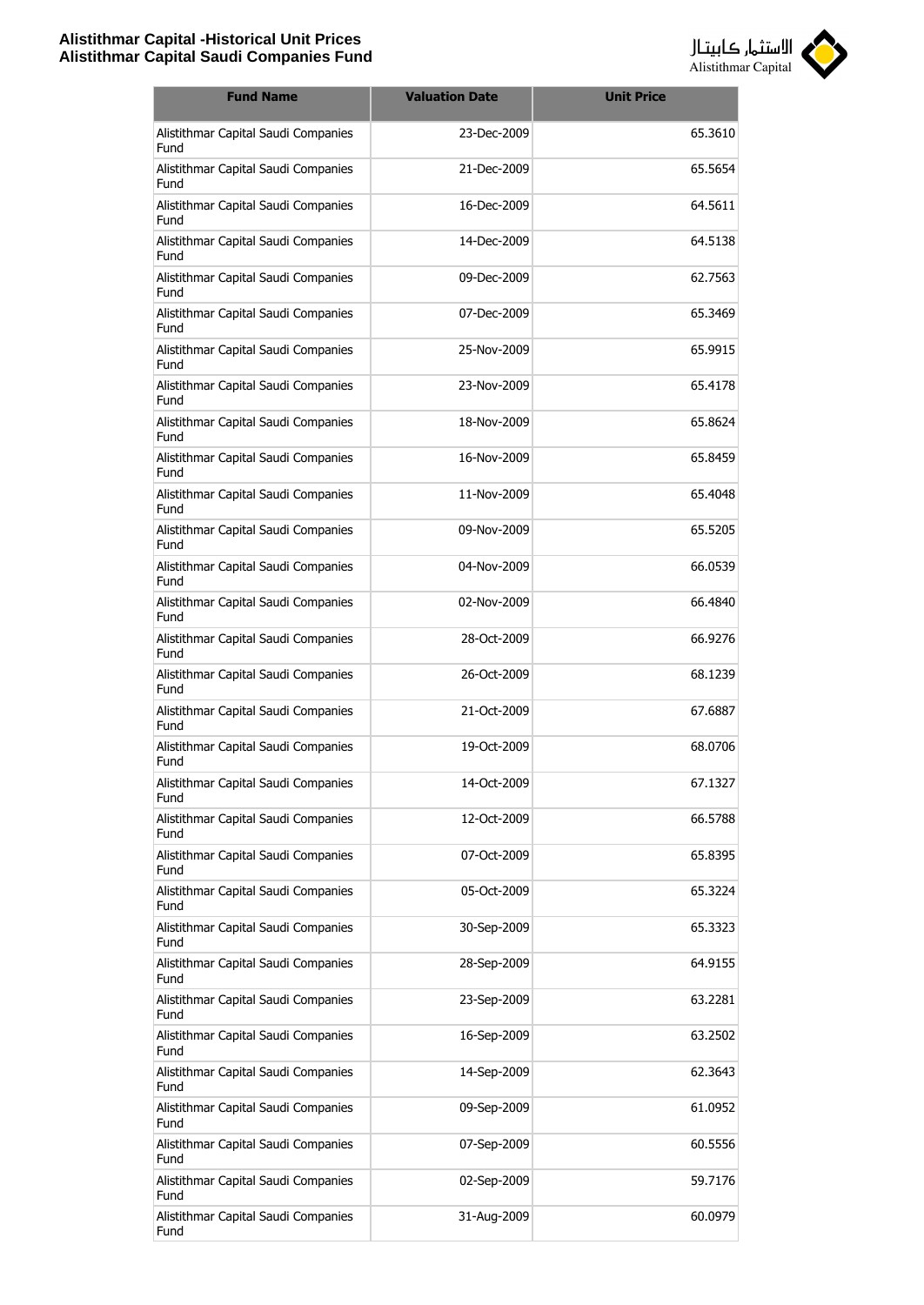| Fund Name | Valuation Date | Unit Price |
|---|---|---|
| Alistithmar Capital Saudi Companies Fund | 23-Dec-2009 | 65.3610 |
| Alistithmar Capital Saudi Companies Fund | 21-Dec-2009 | 65.5654 |
| Alistithmar Capital Saudi Companies Fund | 16-Dec-2009 | 64.5611 |
| Alistithmar Capital Saudi Companies Fund | 14-Dec-2009 | 64.5138 |
| Alistithmar Capital Saudi Companies Fund | 09-Dec-2009 | 62.7563 |
| Alistithmar Capital Saudi Companies Fund | 07-Dec-2009 | 65.3469 |
| Alistithmar Capital Saudi Companies Fund | 25-Nov-2009 | 65.9915 |
| Alistithmar Capital Saudi Companies Fund | 23-Nov-2009 | 65.4178 |
| Alistithmar Capital Saudi Companies Fund | 18-Nov-2009 | 65.8624 |
| Alistithmar Capital Saudi Companies Fund | 16-Nov-2009 | 65.8459 |
| Alistithmar Capital Saudi Companies Fund | 11-Nov-2009 | 65.4048 |
| Alistithmar Capital Saudi Companies Fund | 09-Nov-2009 | 65.5205 |
| Alistithmar Capital Saudi Companies Fund | 04-Nov-2009 | 66.0539 |
| Alistithmar Capital Saudi Companies Fund | 02-Nov-2009 | 66.4840 |
| Alistithmar Capital Saudi Companies Fund | 28-Oct-2009 | 66.9276 |
| Alistithmar Capital Saudi Companies Fund | 26-Oct-2009 | 68.1239 |
| Alistithmar Capital Saudi Companies Fund | 21-Oct-2009 | 67.6887 |
| Alistithmar Capital Saudi Companies Fund | 19-Oct-2009 | 68.0706 |
| Alistithmar Capital Saudi Companies Fund | 14-Oct-2009 | 67.1327 |
| Alistithmar Capital Saudi Companies Fund | 12-Oct-2009 | 66.5788 |
| Alistithmar Capital Saudi Companies Fund | 07-Oct-2009 | 65.8395 |
| Alistithmar Capital Saudi Companies Fund | 05-Oct-2009 | 65.3224 |
| Alistithmar Capital Saudi Companies Fund | 30-Sep-2009 | 65.3323 |
| Alistithmar Capital Saudi Companies Fund | 28-Sep-2009 | 64.9155 |
| Alistithmar Capital Saudi Companies Fund | 23-Sep-2009 | 63.2281 |
| Alistithmar Capital Saudi Companies Fund | 16-Sep-2009 | 63.2502 |
| Alistithmar Capital Saudi Companies Fund | 14-Sep-2009 | 62.3643 |
| Alistithmar Capital Saudi Companies Fund | 09-Sep-2009 | 61.0952 |
| Alistithmar Capital Saudi Companies Fund | 07-Sep-2009 | 60.5556 |
| Alistithmar Capital Saudi Companies Fund | 02-Sep-2009 | 59.7176 |
| Alistithmar Capital Saudi Companies Fund | 31-Aug-2009 | 60.0979 |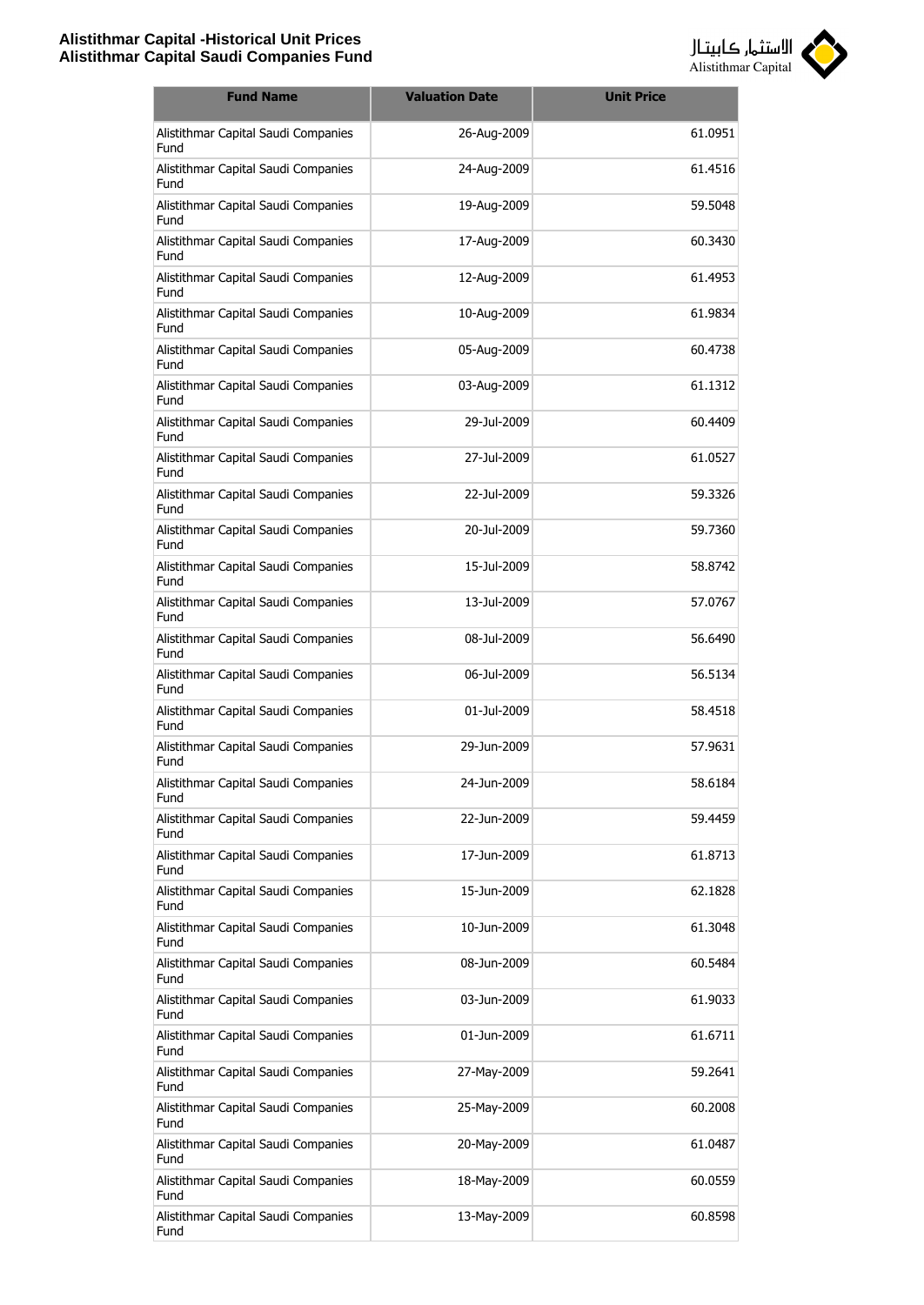# Alistithmar Capital -Historical Unit Prices
## Alistithmar Capital Saudi Companies Fund

| Fund Name | Valuation Date | Unit Price |
|---|---|---|
| Alistithmar Capital Saudi Companies Fund | 26-Aug-2009 | 61.0951 |
| Alistithmar Capital Saudi Companies Fund | 24-Aug-2009 | 61.4516 |
| Alistithmar Capital Saudi Companies Fund | 19-Aug-2009 | 59.5048 |
| Alistithmar Capital Saudi Companies Fund | 17-Aug-2009 | 60.3430 |
| Alistithmar Capital Saudi Companies Fund | 12-Aug-2009 | 61.4953 |
| Alistithmar Capital Saudi Companies Fund | 10-Aug-2009 | 61.9834 |
| Alistithmar Capital Saudi Companies Fund | 05-Aug-2009 | 60.4738 |
| Alistithmar Capital Saudi Companies Fund | 03-Aug-2009 | 61.1312 |
| Alistithmar Capital Saudi Companies Fund | 29-Jul-2009 | 60.4409 |
| Alistithmar Capital Saudi Companies Fund | 27-Jul-2009 | 61.0527 |
| Alistithmar Capital Saudi Companies Fund | 22-Jul-2009 | 59.3326 |
| Alistithmar Capital Saudi Companies Fund | 20-Jul-2009 | 59.7360 |
| Alistithmar Capital Saudi Companies Fund | 15-Jul-2009 | 58.8742 |
| Alistithmar Capital Saudi Companies Fund | 13-Jul-2009 | 57.0767 |
| Alistithmar Capital Saudi Companies Fund | 08-Jul-2009 | 56.6490 |
| Alistithmar Capital Saudi Companies Fund | 06-Jul-2009 | 56.5134 |
| Alistithmar Capital Saudi Companies Fund | 01-Jul-2009 | 58.4518 |
| Alistithmar Capital Saudi Companies Fund | 29-Jun-2009 | 57.9631 |
| Alistithmar Capital Saudi Companies Fund | 24-Jun-2009 | 58.6184 |
| Alistithmar Capital Saudi Companies Fund | 22-Jun-2009 | 59.4459 |
| Alistithmar Capital Saudi Companies Fund | 17-Jun-2009 | 61.8713 |
| Alistithmar Capital Saudi Companies Fund | 15-Jun-2009 | 62.1828 |
| Alistithmar Capital Saudi Companies Fund | 10-Jun-2009 | 61.3048 |
| Alistithmar Capital Saudi Companies Fund | 08-Jun-2009 | 60.5484 |
| Alistithmar Capital Saudi Companies Fund | 03-Jun-2009 | 61.9033 |
| Alistithmar Capital Saudi Companies Fund | 01-Jun-2009 | 61.6711 |
| Alistithmar Capital Saudi Companies Fund | 27-May-2009 | 59.2641 |
| Alistithmar Capital Saudi Companies Fund | 25-May-2009 | 60.2008 |
| Alistithmar Capital Saudi Companies Fund | 20-May-2009 | 61.0487 |
| Alistithmar Capital Saudi Companies Fund | 18-May-2009 | 60.0559 |
| Alistithmar Capital Saudi Companies Fund | 13-May-2009 | 60.8598 |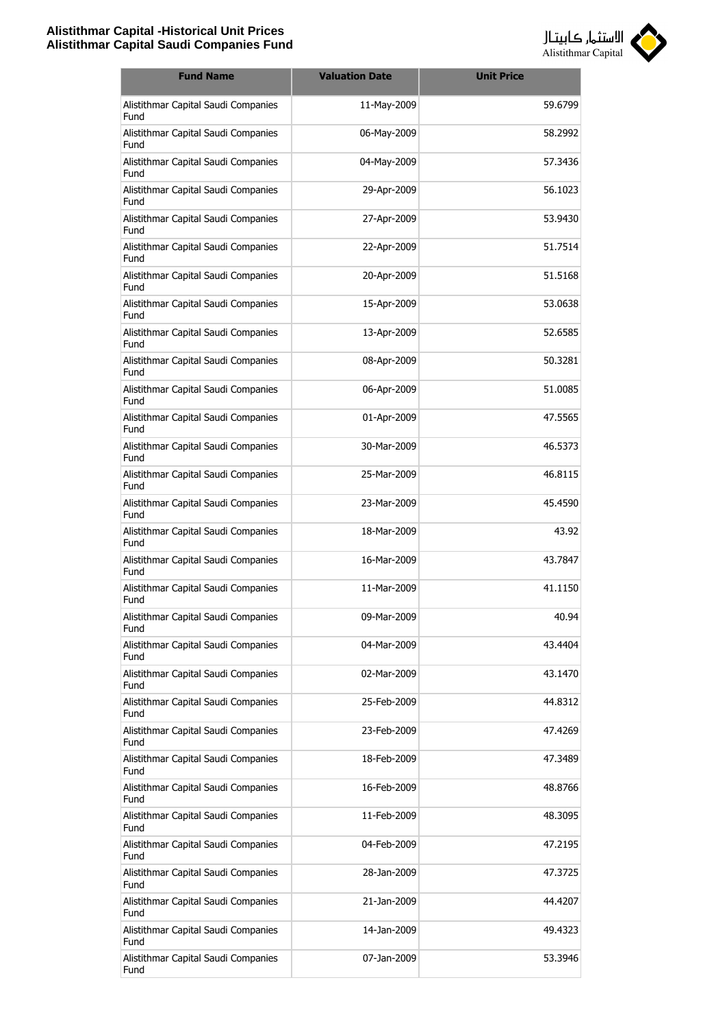# Alistithmar Capital -Historical Unit Prices
## Alistithmar Capital Saudi Companies Fund

الاستثمار كابيتال
Alistithmar Capital

| Fund Name | Valuation Date | Unit Price |
|---|---|---|
| Alistithmar Capital Saudi Companies Fund | 11-May-2009 | 59.6799 |
| Alistithmar Capital Saudi Companies Fund | 06-May-2009 | 58.2992 |
| Alistithmar Capital Saudi Companies Fund | 04-May-2009 | 57.3436 |
| Alistithmar Capital Saudi Companies Fund | 29-Apr-2009 | 56.1023 |
| Alistithmar Capital Saudi Companies Fund | 27-Apr-2009 | 53.9430 |
| Alistithmar Capital Saudi Companies Fund | 22-Apr-2009 | 51.7514 |
| Alistithmar Capital Saudi Companies Fund | 20-Apr-2009 | 51.5168 |
| Alistithmar Capital Saudi Companies Fund | 15-Apr-2009 | 53.0638 |
| Alistithmar Capital Saudi Companies Fund | 13-Apr-2009 | 52.6585 |
| Alistithmar Capital Saudi Companies Fund | 08-Apr-2009 | 50.3281 |
| Alistithmar Capital Saudi Companies Fund | 06-Apr-2009 | 51.0085 |
| Alistithmar Capital Saudi Companies Fund | 01-Apr-2009 | 47.5565 |
| Alistithmar Capital Saudi Companies Fund | 30-Mar-2009 | 46.5373 |
| Alistithmar Capital Saudi Companies Fund | 25-Mar-2009 | 46.8115 |
| Alistithmar Capital Saudi Companies Fund | 23-Mar-2009 | 45.4590 |
| Alistithmar Capital Saudi Companies Fund | 18-Mar-2009 | 43.92 |
| Alistithmar Capital Saudi Companies Fund | 16-Mar-2009 | 43.7847 |
| Alistithmar Capital Saudi Companies Fund | 11-Mar-2009 | 41.1150 |
| Alistithmar Capital Saudi Companies Fund | 09-Mar-2009 | 40.94 |
| Alistithmar Capital Saudi Companies Fund | 04-Mar-2009 | 43.4404 |
| Alistithmar Capital Saudi Companies Fund | 02-Mar-2009 | 43.1470 |
| Alistithmar Capital Saudi Companies Fund | 25-Feb-2009 | 44.8312 |
| Alistithmar Capital Saudi Companies Fund | 23-Feb-2009 | 47.4269 |
| Alistithmar Capital Saudi Companies Fund | 18-Feb-2009 | 47.3489 |
| Alistithmar Capital Saudi Companies Fund | 16-Feb-2009 | 48.8766 |
| Alistithmar Capital Saudi Companies Fund | 11-Feb-2009 | 48.3095 |
| Alistithmar Capital Saudi Companies Fund | 04-Feb-2009 | 47.2195 |
| Alistithmar Capital Saudi Companies Fund | 28-Jan-2009 | 47.3725 |
| Alistithmar Capital Saudi Companies Fund | 21-Jan-2009 | 44.4207 |
| Alistithmar Capital Saudi Companies Fund | 14-Jan-2009 | 49.4323 |
| Alistithmar Capital Saudi Companies Fund | 07-Jan-2009 | 53.3946 |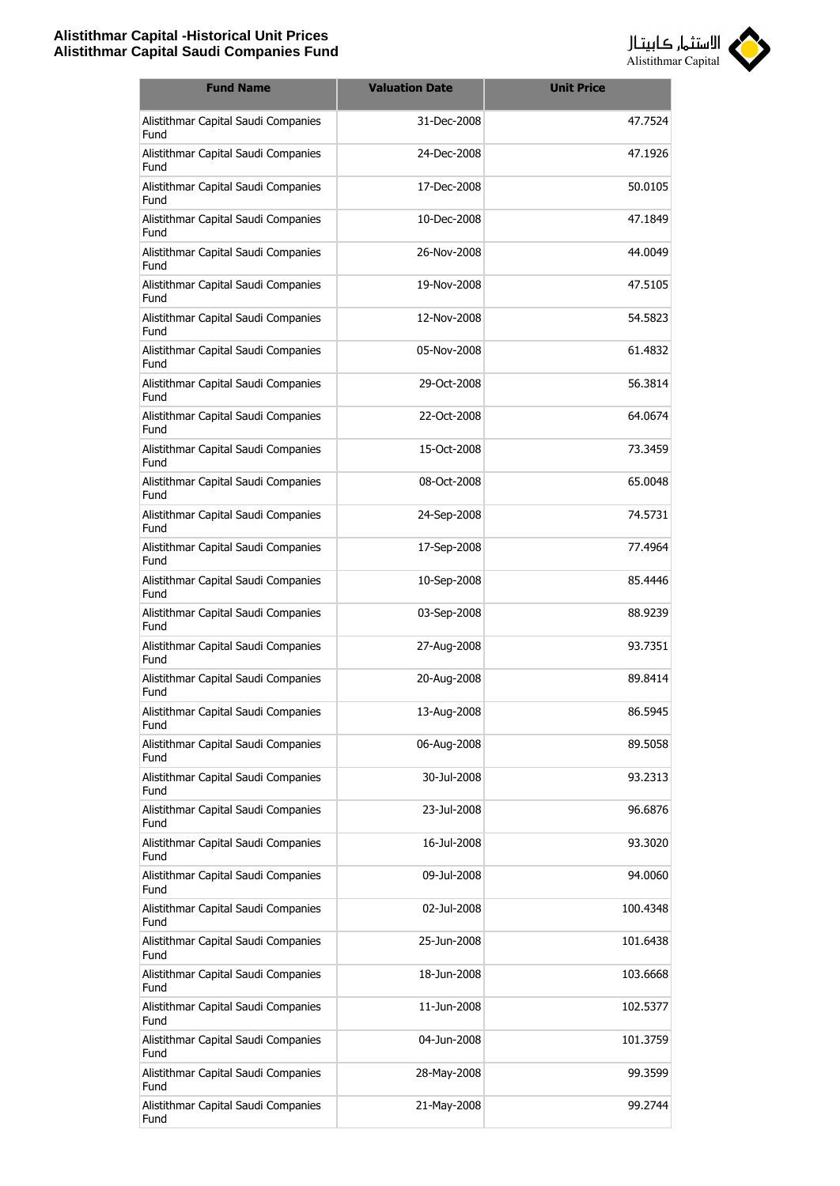| Fund Name | Valuation Date | Unit Price |
|---|---|---|
| Alistithmar Capital Saudi Companies Fund | 31-Dec-2008 | 47.7524 |
| Alistithmar Capital Saudi Companies Fund | 24-Dec-2008 | 47.1926 |
| Alistithmar Capital Saudi Companies Fund | 17-Dec-2008 | 50.0105 |
| Alistithmar Capital Saudi Companies Fund | 10-Dec-2008 | 47.1849 |
| Alistithmar Capital Saudi Companies Fund | 26-Nov-2008 | 44.0049 |
| Alistithmar Capital Saudi Companies Fund | 19-Nov-2008 | 47.5105 |
| Alistithmar Capital Saudi Companies Fund | 12-Nov-2008 | 54.5823 |
| Alistithmar Capital Saudi Companies Fund | 05-Nov-2008 | 61.4832 |
| Alistithmar Capital Saudi Companies Fund | 29-Oct-2008 | 56.3814 |
| Alistithmar Capital Saudi Companies Fund | 22-Oct-2008 | 64.0674 |
| Alistithmar Capital Saudi Companies Fund | 15-Oct-2008 | 73.3459 |
| Alistithmar Capital Saudi Companies Fund | 08-Oct-2008 | 65.0048 |
| Alistithmar Capital Saudi Companies Fund | 24-Sep-2008 | 74.5731 |
| Alistithmar Capital Saudi Companies Fund | 17-Sep-2008 | 77.4964 |
| Alistithmar Capital Saudi Companies Fund | 10-Sep-2008 | 85.4446 |
| Alistithmar Capital Saudi Companies Fund | 03-Sep-2008 | 88.9239 |
| Alistithmar Capital Saudi Companies Fund | 27-Aug-2008 | 93.7351 |
| Alistithmar Capital Saudi Companies Fund | 20-Aug-2008 | 89.8414 |
| Alistithmar Capital Saudi Companies Fund | 13-Aug-2008 | 86.5945 |
| Alistithmar Capital Saudi Companies Fund | 06-Aug-2008 | 89.5058 |
| Alistithmar Capital Saudi Companies Fund | 30-Jul-2008 | 93.2313 |
| Alistithmar Capital Saudi Companies Fund | 23-Jul-2008 | 96.6876 |
| Alistithmar Capital Saudi Companies Fund | 16-Jul-2008 | 93.3020 |
| Alistithmar Capital Saudi Companies Fund | 09-Jul-2008 | 94.0060 |
| Alistithmar Capital Saudi Companies Fund | 02-Jul-2008 | 100.4348 |
| Alistithmar Capital Saudi Companies Fund | 25-Jun-2008 | 101.6438 |
| Alistithmar Capital Saudi Companies Fund | 18-Jun-2008 | 103.6668 |
| Alistithmar Capital Saudi Companies Fund | 11-Jun-2008 | 102.5377 |
| Alistithmar Capital Saudi Companies Fund | 04-Jun-2008 | 101.3759 |
| Alistithmar Capital Saudi Companies Fund | 28-May-2008 | 99.3599 |
| Alistithmar Capital Saudi Companies Fund | 21-May-2008 | 99.2744 |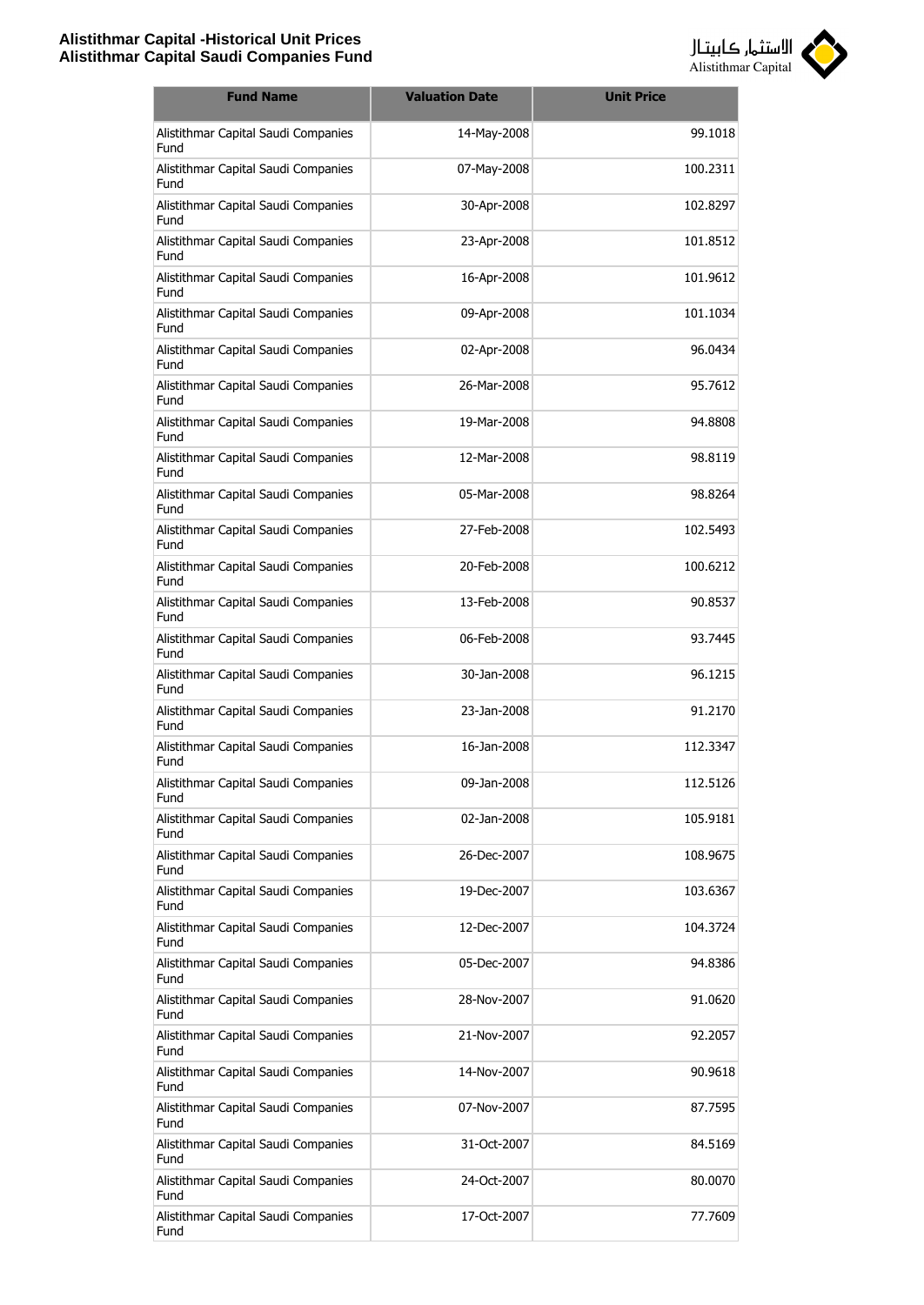| Fund Name | Valuation Date | Unit Price |
|---|---|---|
| Alistithmar Capital Saudi Companies Fund | 14-May-2008 | 99.1018 |
| Alistithmar Capital Saudi Companies Fund | 07-May-2008 | 100.2311 |
| Alistithmar Capital Saudi Companies Fund | 30-Apr-2008 | 102.8297 |
| Alistithmar Capital Saudi Companies Fund | 23-Apr-2008 | 101.8512 |
| Alistithmar Capital Saudi Companies Fund | 16-Apr-2008 | 101.9612 |
| Alistithmar Capital Saudi Companies Fund | 09-Apr-2008 | 101.1034 |
| Alistithmar Capital Saudi Companies Fund | 02-Apr-2008 | 96.0434 |
| Alistithmar Capital Saudi Companies Fund | 26-Mar-2008 | 95.7612 |
| Alistithmar Capital Saudi Companies Fund | 19-Mar-2008 | 94.8808 |
| Alistithmar Capital Saudi Companies Fund | 12-Mar-2008 | 98.8119 |
| Alistithmar Capital Saudi Companies Fund | 05-Mar-2008 | 98.8264 |
| Alistithmar Capital Saudi Companies Fund | 27-Feb-2008 | 102.5493 |
| Alistithmar Capital Saudi Companies Fund | 20-Feb-2008 | 100.6212 |
| Alistithmar Capital Saudi Companies Fund | 13-Feb-2008 | 90.8537 |
| Alistithmar Capital Saudi Companies Fund | 06-Feb-2008 | 93.7445 |
| Alistithmar Capital Saudi Companies Fund | 30-Jan-2008 | 96.1215 |
| Alistithmar Capital Saudi Companies Fund | 23-Jan-2008 | 91.2170 |
| Alistithmar Capital Saudi Companies Fund | 16-Jan-2008 | 112.3347 |
| Alistithmar Capital Saudi Companies Fund | 09-Jan-2008 | 112.5126 |
| Alistithmar Capital Saudi Companies Fund | 02-Jan-2008 | 105.9181 |
| Alistithmar Capital Saudi Companies Fund | 26-Dec-2007 | 108.9675 |
| Alistithmar Capital Saudi Companies Fund | 19-Dec-2007 | 103.6367 |
| Alistithmar Capital Saudi Companies Fund | 12-Dec-2007 | 104.3724 |
| Alistithmar Capital Saudi Companies Fund | 05-Dec-2007 | 94.8386 |
| Alistithmar Capital Saudi Companies Fund | 28-Nov-2007 | 91.0620 |
| Alistithmar Capital Saudi Companies Fund | 21-Nov-2007 | 92.2057 |
| Alistithmar Capital Saudi Companies Fund | 14-Nov-2007 | 90.9618 |
| Alistithmar Capital Saudi Companies Fund | 07-Nov-2007 | 87.7595 |
| Alistithmar Capital Saudi Companies Fund | 31-Oct-2007 | 84.5169 |
| Alistithmar Capital Saudi Companies Fund | 24-Oct-2007 | 80.0070 |
| Alistithmar Capital Saudi Companies Fund | 17-Oct-2007 | 77.7609 |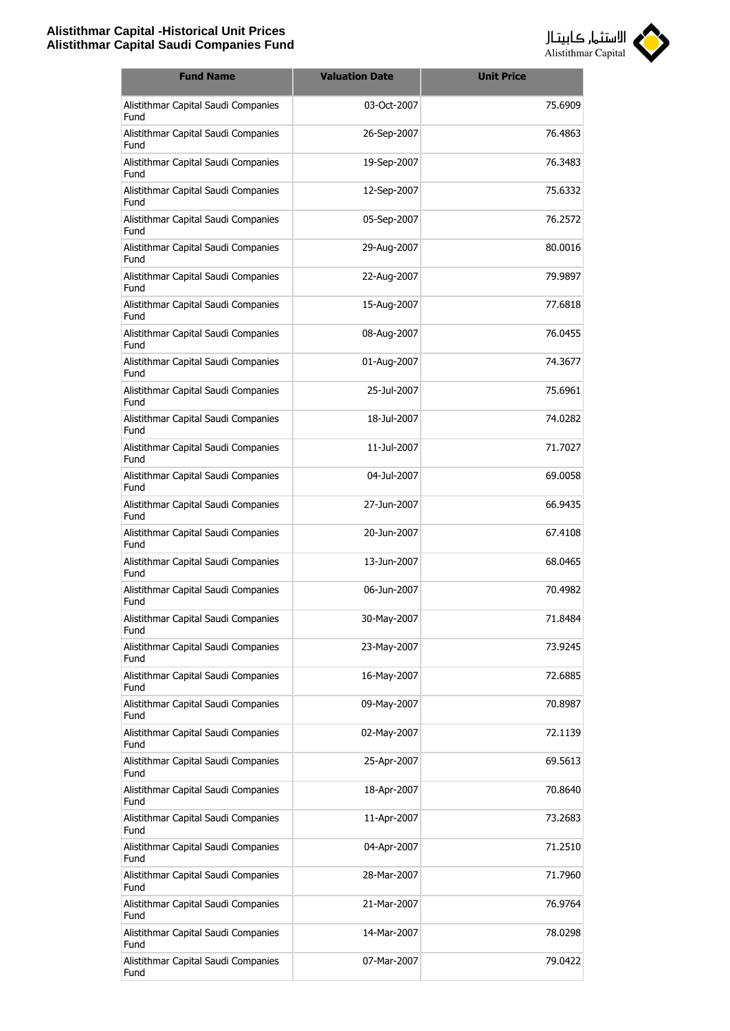| Fund Name | Valuation Date | Unit Price |
|---|---|---|
| Alistithmar Capital Saudi Companies Fund | 03-Oct-2007 | 75.6909 |
| Alistithmar Capital Saudi Companies Fund | 26-Sep-2007 | 76.4863 |
| Alistithmar Capital Saudi Companies Fund | 19-Sep-2007 | 76.3483 |
| Alistithmar Capital Saudi Companies Fund | 12-Sep-2007 | 75.6332 |
| Alistithmar Capital Saudi Companies Fund | 05-Sep-2007 | 76.2572 |
| Alistithmar Capital Saudi Companies Fund | 29-Aug-2007 | 80.0016 |
| Alistithmar Capital Saudi Companies Fund | 22-Aug-2007 | 79.9897 |
| Alistithmar Capital Saudi Companies Fund | 15-Aug-2007 | 77.6818 |
| Alistithmar Capital Saudi Companies Fund | 08-Aug-2007 | 76.0455 |
| Alistithmar Capital Saudi Companies Fund | 01-Aug-2007 | 74.3677 |
| Alistithmar Capital Saudi Companies Fund | 25-Jul-2007 | 75.6961 |
| Alistithmar Capital Saudi Companies Fund | 18-Jul-2007 | 74.0282 |
| Alistithmar Capital Saudi Companies Fund | 11-Jul-2007 | 71.7027 |
| Alistithmar Capital Saudi Companies Fund | 04-Jul-2007 | 69.0058 |
| Alistithmar Capital Saudi Companies Fund | 27-Jun-2007 | 66.9435 |
| Alistithmar Capital Saudi Companies Fund | 20-Jun-2007 | 67.4108 |
| Alistithmar Capital Saudi Companies Fund | 13-Jun-2007 | 68.0465 |
| Alistithmar Capital Saudi Companies Fund | 06-Jun-2007 | 70.4982 |
| Alistithmar Capital Saudi Companies Fund | 30-May-2007 | 71.8484 |
| Alistithmar Capital Saudi Companies Fund | 23-May-2007 | 73.9245 |
| Alistithmar Capital Saudi Companies Fund | 16-May-2007 | 72.6885 |
| Alistithmar Capital Saudi Companies Fund | 09-May-2007 | 70.8987 |
| Alistithmar Capital Saudi Companies Fund | 02-May-2007 | 72.1139 |
| Alistithmar Capital Saudi Companies Fund | 25-Apr-2007 | 69.5613 |
| Alistithmar Capital Saudi Companies Fund | 18-Apr-2007 | 70.8640 |
| Alistithmar Capital Saudi Companies Fund | 11-Apr-2007 | 73.2683 |
| Alistithmar Capital Saudi Companies Fund | 04-Apr-2007 | 71.2510 |
| Alistithmar Capital Saudi Companies Fund | 28-Mar-2007 | 71.7960 |
| Alistithmar Capital Saudi Companies Fund | 21-Mar-2007 | 76.9764 |
| Alistithmar Capital Saudi Companies Fund | 14-Mar-2007 | 78.0298 |
| Alistithmar Capital Saudi Companies Fund | 07-Mar-2007 | 79.0422 |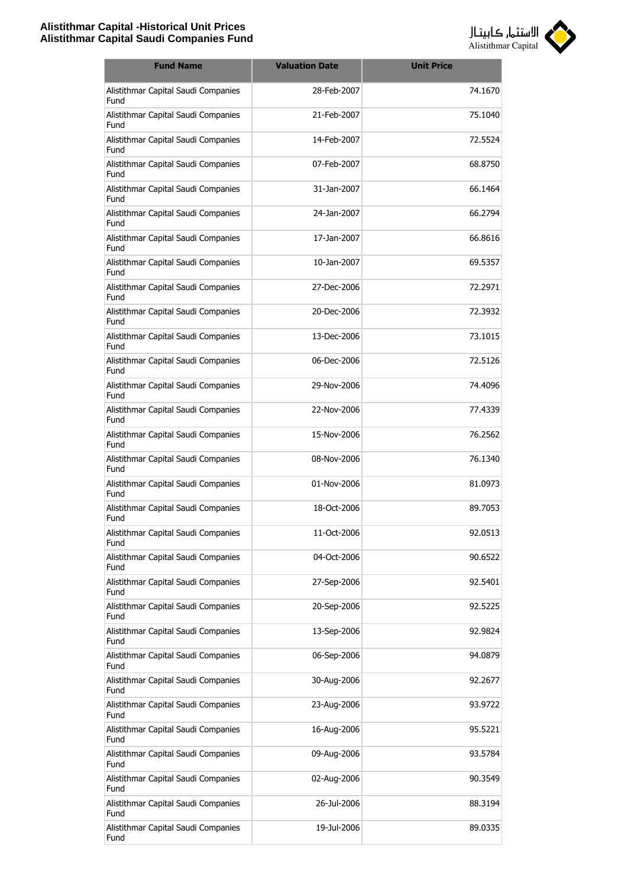| Fund Name | Valuation Date | Unit Price |
|---|---|---|
| Alistithmar Capital Saudi Companies Fund | 28-Feb-2007 | 74.1670 |
| Alistithmar Capital Saudi Companies Fund | 21-Feb-2007 | 75.1040 |
| Alistithmar Capital Saudi Companies Fund | 14-Feb-2007 | 72.5524 |
| Alistithmar Capital Saudi Companies Fund | 07-Feb-2007 | 68.8750 |
| Alistithmar Capital Saudi Companies Fund | 31-Jan-2007 | 66.1464 |
| Alistithmar Capital Saudi Companies Fund | 24-Jan-2007 | 66.2794 |
| Alistithmar Capital Saudi Companies Fund | 17-Jan-2007 | 66.8616 |
| Alistithmar Capital Saudi Companies Fund | 10-Jan-2007 | 69.5357 |
| Alistithmar Capital Saudi Companies Fund | 27-Dec-2006 | 72.2971 |
| Alistithmar Capital Saudi Companies Fund | 20-Dec-2006 | 72.3932 |
| Alistithmar Capital Saudi Companies Fund | 13-Dec-2006 | 73.1015 |
| Alistithmar Capital Saudi Companies Fund | 06-Dec-2006 | 72.5126 |
| Alistithmar Capital Saudi Companies Fund | 29-Nov-2006 | 74.4096 |
| Alistithmar Capital Saudi Companies Fund | 22-Nov-2006 | 77.4339 |
| Alistithmar Capital Saudi Companies Fund | 15-Nov-2006 | 76.2562 |
| Alistithmar Capital Saudi Companies Fund | 08-Nov-2006 | 76.1340 |
| Alistithmar Capital Saudi Companies Fund | 01-Nov-2006 | 81.0973 |
| Alistithmar Capital Saudi Companies Fund | 18-Oct-2006 | 89.7053 |
| Alistithmar Capital Saudi Companies Fund | 11-Oct-2006 | 92.0513 |
| Alistithmar Capital Saudi Companies Fund | 04-Oct-2006 | 90.6522 |
| Alistithmar Capital Saudi Companies Fund | 27-Sep-2006 | 92.5401 |
| Alistithmar Capital Saudi Companies Fund | 20-Sep-2006 | 92.5225 |
| Alistithmar Capital Saudi Companies Fund | 13-Sep-2006 | 92.9824 |
| Alistithmar Capital Saudi Companies Fund | 06-Sep-2006 | 94.0879 |
| Alistithmar Capital Saudi Companies Fund | 30-Aug-2006 | 92.2677 |
| Alistithmar Capital Saudi Companies Fund | 23-Aug-2006 | 93.9722 |
| Alistithmar Capital Saudi Companies Fund | 16-Aug-2006 | 95.5221 |
| Alistithmar Capital Saudi Companies Fund | 09-Aug-2006 | 93.5784 |
| Alistithmar Capital Saudi Companies Fund | 02-Aug-2006 | 90.3549 |
| Alistithmar Capital Saudi Companies Fund | 26-Jul-2006 | 88.3194 |
| Alistithmar Capital Saudi Companies Fund | 19-Jul-2006 | 89.0335 |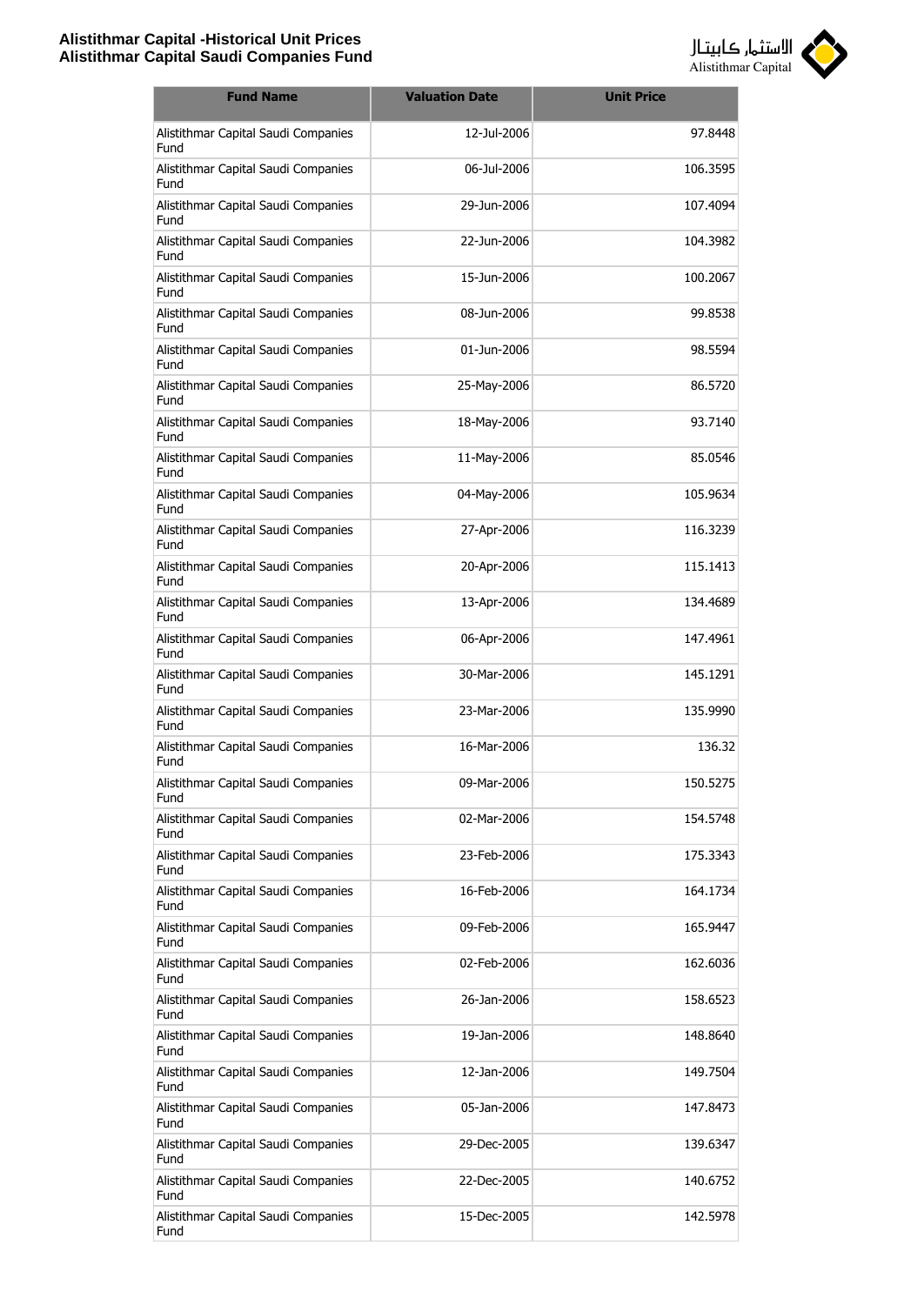| Fund Name | Valuation Date | Unit Price |
|---|---|---|
| Alistithmar Capital Saudi Companies Fund | 12-Jul-2006 | 97.8448 |
| Alistithmar Capital Saudi Companies Fund | 06-Jul-2006 | 106.3595 |
| Alistithmar Capital Saudi Companies Fund | 29-Jun-2006 | 107.4094 |
| Alistithmar Capital Saudi Companies Fund | 22-Jun-2006 | 104.3982 |
| Alistithmar Capital Saudi Companies Fund | 15-Jun-2006 | 100.2067 |
| Alistithmar Capital Saudi Companies Fund | 08-Jun-2006 | 99.8538 |
| Alistithmar Capital Saudi Companies Fund | 01-Jun-2006 | 98.5594 |
| Alistithmar Capital Saudi Companies Fund | 25-May-2006 | 86.5720 |
| Alistithmar Capital Saudi Companies Fund | 18-May-2006 | 93.7140 |
| Alistithmar Capital Saudi Companies Fund | 11-May-2006 | 85.0546 |
| Alistithmar Capital Saudi Companies Fund | 04-May-2006 | 105.9634 |
| Alistithmar Capital Saudi Companies Fund | 27-Apr-2006 | 116.3239 |
| Alistithmar Capital Saudi Companies Fund | 20-Apr-2006 | 115.1413 |
| Alistithmar Capital Saudi Companies Fund | 13-Apr-2006 | 134.4689 |
| Alistithmar Capital Saudi Companies Fund | 06-Apr-2006 | 147.4961 |
| Alistithmar Capital Saudi Companies Fund | 30-Mar-2006 | 145.1291 |
| Alistithmar Capital Saudi Companies Fund | 23-Mar-2006 | 135.9990 |
| Alistithmar Capital Saudi Companies Fund | 16-Mar-2006 | 136.32 |
| Alistithmar Capital Saudi Companies Fund | 09-Mar-2006 | 150.5275 |
| Alistithmar Capital Saudi Companies Fund | 02-Mar-2006 | 154.5748 |
| Alistithmar Capital Saudi Companies Fund | 23-Feb-2006 | 175.3343 |
| Alistithmar Capital Saudi Companies Fund | 16-Feb-2006 | 164.1734 |
| Alistithmar Capital Saudi Companies Fund | 09-Feb-2006 | 165.9447 |
| Alistithmar Capital Saudi Companies Fund | 02-Feb-2006 | 162.6036 |
| Alistithmar Capital Saudi Companies Fund | 26-Jan-2006 | 158.6523 |
| Alistithmar Capital Saudi Companies Fund | 19-Jan-2006 | 148.8640 |
| Alistithmar Capital Saudi Companies Fund | 12-Jan-2006 | 149.7504 |
| Alistithmar Capital Saudi Companies Fund | 05-Jan-2006 | 147.8473 |
| Alistithmar Capital Saudi Companies Fund | 29-Dec-2005 | 139.6347 |
| Alistithmar Capital Saudi Companies Fund | 22-Dec-2005 | 140.6752 |
| Alistithmar Capital Saudi Companies Fund | 15-Dec-2005 | 142.5978 |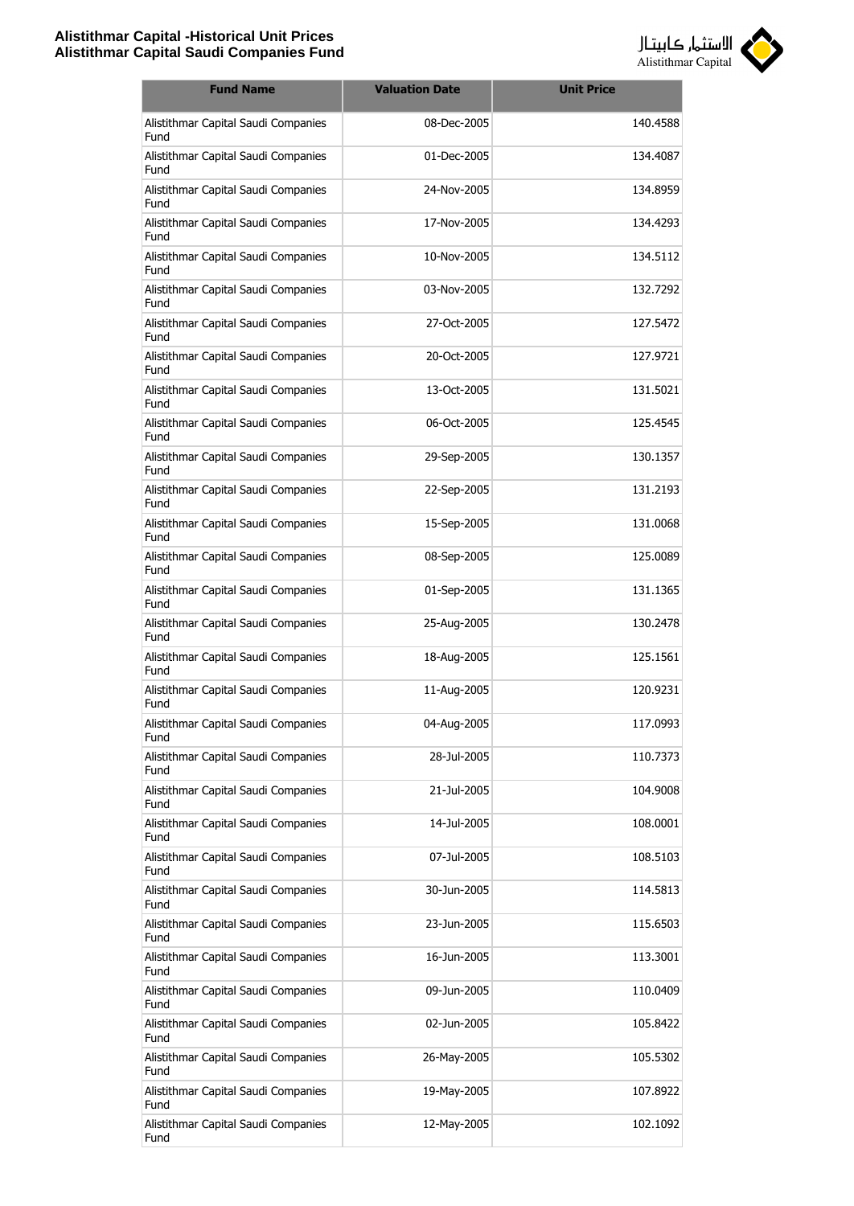| Fund Name | Valuation Date | Unit Price |
|---|---|---|
| Alistithmar Capital Saudi Companies Fund | 08-Dec-2005 | 140.4588 |
| Alistithmar Capital Saudi Companies Fund | 01-Dec-2005 | 134.4087 |
| Alistithmar Capital Saudi Companies Fund | 24-Nov-2005 | 134.8959 |
| Alistithmar Capital Saudi Companies Fund | 17-Nov-2005 | 134.4293 |
| Alistithmar Capital Saudi Companies Fund | 10-Nov-2005 | 134.5112 |
| Alistithmar Capital Saudi Companies Fund | 03-Nov-2005 | 132.7292 |
| Alistithmar Capital Saudi Companies Fund | 27-Oct-2005 | 127.5472 |
| Alistithmar Capital Saudi Companies Fund | 20-Oct-2005 | 127.9721 |
| Alistithmar Capital Saudi Companies Fund | 13-Oct-2005 | 131.5021 |
| Alistithmar Capital Saudi Companies Fund | 06-Oct-2005 | 125.4545 |
| Alistithmar Capital Saudi Companies Fund | 29-Sep-2005 | 130.1357 |
| Alistithmar Capital Saudi Companies Fund | 22-Sep-2005 | 131.2193 |
| Alistithmar Capital Saudi Companies Fund | 15-Sep-2005 | 131.0068 |
| Alistithmar Capital Saudi Companies Fund | 08-Sep-2005 | 125.0089 |
| Alistithmar Capital Saudi Companies Fund | 01-Sep-2005 | 131.1365 |
| Alistithmar Capital Saudi Companies Fund | 25-Aug-2005 | 130.2478 |
| Alistithmar Capital Saudi Companies Fund | 18-Aug-2005 | 125.1561 |
| Alistithmar Capital Saudi Companies Fund | 11-Aug-2005 | 120.9231 |
| Alistithmar Capital Saudi Companies Fund | 04-Aug-2005 | 117.0993 |
| Alistithmar Capital Saudi Companies Fund | 28-Jul-2005 | 110.7373 |
| Alistithmar Capital Saudi Companies Fund | 21-Jul-2005 | 104.9008 |
| Alistithmar Capital Saudi Companies Fund | 14-Jul-2005 | 108.0001 |
| Alistithmar Capital Saudi Companies Fund | 07-Jul-2005 | 108.5103 |
| Alistithmar Capital Saudi Companies Fund | 30-Jun-2005 | 114.5813 |
| Alistithmar Capital Saudi Companies Fund | 23-Jun-2005 | 115.6503 |
| Alistithmar Capital Saudi Companies Fund | 16-Jun-2005 | 113.3001 |
| Alistithmar Capital Saudi Companies Fund | 09-Jun-2005 | 110.0409 |
| Alistithmar Capital Saudi Companies Fund | 02-Jun-2005 | 105.8422 |
| Alistithmar Capital Saudi Companies Fund | 26-May-2005 | 105.5302 |
| Alistithmar Capital Saudi Companies Fund | 19-May-2005 | 107.8922 |
| Alistithmar Capital Saudi Companies Fund | 12-May-2005 | 102.1092 |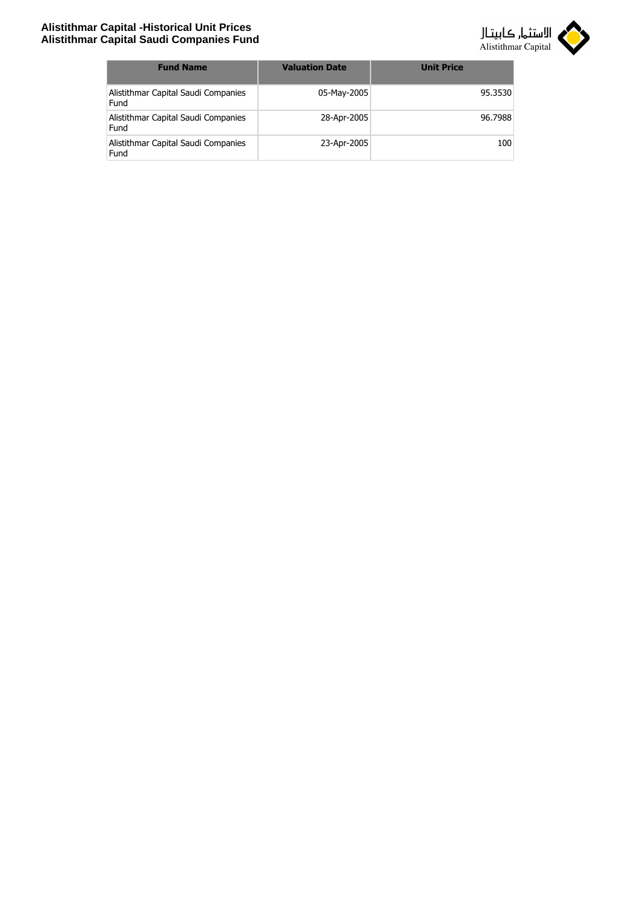**Alistithmar Capital -Historical Unit Prices**
**Alistithmar Capital Saudi Companies Fund**

الاستثمار كابيتال
Alistithmar Capital

| Fund Name | Valuation Date | Unit Price |
| --- | --- | --- |
| Alistithmar Capital Saudi Companies Fund | 05-May-2005 | 95.3530 |
| Alistithmar Capital Saudi Companies Fund | 28-Apr-2005 | 96.7988 |
| Alistithmar Capital Saudi Companies Fund | 23-Apr-2005 | 100 |